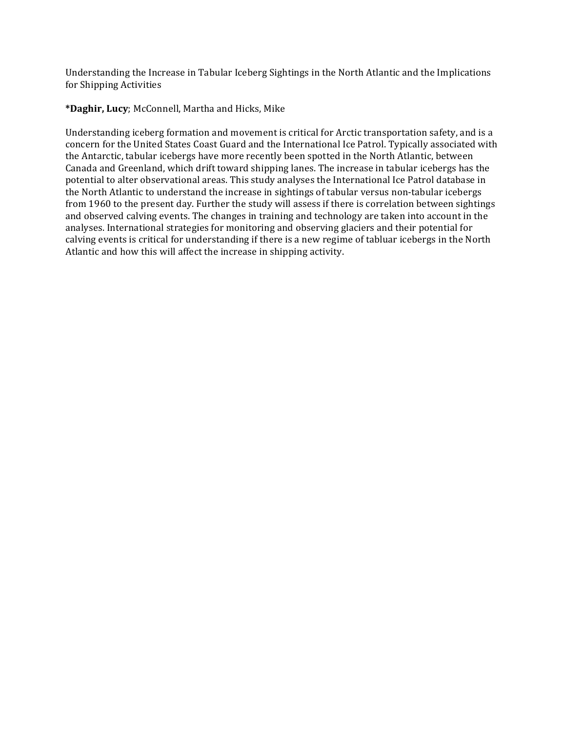Understanding the Increase in Tabular Iceberg Sightings in the North Atlantic and the Implications for Shipping Activities

***Daghir, Lucy**; McConnell, Martha and Hicks, Mike

Understanding iceberg formation and movement is critical for Arctic transportation safety, and is a concern for the United States Coast Guard and the International Ice Patrol. Typically associated with the Antarctic, tabular icebergs have more recently been spotted in the North Atlantic, between Canada and Greenland, which drift toward shipping lanes. The increase in tabular icebergs has the potential to alter observational areas. This study analyses the International Ice Patrol database in the North Atlantic to understand the increase in sightings of tabular versus non-tabular icebergs from 1960 to the present day. Further the study will assess if there is correlation between sightings and observed calving events. The changes in training and technology are taken into account in the analyses. International strategies for monitoring and observing glaciers and their potential for calving events is critical for understanding if there is a new regime of tabluar icebergs in the North Atlantic and how this will affect the increase in shipping activity.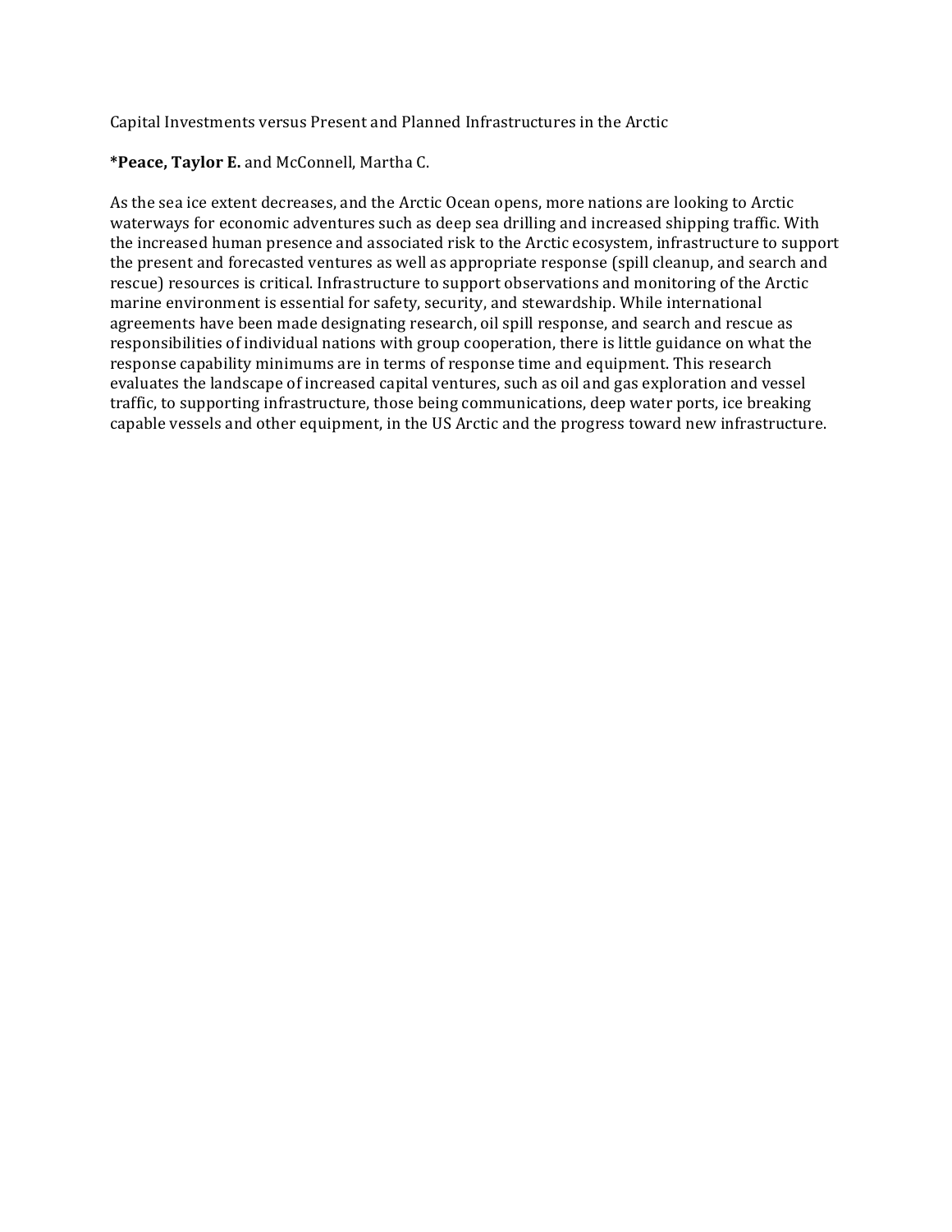Capital Investments versus Present and Planned Infrastructures in the Arctic

***Peace, Taylor E.** and McConnell, Martha C.

As the sea ice extent decreases, and the Arctic Ocean opens, more nations are looking to Arctic waterways for economic adventures such as deep sea drilling and increased shipping traffic. With the increased human presence and associated risk to the Arctic ecosystem, infrastructure to support the present and forecasted ventures as well as appropriate response (spill cleanup, and search and rescue) resources is critical. Infrastructure to support observations and monitoring of the Arctic marine environment is essential for safety, security, and stewardship. While international agreements have been made designating research, oil spill response, and search and rescue as responsibilities of individual nations with group cooperation, there is little guidance on what the response capability minimums are in terms of response time and equipment. This research evaluates the landscape of increased capital ventures, such as oil and gas exploration and vessel traffic, to supporting infrastructure, those being communications, deep water ports, ice breaking capable vessels and other equipment, in the US Arctic and the progress toward new infrastructure.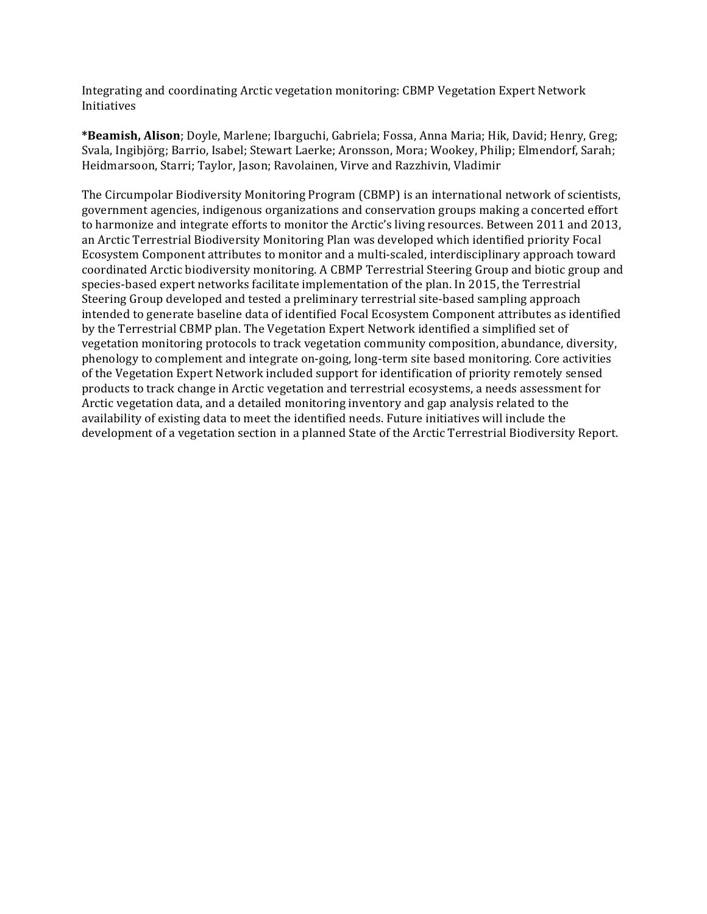Integrating and coordinating Arctic vegetation monitoring: CBMP Vegetation Expert Network Initiatives

***Beamish, Alison**; Doyle, Marlene; Ibarguchi, Gabriela; Fossa, Anna Maria; Hik, David; Henry, Greg; Svala, Ingibjörg; Barrio, Isabel; Stewart Laerke; Aronsson, Mora; Wookey, Philip; Elmendorf, Sarah; Heidmarsoon, Starri; Taylor, Jason; Ravolainen, Virve and Razzhivin, Vladimir

The Circumpolar Biodiversity Monitoring Program (CBMP) is an international network of scientists, government agencies, indigenous organizations and conservation groups making a concerted effort to harmonize and integrate efforts to monitor the Arctic's living resources. Between 2011 and 2013, an Arctic Terrestrial Biodiversity Monitoring Plan was developed which identified priority Focal Ecosystem Component attributes to monitor and a multi-scaled, interdisciplinary approach toward coordinated Arctic biodiversity monitoring. A CBMP Terrestrial Steering Group and biotic group and species-based expert networks facilitate implementation of the plan. In 2015, the Terrestrial Steering Group developed and tested a preliminary terrestrial site-based sampling approach intended to generate baseline data of identified Focal Ecosystem Component attributes as identified by the Terrestrial CBMP plan. The Vegetation Expert Network identified a simplified set of vegetation monitoring protocols to track vegetation community composition, abundance, diversity, phenology to complement and integrate on-going, long-term site based monitoring. Core activities of the Vegetation Expert Network included support for identification of priority remotely sensed products to track change in Arctic vegetation and terrestrial ecosystems, a needs assessment for Arctic vegetation data, and a detailed monitoring inventory and gap analysis related to the availability of existing data to meet the identified needs. Future initiatives will include the development of a vegetation section in a planned State of the Arctic Terrestrial Biodiversity Report.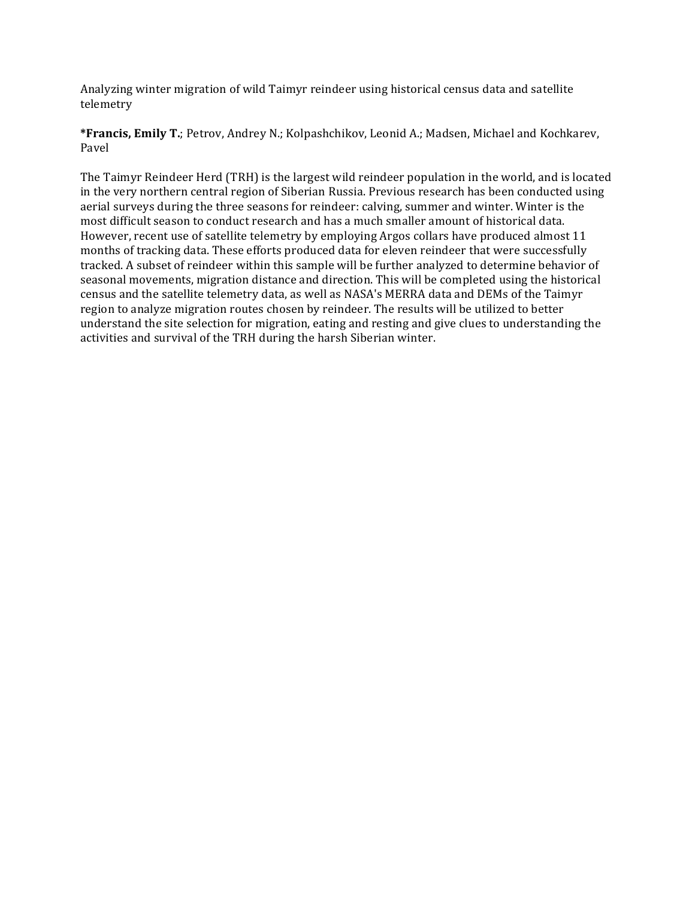Analyzing winter migration of wild Taimyr reindeer using historical census data and satellite telemetry

**\*Francis, Emily T.**; Petrov, Andrey N.; Kolpashchikov, Leonid A.; Madsen, Michael and Kochkarev, Pavel

The Taimyr Reindeer Herd (TRH) is the largest wild reindeer population in the world, and is located in the very northern central region of Siberian Russia. Previous research has been conducted using aerial surveys during the three seasons for reindeer: calving, summer and winter. Winter is the most difficult season to conduct research and has a much smaller amount of historical data. However, recent use of satellite telemetry by employing Argos collars have produced almost 11 months of tracking data. These efforts produced data for eleven reindeer that were successfully tracked. A subset of reindeer within this sample will be further analyzed to determine behavior of seasonal movements, migration distance and direction. This will be completed using the historical census and the satellite telemetry data, as well as NASA's MERRA data and DEMs of the Taimyr region to analyze migration routes chosen by reindeer. The results will be utilized to better understand the site selection for migration, eating and resting and give clues to understanding the activities and survival of the TRH during the harsh Siberian winter.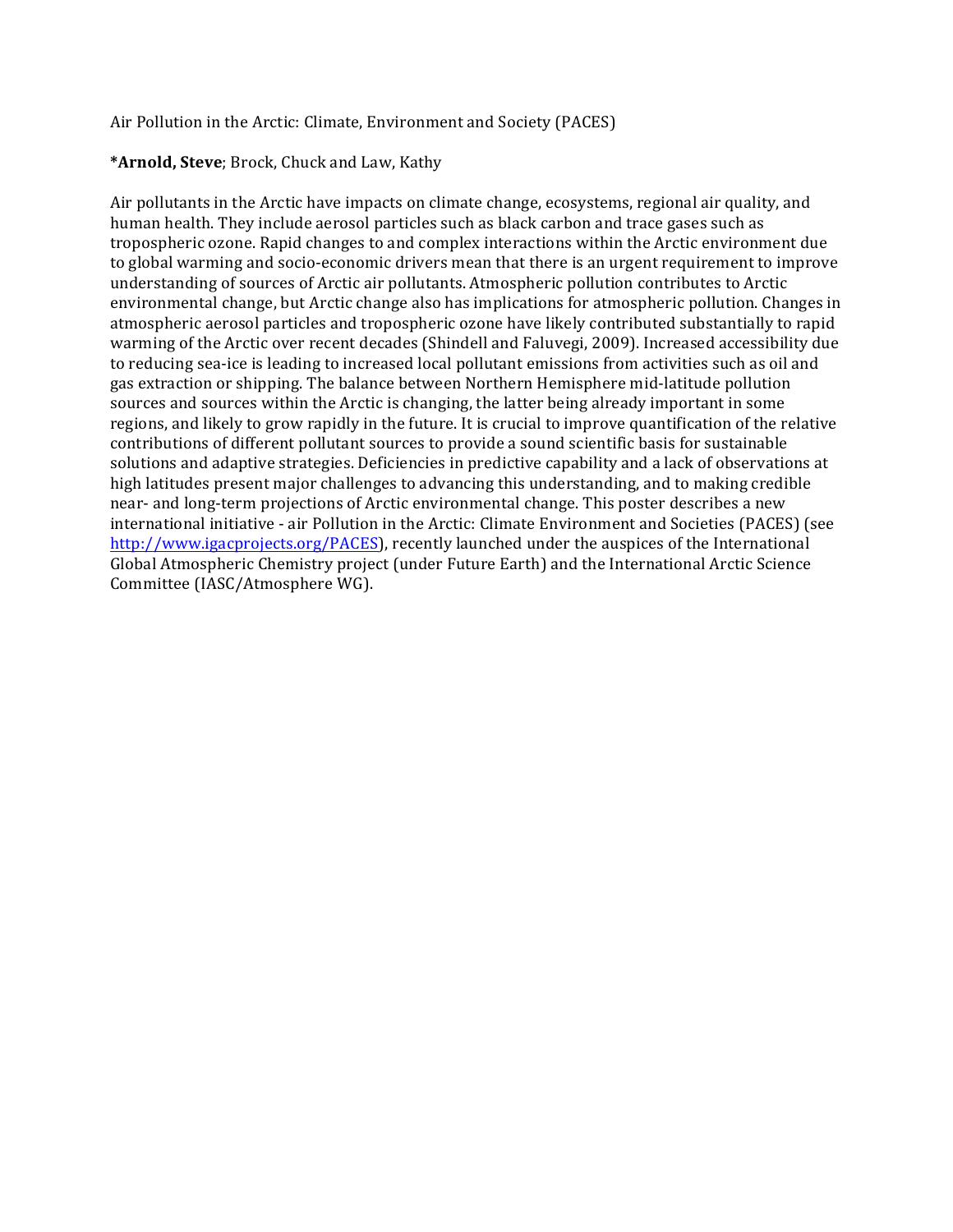Air Pollution in the Arctic: Climate, Environment and Society (PACES)

***Arnold, Steve**; Brock, Chuck and Law, Kathy

Air pollutants in the Arctic have impacts on climate change, ecosystems, regional air quality, and human health. They include aerosol particles such as black carbon and trace gases such as tropospheric ozone. Rapid changes to and complex interactions within the Arctic environment due to global warming and socio-economic drivers mean that there is an urgent requirement to improve understanding of sources of Arctic air pollutants. Atmospheric pollution contributes to Arctic environmental change, but Arctic change also has implications for atmospheric pollution. Changes in atmospheric aerosol particles and tropospheric ozone have likely contributed substantially to rapid warming of the Arctic over recent decades (Shindell and Faluvegi, 2009). Increased accessibility due to reducing sea-ice is leading to increased local pollutant emissions from activities such as oil and gas extraction or shipping. The balance between Northern Hemisphere mid-latitude pollution sources and sources within the Arctic is changing, the latter being already important in some regions, and likely to grow rapidly in the future. It is crucial to improve quantification of the relative contributions of different pollutant sources to provide a sound scientific basis for sustainable solutions and adaptive strategies. Deficiencies in predictive capability and a lack of observations at high latitudes present major challenges to advancing this understanding, and to making credible near- and long-term projections of Arctic environmental change. This poster describes a new international initiative - air Pollution in the Arctic: Climate Environment and Societies (PACES) (see [http://www.igacprojects.org/PACES](http://www.igacprojects.org/PACES)), recently launched under the auspices of the International Global Atmospheric Chemistry project (under Future Earth) and the International Arctic Science Committee (IASC/Atmosphere WG).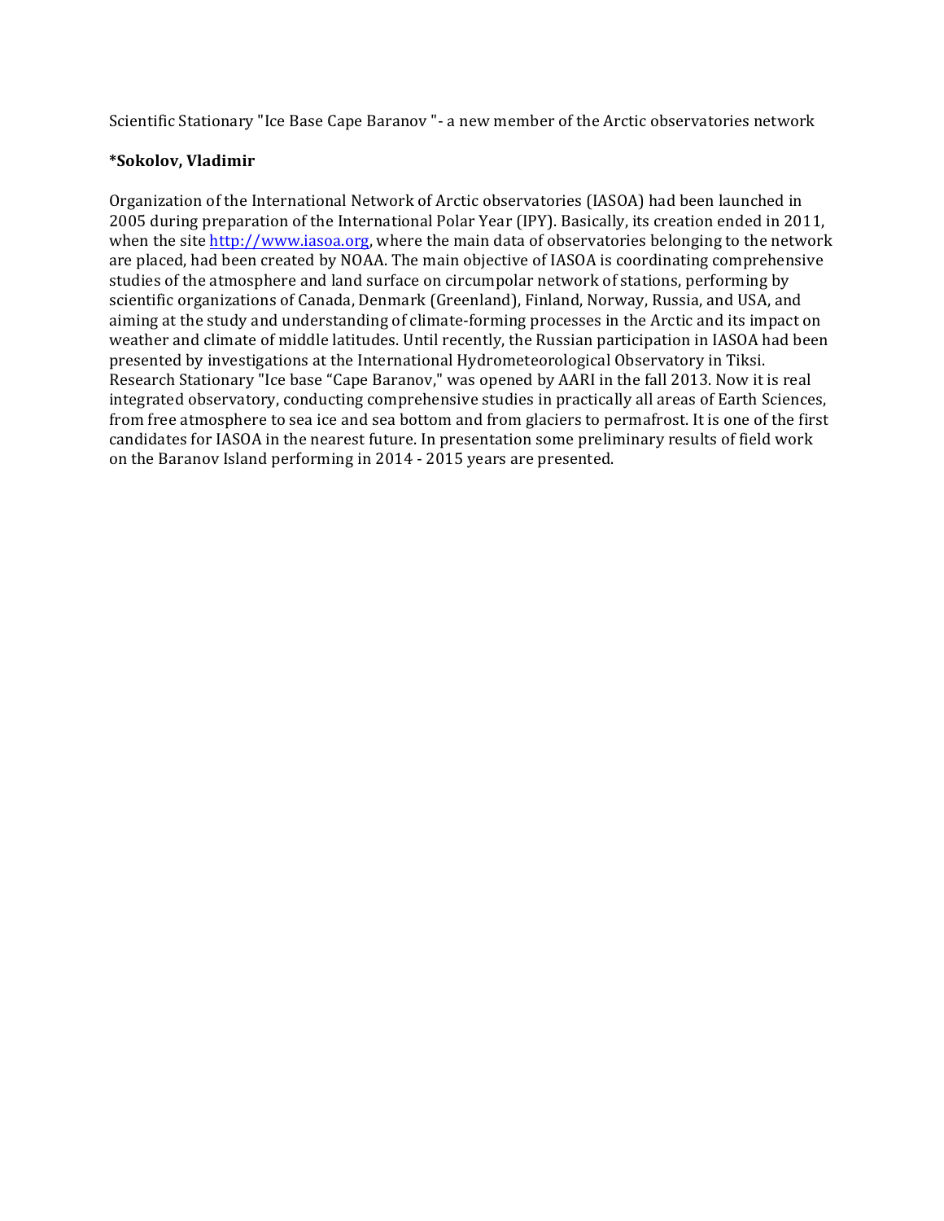Scientific Stationary "Ice Base Cape Baranov "- a new member of the Arctic observatories network

**\*Sokolov, Vladimir**

Organization of the International Network of Arctic observatories (IASOA) had been launched in 2005 during preparation of the International Polar Year (IPY). Basically, its creation ended in 2011, when the site http://www.iasoa.org, where the main data of observatories belonging to the network are placed, had been created by NOAA. The main objective of IASOA is coordinating comprehensive studies of the atmosphere and land surface on circumpolar network of stations, performing by scientific organizations of Canada, Denmark (Greenland), Finland, Norway, Russia, and USA, and aiming at the study and understanding of climate-forming processes in the Arctic and its impact on weather and climate of middle latitudes. Until recently, the Russian participation in IASOA had been presented by investigations at the International Hydrometeorological Observatory in Tiksi. Research Stationary "Ice base "Cape Baranov," was opened by AARI in the fall 2013. Now it is real integrated observatory, conducting comprehensive studies in practically all areas of Earth Sciences, from free atmosphere to sea ice and sea bottom and from glaciers to permafrost. It is one of the first candidates for IASOA in the nearest future. In presentation some preliminary results of field work on the Baranov Island performing in 2014 - 2015 years are presented.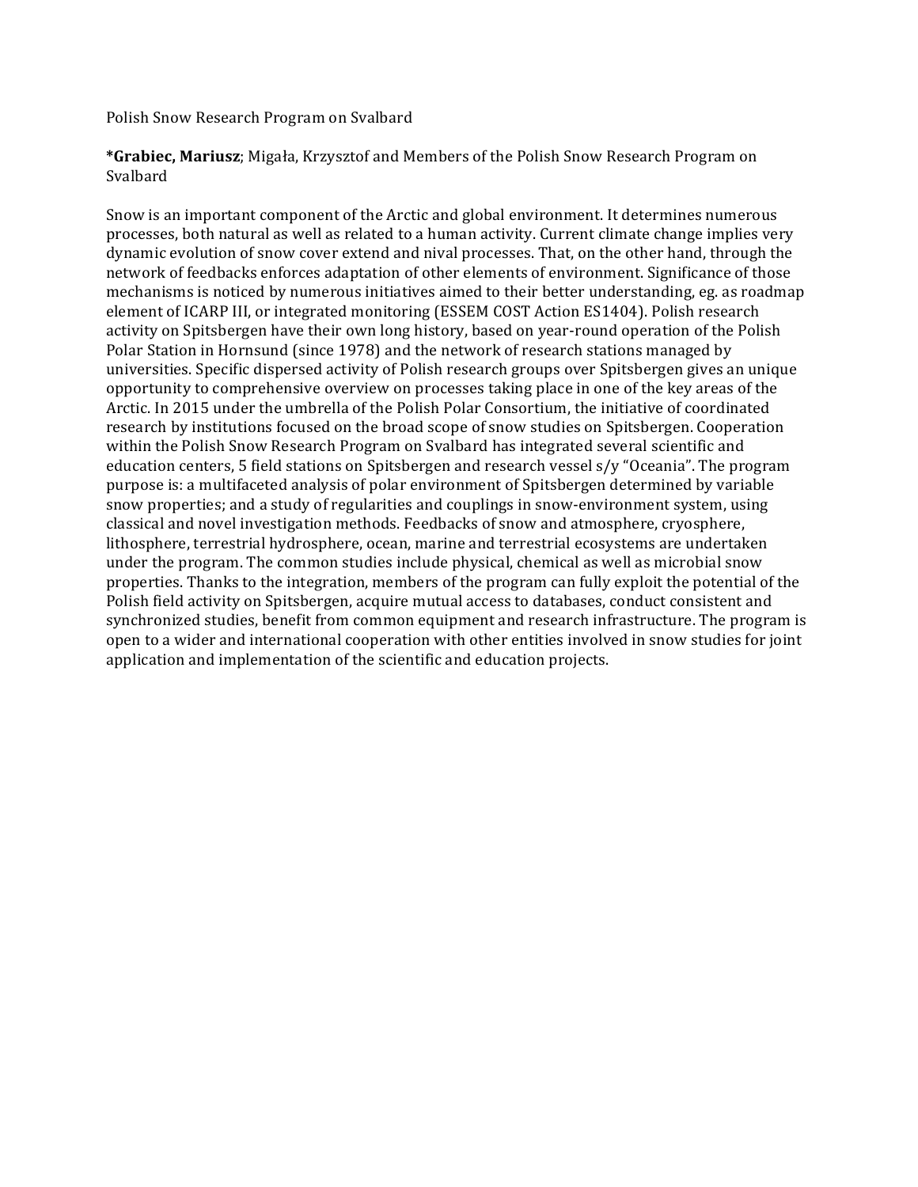Polish Snow Research Program on Svalbard

***Grabiec, Mariusz**; Migała, Krzysztof and Members of the Polish Snow Research Program on Svalbard

Snow is an important component of the Arctic and global environment. It determines numerous processes, both natural as well as related to a human activity. Current climate change implies very dynamic evolution of snow cover extend and nival processes. That, on the other hand, through the network of feedbacks enforces adaptation of other elements of environment. Significance of those mechanisms is noticed by numerous initiatives aimed to their better understanding, eg. as roadmap element of ICARP III, or integrated monitoring (ESSEM COST Action ES1404). Polish research activity on Spitsbergen have their own long history, based on year-round operation of the Polish Polar Station in Hornsund (since 1978) and the network of research stations managed by universities. Specific dispersed activity of Polish research groups over Spitsbergen gives an unique opportunity to comprehensive overview on processes taking place in one of the key areas of the Arctic. In 2015 under the umbrella of the Polish Polar Consortium, the initiative of coordinated research by institutions focused on the broad scope of snow studies on Spitsbergen. Cooperation within the Polish Snow Research Program on Svalbard has integrated several scientific and education centers, 5 field stations on Spitsbergen and research vessel s/y "Oceania". The program purpose is: a multifaceted analysis of polar environment of Spitsbergen determined by variable snow properties; and a study of regularities and couplings in snow-environment system, using classical and novel investigation methods. Feedbacks of snow and atmosphere, cryosphere, lithosphere, terrestrial hydrosphere, ocean, marine and terrestrial ecosystems are undertaken under the program. The common studies include physical, chemical as well as microbial snow properties. Thanks to the integration, members of the program can fully exploit the potential of the Polish field activity on Spitsbergen, acquire mutual access to databases, conduct consistent and synchronized studies, benefit from common equipment and research infrastructure. The program is open to a wider and international cooperation with other entities involved in snow studies for joint application and implementation of the scientific and education projects.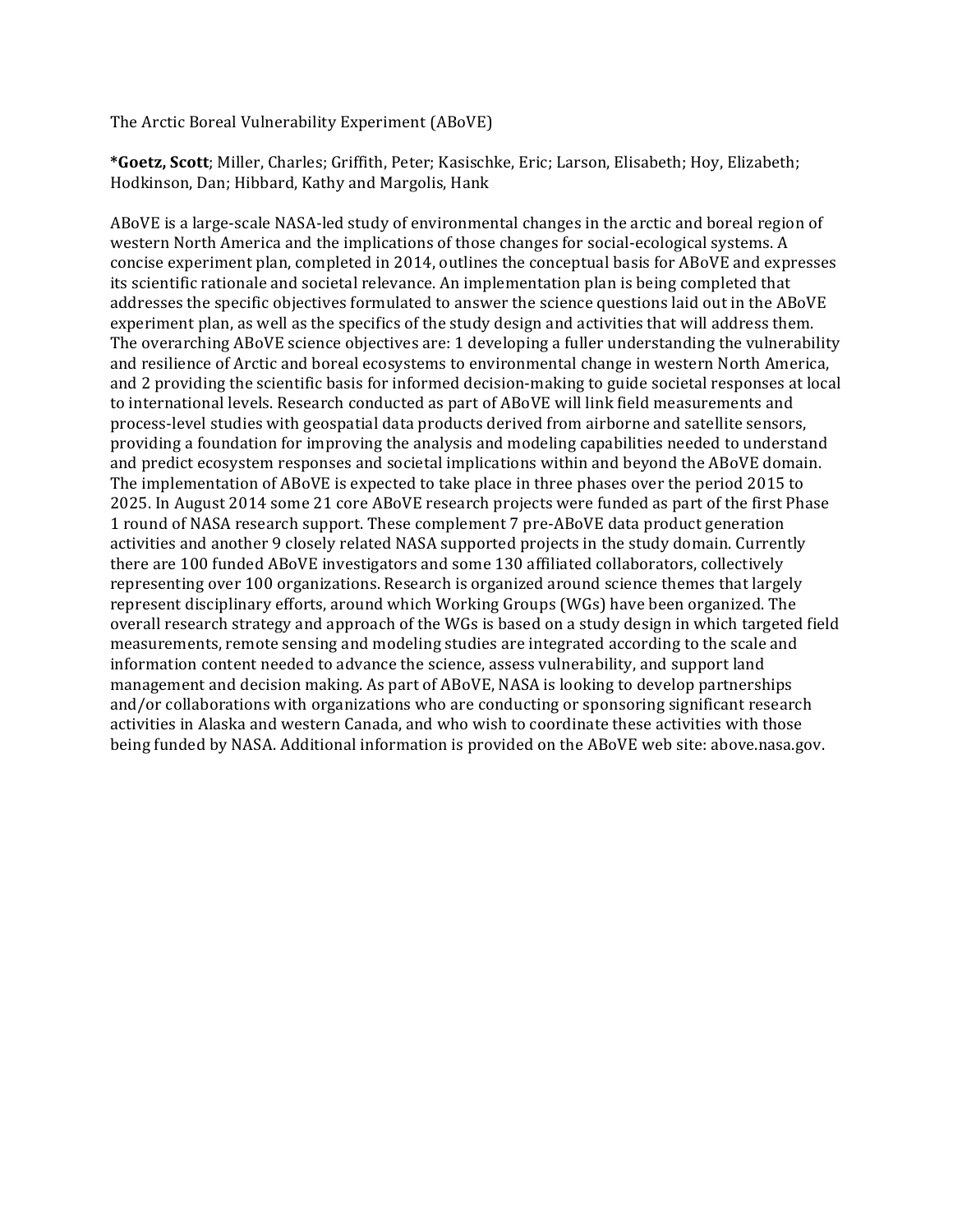The Arctic Boreal Vulnerability Experiment (ABoVE)

***Goetz, Scott**; Miller, Charles; Griffith, Peter; Kasischke, Eric; Larson, Elisabeth; Hoy, Elizabeth; Hodkinson, Dan; Hibbard, Kathy and Margolis, Hank

ABoVE is a large-scale NASA-led study of environmental changes in the arctic and boreal region of western North America and the implications of those changes for social-ecological systems. A concise experiment plan, completed in 2014, outlines the conceptual basis for ABoVE and expresses its scientific rationale and societal relevance. An implementation plan is being completed that addresses the specific objectives formulated to answer the science questions laid out in the ABoVE experiment plan, as well as the specifics of the study design and activities that will address them. The overarching ABoVE science objectives are: 1 developing a fuller understanding the vulnerability and resilience of Arctic and boreal ecosystems to environmental change in western North America, and 2 providing the scientific basis for informed decision-making to guide societal responses at local to international levels. Research conducted as part of ABoVE will link field measurements and process-level studies with geospatial data products derived from airborne and satellite sensors, providing a foundation for improving the analysis and modeling capabilities needed to understand and predict ecosystem responses and societal implications within and beyond the ABoVE domain. The implementation of ABoVE is expected to take place in three phases over the period 2015 to 2025. In August 2014 some 21 core ABoVE research projects were funded as part of the first Phase 1 round of NASA research support. These complement 7 pre-ABoVE data product generation activities and another 9 closely related NASA supported projects in the study domain. Currently there are 100 funded ABoVE investigators and some 130 affiliated collaborators, collectively representing over 100 organizations. Research is organized around science themes that largely represent disciplinary efforts, around which Working Groups (WGs) have been organized. The overall research strategy and approach of the WGs is based on a study design in which targeted field measurements, remote sensing and modeling studies are integrated according to the scale and information content needed to advance the science, assess vulnerability, and support land management and decision making. As part of ABoVE, NASA is looking to develop partnerships and/or collaborations with organizations who are conducting or sponsoring significant research activities in Alaska and western Canada, and who wish to coordinate these activities with those being funded by NASA. Additional information is provided on the ABoVE web site: above.nasa.gov.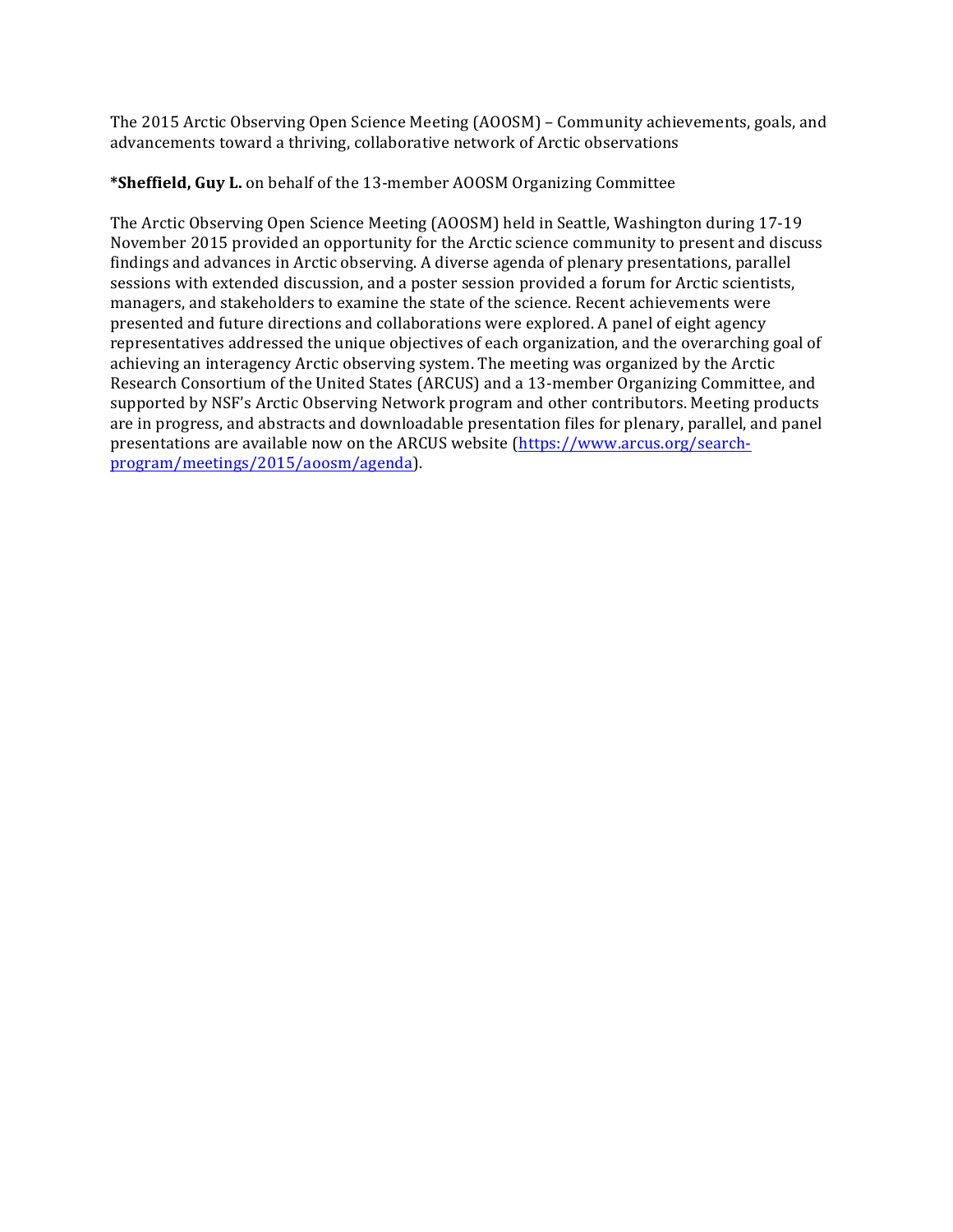The 2015 Arctic Observing Open Science Meeting (AOOSM) – Community achievements, goals, and advancements toward a thriving, collaborative network of Arctic observations

***Sheffield, Guy L.** on behalf of the 13-member AOOSM Organizing Committee

The Arctic Observing Open Science Meeting (AOOSM) held in Seattle, Washington during 17-19 November 2015 provided an opportunity for the Arctic science community to present and discuss findings and advances in Arctic observing. A diverse agenda of plenary presentations, parallel sessions with extended discussion, and a poster session provided a forum for Arctic scientists, managers, and stakeholders to examine the state of the science. Recent achievements were presented and future directions and collaborations were explored. A panel of eight agency representatives addressed the unique objectives of each organization, and the overarching goal of achieving an interagency Arctic observing system. The meeting was organized by the Arctic Research Consortium of the United States (ARCUS) and a 13-member Organizing Committee, and supported by NSF's Arctic Observing Network program and other contributors. Meeting products are in progress, and abstracts and downloadable presentation files for plenary, parallel, and panel presentations are available now on the ARCUS website (https://www.arcus.org/search-program/meetings/2015/aoosm/agenda).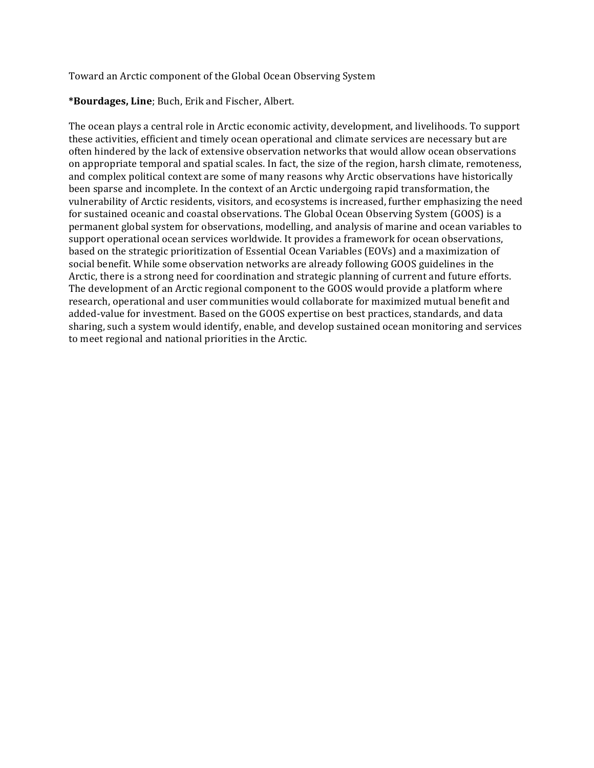Toward an Arctic component of the Global Ocean Observing System

***Bourdages, Line**; Buch, Erik and Fischer, Albert.

The ocean plays a central role in Arctic economic activity, development, and livelihoods. To support these activities, efficient and timely ocean operational and climate services are necessary but are often hindered by the lack of extensive observation networks that would allow ocean observations on appropriate temporal and spatial scales. In fact, the size of the region, harsh climate, remoteness, and complex political context are some of many reasons why Arctic observations have historically been sparse and incomplete. In the context of an Arctic undergoing rapid transformation, the vulnerability of Arctic residents, visitors, and ecosystems is increased, further emphasizing the need for sustained oceanic and coastal observations. The Global Ocean Observing System (GOOS) is a permanent global system for observations, modelling, and analysis of marine and ocean variables to support operational ocean services worldwide. It provides a framework for ocean observations, based on the strategic prioritization of Essential Ocean Variables (EOVs) and a maximization of social benefit. While some observation networks are already following GOOS guidelines in the Arctic, there is a strong need for coordination and strategic planning of current and future efforts. The development of an Arctic regional component to the GOOS would provide a platform where research, operational and user communities would collaborate for maximized mutual benefit and added-value for investment. Based on the GOOS expertise on best practices, standards, and data sharing, such a system would identify, enable, and develop sustained ocean monitoring and services to meet regional and national priorities in the Arctic.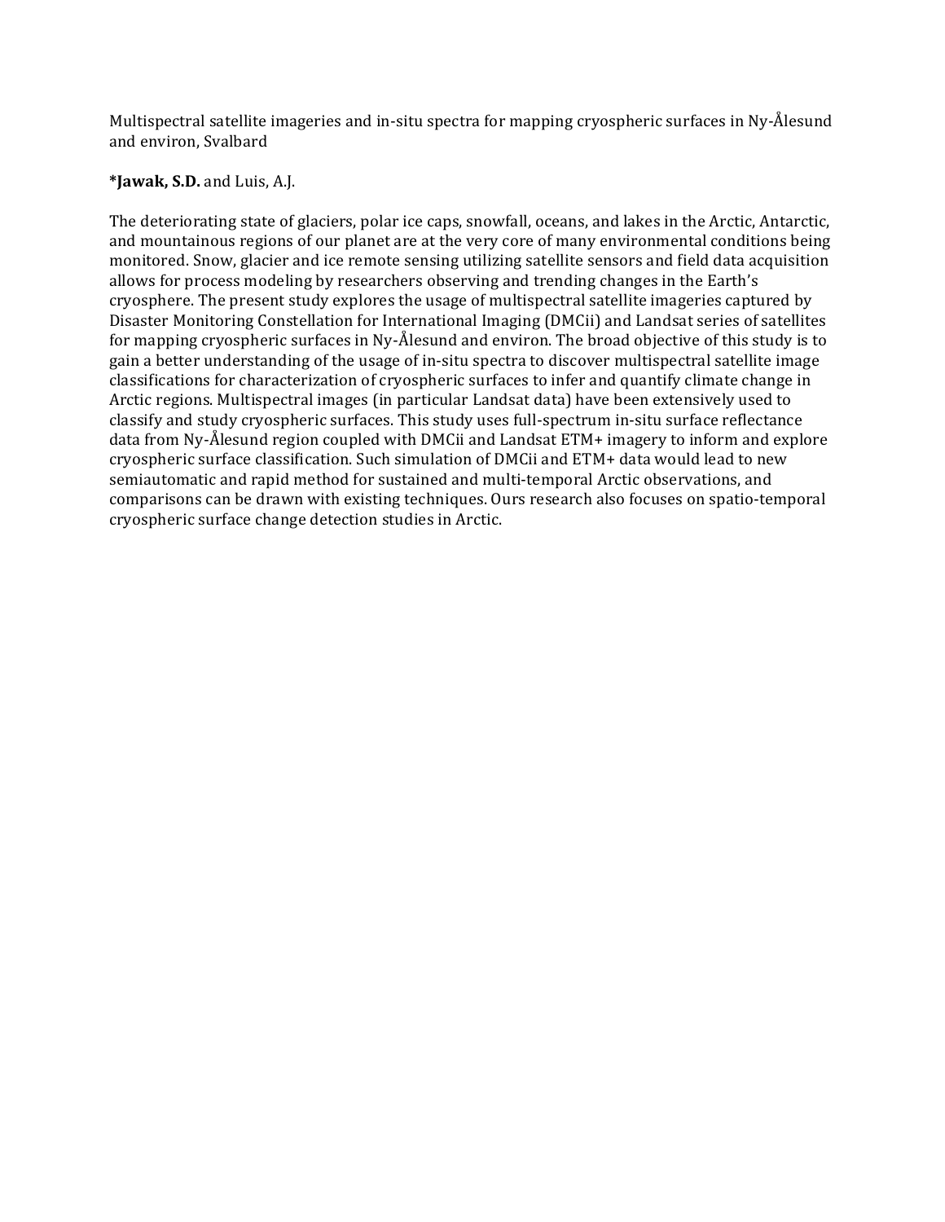Multispectral satellite imageries and in-situ spectra for mapping cryospheric surfaces in Ny-Ålesund and environ, Svalbard

***Jawak, S.D.** and Luis, A.J.

The deteriorating state of glaciers, polar ice caps, snowfall, oceans, and lakes in the Arctic, Antarctic, and mountainous regions of our planet are at the very core of many environmental conditions being monitored. Snow, glacier and ice remote sensing utilizing satellite sensors and field data acquisition allows for process modeling by researchers observing and trending changes in the Earth's cryosphere. The present study explores the usage of multispectral satellite imageries captured by Disaster Monitoring Constellation for International Imaging (DMCii) and Landsat series of satellites for mapping cryospheric surfaces in Ny-Ålesund and environ. The broad objective of this study is to gain a better understanding of the usage of in-situ spectra to discover multispectral satellite image classifications for characterization of cryospheric surfaces to infer and quantify climate change in Arctic regions. Multispectral images (in particular Landsat data) have been extensively used to classify and study cryospheric surfaces. This study uses full-spectrum in-situ surface reflectance data from Ny-Ålesund region coupled with DMCii and Landsat ETM+ imagery to inform and explore cryospheric surface classification. Such simulation of DMCii and ETM+ data would lead to new semiautomatic and rapid method for sustained and multi-temporal Arctic observations, and comparisons can be drawn with existing techniques. Ours research also focuses on spatio-temporal cryospheric surface change detection studies in Arctic.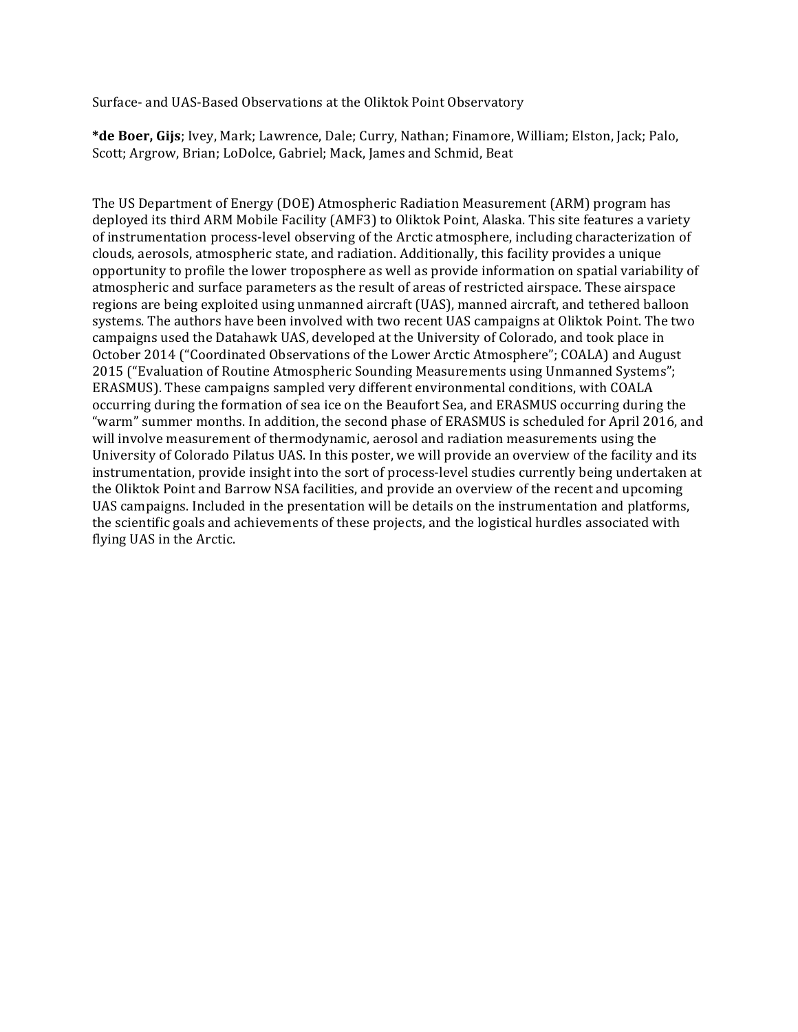Surface- and UAS-Based Observations at the Oliktok Point Observatory

***de Boer, Gijs**; Ivey, Mark; Lawrence, Dale; Curry, Nathan; Finamore, William; Elston, Jack; Palo, Scott; Argrow, Brian; LoDolce, Gabriel; Mack, James and Schmid, Beat

The US Department of Energy (DOE) Atmospheric Radiation Measurement (ARM) program has deployed its third ARM Mobile Facility (AMF3) to Oliktok Point, Alaska. This site features a variety of instrumentation process-level observing of the Arctic atmosphere, including characterization of clouds, aerosols, atmospheric state, and radiation. Additionally, this facility provides a unique opportunity to profile the lower troposphere as well as provide information on spatial variability of atmospheric and surface parameters as the result of areas of restricted airspace. These airspace regions are being exploited using unmanned aircraft (UAS), manned aircraft, and tethered balloon systems. The authors have been involved with two recent UAS campaigns at Oliktok Point. The two campaigns used the Datahawk UAS, developed at the University of Colorado, and took place in October 2014 ("Coordinated Observations of the Lower Arctic Atmosphere"; COALA) and August 2015 ("Evaluation of Routine Atmospheric Sounding Measurements using Unmanned Systems"; ERASMUS). These campaigns sampled very different environmental conditions, with COALA occurring during the formation of sea ice on the Beaufort Sea, and ERASMUS occurring during the "warm" summer months. In addition, the second phase of ERASMUS is scheduled for April 2016, and will involve measurement of thermodynamic, aerosol and radiation measurements using the University of Colorado Pilatus UAS. In this poster, we will provide an overview of the facility and its instrumentation, provide insight into the sort of process-level studies currently being undertaken at the Oliktok Point and Barrow NSA facilities, and provide an overview of the recent and upcoming UAS campaigns. Included in the presentation will be details on the instrumentation and platforms, the scientific goals and achievements of these projects, and the logistical hurdles associated with flying UAS in the Arctic.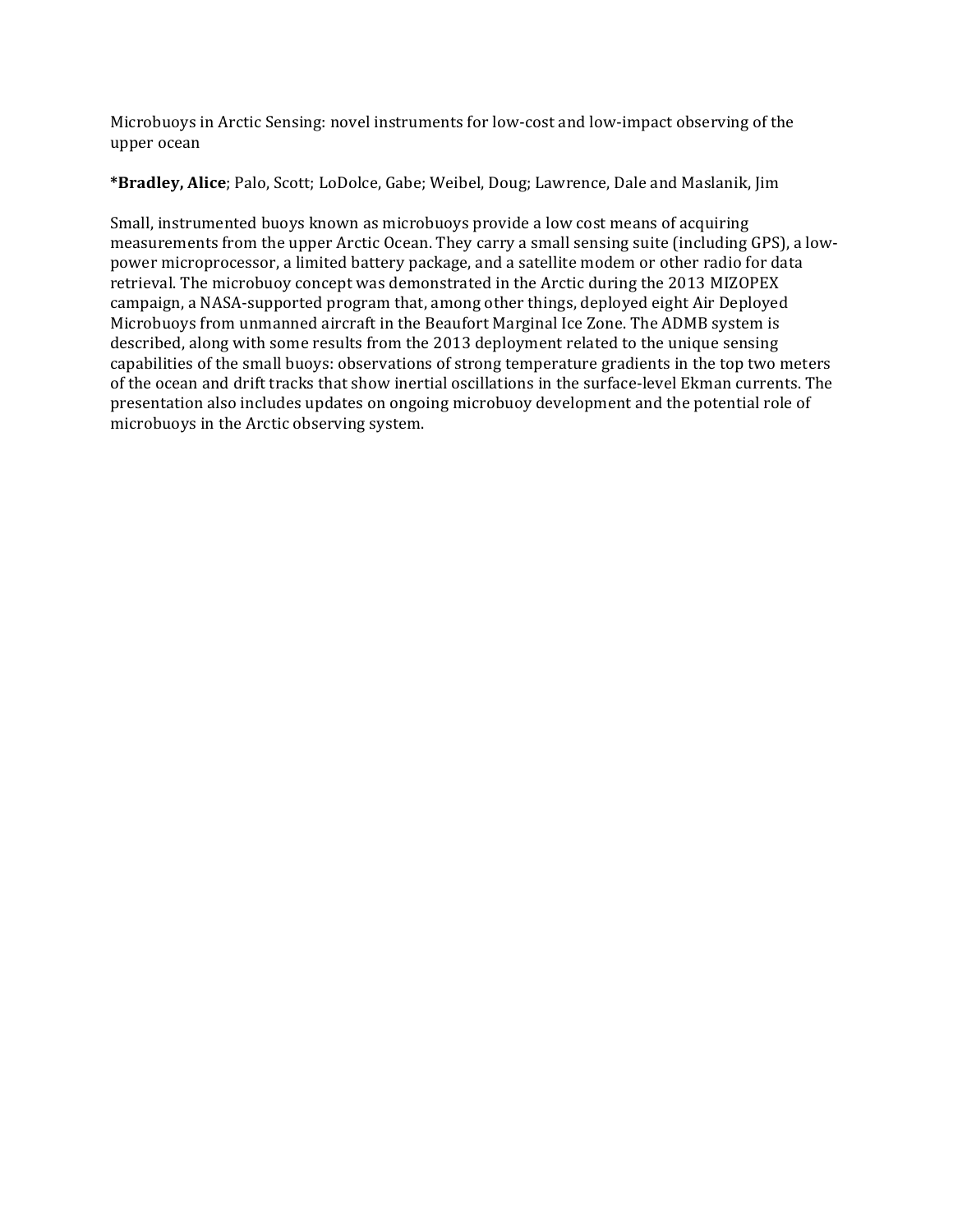Microbuoys in Arctic Sensing: novel instruments for low-cost and low-impact observing of the upper ocean

***Bradley, Alice**; Palo, Scott; LoDolce, Gabe; Weibel, Doug; Lawrence, Dale and Maslanik, Jim

Small, instrumented buoys known as microbuoys provide a low cost means of acquiring measurements from the upper Arctic Ocean. They carry a small sensing suite (including GPS), a low-power microprocessor, a limited battery package, and a satellite modem or other radio for data retrieval. The microbuoy concept was demonstrated in the Arctic during the 2013 MIZOPEX campaign, a NASA-supported program that, among other things, deployed eight Air Deployed Microbuoys from unmanned aircraft in the Beaufort Marginal Ice Zone. The ADMB system is described, along with some results from the 2013 deployment related to the unique sensing capabilities of the small buoys: observations of strong temperature gradients in the top two meters of the ocean and drift tracks that show inertial oscillations in the surface-level Ekman currents. The presentation also includes updates on ongoing microbuoy development and the potential role of microbuoys in the Arctic observing system.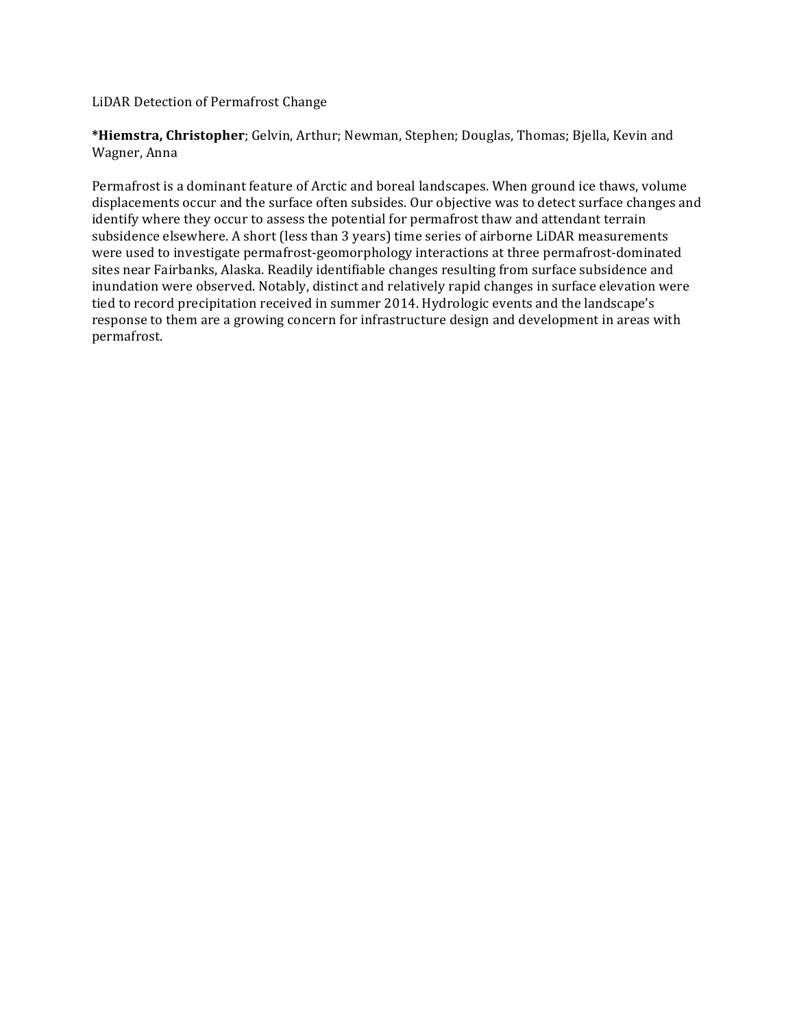LiDAR Detection of Permafrost Change

***Hiemstra, Christopher**; Gelvin, Arthur; Newman, Stephen; Douglas, Thomas; Bjella, Kevin and Wagner, Anna

Permafrost is a dominant feature of Arctic and boreal landscapes. When ground ice thaws, volume displacements occur and the surface often subsides. Our objective was to detect surface changes and identify where they occur to assess the potential for permafrost thaw and attendant terrain subsidence elsewhere. A short (less than 3 years) time series of airborne LiDAR measurements were used to investigate permafrost-geomorphology interactions at three permafrost-dominated sites near Fairbanks, Alaska. Readily identifiable changes resulting from surface subsidence and inundation were observed. Notably, distinct and relatively rapid changes in surface elevation were tied to record precipitation received in summer 2014. Hydrologic events and the landscape's response to them are a growing concern for infrastructure design and development in areas with permafrost.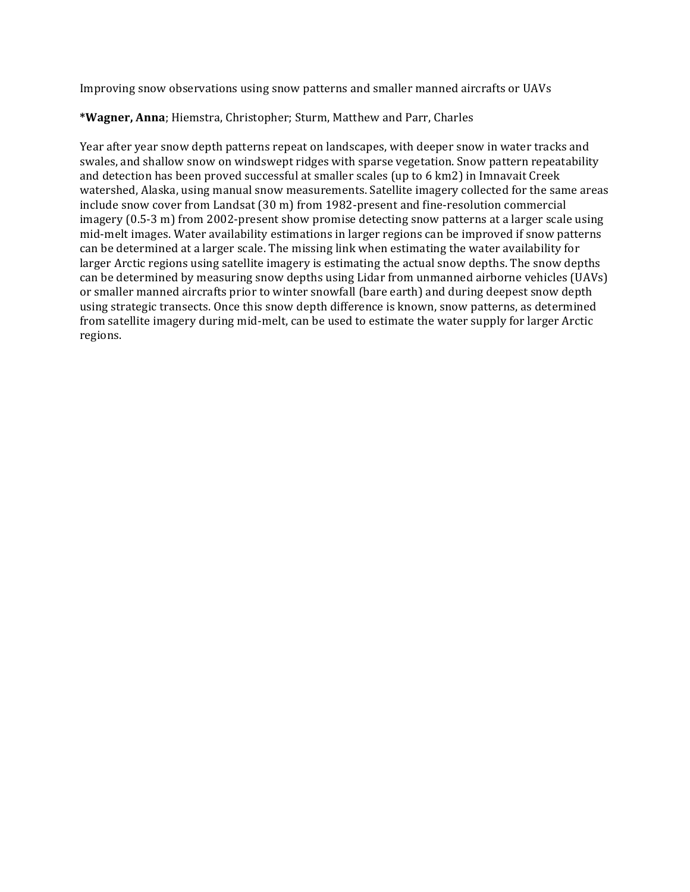Improving snow observations using snow patterns and smaller manned aircrafts or UAVs

***Wagner, Anna**; Hiemstra, Christopher; Sturm, Matthew and Parr, Charles

Year after year snow depth patterns repeat on landscapes, with deeper snow in water tracks and swales, and shallow snow on windswept ridges with sparse vegetation. Snow pattern repeatability and detection has been proved successful at smaller scales (up to 6 km2) in Imnavait Creek watershed, Alaska, using manual snow measurements. Satellite imagery collected for the same areas include snow cover from Landsat (30 m) from 1982-present and fine-resolution commercial imagery (0.5-3 m) from 2002-present show promise detecting snow patterns at a larger scale using mid-melt images. Water availability estimations in larger regions can be improved if snow patterns can be determined at a larger scale. The missing link when estimating the water availability for larger Arctic regions using satellite imagery is estimating the actual snow depths. The snow depths can be determined by measuring snow depths using Lidar from unmanned airborne vehicles (UAVs) or smaller manned aircrafts prior to winter snowfall (bare earth) and during deepest snow depth using strategic transects. Once this snow depth difference is known, snow patterns, as determined from satellite imagery during mid-melt, can be used to estimate the water supply for larger Arctic regions.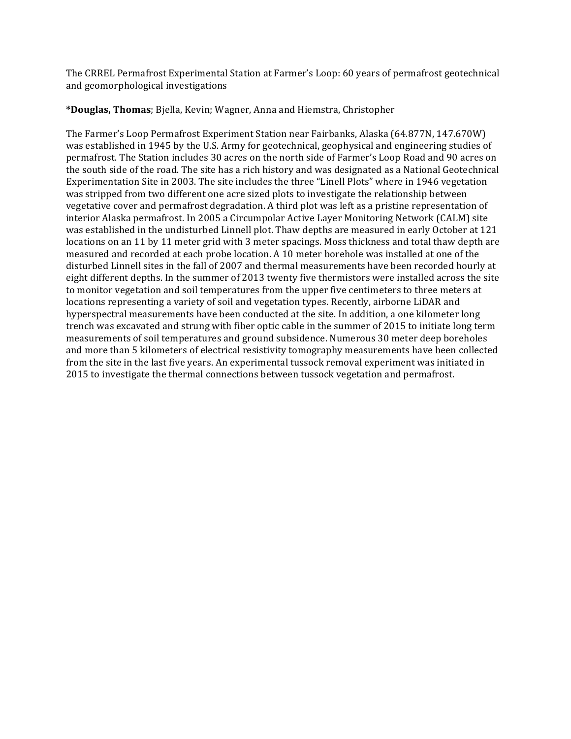The CRREL Permafrost Experimental Station at Farmer's Loop: 60 years of permafrost geotechnical and geomorphological investigations

***Douglas, Thomas**; Bjella, Kevin; Wagner, Anna and Hiemstra, Christopher

The Farmer's Loop Permafrost Experiment Station near Fairbanks, Alaska (64.877N, 147.670W) was established in 1945 by the U.S. Army for geotechnical, geophysical and engineering studies of permafrost. The Station includes 30 acres on the north side of Farmer's Loop Road and 90 acres on the south side of the road. The site has a rich history and was designated as a National Geotechnical Experimentation Site in 2003. The site includes the three "Linell Plots" where in 1946 vegetation was stripped from two different one acre sized plots to investigate the relationship between vegetative cover and permafrost degradation. A third plot was left as a pristine representation of interior Alaska permafrost. In 2005 a Circumpolar Active Layer Monitoring Network (CALM) site was established in the undisturbed Linnell plot. Thaw depths are measured in early October at 121 locations on an 11 by 11 meter grid with 3 meter spacings. Moss thickness and total thaw depth are measured and recorded at each probe location. A 10 meter borehole was installed at one of the disturbed Linnell sites in the fall of 2007 and thermal measurements have been recorded hourly at eight different depths. In the summer of 2013 twenty five thermistors were installed across the site to monitor vegetation and soil temperatures from the upper five centimeters to three meters at locations representing a variety of soil and vegetation types. Recently, airborne LiDAR and hyperspectral measurements have been conducted at the site. In addition, a one kilometer long trench was excavated and strung with fiber optic cable in the summer of 2015 to initiate long term measurements of soil temperatures and ground subsidence. Numerous 30 meter deep boreholes and more than 5 kilometers of electrical resistivity tomography measurements have been collected from the site in the last five years. An experimental tussock removal experiment was initiated in 2015 to investigate the thermal connections between tussock vegetation and permafrost.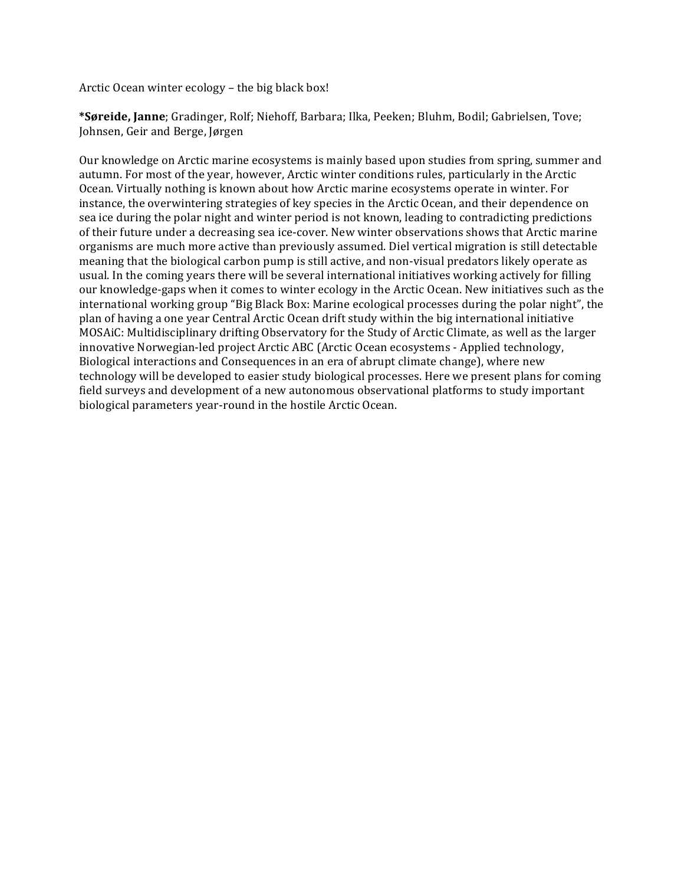Arctic Ocean winter ecology – the big black box!

***Søreide, Janne**; Gradinger, Rolf; Niehoff, Barbara; Ilka, Peeken; Bluhm, Bodil; Gabrielsen, Tove; Johnsen, Geir and Berge, Jørgen

Our knowledge on Arctic marine ecosystems is mainly based upon studies from spring, summer and autumn. For most of the year, however, Arctic winter conditions rules, particularly in the Arctic Ocean. Virtually nothing is known about how Arctic marine ecosystems operate in winter. For instance, the overwintering strategies of key species in the Arctic Ocean, and their dependence on sea ice during the polar night and winter period is not known, leading to contradicting predictions of their future under a decreasing sea ice-cover. New winter observations shows that Arctic marine organisms are much more active than previously assumed. Diel vertical migration is still detectable meaning that the biological carbon pump is still active, and non-visual predators likely operate as usual. In the coming years there will be several international initiatives working actively for filling our knowledge-gaps when it comes to winter ecology in the Arctic Ocean. New initiatives such as the international working group "Big Black Box: Marine ecological processes during the polar night", the plan of having a one year Central Arctic Ocean drift study within the big international initiative MOSAiC: Multidisciplinary drifting Observatory for the Study of Arctic Climate, as well as the larger innovative Norwegian-led project Arctic ABC (Arctic Ocean ecosystems - Applied technology, Biological interactions and Consequences in an era of abrupt climate change), where new technology will be developed to easier study biological processes. Here we present plans for coming field surveys and development of a new autonomous observational platforms to study important biological parameters year-round in the hostile Arctic Ocean.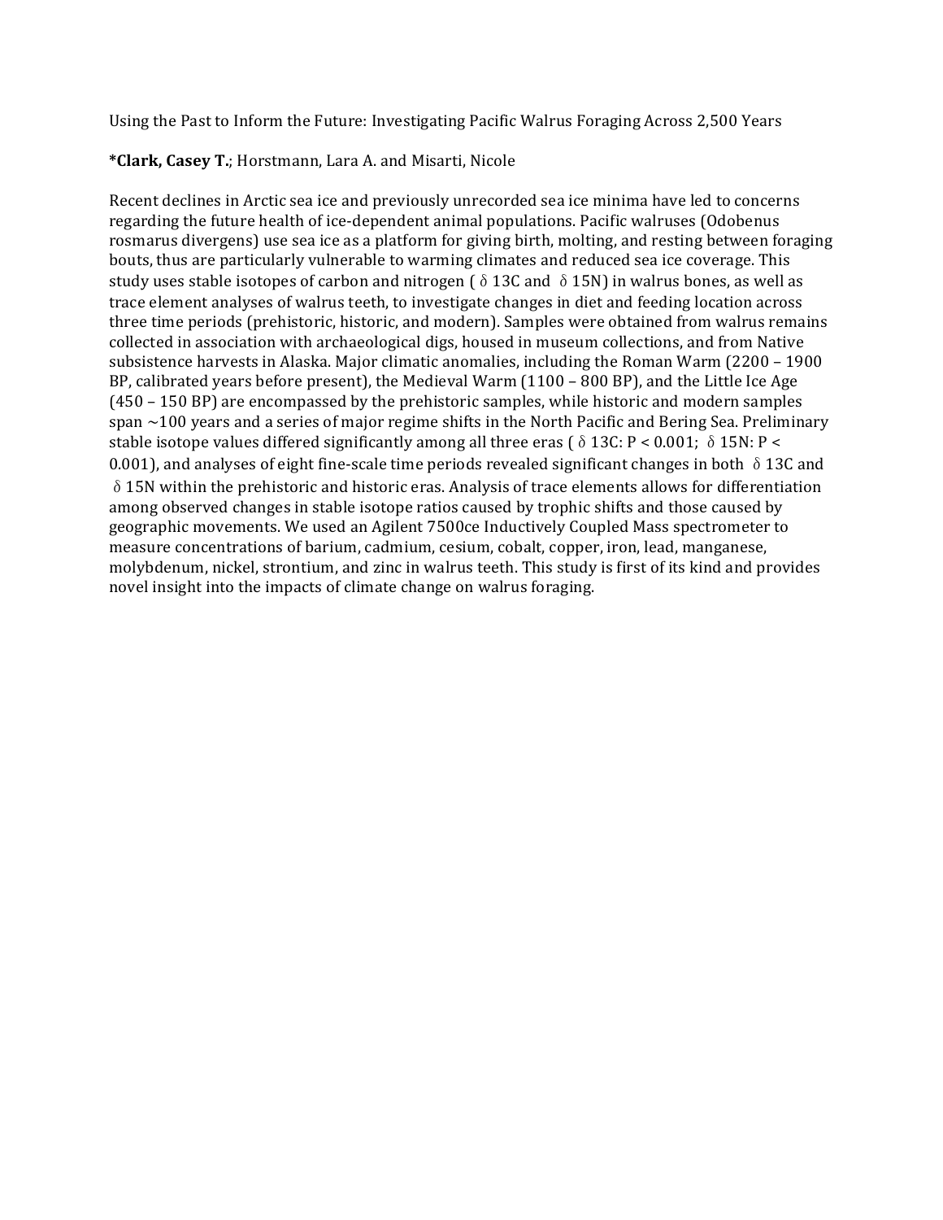Using the Past to Inform the Future: Investigating Pacific Walrus Foraging Across 2,500 Years

**\*Clark, Casey T.**; Horstmann, Lara A. and Misarti, Nicole

Recent declines in Arctic sea ice and previously unrecorded sea ice minima have led to concerns regarding the future health of ice-dependent animal populations. Pacific walruses (Odobenus rosmarus divergens) use sea ice as a platform for giving birth, molting, and resting between foraging bouts, thus are particularly vulnerable to warming climates and reduced sea ice coverage. This study uses stable isotopes of carbon and nitrogen ($\delta^{13}C$ and $\delta^{15}N$) in walrus bones, as well as trace element analyses of walrus teeth, to investigate changes in diet and feeding location across three time periods (prehistoric, historic, and modern). Samples were obtained from walrus remains collected in association with archaeological digs, housed in museum collections, and from Native subsistence harvests in Alaska. Major climatic anomalies, including the Roman Warm (2200 – 1900 BP, calibrated years before present), the Medieval Warm (1100 – 800 BP), and the Little Ice Age (450 – 150 BP) are encompassed by the prehistoric samples, while historic and modern samples span ~100 years and a series of major regime shifts in the North Pacific and Bering Sea. Preliminary stable isotope values differed significantly among all three eras ($\delta^{13}C$: $P < 0.001$; $\delta^{15}N$: $P < 0.001$), and analyses of eight fine-scale time periods revealed significant changes in both $\delta^{13}C$ and $\delta^{15}N$ within the prehistoric and historic eras. Analysis of trace elements allows for differentiation among observed changes in stable isotope ratios caused by trophic shifts and those caused by geographic movements. We used an Agilent 7500ce Inductively Coupled Mass spectrometer to measure concentrations of barium, cadmium, cesium, cobalt, copper, iron, lead, manganese, molybdenum, nickel, strontium, and zinc in walrus teeth. This study is first of its kind and provides novel insight into the impacts of climate change on walrus foraging.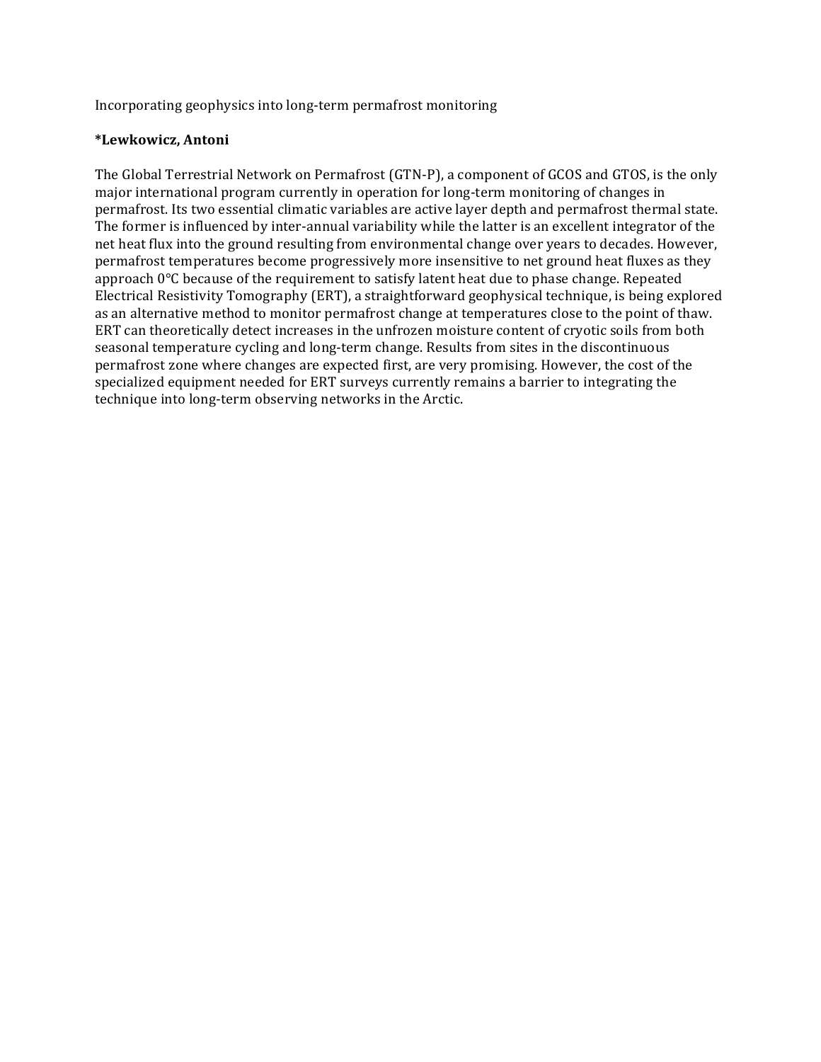Incorporating geophysics into long-term permafrost monitoring

**\*Lewkowicz, Antoni**

The Global Terrestrial Network on Permafrost (GTN-P), a component of GCOS and GTOS, is the only major international program currently in operation for long-term monitoring of changes in permafrost. Its two essential climatic variables are active layer depth and permafrost thermal state. The former is influenced by inter-annual variability while the latter is an excellent integrator of the net heat flux into the ground resulting from environmental change over years to decades. However, permafrost temperatures become progressively more insensitive to net ground heat fluxes as they approach 0°C because of the requirement to satisfy latent heat due to phase change. Repeated Electrical Resistivity Tomography (ERT), a straightforward geophysical technique, is being explored as an alternative method to monitor permafrost change at temperatures close to the point of thaw. ERT can theoretically detect increases in the unfrozen moisture content of cryotic soils from both seasonal temperature cycling and long-term change. Results from sites in the discontinuous permafrost zone where changes are expected first, are very promising. However, the cost of the specialized equipment needed for ERT surveys currently remains a barrier to integrating the technique into long-term observing networks in the Arctic.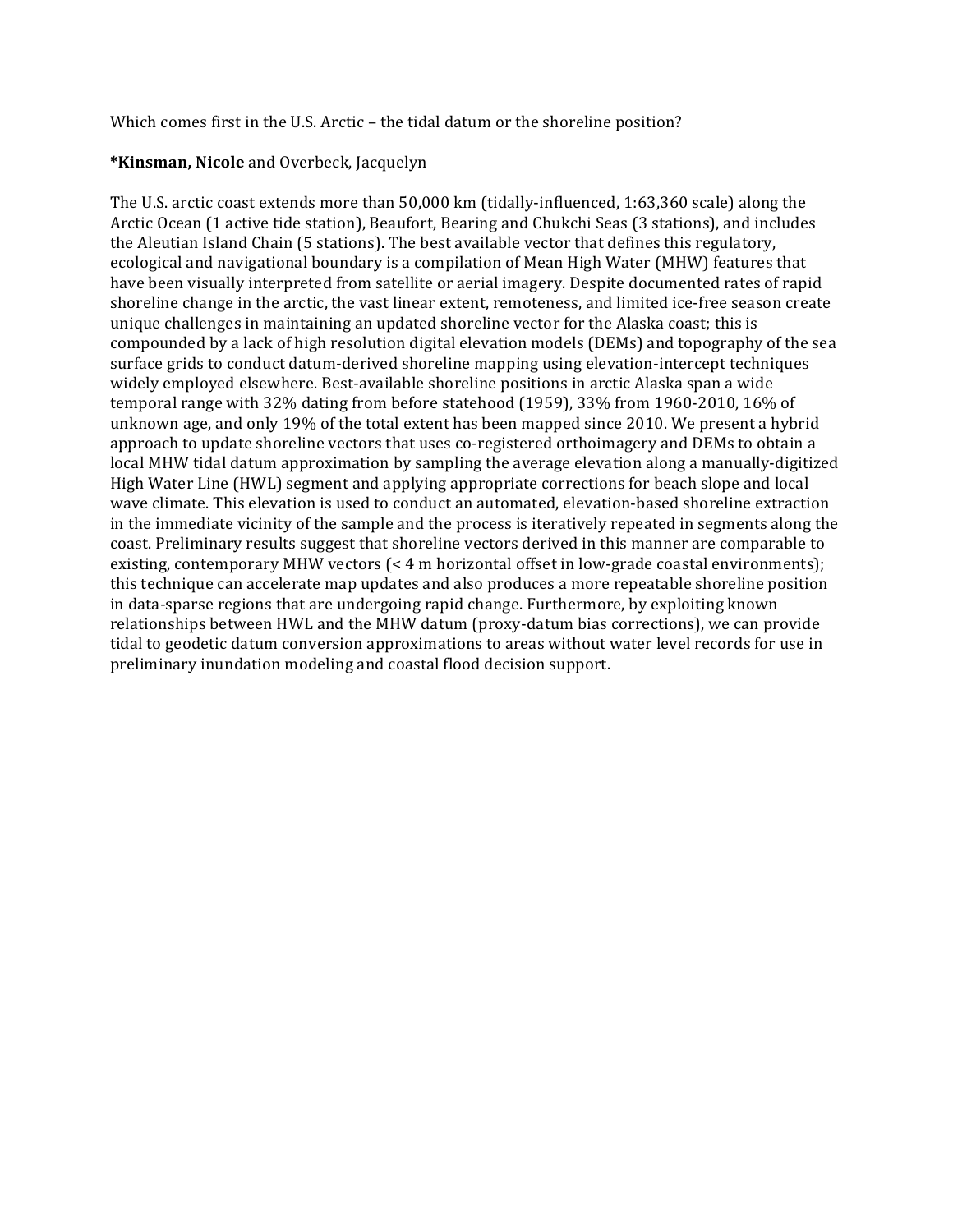Which comes first in the U.S. Arctic – the tidal datum or the shoreline position?

***Kinsman, Nicole** and Overbeck, Jacquelyn

The U.S. arctic coast extends more than 50,000 km (tidally-influenced, 1:63,360 scale) along the Arctic Ocean (1 active tide station), Beaufort, Bearing and Chukchi Seas (3 stations), and includes the Aleutian Island Chain (5 stations). The best available vector that defines this regulatory, ecological and navigational boundary is a compilation of Mean High Water (MHW) features that have been visually interpreted from satellite or aerial imagery. Despite documented rates of rapid shoreline change in the arctic, the vast linear extent, remoteness, and limited ice-free season create unique challenges in maintaining an updated shoreline vector for the Alaska coast; this is compounded by a lack of high resolution digital elevation models (DEMs) and topography of the sea surface grids to conduct datum-derived shoreline mapping using elevation-intercept techniques widely employed elsewhere. Best-available shoreline positions in arctic Alaska span a wide temporal range with 32% dating from before statehood (1959), 33% from 1960-2010, 16% of unknown age, and only 19% of the total extent has been mapped since 2010. We present a hybrid approach to update shoreline vectors that uses co-registered orthoimagery and DEMs to obtain a local MHW tidal datum approximation by sampling the average elevation along a manually-digitized High Water Line (HWL) segment and applying appropriate corrections for beach slope and local wave climate. This elevation is used to conduct an automated, elevation-based shoreline extraction in the immediate vicinity of the sample and the process is iteratively repeated in segments along the coast. Preliminary results suggest that shoreline vectors derived in this manner are comparable to existing, contemporary MHW vectors (< 4 m horizontal offset in low-grade coastal environments); this technique can accelerate map updates and also produces a more repeatable shoreline position in data-sparse regions that are undergoing rapid change. Furthermore, by exploiting known relationships between HWL and the MHW datum (proxy-datum bias corrections), we can provide tidal to geodetic datum conversion approximations to areas without water level records for use in preliminary inundation modeling and coastal flood decision support.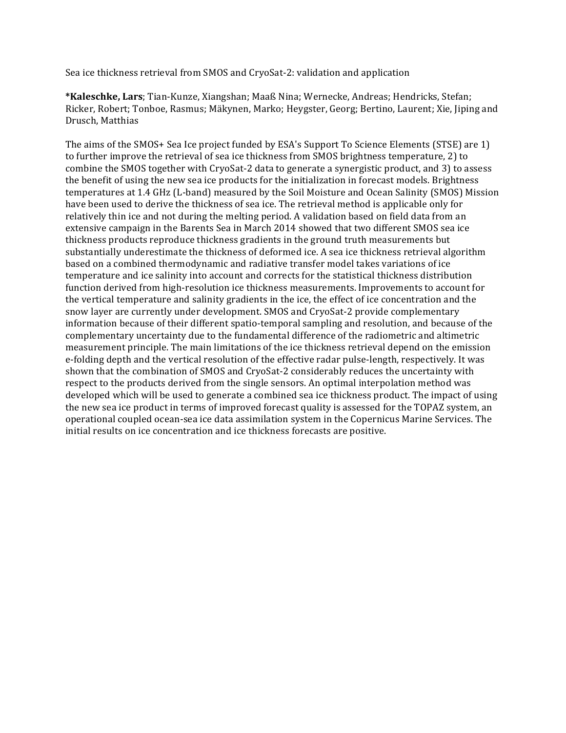Sea ice thickness retrieval from SMOS and CryoSat-2: validation and application

***Kaleschke, Lars**; Tian-Kunze, Xiangshan; Maaß Nina; Wernecke, Andreas; Hendricks, Stefan; Ricker, Robert; Tonboe, Rasmus; Mäkynen, Marko; Heygster, Georg; Bertino, Laurent; Xie, Jiping and Drusch, Matthias

The aims of the SMOS+ Sea Ice project funded by ESA's Support To Science Elements (STSE) are 1) to further improve the retrieval of sea ice thickness from SMOS brightness temperature, 2) to combine the SMOS together with CryoSat-2 data to generate a synergistic product, and 3) to assess the benefit of using the new sea ice products for the initialization in forecast models. Brightness temperatures at 1.4 GHz (L-band) measured by the Soil Moisture and Ocean Salinity (SMOS) Mission have been used to derive the thickness of sea ice. The retrieval method is applicable only for relatively thin ice and not during the melting period. A validation based on field data from an extensive campaign in the Barents Sea in March 2014 showed that two different SMOS sea ice thickness products reproduce thickness gradients in the ground truth measurements but substantially underestimate the thickness of deformed ice. A sea ice thickness retrieval algorithm based on a combined thermodynamic and radiative transfer model takes variations of ice temperature and ice salinity into account and corrects for the statistical thickness distribution function derived from high-resolution ice thickness measurements. Improvements to account for the vertical temperature and salinity gradients in the ice, the effect of ice concentration and the snow layer are currently under development. SMOS and CryoSat-2 provide complementary information because of their different spatio-temporal sampling and resolution, and because of the complementary uncertainty due to the fundamental difference of the radiometric and altimetric measurement principle. The main limitations of the ice thickness retrieval depend on the emission e-folding depth and the vertical resolution of the effective radar pulse-length, respectively. It was shown that the combination of SMOS and CryoSat-2 considerably reduces the uncertainty with respect to the products derived from the single sensors. An optimal interpolation method was developed which will be used to generate a combined sea ice thickness product. The impact of using the new sea ice product in terms of improved forecast quality is assessed for the TOPAZ system, an operational coupled ocean-sea ice data assimilation system in the Copernicus Marine Services. The initial results on ice concentration and ice thickness forecasts are positive.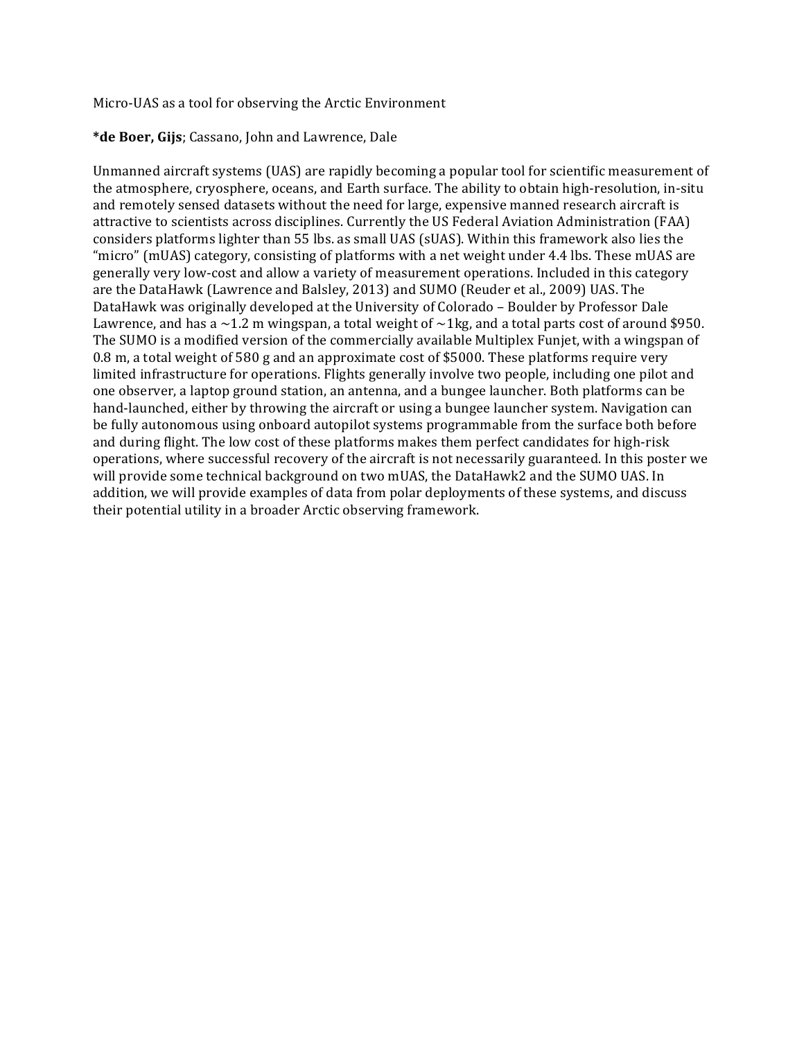Micro-UAS as a tool for observing the Arctic Environment

***de Boer, Gijs**; Cassano, John and Lawrence, Dale

Unmanned aircraft systems (UAS) are rapidly becoming a popular tool for scientific measurement of the atmosphere, cryosphere, oceans, and Earth surface. The ability to obtain high-resolution, in-situ and remotely sensed datasets without the need for large, expensive manned research aircraft is attractive to scientists across disciplines. Currently the US Federal Aviation Administration (FAA) considers platforms lighter than 55 lbs. as small UAS (sUAS). Within this framework also lies the "micro" (mUAS) category, consisting of platforms with a net weight under 4.4 lbs. These mUAS are generally very low-cost and allow a variety of measurement operations. Included in this category are the DataHawk (Lawrence and Balsley, 2013) and SUMO (Reuder et al., 2009) UAS. The DataHawk was originally developed at the University of Colorado – Boulder by Professor Dale Lawrence, and has a ~1.2 m wingspan, a total weight of ~1kg, and a total parts cost of around $950. The SUMO is a modified version of the commercially available Multiplex Funjet, with a wingspan of 0.8 m, a total weight of 580 g and an approximate cost of $5000. These platforms require very limited infrastructure for operations. Flights generally involve two people, including one pilot and one observer, a laptop ground station, an antenna, and a bungee launcher. Both platforms can be hand-launched, either by throwing the aircraft or using a bungee launcher system. Navigation can be fully autonomous using onboard autopilot systems programmable from the surface both before and during flight. The low cost of these platforms makes them perfect candidates for high-risk operations, where successful recovery of the aircraft is not necessarily guaranteed. In this poster we will provide some technical background on two mUAS, the DataHawk2 and the SUMO UAS. In addition, we will provide examples of data from polar deployments of these systems, and discuss their potential utility in a broader Arctic observing framework.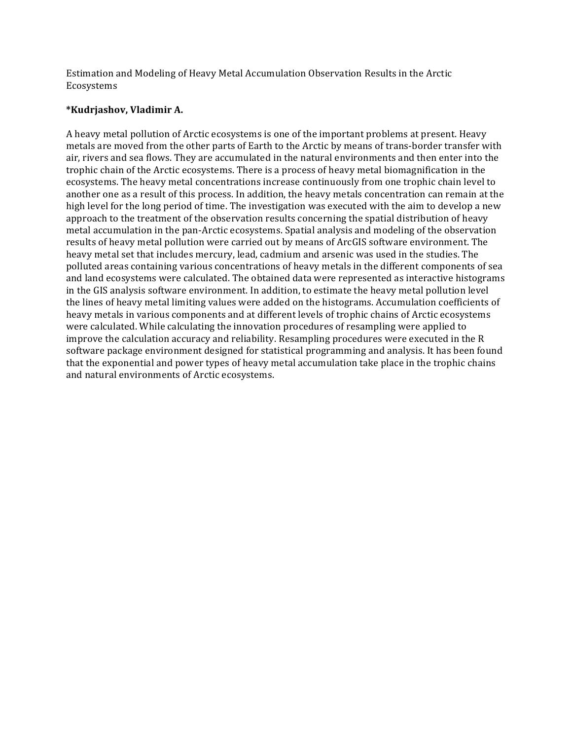Estimation and Modeling of Heavy Metal Accumulation Observation Results in the Arctic Ecosystems

**\*Kudrjashov, Vladimir A.**

A heavy metal pollution of Arctic ecosystems is one of the important problems at present. Heavy metals are moved from the other parts of Earth to the Arctic by means of trans-border transfer with air, rivers and sea flows. They are accumulated in the natural environments and then enter into the trophic chain of the Arctic ecosystems. There is a process of heavy metal biomagnification in the ecosystems. The heavy metal concentrations increase continuously from one trophic chain level to another one as a result of this process. In addition, the heavy metals concentration can remain at the high level for the long period of time. The investigation was executed with the aim to develop a new approach to the treatment of the observation results concerning the spatial distribution of heavy metal accumulation in the pan-Arctic ecosystems. Spatial analysis and modeling of the observation results of heavy metal pollution were carried out by means of ArcGIS software environment. The heavy metal set that includes mercury, lead, cadmium and arsenic was used in the studies. The polluted areas containing various concentrations of heavy metals in the different components of sea and land ecosystems were calculated. The obtained data were represented as interactive histograms in the GIS analysis software environment. In addition, to estimate the heavy metal pollution level the lines of heavy metal limiting values were added on the histograms. Accumulation coefficients of heavy metals in various components and at different levels of trophic chains of Arctic ecosystems were calculated. While calculating the innovation procedures of resampling were applied to improve the calculation accuracy and reliability. Resampling procedures were executed in the R software package environment designed for statistical programming and analysis. It has been found that the exponential and power types of heavy metal accumulation take place in the trophic chains and natural environments of Arctic ecosystems.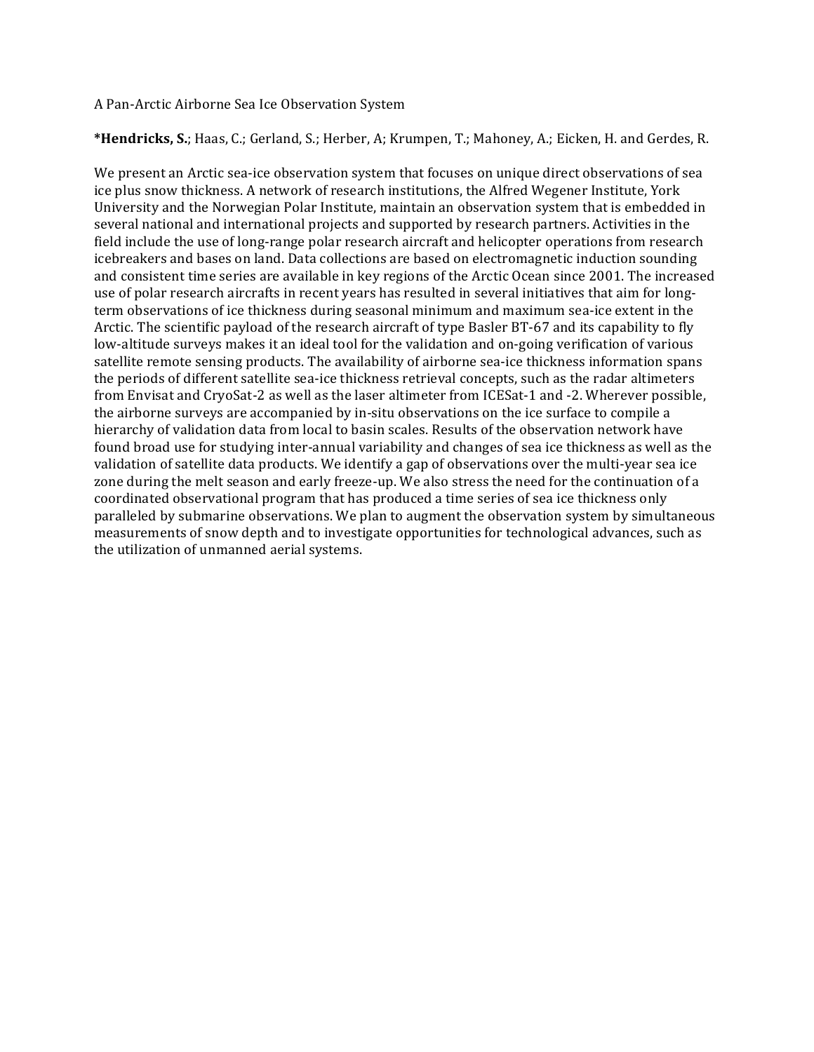A Pan-Arctic Airborne Sea Ice Observation System

**\*Hendricks, S.**; Haas, C.; Gerland, S.; Herber, A; Krumpen, T.; Mahoney, A.; Eicken, H. and Gerdes, R.

We present an Arctic sea-ice observation system that focuses on unique direct observations of sea ice plus snow thickness. A network of research institutions, the Alfred Wegener Institute, York University and the Norwegian Polar Institute, maintain an observation system that is embedded in several national and international projects and supported by research partners. Activities in the field include the use of long-range polar research aircraft and helicopter operations from research icebreakers and bases on land. Data collections are based on electromagnetic induction sounding and consistent time series are available in key regions of the Arctic Ocean since 2001. The increased use of polar research aircrafts in recent years has resulted in several initiatives that aim for long-term observations of ice thickness during seasonal minimum and maximum sea-ice extent in the Arctic. The scientific payload of the research aircraft of type Basler BT-67 and its capability to fly low-altitude surveys makes it an ideal tool for the validation and on-going verification of various satellite remote sensing products. The availability of airborne sea-ice thickness information spans the periods of different satellite sea-ice thickness retrieval concepts, such as the radar altimeters from Envisat and CryoSat-2 as well as the laser altimeter from ICESat-1 and -2. Wherever possible, the airborne surveys are accompanied by in-situ observations on the ice surface to compile a hierarchy of validation data from local to basin scales. Results of the observation network have found broad use for studying inter-annual variability and changes of sea ice thickness as well as the validation of satellite data products. We identify a gap of observations over the multi-year sea ice zone during the melt season and early freeze-up. We also stress the need for the continuation of a coordinated observational program that has produced a time series of sea ice thickness only paralleled by submarine observations. We plan to augment the observation system by simultaneous measurements of snow depth and to investigate opportunities for technological advances, such as the utilization of unmanned aerial systems.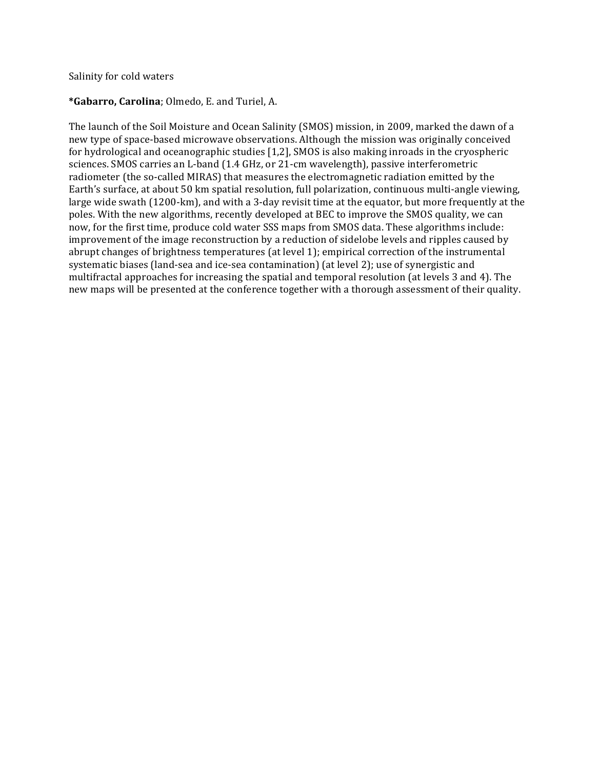Salinity for cold waters

**\*Gabarro, Carolina**; Olmedo, E. and Turiel, A.

The launch of the Soil Moisture and Ocean Salinity (SMOS) mission, in 2009, marked the dawn of a new type of space-based microwave observations. Although the mission was originally conceived for hydrological and oceanographic studies [1,2], SMOS is also making inroads in the cryospheric sciences. SMOS carries an L-band (1.4 GHz, or 21-cm wavelength), passive interferometric radiometer (the so-called MIRAS) that measures the electromagnetic radiation emitted by the Earth's surface, at about 50 km spatial resolution, full polarization, continuous multi-angle viewing, large wide swath (1200-km), and with a 3-day revisit time at the equator, but more frequently at the poles. With the new algorithms, recently developed at BEC to improve the SMOS quality, we can now, for the first time, produce cold water SSS maps from SMOS data. These algorithms include: improvement of the image reconstruction by a reduction of sidelobe levels and ripples caused by abrupt changes of brightness temperatures (at level 1); empirical correction of the instrumental systematic biases (land-sea and ice-sea contamination) (at level 2); use of synergistic and multifractal approaches for increasing the spatial and temporal resolution (at levels 3 and 4). The new maps will be presented at the conference together with a thorough assessment of their quality.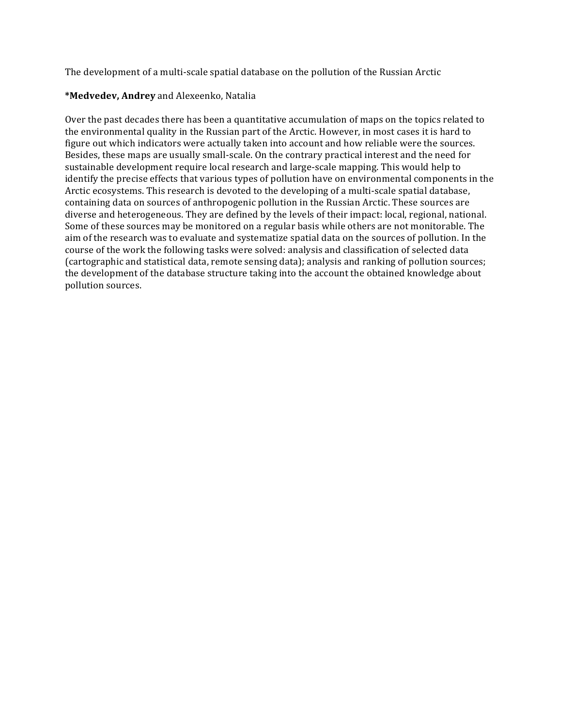The development of a multi-scale spatial database on the pollution of the Russian Arctic

***Medvedev, Andrey** and Alexeenko, Natalia

Over the past decades there has been a quantitative accumulation of maps on the topics related to the environmental quality in the Russian part of the Arctic. However, in most cases it is hard to figure out which indicators were actually taken into account and how reliable were the sources. Besides, these maps are usually small-scale. On the contrary practical interest and the need for sustainable development require local research and large-scale mapping. This would help to identify the precise effects that various types of pollution have on environmental components in the Arctic ecosystems. This research is devoted to the developing of a multi-scale spatial database, containing data on sources of anthropogenic pollution in the Russian Arctic. These sources are diverse and heterogeneous. They are defined by the levels of their impact: local, regional, national. Some of these sources may be monitored on a regular basis while others are not monitorable. The aim of the research was to evaluate and systematize spatial data on the sources of pollution. In the course of the work the following tasks were solved: analysis and classification of selected data (cartographic and statistical data, remote sensing data); analysis and ranking of pollution sources; the development of the database structure taking into the account the obtained knowledge about pollution sources.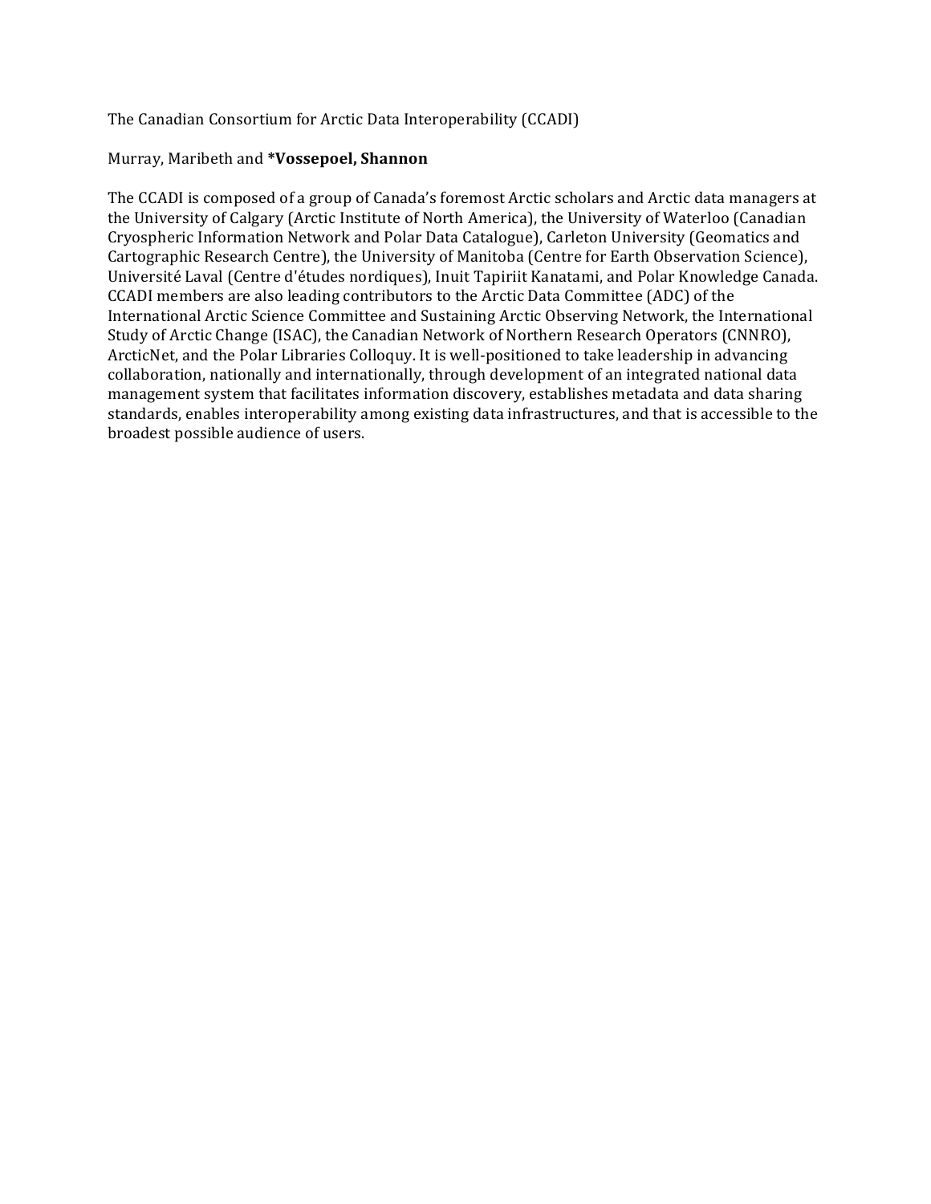The Canadian Consortium for Arctic Data Interoperability (CCADI)

Murray, Maribeth and ***Vossepoel, Shannon**

The CCADI is composed of a group of Canada's foremost Arctic scholars and Arctic data managers at the University of Calgary (Arctic Institute of North America), the University of Waterloo (Canadian Cryospheric Information Network and Polar Data Catalogue), Carleton University (Geomatics and Cartographic Research Centre), the University of Manitoba (Centre for Earth Observation Science), Université Laval (Centre d'études nordiques), Inuit Tapiriit Kanatami, and Polar Knowledge Canada. CCADI members are also leading contributors to the Arctic Data Committee (ADC) of the International Arctic Science Committee and Sustaining Arctic Observing Network, the International Study of Arctic Change (ISAC), the Canadian Network of Northern Research Operators (CNNRO), ArcticNet, and the Polar Libraries Colloquy. It is well-positioned to take leadership in advancing collaboration, nationally and internationally, through development of an integrated national data management system that facilitates information discovery, establishes metadata and data sharing standards, enables interoperability among existing data infrastructures, and that is accessible to the broadest possible audience of users.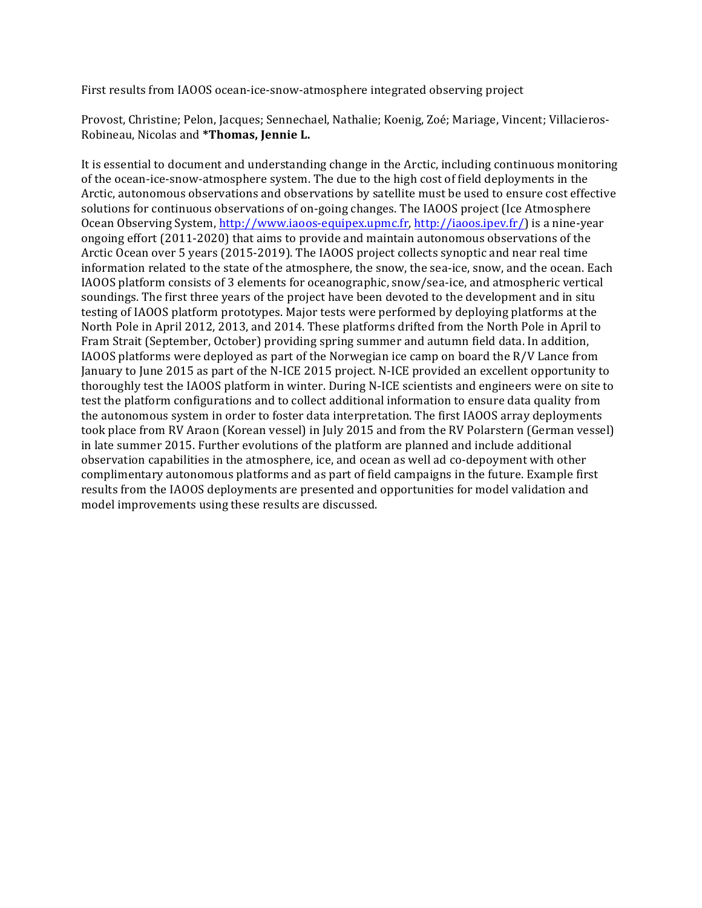First results from IAOOS ocean-ice-snow-atmosphere integrated observing project

Provost, Christine; Pelon, Jacques; Sennechael, Nathalie; Koenig, Zoé; Mariage, Vincent; Villacieros-Robineau, Nicolas and ***Thomas, Jennie L.**

It is essential to document and understanding change in the Arctic, including continuous monitoring of the ocean-ice-snow-atmosphere system. The due to the high cost of field deployments in the Arctic, autonomous observations and observations by satellite must be used to ensure cost effective solutions for continuous observations of on-going changes. The IAOOS project (Ice Atmosphere Ocean Observing System, http://www.iaoos-equipex.upmc.fr, http://iaoos.ipev.fr/) is a nine-year ongoing effort (2011-2020) that aims to provide and maintain autonomous observations of the Arctic Ocean over 5 years (2015-2019). The IAOOS project collects synoptic and near real time information related to the state of the atmosphere, the snow, the sea-ice, snow, and the ocean. Each IAOOS platform consists of 3 elements for oceanographic, snow/sea-ice, and atmospheric vertical soundings. The first three years of the project have been devoted to the development and in situ testing of IAOOS platform prototypes. Major tests were performed by deploying platforms at the North Pole in April 2012, 2013, and 2014. These platforms drifted from the North Pole in April to Fram Strait (September, October) providing spring summer and autumn field data. In addition, IAOOS platforms were deployed as part of the Norwegian ice camp on board the R/V Lance from January to June 2015 as part of the N-ICE 2015 project. N-ICE provided an excellent opportunity to thoroughly test the IAOOS platform in winter. During N-ICE scientists and engineers were on site to test the platform configurations and to collect additional information to ensure data quality from the autonomous system in order to foster data interpretation. The first IAOOS array deployments took place from RV Araon (Korean vessel) in July 2015 and from the RV Polarstern (German vessel) in late summer 2015. Further evolutions of the platform are planned and include additional observation capabilities in the atmosphere, ice, and ocean as well ad co-depoyment with other complimentary autonomous platforms and as part of field campaigns in the future. Example first results from the IAOOS deployments are presented and opportunities for model validation and model improvements using these results are discussed.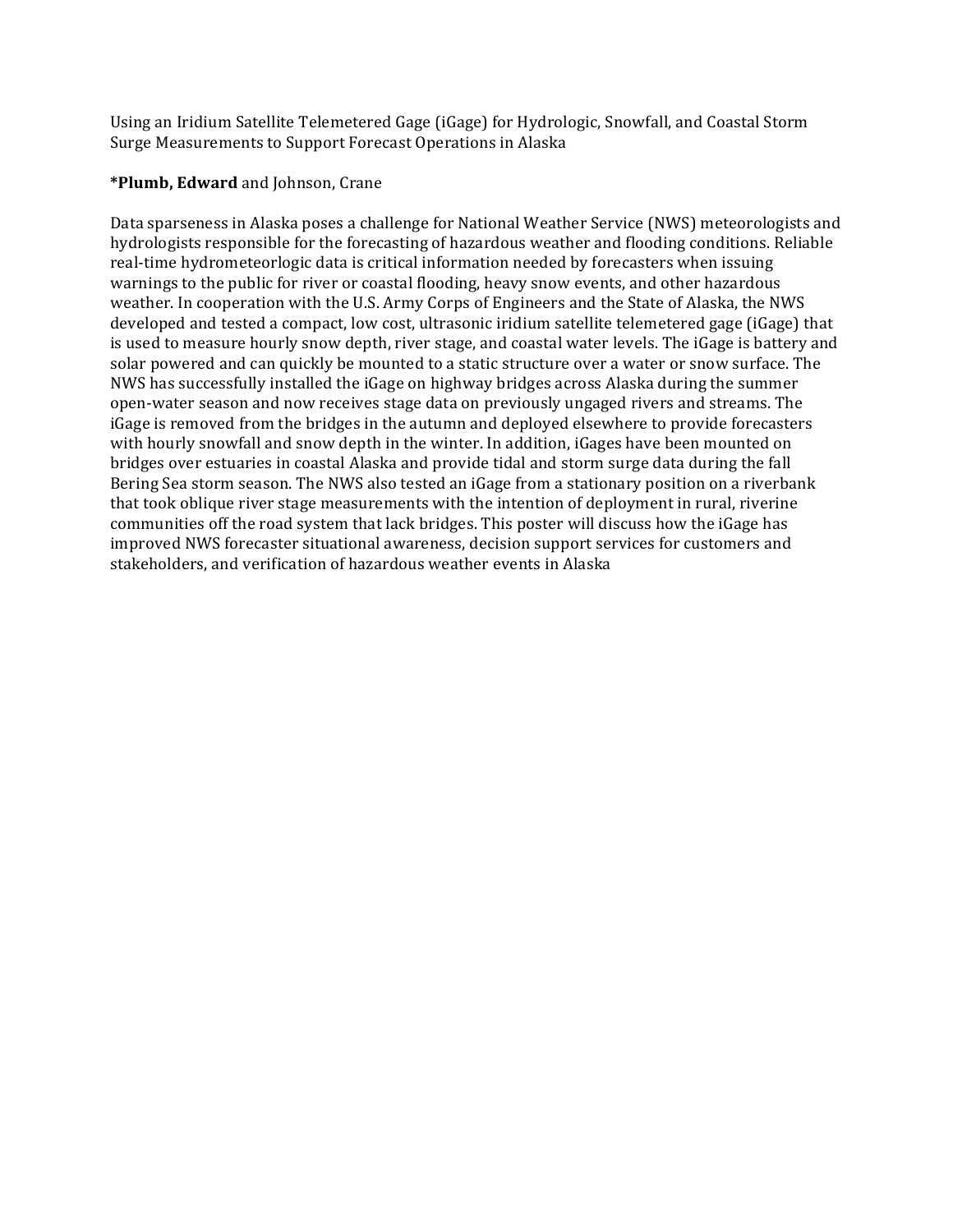Using an Iridium Satellite Telemetered Gage (iGage) for Hydrologic, Snowfall, and Coastal Storm Surge Measurements to Support Forecast Operations in Alaska

***Plumb, Edward** and Johnson, Crane

Data sparseness in Alaska poses a challenge for National Weather Service (NWS) meteorologists and hydrologists responsible for the forecasting of hazardous weather and flooding conditions. Reliable real-time hydrometeorlogic data is critical information needed by forecasters when issuing warnings to the public for river or coastal flooding, heavy snow events, and other hazardous weather. In cooperation with the U.S. Army Corps of Engineers and the State of Alaska, the NWS developed and tested a compact, low cost, ultrasonic iridium satellite telemetered gage (iGage) that is used to measure hourly snow depth, river stage, and coastal water levels. The iGage is battery and solar powered and can quickly be mounted to a static structure over a water or snow surface. The NWS has successfully installed the iGage on highway bridges across Alaska during the summer open-water season and now receives stage data on previously ungaged rivers and streams. The iGage is removed from the bridges in the autumn and deployed elsewhere to provide forecasters with hourly snowfall and snow depth in the winter. In addition, iGages have been mounted on bridges over estuaries in coastal Alaska and provide tidal and storm surge data during the fall Bering Sea storm season. The NWS also tested an iGage from a stationary position on a riverbank that took oblique river stage measurements with the intention of deployment in rural, riverine communities off the road system that lack bridges. This poster will discuss how the iGage has improved NWS forecaster situational awareness, decision support services for customers and stakeholders, and verification of hazardous weather events in Alaska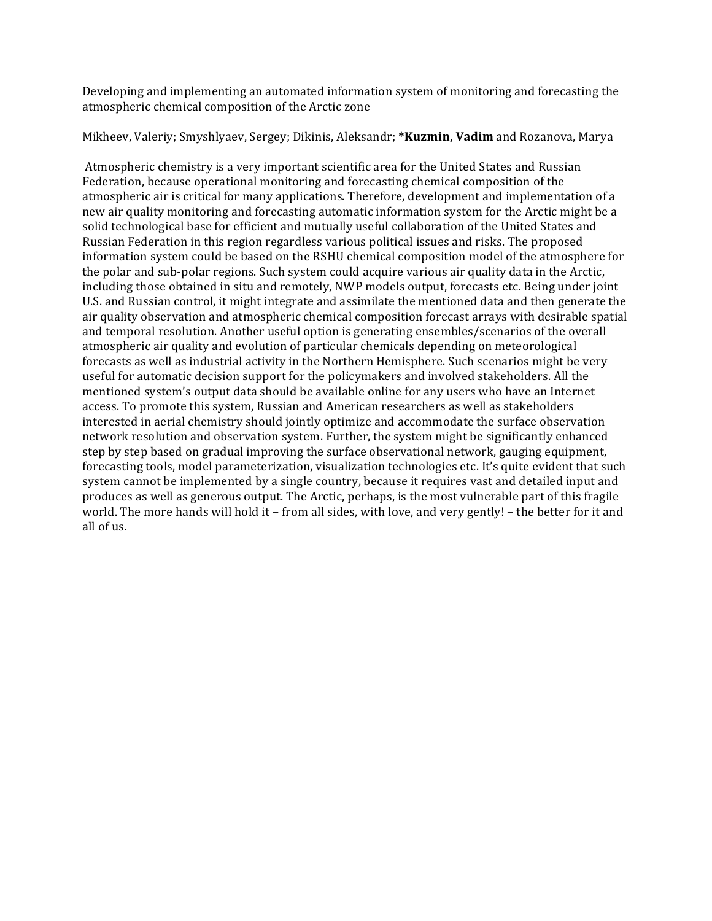Developing and implementing an automated information system of monitoring and forecasting the atmospheric chemical composition of the Arctic zone

Mikheev, Valeriy; Smyshlyaev, Sergey; Dikinis, Aleksandr; ***Kuzmin, Vadim** and Rozanova, Marya

Atmospheric chemistry is a very important scientific area for the United States and Russian Federation, because operational monitoring and forecasting chemical composition of the atmospheric air is critical for many applications. Therefore, development and implementation of a new air quality monitoring and forecasting automatic information system for the Arctic might be a solid technological base for efficient and mutually useful collaboration of the United States and Russian Federation in this region regardless various political issues and risks. The proposed information system could be based on the RSHU chemical composition model of the atmosphere for the polar and sub-polar regions. Such system could acquire various air quality data in the Arctic, including those obtained in situ and remotely, NWP models output, forecasts etc. Being under joint U.S. and Russian control, it might integrate and assimilate the mentioned data and then generate the air quality observation and atmospheric chemical composition forecast arrays with desirable spatial and temporal resolution. Another useful option is generating ensembles/scenarios of the overall atmospheric air quality and evolution of particular chemicals depending on meteorological forecasts as well as industrial activity in the Northern Hemisphere. Such scenarios might be very useful for automatic decision support for the policymakers and involved stakeholders. All the mentioned system's output data should be available online for any users who have an Internet access. To promote this system, Russian and American researchers as well as stakeholders interested in aerial chemistry should jointly optimize and accommodate the surface observation network resolution and observation system. Further, the system might be significantly enhanced step by step based on gradual improving the surface observational network, gauging equipment, forecasting tools, model parameterization, visualization technologies etc. It's quite evident that such system cannot be implemented by a single country, because it requires vast and detailed input and produces as well as generous output. The Arctic, perhaps, is the most vulnerable part of this fragile world. The more hands will hold it – from all sides, with love, and very gently! – the better for it and all of us.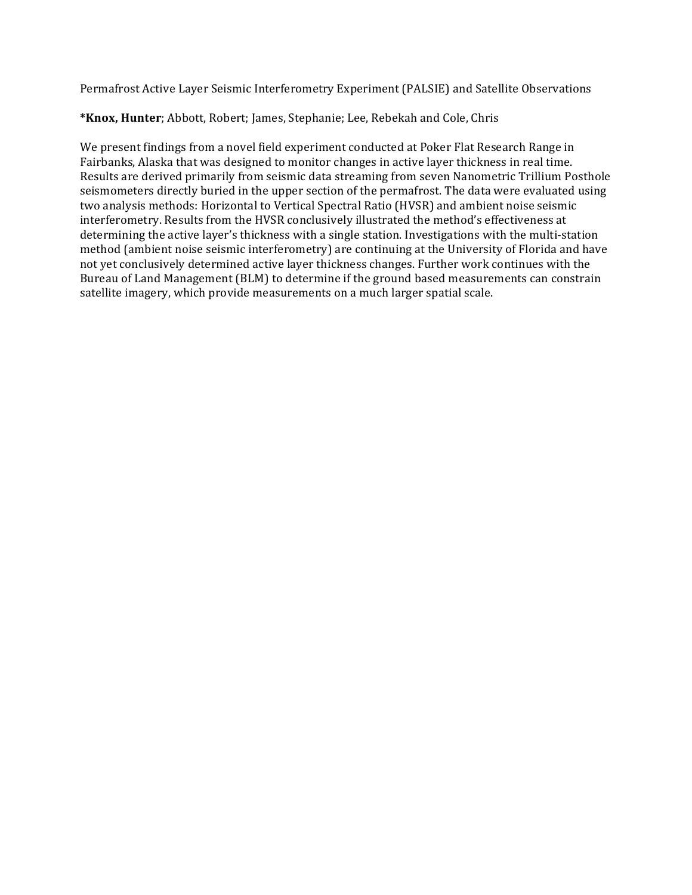Permafrost Active Layer Seismic Interferometry Experiment (PALSIE) and Satellite Observations

***Knox, Hunter**; Abbott, Robert; James, Stephanie; Lee, Rebekah and Cole, Chris

We present findings from a novel field experiment conducted at Poker Flat Research Range in Fairbanks, Alaska that was designed to monitor changes in active layer thickness in real time. Results are derived primarily from seismic data streaming from seven Nanometric Trillium Posthole seismometers directly buried in the upper section of the permafrost. The data were evaluated using two analysis methods: Horizontal to Vertical Spectral Ratio (HVSR) and ambient noise seismic interferometry. Results from the HVSR conclusively illustrated the method's effectiveness at determining the active layer's thickness with a single station. Investigations with the multi-station method (ambient noise seismic interferometry) are continuing at the University of Florida and have not yet conclusively determined active layer thickness changes. Further work continues with the Bureau of Land Management (BLM) to determine if the ground based measurements can constrain satellite imagery, which provide measurements on a much larger spatial scale.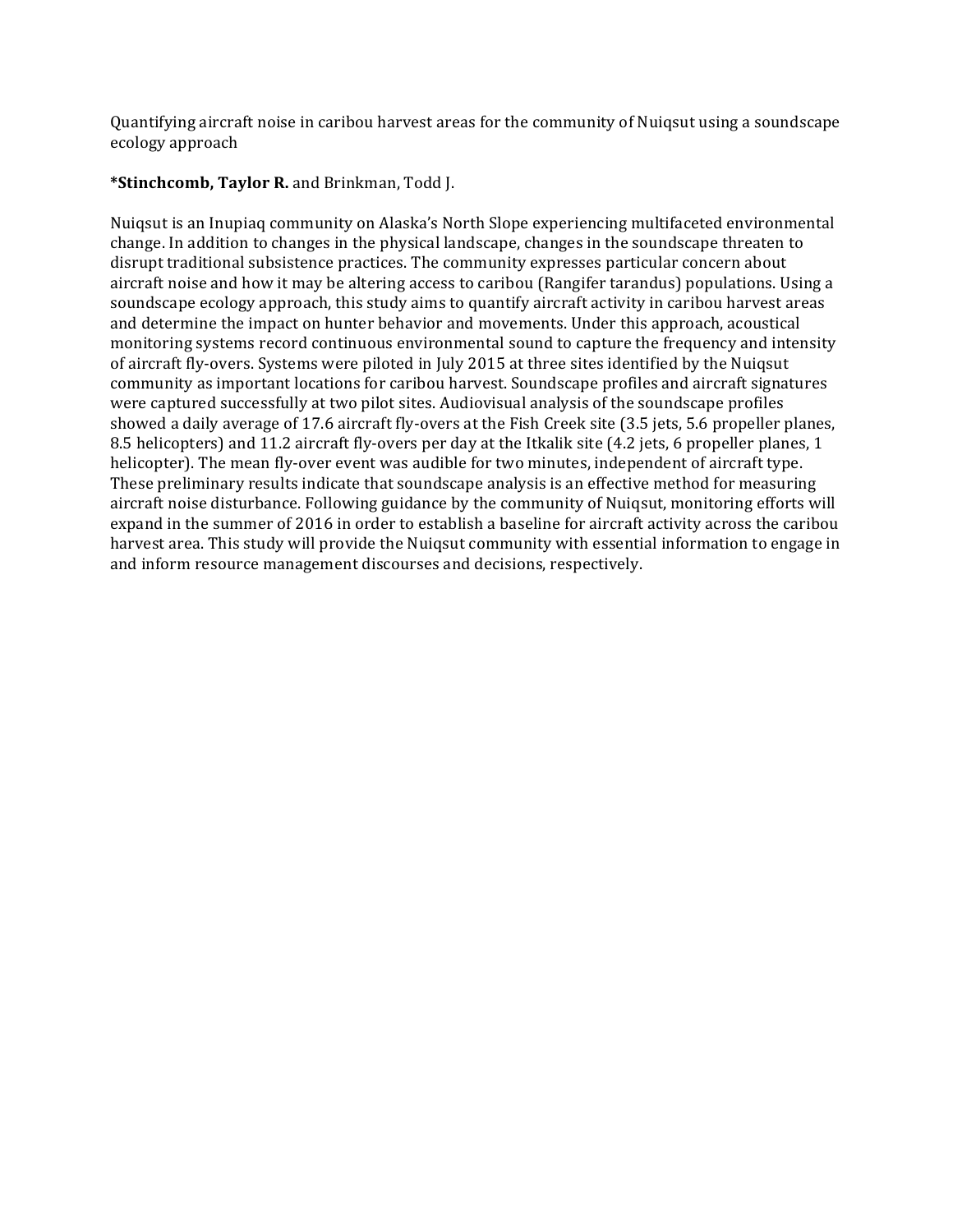Quantifying aircraft noise in caribou harvest areas for the community of Nuiqsut using a soundscape ecology approach

***Stinchcomb, Taylor R.** and Brinkman, Todd J.

Nuiqsut is an Inupiaq community on Alaska's North Slope experiencing multifaceted environmental change. In addition to changes in the physical landscape, changes in the soundscape threaten to disrupt traditional subsistence practices. The community expresses particular concern about aircraft noise and how it may be altering access to caribou (Rangifer tarandus) populations. Using a soundscape ecology approach, this study aims to quantify aircraft activity in caribou harvest areas and determine the impact on hunter behavior and movements. Under this approach, acoustical monitoring systems record continuous environmental sound to capture the frequency and intensity of aircraft fly-overs. Systems were piloted in July 2015 at three sites identified by the Nuiqsut community as important locations for caribou harvest. Soundscape profiles and aircraft signatures were captured successfully at two pilot sites. Audiovisual analysis of the soundscape profiles showed a daily average of 17.6 aircraft fly-overs at the Fish Creek site (3.5 jets, 5.6 propeller planes, 8.5 helicopters) and 11.2 aircraft fly-overs per day at the Itkalik site (4.2 jets, 6 propeller planes, 1 helicopter). The mean fly-over event was audible for two minutes, independent of aircraft type. These preliminary results indicate that soundscape analysis is an effective method for measuring aircraft noise disturbance. Following guidance by the community of Nuiqsut, monitoring efforts will expand in the summer of 2016 in order to establish a baseline for aircraft activity across the caribou harvest area. This study will provide the Nuiqsut community with essential information to engage in and inform resource management discourses and decisions, respectively.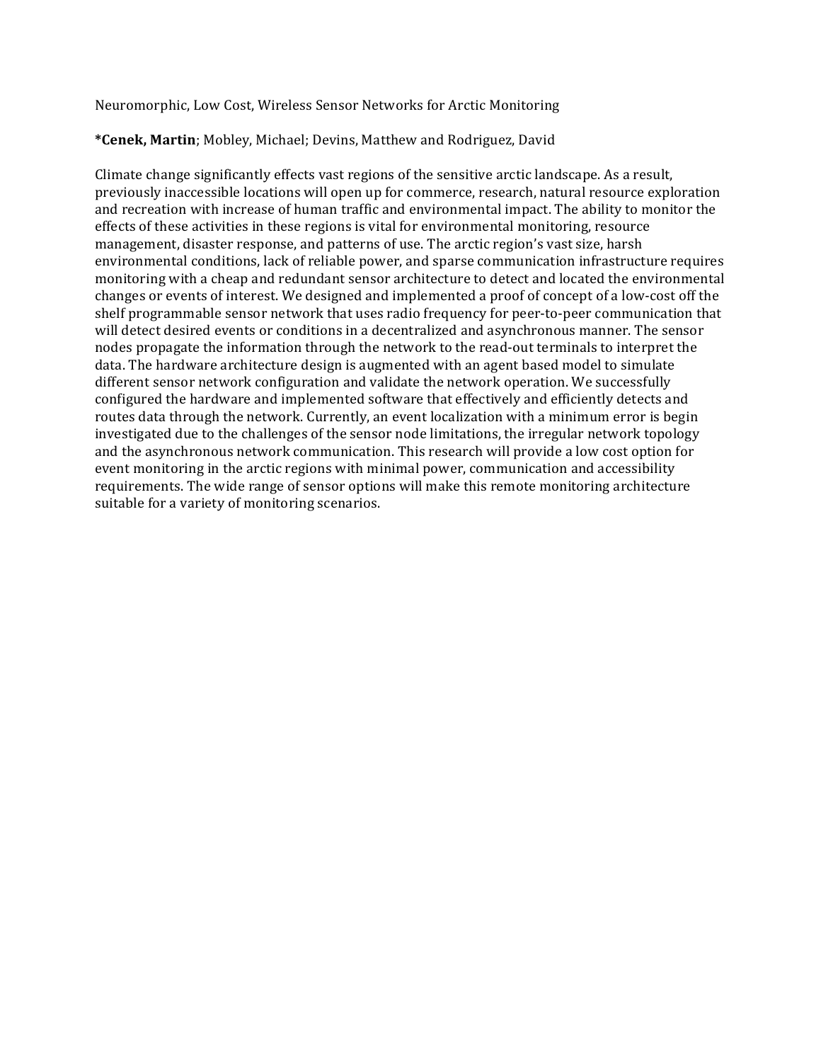Neuromorphic, Low Cost, Wireless Sensor Networks for Arctic Monitoring

***Cenek, Martin**; Mobley, Michael; Devins, Matthew and Rodriguez, David

Climate change significantly effects vast regions of the sensitive arctic landscape. As a result, previously inaccessible locations will open up for commerce, research, natural resource exploration and recreation with increase of human traffic and environmental impact. The ability to monitor the effects of these activities in these regions is vital for environmental monitoring, resource management, disaster response, and patterns of use. The arctic region's vast size, harsh environmental conditions, lack of reliable power, and sparse communication infrastructure requires monitoring with a cheap and redundant sensor architecture to detect and located the environmental changes or events of interest. We designed and implemented a proof of concept of a low-cost off the shelf programmable sensor network that uses radio frequency for peer-to-peer communication that will detect desired events or conditions in a decentralized and asynchronous manner. The sensor nodes propagate the information through the network to the read-out terminals to interpret the data. The hardware architecture design is augmented with an agent based model to simulate different sensor network configuration and validate the network operation. We successfully configured the hardware and implemented software that effectively and efficiently detects and routes data through the network. Currently, an event localization with a minimum error is begin investigated due to the challenges of the sensor node limitations, the irregular network topology and the asynchronous network communication. This research will provide a low cost option for event monitoring in the arctic regions with minimal power, communication and accessibility requirements. The wide range of sensor options will make this remote monitoring architecture suitable for a variety of monitoring scenarios.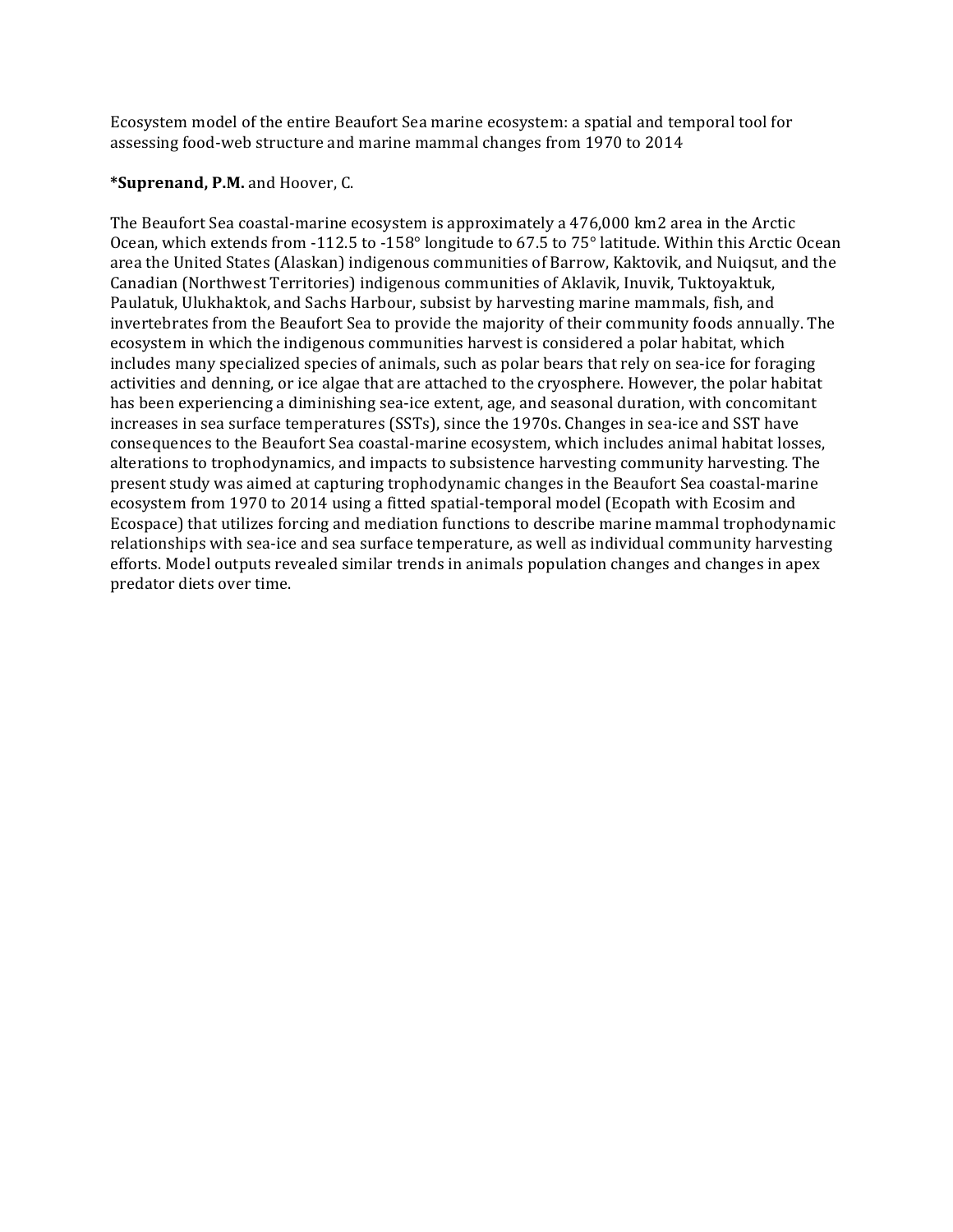Ecosystem model of the entire Beaufort Sea marine ecosystem: a spatial and temporal tool for assessing food-web structure and marine mammal changes from 1970 to 2014

***Suprenand, P.M.** and Hoover, C.

The Beaufort Sea coastal-marine ecosystem is approximately a 476,000 km2 area in the Arctic Ocean, which extends from -112.5 to -158° longitude to 67.5 to 75° latitude. Within this Arctic Ocean area the United States (Alaskan) indigenous communities of Barrow, Kaktovik, and Nuiqsut, and the Canadian (Northwest Territories) indigenous communities of Aklavik, Inuvik, Tuktoyaktuk, Paulatuk, Ulukhaktok, and Sachs Harbour, subsist by harvesting marine mammals, fish, and invertebrates from the Beaufort Sea to provide the majority of their community foods annually. The ecosystem in which the indigenous communities harvest is considered a polar habitat, which includes many specialized species of animals, such as polar bears that rely on sea-ice for foraging activities and denning, or ice algae that are attached to the cryosphere. However, the polar habitat has been experiencing a diminishing sea-ice extent, age, and seasonal duration, with concomitant increases in sea surface temperatures (SSTs), since the 1970s. Changes in sea-ice and SST have consequences to the Beaufort Sea coastal-marine ecosystem, which includes animal habitat losses, alterations to trophodynamics, and impacts to subsistence harvesting community harvesting. The present study was aimed at capturing trophodynamic changes in the Beaufort Sea coastal-marine ecosystem from 1970 to 2014 using a fitted spatial-temporal model (Ecopath with Ecosim and Ecospace) that utilizes forcing and mediation functions to describe marine mammal trophodynamic relationships with sea-ice and sea surface temperature, as well as individual community harvesting efforts. Model outputs revealed similar trends in animals population changes and changes in apex predator diets over time.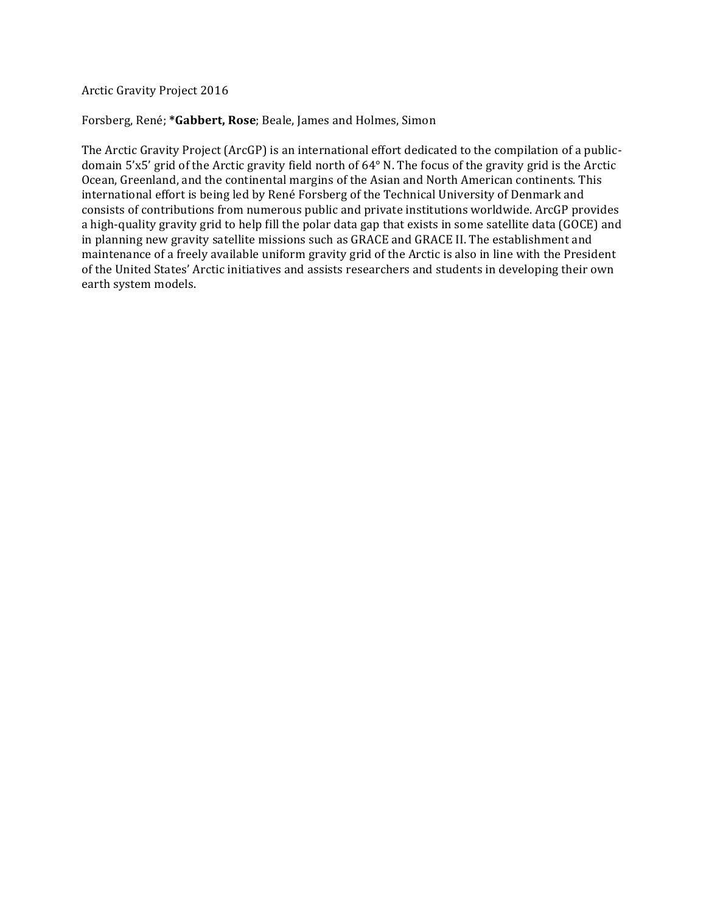Arctic Gravity Project 2016

Forsberg, René; ***Gabbert, Rose**; Beale, James and Holmes, Simon

The Arctic Gravity Project (ArcGP) is an international effort dedicated to the compilation of a public-domain 5'x5' grid of the Arctic gravity field north of 64° N. The focus of the gravity grid is the Arctic Ocean, Greenland, and the continental margins of the Asian and North American continents. This international effort is being led by René Forsberg of the Technical University of Denmark and consists of contributions from numerous public and private institutions worldwide. ArcGP provides a high-quality gravity grid to help fill the polar data gap that exists in some satellite data (GOCE) and in planning new gravity satellite missions such as GRACE and GRACE II. The establishment and maintenance of a freely available uniform gravity grid of the Arctic is also in line with the President of the United States' Arctic initiatives and assists researchers and students in developing their own earth system models.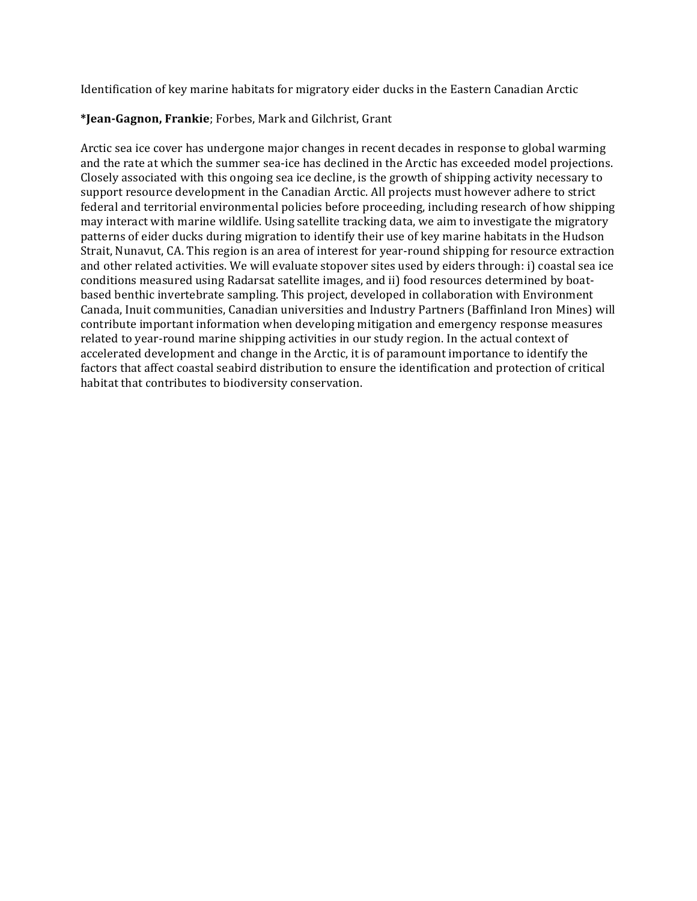Identification of key marine habitats for migratory eider ducks in the Eastern Canadian Arctic

***Jean-Gagnon, Frankie**; Forbes, Mark and Gilchrist, Grant

Arctic sea ice cover has undergone major changes in recent decades in response to global warming and the rate at which the summer sea-ice has declined in the Arctic has exceeded model projections. Closely associated with this ongoing sea ice decline, is the growth of shipping activity necessary to support resource development in the Canadian Arctic. All projects must however adhere to strict federal and territorial environmental policies before proceeding, including research of how shipping may interact with marine wildlife. Using satellite tracking data, we aim to investigate the migratory patterns of eider ducks during migration to identify their use of key marine habitats in the Hudson Strait, Nunavut, CA. This region is an area of interest for year-round shipping for resource extraction and other related activities. We will evaluate stopover sites used by eiders through: i) coastal sea ice conditions measured using Radarsat satellite images, and ii) food resources determined by boat-based benthic invertebrate sampling. This project, developed in collaboration with Environment Canada, Inuit communities, Canadian universities and Industry Partners (Baffinland Iron Mines) will contribute important information when developing mitigation and emergency response measures related to year-round marine shipping activities in our study region. In the actual context of accelerated development and change in the Arctic, it is of paramount importance to identify the factors that affect coastal seabird distribution to ensure the identification and protection of critical habitat that contributes to biodiversity conservation.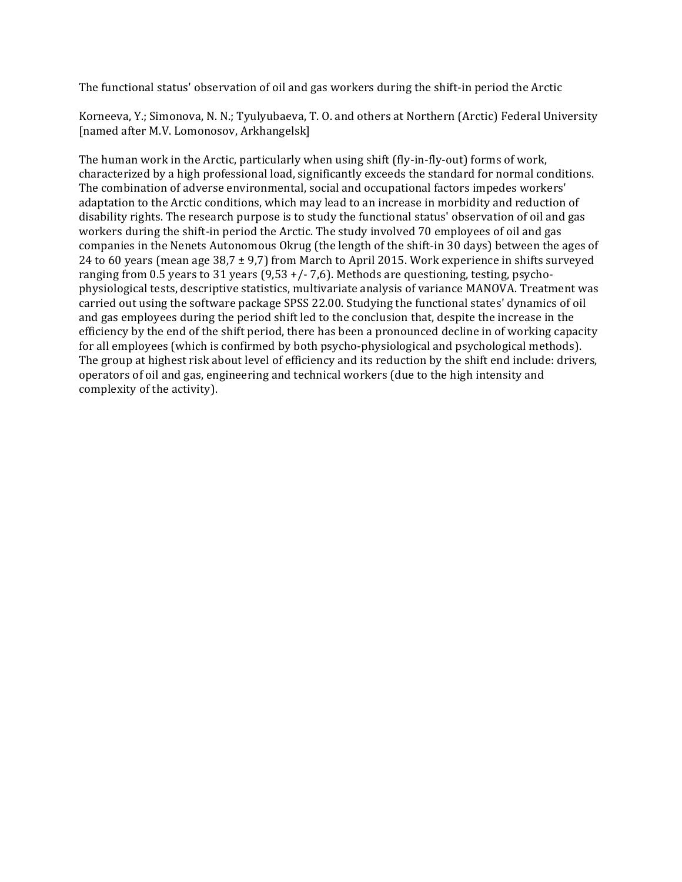The functional status' observation of oil and gas workers during the shift-in period the Arctic

Korneeva, Y.; Simonova, N. N.; Tyulyubaeva, T. O. and others at Northern (Arctic) Federal University [named after M.V. Lomonosov, Arkhangelsk]

The human work in the Arctic, particularly when using shift (fly-in-fly-out) forms of work, characterized by a high professional load, significantly exceeds the standard for normal conditions. The combination of adverse environmental, social and occupational factors impedes workers' adaptation to the Arctic conditions, which may lead to an increase in morbidity and reduction of disability rights. The research purpose is to study the functional status' observation of oil and gas workers during the shift-in period the Arctic. The study involved 70 employees of oil and gas companies in the Nenets Autonomous Okrug (the length of the shift-in 30 days) between the ages of 24 to 60 years (mean age 38,7 ± 9,7) from March to April 2015. Work experience in shifts surveyed ranging from 0.5 years to 31 years (9,53 +/- 7,6). Methods are questioning, testing, psycho-physiological tests, descriptive statistics, multivariate analysis of variance MANOVA. Treatment was carried out using the software package SPSS 22.00. Studying the functional states' dynamics of oil and gas employees during the period shift led to the conclusion that, despite the increase in the efficiency by the end of the shift period, there has been a pronounced decline in of working capacity for all employees (which is confirmed by both psycho-physiological and psychological methods). The group at highest risk about level of efficiency and its reduction by the shift end include: drivers, operators of oil and gas, engineering and technical workers (due to the high intensity and complexity of the activity).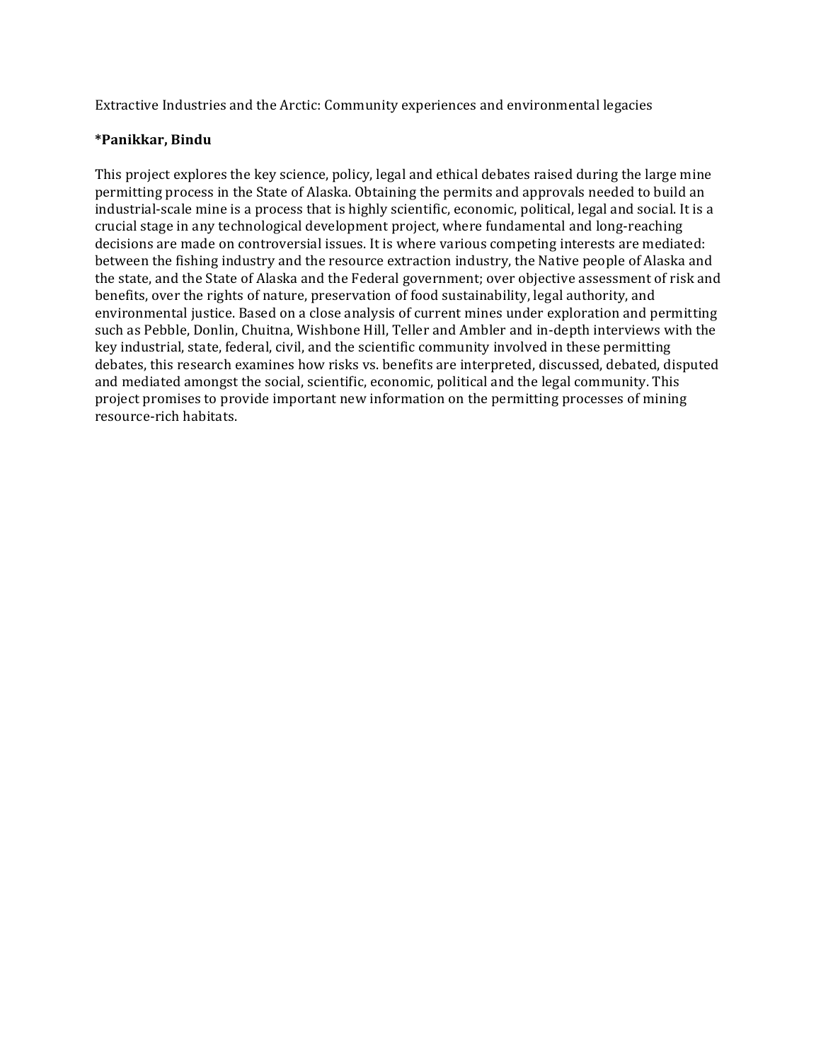Extractive Industries and the Arctic: Community experiences and environmental legacies

**\*Panikkar, Bindu**

This project explores the key science, policy, legal and ethical debates raised during the large mine permitting process in the State of Alaska. Obtaining the permits and approvals needed to build an industrial-scale mine is a process that is highly scientific, economic, political, legal and social. It is a crucial stage in any technological development project, where fundamental and long-reaching decisions are made on controversial issues. It is where various competing interests are mediated: between the fishing industry and the resource extraction industry, the Native people of Alaska and the state, and the State of Alaska and the Federal government; over objective assessment of risk and benefits, over the rights of nature, preservation of food sustainability, legal authority, and environmental justice. Based on a close analysis of current mines under exploration and permitting such as Pebble, Donlin, Chuitna, Wishbone Hill, Teller and Ambler and in-depth interviews with the key industrial, state, federal, civil, and the scientific community involved in these permitting debates, this research examines how risks vs. benefits are interpreted, discussed, debated, disputed and mediated amongst the social, scientific, economic, political and the legal community. This project promises to provide important new information on the permitting processes of mining resource-rich habitats.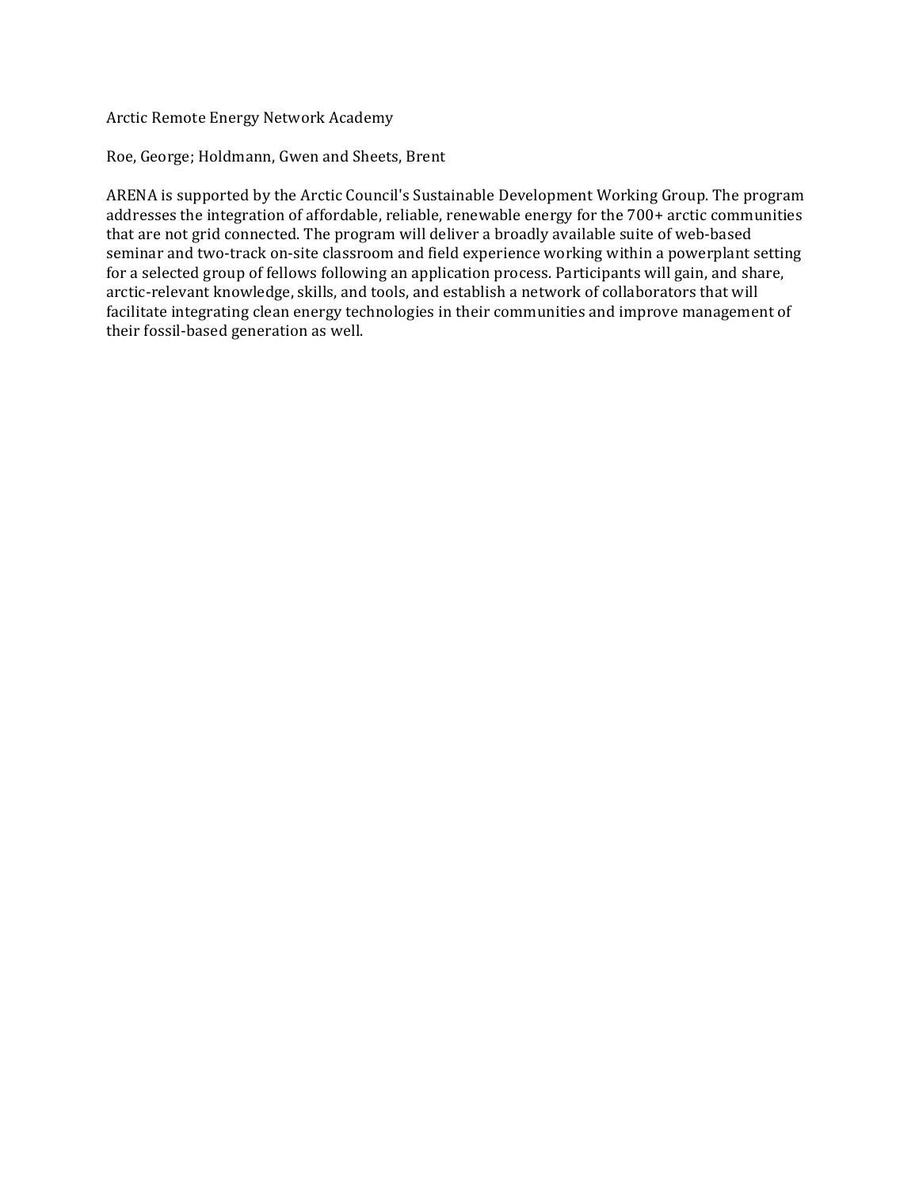# Arctic Remote Energy Network Academy

Roe, George; Holdmann, Gwen and Sheets, Brent

ARENA is supported by the Arctic Council's Sustainable Development Working Group. The program addresses the integration of affordable, reliable, renewable energy for the 700+ arctic communities that are not grid connected. The program will deliver a broadly available suite of web-based seminar and two-track on-site classroom and field experience working within a powerplant setting for a selected group of fellows following an application process. Participants will gain, and share, arctic-relevant knowledge, skills, and tools, and establish a network of collaborators that will facilitate integrating clean energy technologies in their communities and improve management of their fossil-based generation as well.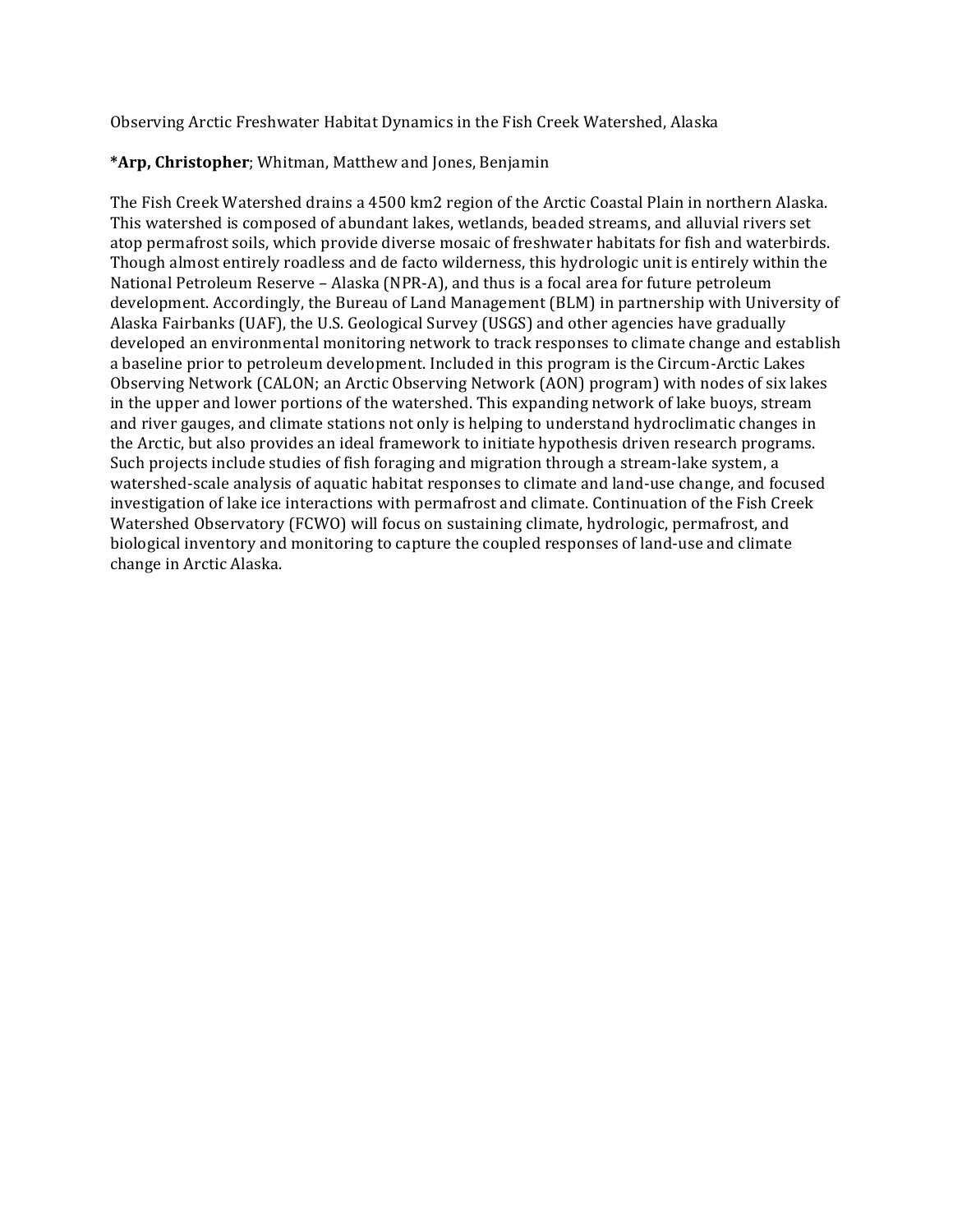Observing Arctic Freshwater Habitat Dynamics in the Fish Creek Watershed, Alaska

**\*Arp, Christopher**; Whitman, Matthew and Jones, Benjamin

The Fish Creek Watershed drains a 4500 km2 region of the Arctic Coastal Plain in northern Alaska. This watershed is composed of abundant lakes, wetlands, beaded streams, and alluvial rivers set atop permafrost soils, which provide diverse mosaic of freshwater habitats for fish and waterbirds. Though almost entirely roadless and de facto wilderness, this hydrologic unit is entirely within the National Petroleum Reserve – Alaska (NPR-A), and thus is a focal area for future petroleum development. Accordingly, the Bureau of Land Management (BLM) in partnership with University of Alaska Fairbanks (UAF), the U.S. Geological Survey (USGS) and other agencies have gradually developed an environmental monitoring network to track responses to climate change and establish a baseline prior to petroleum development. Included in this program is the Circum-Arctic Lakes Observing Network (CALON; an Arctic Observing Network (AON) program) with nodes of six lakes in the upper and lower portions of the watershed. This expanding network of lake buoys, stream and river gauges, and climate stations not only is helping to understand hydroclimatic changes in the Arctic, but also provides an ideal framework to initiate hypothesis driven research programs. Such projects include studies of fish foraging and migration through a stream-lake system, a watershed-scale analysis of aquatic habitat responses to climate and land-use change, and focused investigation of lake ice interactions with permafrost and climate. Continuation of the Fish Creek Watershed Observatory (FCWO) will focus on sustaining climate, hydrologic, permafrost, and biological inventory and monitoring to capture the coupled responses of land-use and climate change in Arctic Alaska.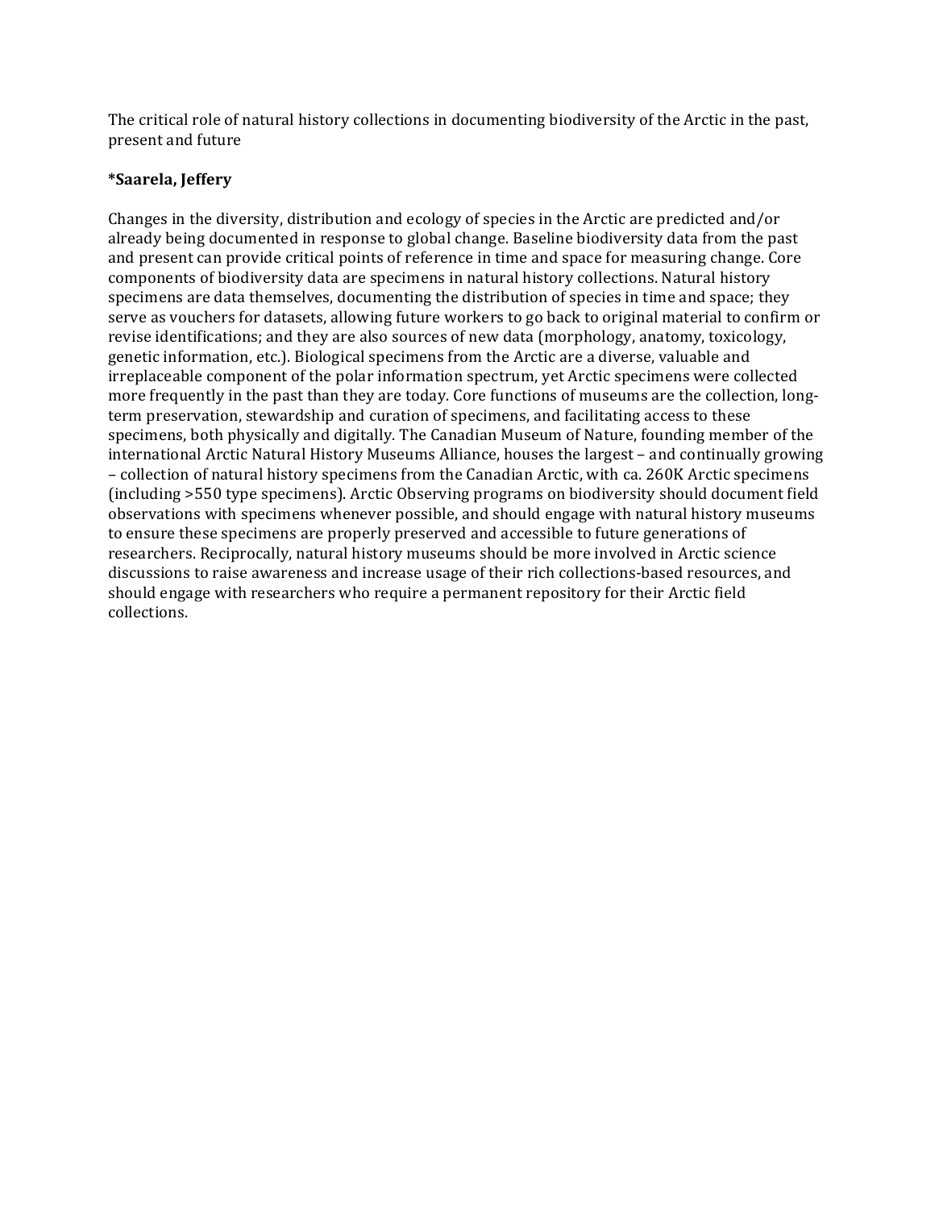The critical role of natural history collections in documenting biodiversity of the Arctic in the past, present and future

**\*Saarela, Jeffery**

Changes in the diversity, distribution and ecology of species in the Arctic are predicted and/or already being documented in response to global change. Baseline biodiversity data from the past and present can provide critical points of reference in time and space for measuring change. Core components of biodiversity data are specimens in natural history collections. Natural history specimens are data themselves, documenting the distribution of species in time and space; they serve as vouchers for datasets, allowing future workers to go back to original material to confirm or revise identifications; and they are also sources of new data (morphology, anatomy, toxicology, genetic information, etc.). Biological specimens from the Arctic are a diverse, valuable and irreplaceable component of the polar information spectrum, yet Arctic specimens were collected more frequently in the past than they are today. Core functions of museums are the collection, long-term preservation, stewardship and curation of specimens, and facilitating access to these specimens, both physically and digitally. The Canadian Museum of Nature, founding member of the international Arctic Natural History Museums Alliance, houses the largest – and continually growing – collection of natural history specimens from the Canadian Arctic, with ca. 260K Arctic specimens (including >550 type specimens). Arctic Observing programs on biodiversity should document field observations with specimens whenever possible, and should engage with natural history museums to ensure these specimens are properly preserved and accessible to future generations of researchers. Reciprocally, natural history museums should be more involved in Arctic science discussions to raise awareness and increase usage of their rich collections-based resources, and should engage with researchers who require a permanent repository for their Arctic field collections.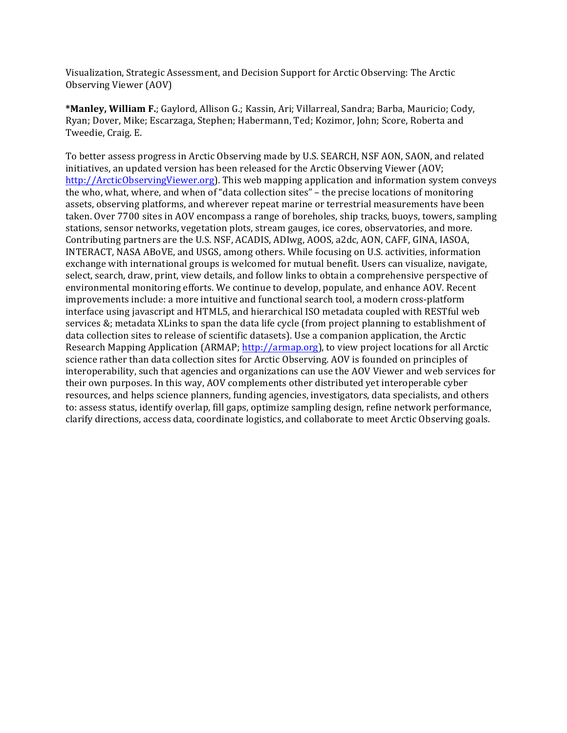Visualization, Strategic Assessment, and Decision Support for Arctic Observing: The Arctic Observing Viewer (AOV)

***Manley, William F.**; Gaylord, Allison G.; Kassin, Ari; Villarreal, Sandra; Barba, Mauricio; Cody, Ryan; Dover, Mike; Escarzaga, Stephen; Habermann, Ted; Kozimor, John; Score, Roberta and Tweedie, Craig. E.

To better assess progress in Arctic Observing made by U.S. SEARCH, NSF AON, SAON, and related initiatives, an updated version has been released for the Arctic Observing Viewer (AOV; http://ArcticObservingViewer.org). This web mapping application and information system conveys the who, what, where, and when of "data collection sites" – the precise locations of monitoring assets, observing platforms, and wherever repeat marine or terrestrial measurements have been taken. Over 7700 sites in AOV encompass a range of boreholes, ship tracks, buoys, towers, sampling stations, sensor networks, vegetation plots, stream gauges, ice cores, observatories, and more. Contributing partners are the U.S. NSF, ACADIS, ADIwg, AOOS, a2dc, AON, CAFF, GINA, IASOA, INTERACT, NASA ABoVE, and USGS, among others. While focusing on U.S. activities, information exchange with international groups is welcomed for mutual benefit. Users can visualize, navigate, select, search, draw, print, view details, and follow links to obtain a comprehensive perspective of environmental monitoring efforts. We continue to develop, populate, and enhance AOV. Recent improvements include: a more intuitive and functional search tool, a modern cross-platform interface using javascript and HTML5, and hierarchical ISO metadata coupled with RESTful web services &; metadata XLinks to span the data life cycle (from project planning to establishment of data collection sites to release of scientific datasets). Use a companion application, the Arctic Research Mapping Application (ARMAP; http://armap.org), to view project locations for all Arctic science rather than data collection sites for Arctic Observing. AOV is founded on principles of interoperability, such that agencies and organizations can use the AOV Viewer and web services for their own purposes. In this way, AOV complements other distributed yet interoperable cyber resources, and helps science planners, funding agencies, investigators, data specialists, and others to: assess status, identify overlap, fill gaps, optimize sampling design, refine network performance, clarify directions, access data, coordinate logistics, and collaborate to meet Arctic Observing goals.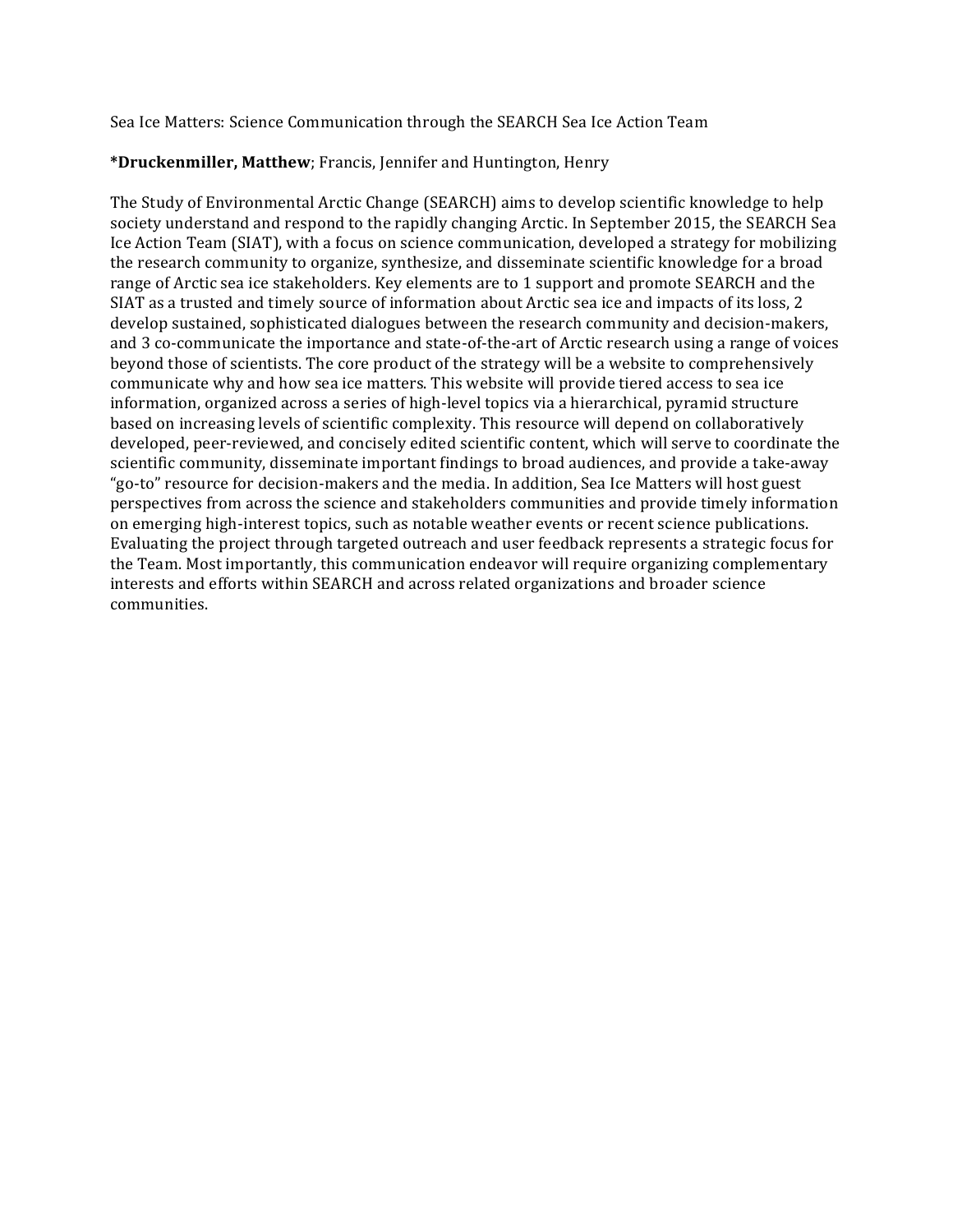Sea Ice Matters: Science Communication through the SEARCH Sea Ice Action Team

***Druckenmiller, Matthew**; Francis, Jennifer and Huntington, Henry

The Study of Environmental Arctic Change (SEARCH) aims to develop scientific knowledge to help society understand and respond to the rapidly changing Arctic. In September 2015, the SEARCH Sea Ice Action Team (SIAT), with a focus on science communication, developed a strategy for mobilizing the research community to organize, synthesize, and disseminate scientific knowledge for a broad range of Arctic sea ice stakeholders. Key elements are to 1 support and promote SEARCH and the SIAT as a trusted and timely source of information about Arctic sea ice and impacts of its loss, 2 develop sustained, sophisticated dialogues between the research community and decision-makers, and 3 co-communicate the importance and state-of-the-art of Arctic research using a range of voices beyond those of scientists. The core product of the strategy will be a website to comprehensively communicate why and how sea ice matters. This website will provide tiered access to sea ice information, organized across a series of high-level topics via a hierarchical, pyramid structure based on increasing levels of scientific complexity. This resource will depend on collaboratively developed, peer-reviewed, and concisely edited scientific content, which will serve to coordinate the scientific community, disseminate important findings to broad audiences, and provide a take-away "go-to" resource for decision-makers and the media. In addition, Sea Ice Matters will host guest perspectives from across the science and stakeholders communities and provide timely information on emerging high-interest topics, such as notable weather events or recent science publications. Evaluating the project through targeted outreach and user feedback represents a strategic focus for the Team. Most importantly, this communication endeavor will require organizing complementary interests and efforts within SEARCH and across related organizations and broader science communities.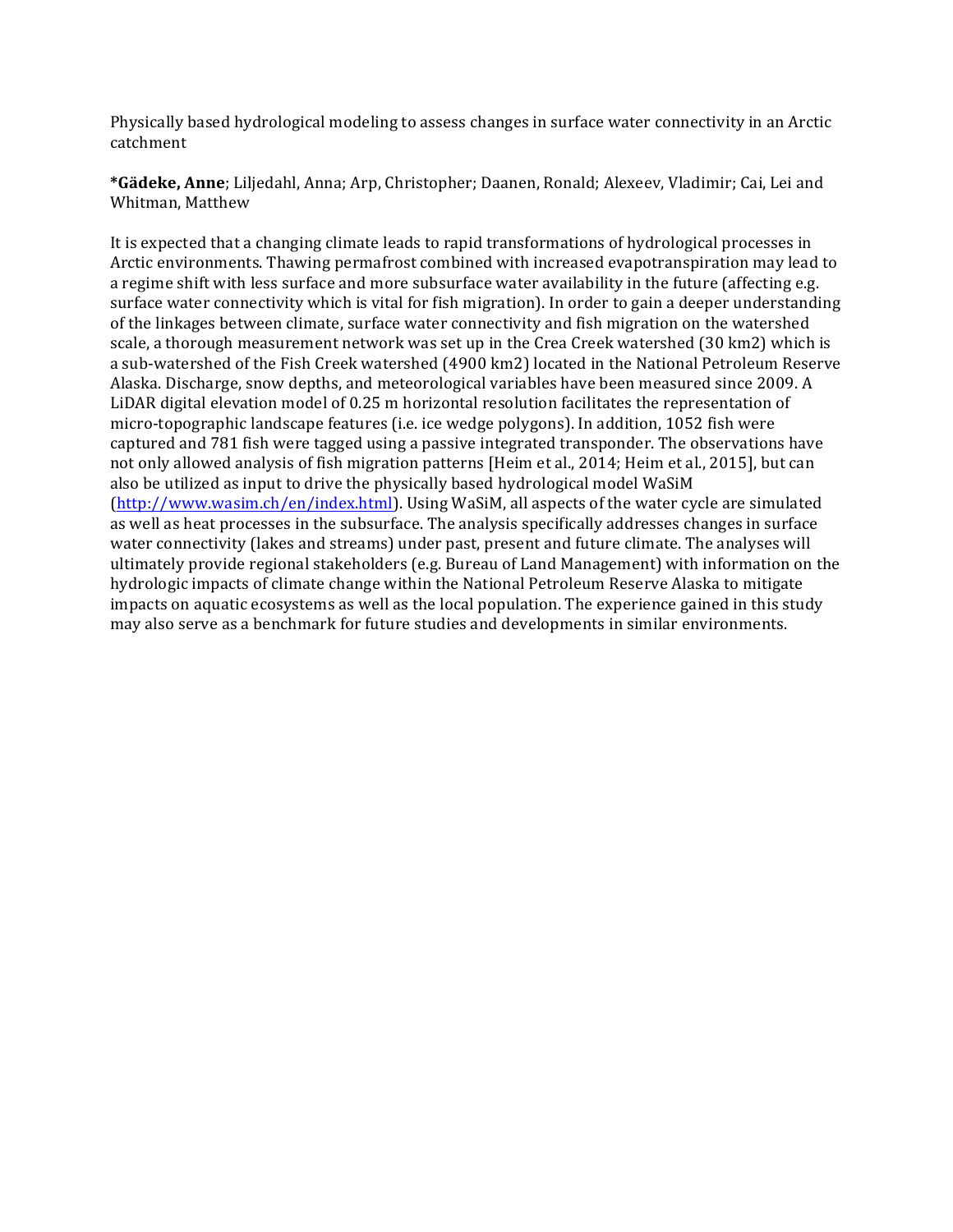Physically based hydrological modeling to assess changes in surface water connectivity in an Arctic catchment

**\*Gädeke, Anne**; Liljedahl, Anna; Arp, Christopher; Daanen, Ronald; Alexeev, Vladimir; Cai, Lei and Whitman, Matthew

It is expected that a changing climate leads to rapid transformations of hydrological processes in Arctic environments. Thawing permafrost combined with increased evapotranspiration may lead to a regime shift with less surface and more subsurface water availability in the future (affecting e.g. surface water connectivity which is vital for fish migration). In order to gain a deeper understanding of the linkages between climate, surface water connectivity and fish migration on the watershed scale, a thorough measurement network was set up in the Crea Creek watershed (30 km2) which is a sub-watershed of the Fish Creek watershed (4900 km2) located in the National Petroleum Reserve Alaska. Discharge, snow depths, and meteorological variables have been measured since 2009. A LiDAR digital elevation model of 0.25 m horizontal resolution facilitates the representation of micro-topographic landscape features (i.e. ice wedge polygons). In addition, 1052 fish were captured and 781 fish were tagged using a passive integrated transponder. The observations have not only allowed analysis of fish migration patterns [Heim et al., 2014; Heim et al., 2015], but can also be utilized as input to drive the physically based hydrological model WaSiM (http://www.wasim.ch/en/index.html). Using WaSiM, all aspects of the water cycle are simulated as well as heat processes in the subsurface. The analysis specifically addresses changes in surface water connectivity (lakes and streams) under past, present and future climate. The analyses will ultimately provide regional stakeholders (e.g. Bureau of Land Management) with information on the hydrologic impacts of climate change within the National Petroleum Reserve Alaska to mitigate impacts on aquatic ecosystems as well as the local population. The experience gained in this study may also serve as a benchmark for future studies and developments in similar environments.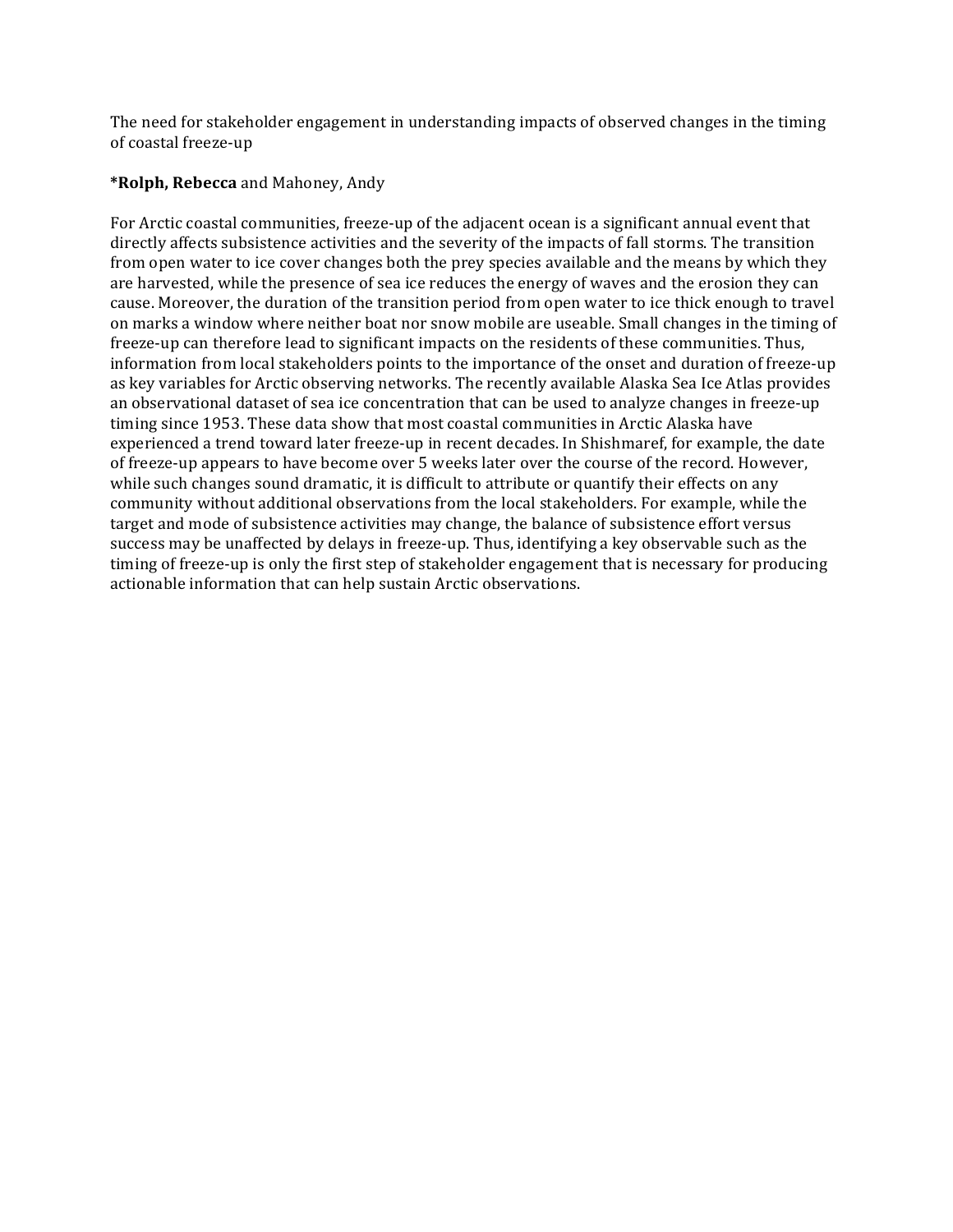The need for stakeholder engagement in understanding impacts of observed changes in the timing of coastal freeze-up

***Rolph, Rebecca** and Mahoney, Andy

For Arctic coastal communities, freeze-up of the adjacent ocean is a significant annual event that directly affects subsistence activities and the severity of the impacts of fall storms. The transition from open water to ice cover changes both the prey species available and the means by which they are harvested, while the presence of sea ice reduces the energy of waves and the erosion they can cause. Moreover, the duration of the transition period from open water to ice thick enough to travel on marks a window where neither boat nor snow mobile are useable. Small changes in the timing of freeze-up can therefore lead to significant impacts on the residents of these communities. Thus, information from local stakeholders points to the importance of the onset and duration of freeze-up as key variables for Arctic observing networks. The recently available Alaska Sea Ice Atlas provides an observational dataset of sea ice concentration that can be used to analyze changes in freeze-up timing since 1953. These data show that most coastal communities in Arctic Alaska have experienced a trend toward later freeze-up in recent decades. In Shishmaref, for example, the date of freeze-up appears to have become over 5 weeks later over the course of the record. However, while such changes sound dramatic, it is difficult to attribute or quantify their effects on any community without additional observations from the local stakeholders. For example, while the target and mode of subsistence activities may change, the balance of subsistence effort versus success may be unaffected by delays in freeze-up. Thus, identifying a key observable such as the timing of freeze-up is only the first step of stakeholder engagement that is necessary for producing actionable information that can help sustain Arctic observations.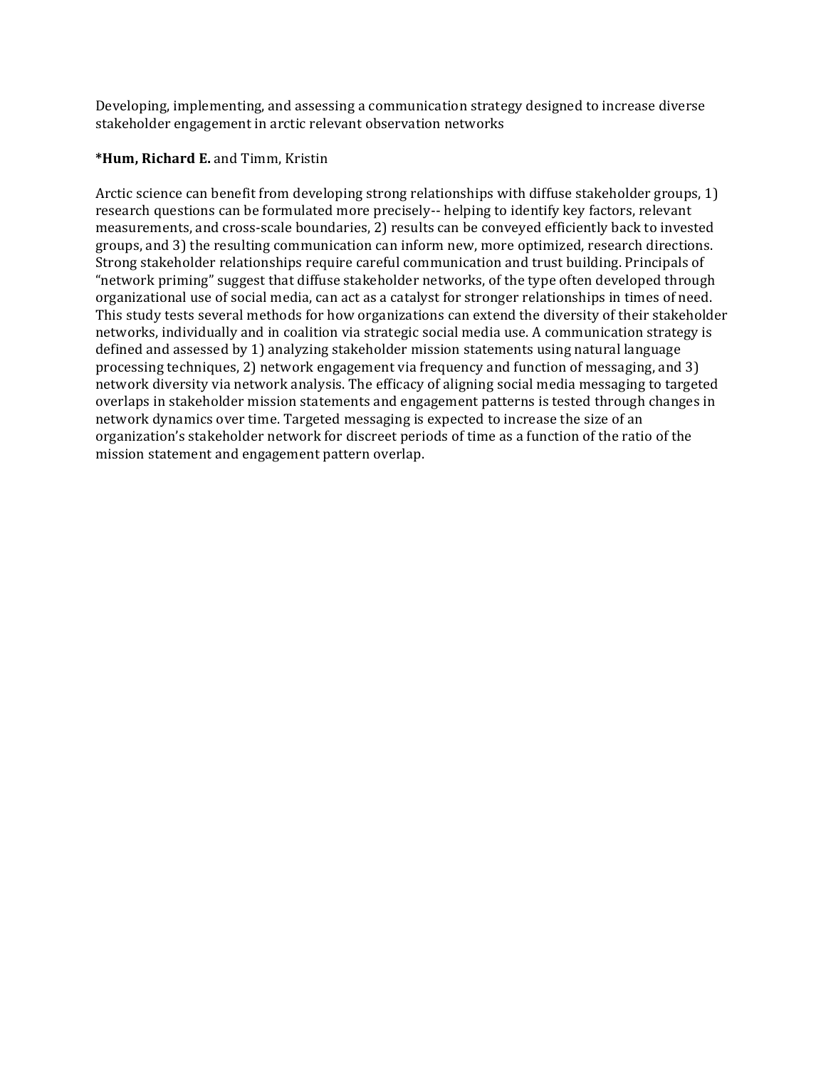Developing, implementing, and assessing a communication strategy designed to increase diverse stakeholder engagement in arctic relevant observation networks

***Hum, Richard E.** and Timm, Kristin

Arctic science can benefit from developing strong relationships with diffuse stakeholder groups, 1) research questions can be formulated more precisely-- helping to identify key factors, relevant measurements, and cross-scale boundaries, 2) results can be conveyed efficiently back to invested groups, and 3) the resulting communication can inform new, more optimized, research directions. Strong stakeholder relationships require careful communication and trust building. Principals of "network priming" suggest that diffuse stakeholder networks, of the type often developed through organizational use of social media, can act as a catalyst for stronger relationships in times of need. This study tests several methods for how organizations can extend the diversity of their stakeholder networks, individually and in coalition via strategic social media use. A communication strategy is defined and assessed by 1) analyzing stakeholder mission statements using natural language processing techniques, 2) network engagement via frequency and function of messaging, and 3) network diversity via network analysis. The efficacy of aligning social media messaging to targeted overlaps in stakeholder mission statements and engagement patterns is tested through changes in network dynamics over time. Targeted messaging is expected to increase the size of an organization's stakeholder network for discreet periods of time as a function of the ratio of the mission statement and engagement pattern overlap.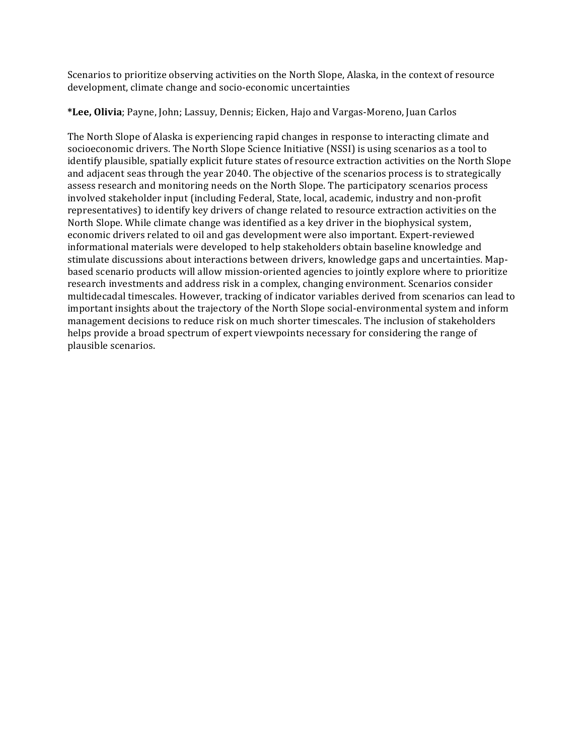Scenarios to prioritize observing activities on the North Slope, Alaska, in the context of resource development, climate change and socio-economic uncertainties

***Lee, Olivia**; Payne, John; Lassuy, Dennis; Eicken, Hajo and Vargas-Moreno, Juan Carlos

The North Slope of Alaska is experiencing rapid changes in response to interacting climate and socioeconomic drivers. The North Slope Science Initiative (NSSI) is using scenarios as a tool to identify plausible, spatially explicit future states of resource extraction activities on the North Slope and adjacent seas through the year 2040. The objective of the scenarios process is to strategically assess research and monitoring needs on the North Slope. The participatory scenarios process involved stakeholder input (including Federal, State, local, academic, industry and non-profit representatives) to identify key drivers of change related to resource extraction activities on the North Slope. While climate change was identified as a key driver in the biophysical system, economic drivers related to oil and gas development were also important. Expert-reviewed informational materials were developed to help stakeholders obtain baseline knowledge and stimulate discussions about interactions between drivers, knowledge gaps and uncertainties. Map-based scenario products will allow mission-oriented agencies to jointly explore where to prioritize research investments and address risk in a complex, changing environment. Scenarios consider multidecadal timescales. However, tracking of indicator variables derived from scenarios can lead to important insights about the trajectory of the North Slope social-environmental system and inform management decisions to reduce risk on much shorter timescales. The inclusion of stakeholders helps provide a broad spectrum of expert viewpoints necessary for considering the range of plausible scenarios.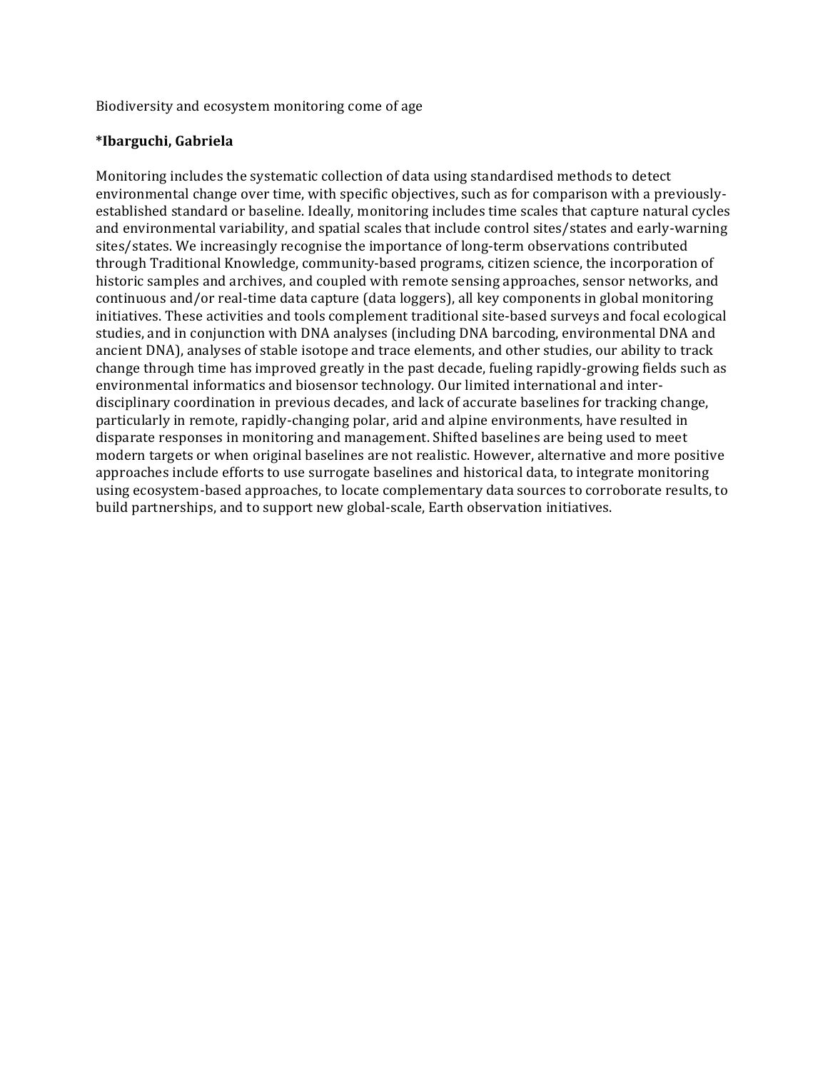Biodiversity and ecosystem monitoring come of age

**\*Ibarguchi, Gabriela**

Monitoring includes the systematic collection of data using standardised methods to detect environmental change over time, with specific objectives, such as for comparison with a previously-established standard or baseline. Ideally, monitoring includes time scales that capture natural cycles and environmental variability, and spatial scales that include control sites/states and early-warning sites/states. We increasingly recognise the importance of long-term observations contributed through Traditional Knowledge, community-based programs, citizen science, the incorporation of historic samples and archives, and coupled with remote sensing approaches, sensor networks, and continuous and/or real-time data capture (data loggers), all key components in global monitoring initiatives. These activities and tools complement traditional site-based surveys and focal ecological studies, and in conjunction with DNA analyses (including DNA barcoding, environmental DNA and ancient DNA), analyses of stable isotope and trace elements, and other studies, our ability to track change through time has improved greatly in the past decade, fueling rapidly-growing fields such as environmental informatics and biosensor technology. Our limited international and inter-disciplinary coordination in previous decades, and lack of accurate baselines for tracking change, particularly in remote, rapidly-changing polar, arid and alpine environments, have resulted in disparate responses in monitoring and management. Shifted baselines are being used to meet modern targets or when original baselines are not realistic. However, alternative and more positive approaches include efforts to use surrogate baselines and historical data, to integrate monitoring using ecosystem-based approaches, to locate complementary data sources to corroborate results, to build partnerships, and to support new global-scale, Earth observation initiatives.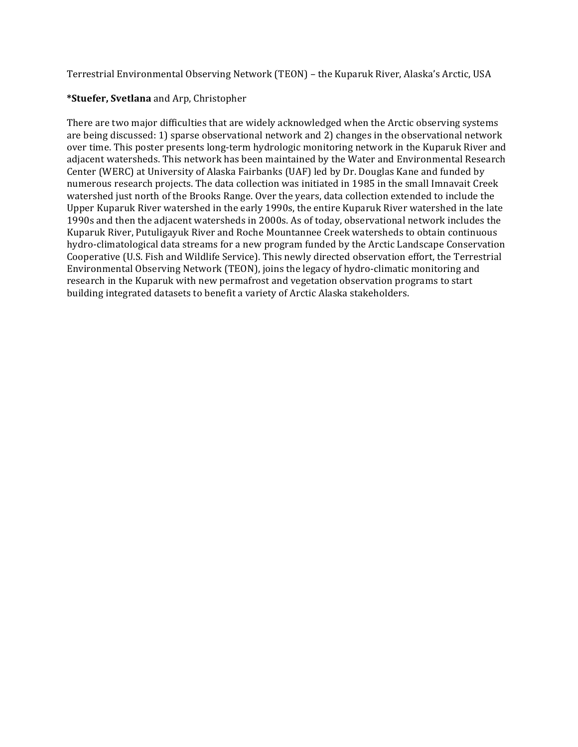Terrestrial Environmental Observing Network (TEON) – the Kuparuk River, Alaska's Arctic, USA

***Stuefer, Svetlana** and Arp, Christopher

There are two major difficulties that are widely acknowledged when the Arctic observing systems are being discussed: 1) sparse observational network and 2) changes in the observational network over time. This poster presents long-term hydrologic monitoring network in the Kuparuk River and adjacent watersheds. This network has been maintained by the Water and Environmental Research Center (WERC) at University of Alaska Fairbanks (UAF) led by Dr. Douglas Kane and funded by numerous research projects. The data collection was initiated in 1985 in the small Imnavait Creek watershed just north of the Brooks Range. Over the years, data collection extended to include the Upper Kuparuk River watershed in the early 1990s, the entire Kuparuk River watershed in the late 1990s and then the adjacent watersheds in 2000s. As of today, observational network includes the Kuparuk River, Putuligayuk River and Roche Mountannee Creek watersheds to obtain continuous hydro-climatological data streams for a new program funded by the Arctic Landscape Conservation Cooperative (U.S. Fish and Wildlife Service). This newly directed observation effort, the Terrestrial Environmental Observing Network (TEON), joins the legacy of hydro-climatic monitoring and research in the Kuparuk with new permafrost and vegetation observation programs to start building integrated datasets to benefit a variety of Arctic Alaska stakeholders.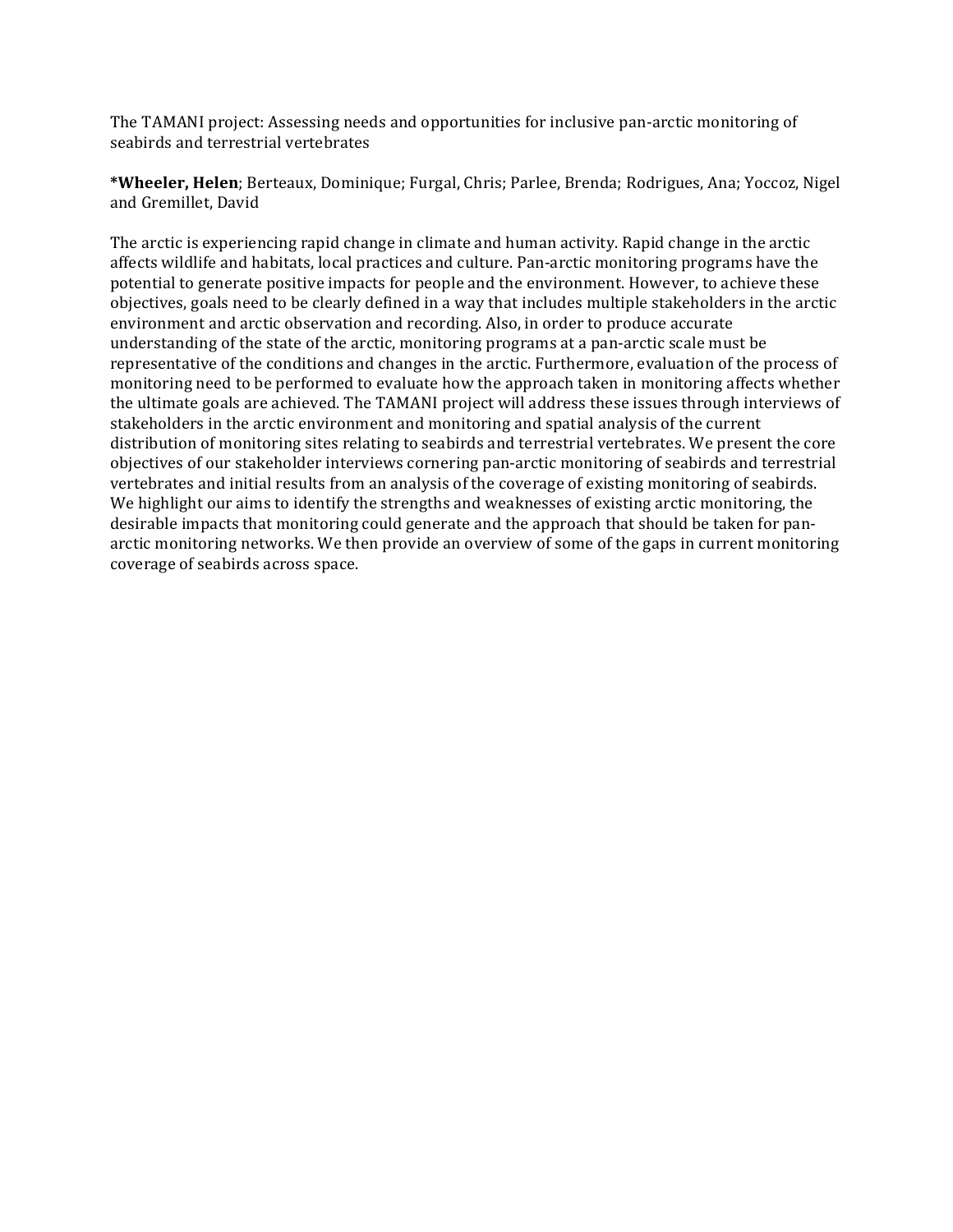The TAMANI project: Assessing needs and opportunities for inclusive pan-arctic monitoring of seabirds and terrestrial vertebrates

***Wheeler, Helen**; Berteaux, Dominique; Furgal, Chris; Parlee, Brenda; Rodrigues, Ana; Yoccoz, Nigel and Gremillet, David

The arctic is experiencing rapid change in climate and human activity. Rapid change in the arctic affects wildlife and habitats, local practices and culture. Pan-arctic monitoring programs have the potential to generate positive impacts for people and the environment. However, to achieve these objectives, goals need to be clearly defined in a way that includes multiple stakeholders in the arctic environment and arctic observation and recording. Also, in order to produce accurate understanding of the state of the arctic, monitoring programs at a pan-arctic scale must be representative of the conditions and changes in the arctic. Furthermore, evaluation of the process of monitoring need to be performed to evaluate how the approach taken in monitoring affects whether the ultimate goals are achieved. The TAMANI project will address these issues through interviews of stakeholders in the arctic environment and monitoring and spatial analysis of the current distribution of monitoring sites relating to seabirds and terrestrial vertebrates. We present the core objectives of our stakeholder interviews cornering pan-arctic monitoring of seabirds and terrestrial vertebrates and initial results from an analysis of the coverage of existing monitoring of seabirds. We highlight our aims to identify the strengths and weaknesses of existing arctic monitoring, the desirable impacts that monitoring could generate and the approach that should be taken for pan-arctic monitoring networks. We then provide an overview of some of the gaps in current monitoring coverage of seabirds across space.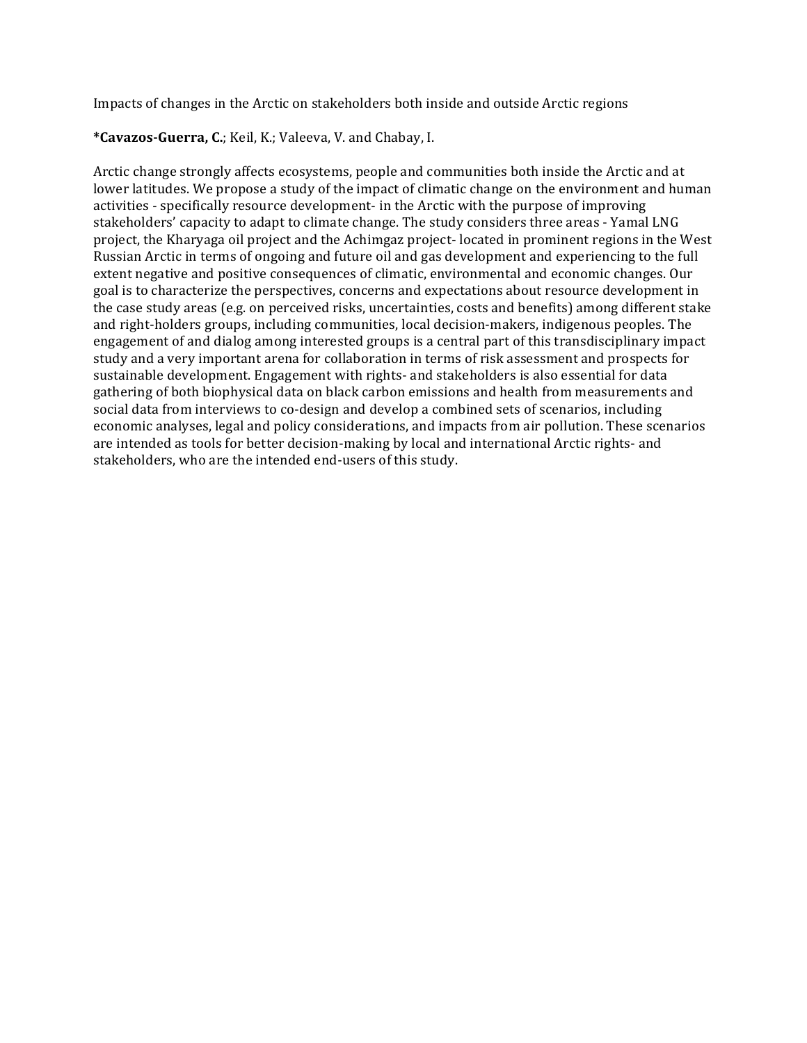Impacts of changes in the Arctic on stakeholders both inside and outside Arctic regions

***Cavazos-Guerra, C.**; Keil, K.; Valeeva, V. and Chabay, I.

Arctic change strongly affects ecosystems, people and communities both inside the Arctic and at lower latitudes. We propose a study of the impact of climatic change on the environment and human activities - specifically resource development- in the Arctic with the purpose of improving stakeholders' capacity to adapt to climate change. The study considers three areas - Yamal LNG project, the Kharyaga oil project and the Achimgaz project- located in prominent regions in the West Russian Arctic in terms of ongoing and future oil and gas development and experiencing to the full extent negative and positive consequences of climatic, environmental and economic changes. Our goal is to characterize the perspectives, concerns and expectations about resource development in the case study areas (e.g. on perceived risks, uncertainties, costs and benefits) among different stake and right-holders groups, including communities, local decision-makers, indigenous peoples. The engagement of and dialog among interested groups is a central part of this transdisciplinary impact study and a very important arena for collaboration in terms of risk assessment and prospects for sustainable development. Engagement with rights- and stakeholders is also essential for data gathering of both biophysical data on black carbon emissions and health from measurements and social data from interviews to co-design and develop a combined sets of scenarios, including economic analyses, legal and policy considerations, and impacts from air pollution. These scenarios are intended as tools for better decision-making by local and international Arctic rights- and stakeholders, who are the intended end-users of this study.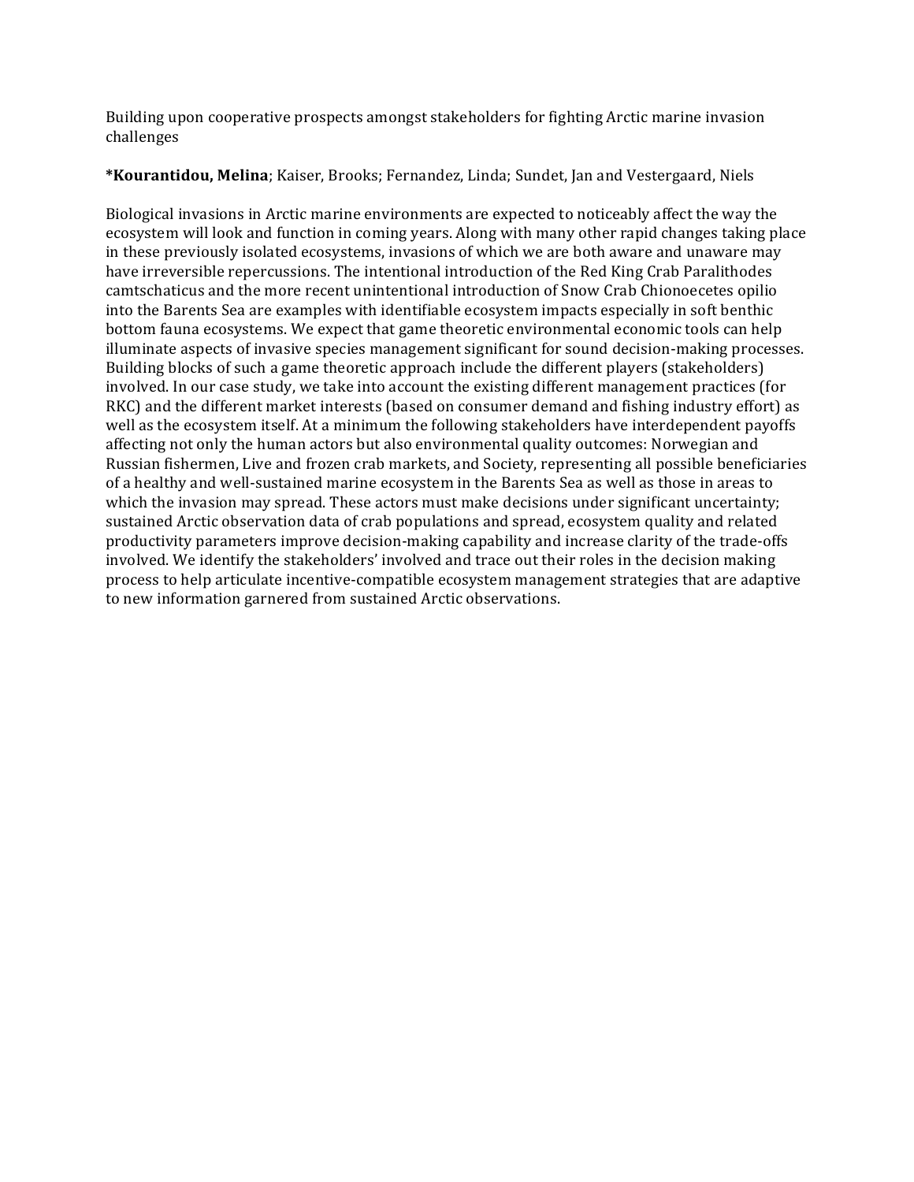Building upon cooperative prospects amongst stakeholders for fighting Arctic marine invasion challenges

***Kourantidou, Melina**; Kaiser, Brooks; Fernandez, Linda; Sundet, Jan and Vestergaard, Niels

Biological invasions in Arctic marine environments are expected to noticeably affect the way the ecosystem will look and function in coming years. Along with many other rapid changes taking place in these previously isolated ecosystems, invasions of which we are both aware and unaware may have irreversible repercussions. The intentional introduction of the Red King Crab Paralithodes camtschaticus and the more recent unintentional introduction of Snow Crab Chionoecetes opilio into the Barents Sea are examples with identifiable ecosystem impacts especially in soft benthic bottom fauna ecosystems. We expect that game theoretic environmental economic tools can help illuminate aspects of invasive species management significant for sound decision-making processes. Building blocks of such a game theoretic approach include the different players (stakeholders) involved. In our case study, we take into account the existing different management practices (for RKC) and the different market interests (based on consumer demand and fishing industry effort) as well as the ecosystem itself. At a minimum the following stakeholders have interdependent payoffs affecting not only the human actors but also environmental quality outcomes: Norwegian and Russian fishermen, Live and frozen crab markets, and Society, representing all possible beneficiaries of a healthy and well-sustained marine ecosystem in the Barents Sea as well as those in areas to which the invasion may spread. These actors must make decisions under significant uncertainty; sustained Arctic observation data of crab populations and spread, ecosystem quality and related productivity parameters improve decision-making capability and increase clarity of the trade-offs involved. We identify the stakeholders' involved and trace out their roles in the decision making process to help articulate incentive-compatible ecosystem management strategies that are adaptive to new information garnered from sustained Arctic observations.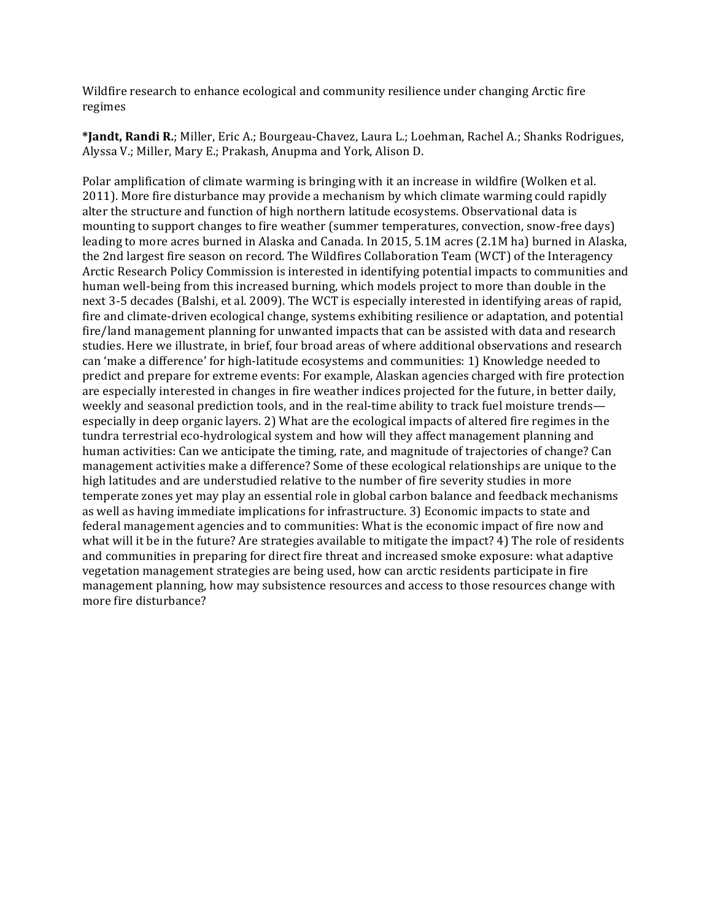Wildfire research to enhance ecological and community resilience under changing Arctic fire regimes

***Jandt, Randi R.**; Miller, Eric A.; Bourgeau-Chavez, Laura L.; Loehman, Rachel A.; Shanks Rodrigues, Alyssa V.; Miller, Mary E.; Prakash, Anupma and York, Alison D.

Polar amplification of climate warming is bringing with it an increase in wildfire (Wolken et al. 2011). More fire disturbance may provide a mechanism by which climate warming could rapidly alter the structure and function of high northern latitude ecosystems. Observational data is mounting to support changes to fire weather (summer temperatures, convection, snow-free days) leading to more acres burned in Alaska and Canada. In 2015, 5.1M acres (2.1M ha) burned in Alaska, the 2nd largest fire season on record. The Wildfires Collaboration Team (WCT) of the Interagency Arctic Research Policy Commission is interested in identifying potential impacts to communities and human well-being from this increased burning, which models project to more than double in the next 3-5 decades (Balshi, et al. 2009). The WCT is especially interested in identifying areas of rapid, fire and climate-driven ecological change, systems exhibiting resilience or adaptation, and potential fire/land management planning for unwanted impacts that can be assisted with data and research studies. Here we illustrate, in brief, four broad areas of where additional observations and research can 'make a difference' for high-latitude ecosystems and communities: 1) Knowledge needed to predict and prepare for extreme events: For example, Alaskan agencies charged with fire protection are especially interested in changes in fire weather indices projected for the future, in better daily, weekly and seasonal prediction tools, and in the real-time ability to track fuel moisture trends—especially in deep organic layers. 2) What are the ecological impacts of altered fire regimes in the tundra terrestrial eco-hydrological system and how will they affect management planning and human activities: Can we anticipate the timing, rate, and magnitude of trajectories of change? Can management activities make a difference? Some of these ecological relationships are unique to the high latitudes and are understudied relative to the number of fire severity studies in more temperate zones yet may play an essential role in global carbon balance and feedback mechanisms as well as having immediate implications for infrastructure. 3) Economic impacts to state and federal management agencies and to communities: What is the economic impact of fire now and what will it be in the future? Are strategies available to mitigate the impact? 4) The role of residents and communities in preparing for direct fire threat and increased smoke exposure: what adaptive vegetation management strategies are being used, how can arctic residents participate in fire management planning, how may subsistence resources and access to those resources change with more fire disturbance?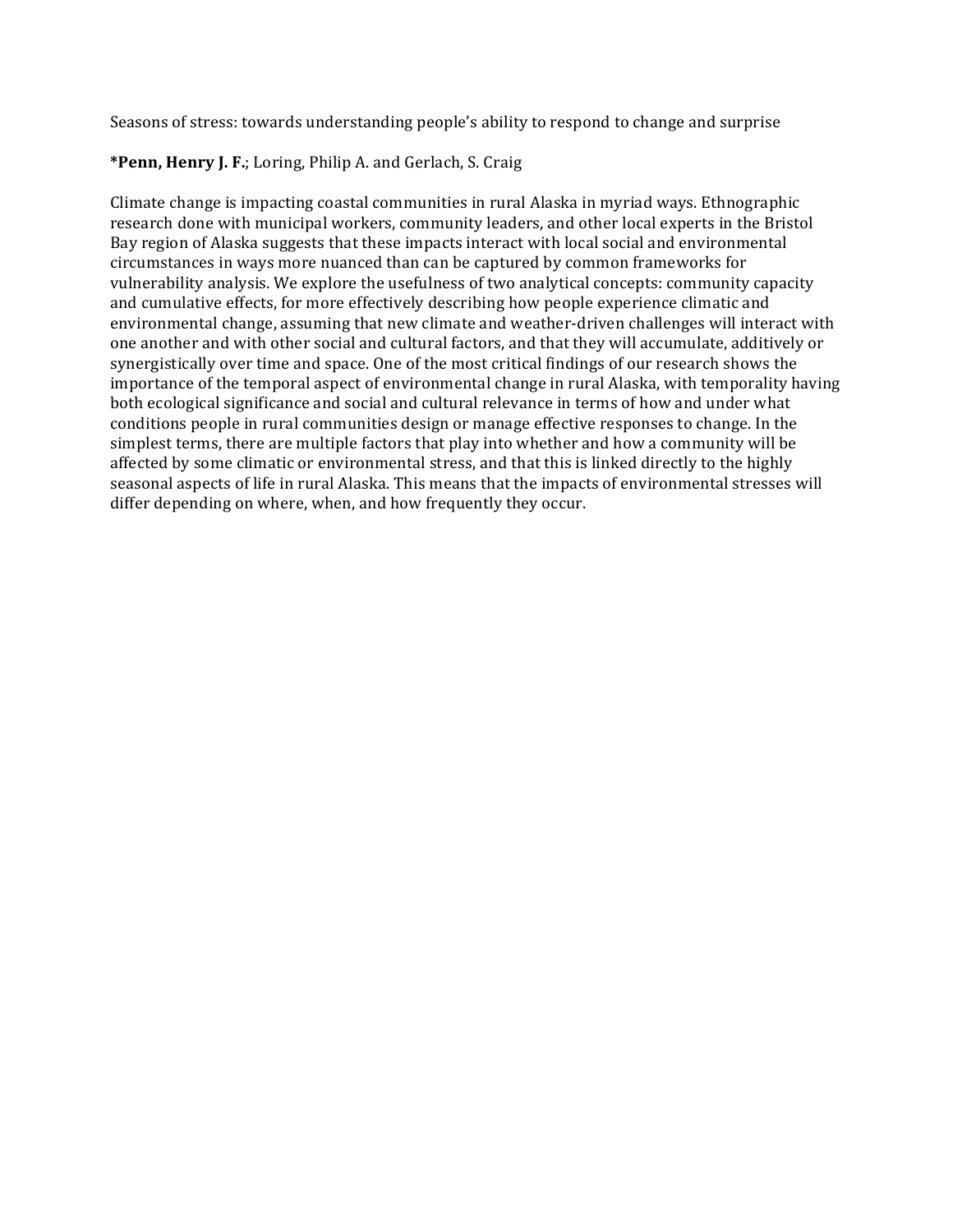Seasons of stress: towards understanding people's ability to respond to change and surprise

***Penn, Henry J. F.**; Loring, Philip A. and Gerlach, S. Craig

Climate change is impacting coastal communities in rural Alaska in myriad ways. Ethnographic research done with municipal workers, community leaders, and other local experts in the Bristol Bay region of Alaska suggests that these impacts interact with local social and environmental circumstances in ways more nuanced than can be captured by common frameworks for vulnerability analysis. We explore the usefulness of two analytical concepts: community capacity and cumulative effects, for more effectively describing how people experience climatic and environmental change, assuming that new climate and weather-driven challenges will interact with one another and with other social and cultural factors, and that they will accumulate, additively or synergistically over time and space. One of the most critical findings of our research shows the importance of the temporal aspect of environmental change in rural Alaska, with temporality having both ecological significance and social and cultural relevance in terms of how and under what conditions people in rural communities design or manage effective responses to change. In the simplest terms, there are multiple factors that play into whether and how a community will be affected by some climatic or environmental stress, and that this is linked directly to the highly seasonal aspects of life in rural Alaska. This means that the impacts of environmental stresses will differ depending on where, when, and how frequently they occur.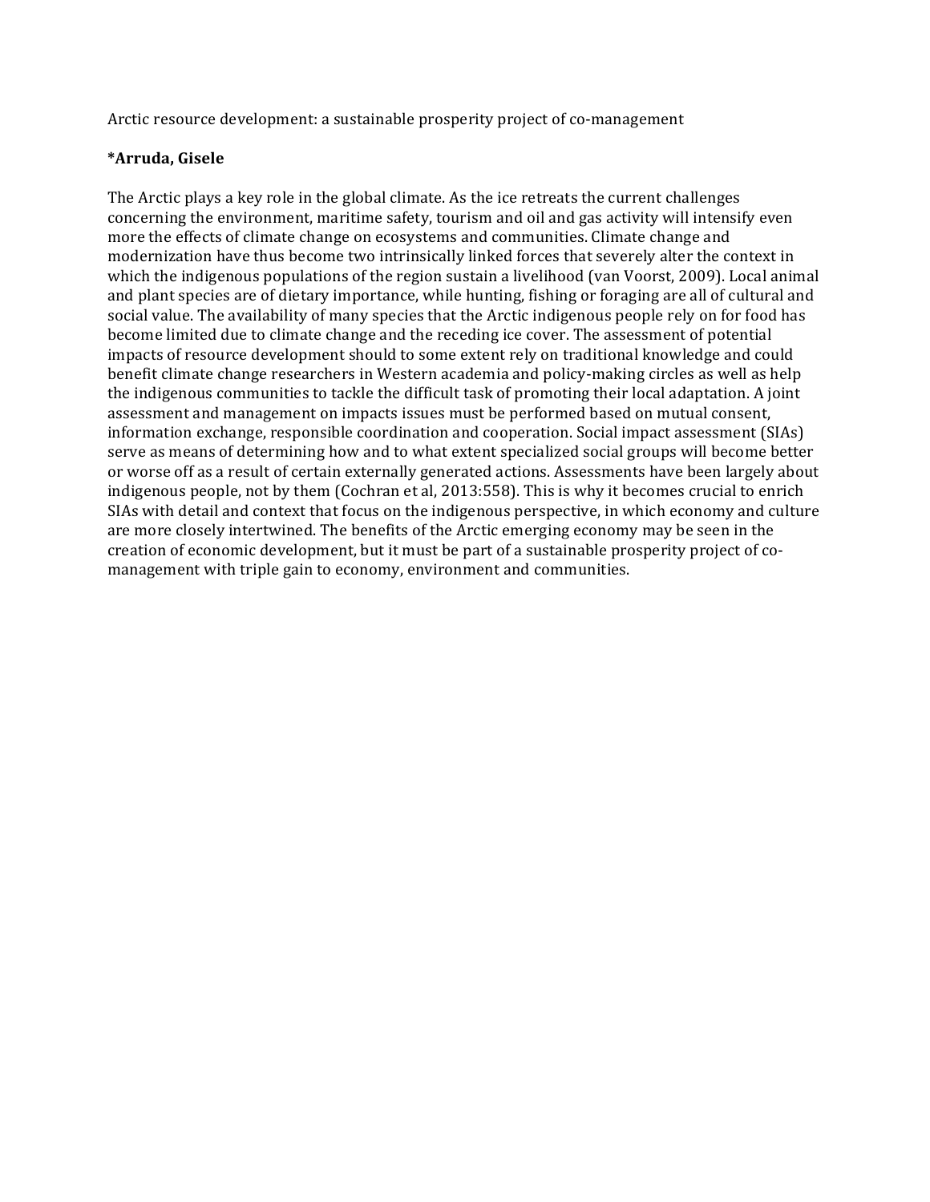Arctic resource development: a sustainable prosperity project of co-management

**\*Arruda, Gisele**

The Arctic plays a key role in the global climate. As the ice retreats the current challenges concerning the environment, maritime safety, tourism and oil and gas activity will intensify even more the effects of climate change on ecosystems and communities. Climate change and modernization have thus become two intrinsically linked forces that severely alter the context in which the indigenous populations of the region sustain a livelihood (van Voorst, 2009). Local animal and plant species are of dietary importance, while hunting, fishing or foraging are all of cultural and social value. The availability of many species that the Arctic indigenous people rely on for food has become limited due to climate change and the receding ice cover. The assessment of potential impacts of resource development should to some extent rely on traditional knowledge and could benefit climate change researchers in Western academia and policy-making circles as well as help the indigenous communities to tackle the difficult task of promoting their local adaptation. A joint assessment and management on impacts issues must be performed based on mutual consent, information exchange, responsible coordination and cooperation. Social impact assessment (SIAs) serve as means of determining how and to what extent specialized social groups will become better or worse off as a result of certain externally generated actions. Assessments have been largely about indigenous people, not by them (Cochran et al, 2013:558). This is why it becomes crucial to enrich SIAs with detail and context that focus on the indigenous perspective, in which economy and culture are more closely intertwined. The benefits of the Arctic emerging economy may be seen in the creation of economic development, but it must be part of a sustainable prosperity project of co-management with triple gain to economy, environment and communities.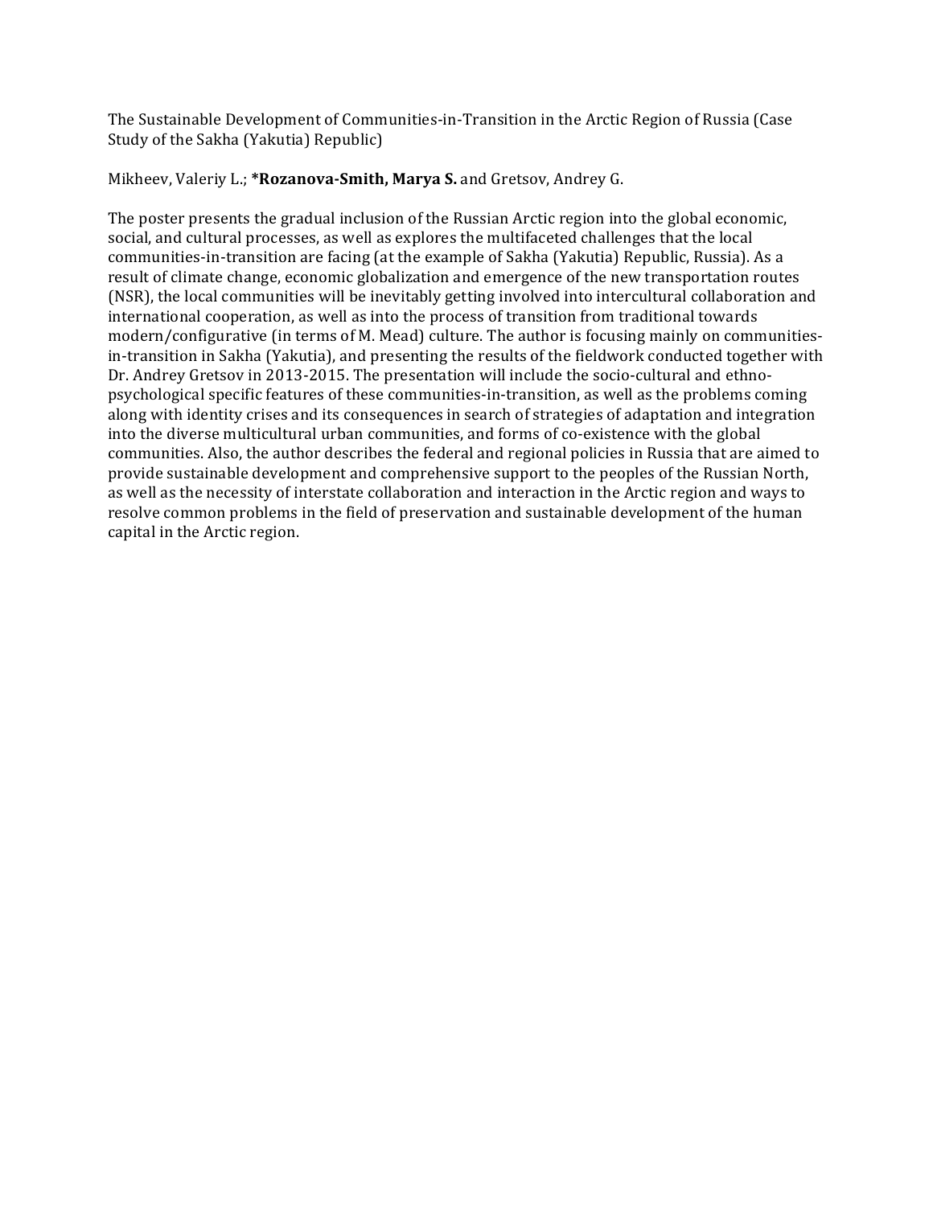The Sustainable Development of Communities-in-Transition in the Arctic Region of Russia (Case Study of the Sakha (Yakutia) Republic)

Mikheev, Valeriy L.; ***Rozanova-Smith, Marya S.** and Gretsov, Andrey G.

The poster presents the gradual inclusion of the Russian Arctic region into the global economic, social, and cultural processes, as well as explores the multifaceted challenges that the local communities-in-transition are facing (at the example of Sakha (Yakutia) Republic, Russia). As a result of climate change, economic globalization and emergence of the new transportation routes (NSR), the local communities will be inevitably getting involved into intercultural collaboration and international cooperation, as well as into the process of transition from traditional towards modern/configurative (in terms of M. Mead) culture. The author is focusing mainly on communities-in-transition in Sakha (Yakutia), and presenting the results of the fieldwork conducted together with Dr. Andrey Gretsov in 2013-2015. The presentation will include the socio-cultural and ethno-psychological specific features of these communities-in-transition, as well as the problems coming along with identity crises and its consequences in search of strategies of adaptation and integration into the diverse multicultural urban communities, and forms of co-existence with the global communities. Also, the author describes the federal and regional policies in Russia that are aimed to provide sustainable development and comprehensive support to the peoples of the Russian North, as well as the necessity of interstate collaboration and interaction in the Arctic region and ways to resolve common problems in the field of preservation and sustainable development of the human capital in the Arctic region.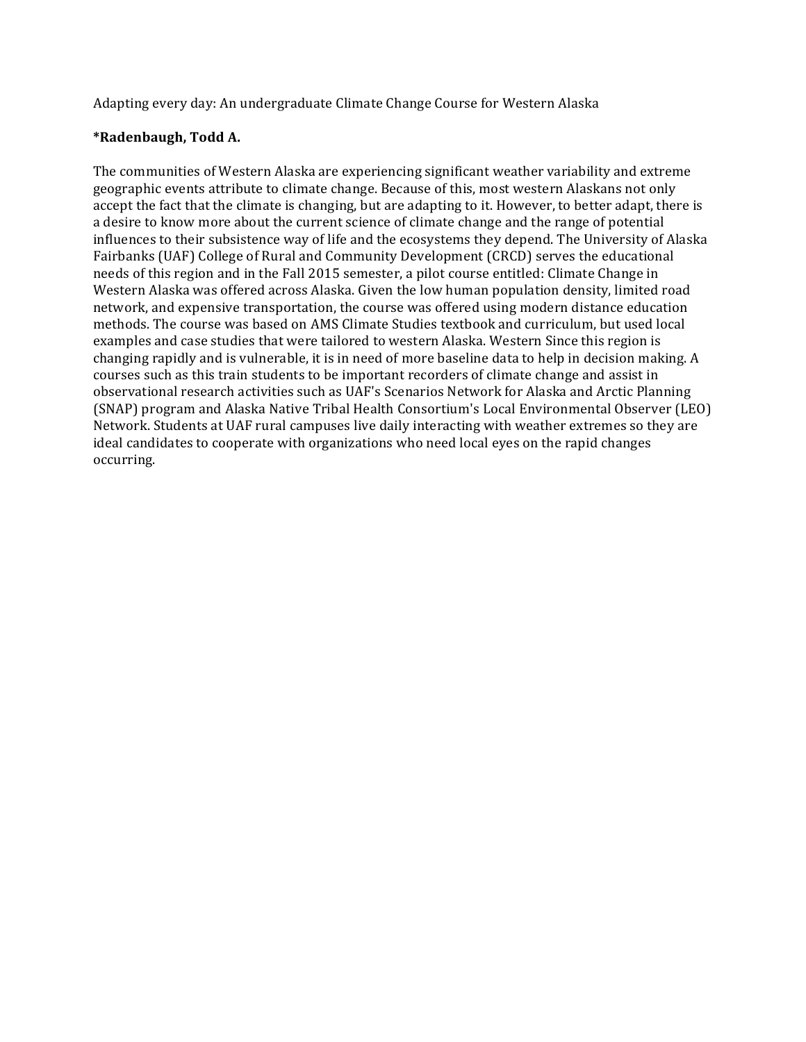Adapting every day: An undergraduate Climate Change Course for Western Alaska

**\*Radenbaugh, Todd A.**

The communities of Western Alaska are experiencing significant weather variability and extreme geographic events attribute to climate change. Because of this, most western Alaskans not only accept the fact that the climate is changing, but are adapting to it. However, to better adapt, there is a desire to know more about the current science of climate change and the range of potential influences to their subsistence way of life and the ecosystems they depend. The University of Alaska Fairbanks (UAF) College of Rural and Community Development (CRCD) serves the educational needs of this region and in the Fall 2015 semester, a pilot course entitled: Climate Change in Western Alaska was offered across Alaska. Given the low human population density, limited road network, and expensive transportation, the course was offered using modern distance education methods. The course was based on AMS Climate Studies textbook and curriculum, but used local examples and case studies that were tailored to western Alaska. Western Since this region is changing rapidly and is vulnerable, it is in need of more baseline data to help in decision making. A courses such as this train students to be important recorders of climate change and assist in observational research activities such as UAF's Scenarios Network for Alaska and Arctic Planning (SNAP) program and Alaska Native Tribal Health Consortium's Local Environmental Observer (LEO) Network. Students at UAF rural campuses live daily interacting with weather extremes so they are ideal candidates to cooperate with organizations who need local eyes on the rapid changes occurring.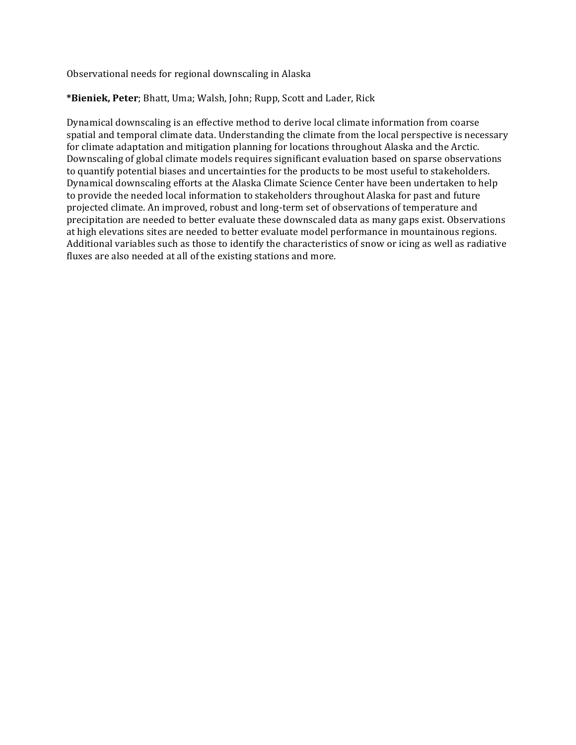Observational needs for regional downscaling in Alaska

***Bieniek, Peter**; Bhatt, Uma; Walsh, John; Rupp, Scott and Lader, Rick

Dynamical downscaling is an effective method to derive local climate information from coarse spatial and temporal climate data. Understanding the climate from the local perspective is necessary for climate adaptation and mitigation planning for locations throughout Alaska and the Arctic. Downscaling of global climate models requires significant evaluation based on sparse observations to quantify potential biases and uncertainties for the products to be most useful to stakeholders. Dynamical downscaling efforts at the Alaska Climate Science Center have been undertaken to help to provide the needed local information to stakeholders throughout Alaska for past and future projected climate. An improved, robust and long-term set of observations of temperature and precipitation are needed to better evaluate these downscaled data as many gaps exist. Observations at high elevations sites are needed to better evaluate model performance in mountainous regions. Additional variables such as those to identify the characteristics of snow or icing as well as radiative fluxes are also needed at all of the existing stations and more.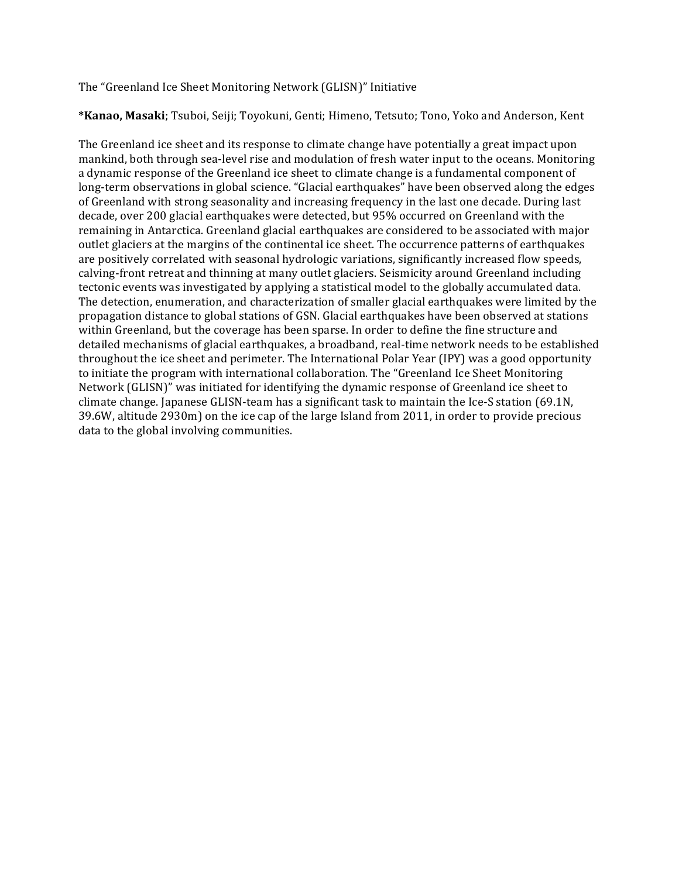The “Greenland Ice Sheet Monitoring Network (GLISN)” Initiative

***Kanao, Masaki**; Tsuboi, Seiji; Toyokuni, Genti; Himeno, Tetsuto; Tono, Yoko and Anderson, Kent

The Greenland ice sheet and its response to climate change have potentially a great impact upon mankind, both through sea-level rise and modulation of fresh water input to the oceans. Monitoring a dynamic response of the Greenland ice sheet to climate change is a fundamental component of long-term observations in global science. “Glacial earthquakes” have been observed along the edges of Greenland with strong seasonality and increasing frequency in the last one decade. During last decade, over 200 glacial earthquakes were detected, but 95% occurred on Greenland with the remaining in Antarctica. Greenland glacial earthquakes are considered to be associated with major outlet glaciers at the margins of the continental ice sheet. The occurrence patterns of earthquakes are positively correlated with seasonal hydrologic variations, significantly increased flow speeds, calving-front retreat and thinning at many outlet glaciers. Seismicity around Greenland including tectonic events was investigated by applying a statistical model to the globally accumulated data. The detection, enumeration, and characterization of smaller glacial earthquakes were limited by the propagation distance to global stations of GSN. Glacial earthquakes have been observed at stations within Greenland, but the coverage has been sparse. In order to define the fine structure and detailed mechanisms of glacial earthquakes, a broadband, real-time network needs to be established throughout the ice sheet and perimeter. The International Polar Year (IPY) was a good opportunity to initiate the program with international collaboration. The “Greenland Ice Sheet Monitoring Network (GLISN)” was initiated for identifying the dynamic response of Greenland ice sheet to climate change. Japanese GLISN-team has a significant task to maintain the Ice-S station (69.1N, 39.6W, altitude 2930m) on the ice cap of the large Island from 2011, in order to provide precious data to the global involving communities.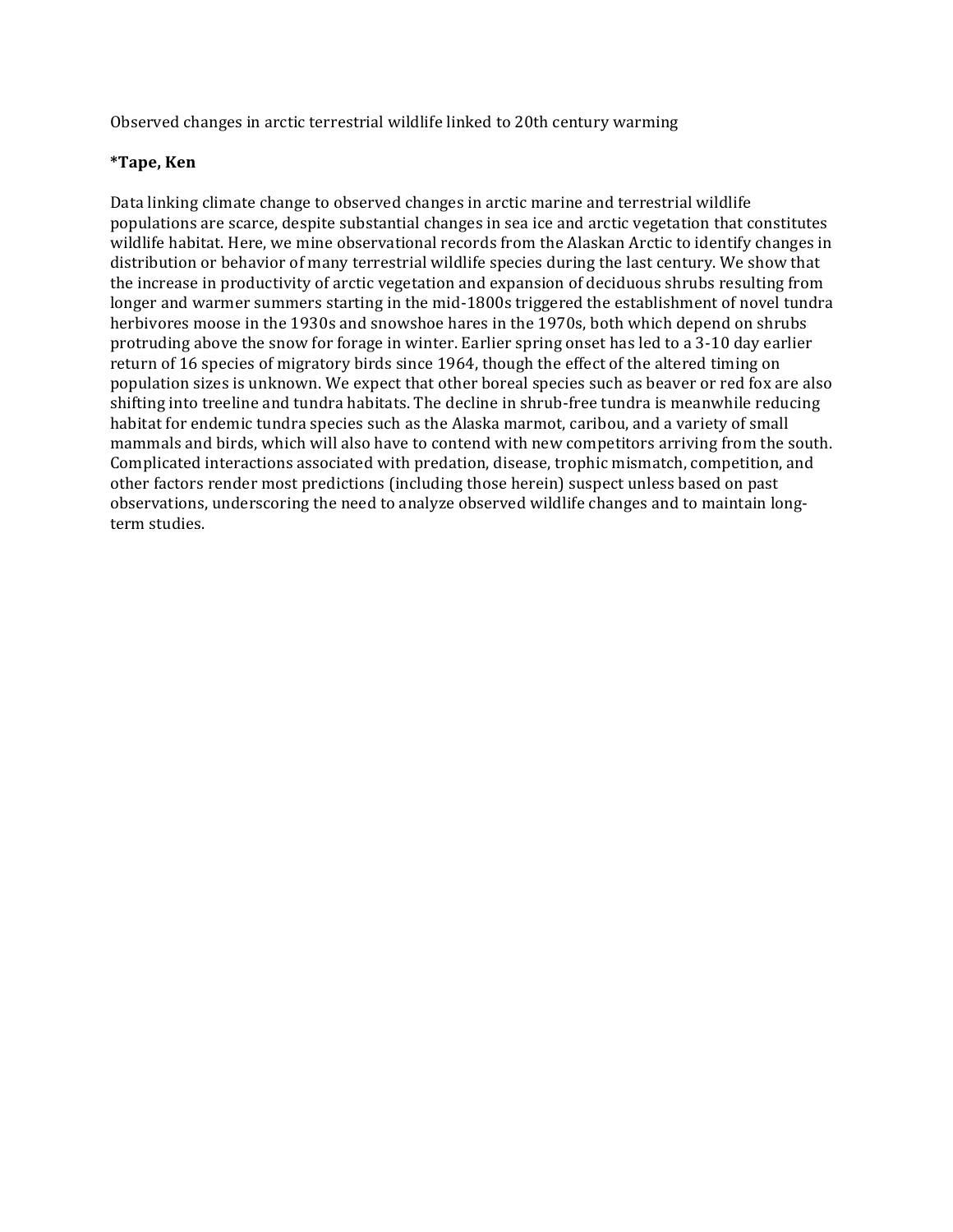Observed changes in arctic terrestrial wildlife linked to 20th century warming

**\*Tape, Ken**

Data linking climate change to observed changes in arctic marine and terrestrial wildlife populations are scarce, despite substantial changes in sea ice and arctic vegetation that constitutes wildlife habitat. Here, we mine observational records from the Alaskan Arctic to identify changes in distribution or behavior of many terrestrial wildlife species during the last century. We show that the increase in productivity of arctic vegetation and expansion of deciduous shrubs resulting from longer and warmer summers starting in the mid-1800s triggered the establishment of novel tundra herbivores moose in the 1930s and snowshoe hares in the 1970s, both which depend on shrubs protruding above the snow for forage in winter. Earlier spring onset has led to a 3-10 day earlier return of 16 species of migratory birds since 1964, though the effect of the altered timing on population sizes is unknown. We expect that other boreal species such as beaver or red fox are also shifting into treeline and tundra habitats. The decline in shrub-free tundra is meanwhile reducing habitat for endemic tundra species such as the Alaska marmot, caribou, and a variety of small mammals and birds, which will also have to contend with new competitors arriving from the south. Complicated interactions associated with predation, disease, trophic mismatch, competition, and other factors render most predictions (including those herein) suspect unless based on past observations, underscoring the need to analyze observed wildlife changes and to maintain long-term studies.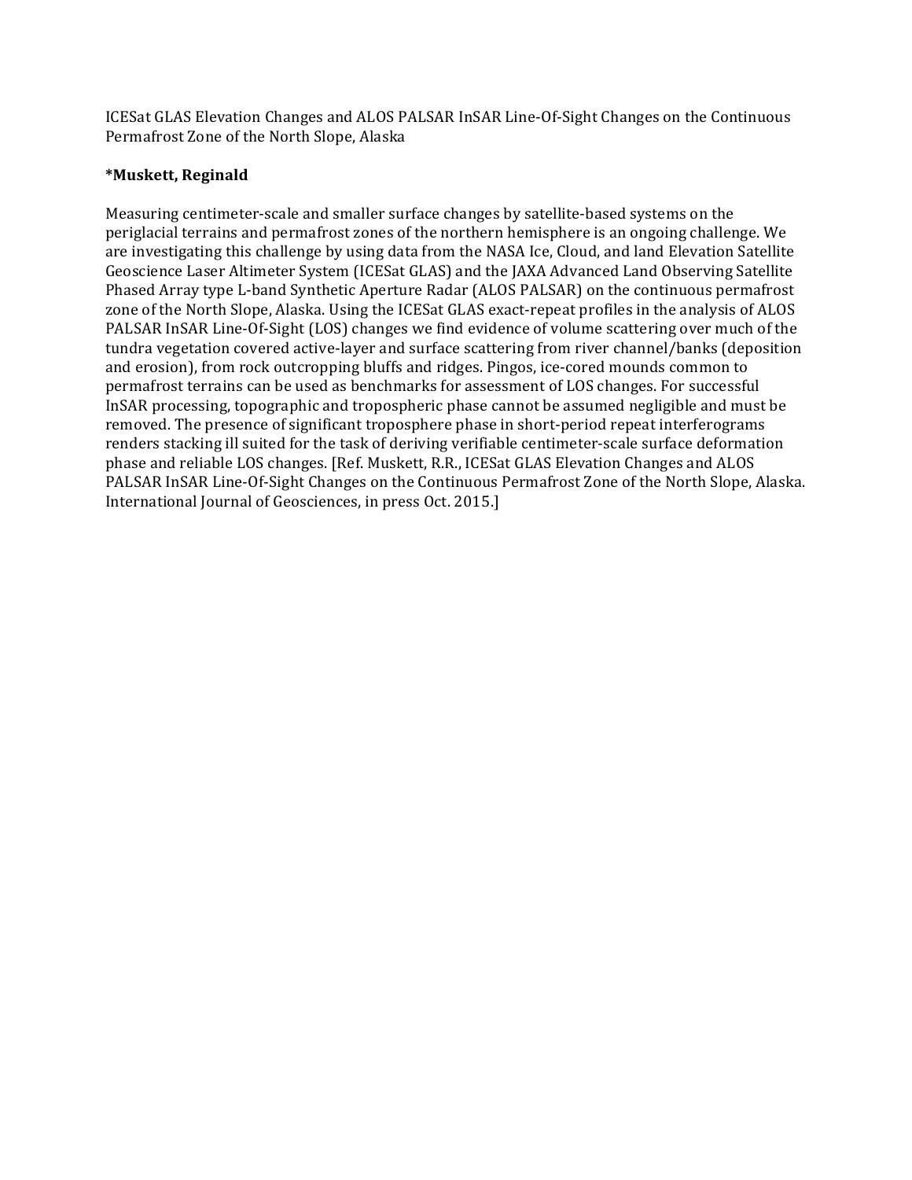ICESat GLAS Elevation Changes and ALOS PALSAR InSAR Line-Of-Sight Changes on the Continuous Permafrost Zone of the North Slope, Alaska

**\*Muskett, Reginald**

Measuring centimeter-scale and smaller surface changes by satellite-based systems on the periglacial terrains and permafrost zones of the northern hemisphere is an ongoing challenge. We are investigating this challenge by using data from the NASA Ice, Cloud, and land Elevation Satellite Geoscience Laser Altimeter System (ICESat GLAS) and the JAXA Advanced Land Observing Satellite Phased Array type L-band Synthetic Aperture Radar (ALOS PALSAR) on the continuous permafrost zone of the North Slope, Alaska. Using the ICESat GLAS exact-repeat profiles in the analysis of ALOS PALSAR InSAR Line-Of-Sight (LOS) changes we find evidence of volume scattering over much of the tundra vegetation covered active-layer and surface scattering from river channel/banks (deposition and erosion), from rock outcropping bluffs and ridges. Pingos, ice-cored mounds common to permafrost terrains can be used as benchmarks for assessment of LOS changes. For successful InSAR processing, topographic and tropospheric phase cannot be assumed negligible and must be removed. The presence of significant troposphere phase in short-period repeat interferograms renders stacking ill suited for the task of deriving verifiable centimeter-scale surface deformation phase and reliable LOS changes. [Ref. Muskett, R.R., ICESat GLAS Elevation Changes and ALOS PALSAR InSAR Line-Of-Sight Changes on the Continuous Permafrost Zone of the North Slope, Alaska. International Journal of Geosciences, in press Oct. 2015.]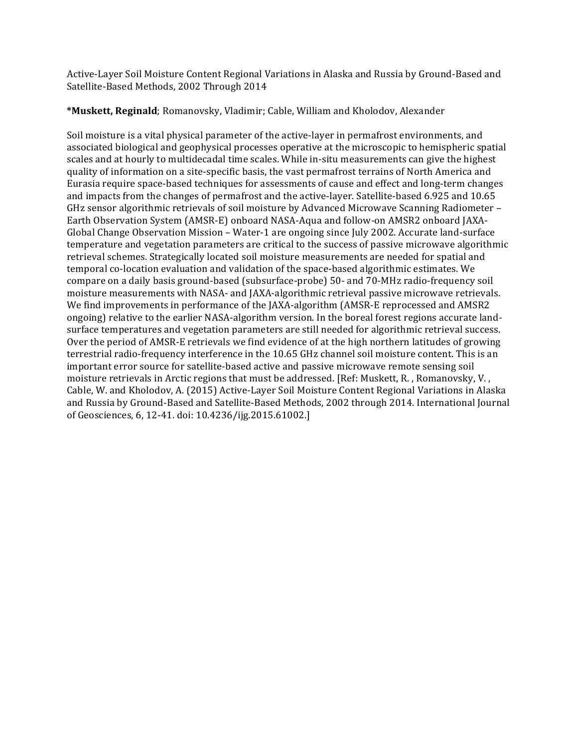Active-Layer Soil Moisture Content Regional Variations in Alaska and Russia by Ground-Based and Satellite-Based Methods, 2002 Through 2014

***Muskett, Reginald**; Romanovsky, Vladimir; Cable, William and Kholodov, Alexander

Soil moisture is a vital physical parameter of the active-layer in permafrost environments, and associated biological and geophysical processes operative at the microscopic to hemispheric spatial scales and at hourly to multidecadal time scales. While in-situ measurements can give the highest quality of information on a site-specific basis, the vast permafrost terrains of North America and Eurasia require space-based techniques for assessments of cause and effect and long-term changes and impacts from the changes of permafrost and the active-layer. Satellite-based 6.925 and 10.65 GHz sensor algorithmic retrievals of soil moisture by Advanced Microwave Scanning Radiometer – Earth Observation System (AMSR-E) onboard NASA-Aqua and follow-on AMSR2 onboard JAXA-Global Change Observation Mission – Water-1 are ongoing since July 2002. Accurate land-surface temperature and vegetation parameters are critical to the success of passive microwave algorithmic retrieval schemes. Strategically located soil moisture measurements are needed for spatial and temporal co-location evaluation and validation of the space-based algorithmic estimates. We compare on a daily basis ground-based (subsurface-probe) 50- and 70-MHz radio-frequency soil moisture measurements with NASA- and JAXA-algorithmic retrieval passive microwave retrievals. We find improvements in performance of the JAXA-algorithm (AMSR-E reprocessed and AMSR2 ongoing) relative to the earlier NASA-algorithm version. In the boreal forest regions accurate land-surface temperatures and vegetation parameters are still needed for algorithmic retrieval success. Over the period of AMSR-E retrievals we find evidence of at the high northern latitudes of growing terrestrial radio-frequency interference in the 10.65 GHz channel soil moisture content. This is an important error source for satellite-based active and passive microwave remote sensing soil moisture retrievals in Arctic regions that must be addressed. [Ref: Muskett, R. , Romanovsky, V. , Cable, W. and Kholodov, A. (2015) Active-Layer Soil Moisture Content Regional Variations in Alaska and Russia by Ground-Based and Satellite-Based Methods, 2002 through 2014. International Journal of Geosciences, 6, 12-41. doi: 10.4236/ijg.2015.61002.]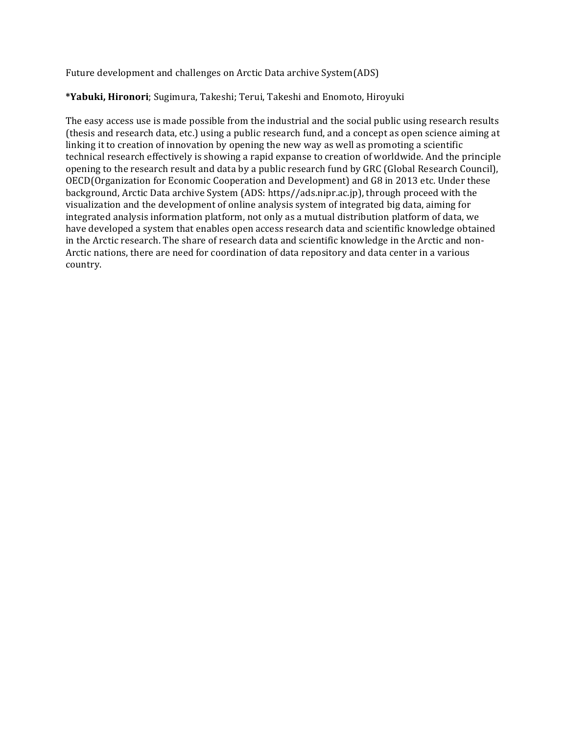Future development and challenges on Arctic Data archive System(ADS)

***Yabuki, Hironori**; Sugimura, Takeshi; Terui, Takeshi and Enomoto, Hiroyuki

The easy access use is made possible from the industrial and the social public using research results (thesis and research data, etc.) using a public research fund, and a concept as open science aiming at linking it to creation of innovation by opening the new way as well as promoting a scientific technical research effectively is showing a rapid expanse to creation of worldwide. And the principle opening to the research result and data by a public research fund by GRC (Global Research Council), OECD(Organization for Economic Cooperation and Development) and G8 in 2013 etc. Under these background, Arctic Data archive System (ADS: https//ads.nipr.ac.jp), through proceed with the visualization and the development of online analysis system of integrated big data, aiming for integrated analysis information platform, not only as a mutual distribution platform of data, we have developed a system that enables open access research data and scientific knowledge obtained in the Arctic research. The share of research data and scientific knowledge in the Arctic and non-Arctic nations, there are need for coordination of data repository and data center in a various country.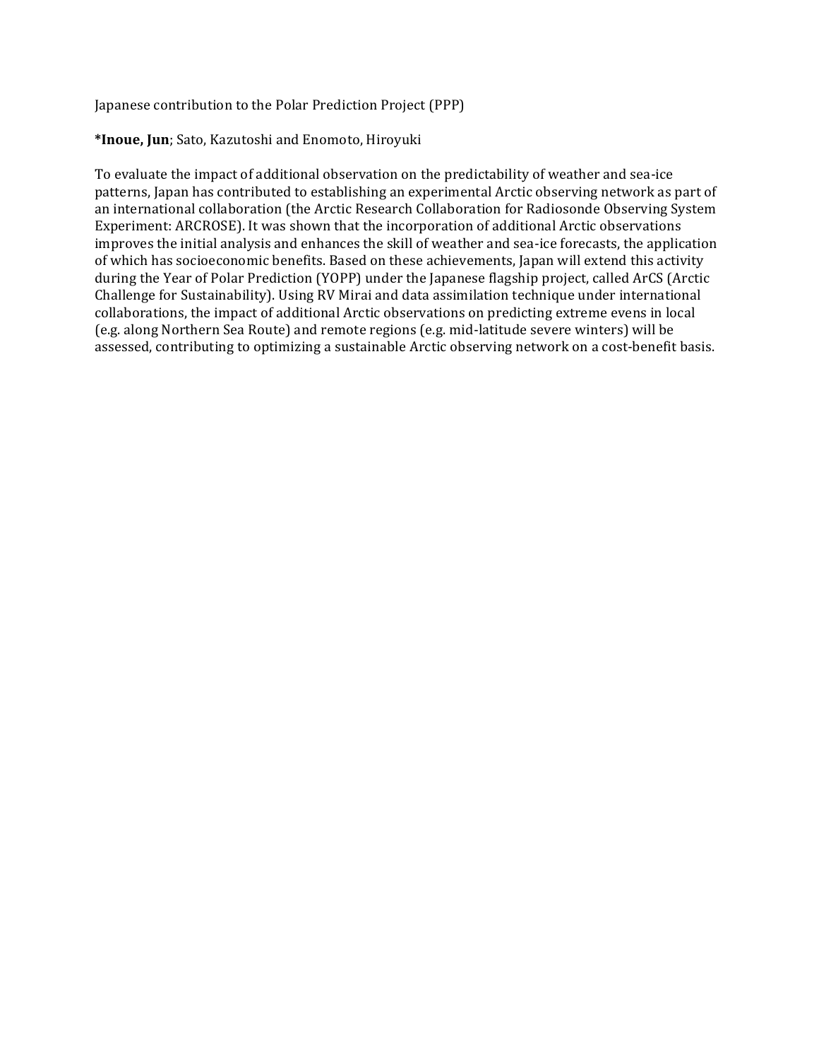Japanese contribution to the Polar Prediction Project (PPP)

***Inoue, Jun**; Sato, Kazutoshi and Enomoto, Hiroyuki

To evaluate the impact of additional observation on the predictability of weather and sea-ice patterns, Japan has contributed to establishing an experimental Arctic observing network as part of an international collaboration (the Arctic Research Collaboration for Radiosonde Observing System Experiment: ARCROSE). It was shown that the incorporation of additional Arctic observations improves the initial analysis and enhances the skill of weather and sea-ice forecasts, the application of which has socioeconomic benefits. Based on these achievements, Japan will extend this activity during the Year of Polar Prediction (YOPP) under the Japanese flagship project, called ArCS (Arctic Challenge for Sustainability). Using RV Mirai and data assimilation technique under international collaborations, the impact of additional Arctic observations on predicting extreme evens in local (e.g. along Northern Sea Route) and remote regions (e.g. mid-latitude severe winters) will be assessed, contributing to optimizing a sustainable Arctic observing network on a cost-benefit basis.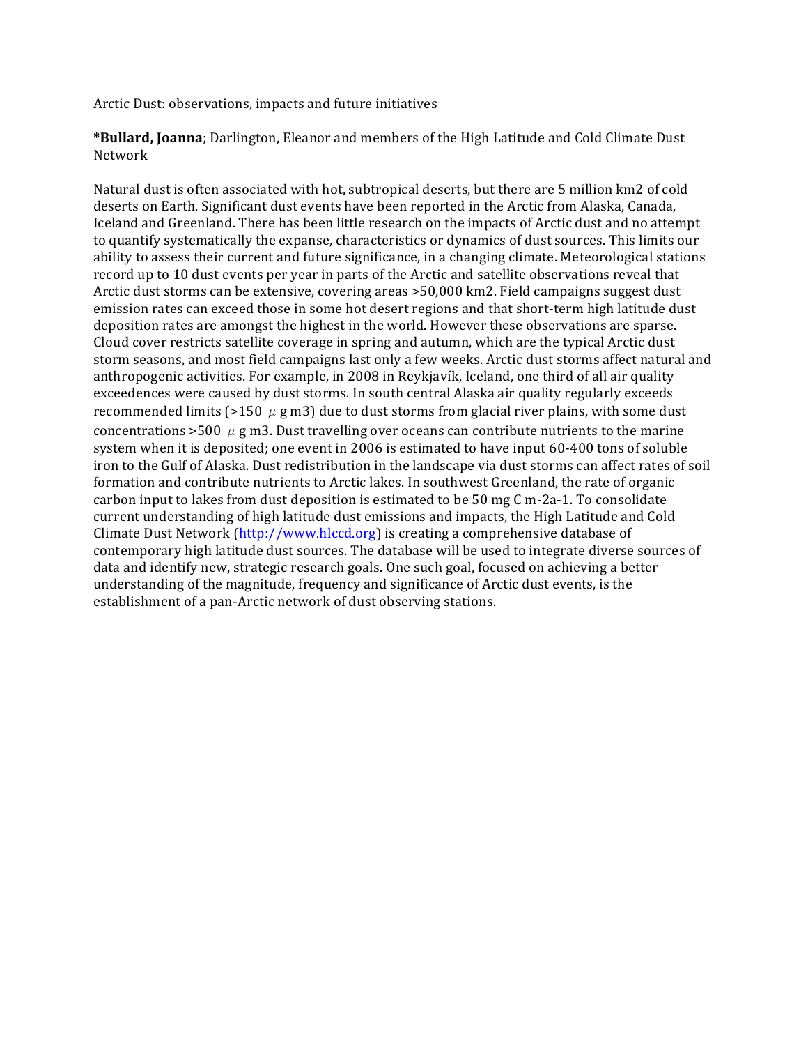Arctic Dust: observations, impacts and future initiatives

**\*Bullard, Joanna**; Darlington, Eleanor and members of the High Latitude and Cold Climate Dust Network

Natural dust is often associated with hot, subtropical deserts, but there are 5 million km2 of cold deserts on Earth. Significant dust events have been reported in the Arctic from Alaska, Canada, Iceland and Greenland. There has been little research on the impacts of Arctic dust and no attempt to quantify systematically the expanse, characteristics or dynamics of dust sources. This limits our ability to assess their current and future significance, in a changing climate. Meteorological stations record up to 10 dust events per year in parts of the Arctic and satellite observations reveal that Arctic dust storms can be extensive, covering areas >50,000 km2. Field campaigns suggest dust emission rates can exceed those in some hot desert regions and that short-term high latitude dust deposition rates are amongst the highest in the world. However these observations are sparse. Cloud cover restricts satellite coverage in spring and autumn, which are the typical Arctic dust storm seasons, and most field campaigns last only a few weeks. Arctic dust storms affect natural and anthropogenic activities. For example, in 2008 in Reykjavík, Iceland, one third of all air quality exceedences were caused by dust storms. In south central Alaska air quality regularly exceeds recommended limits (>150 $\mu$ g m3) due to dust storms from glacial river plains, with some dust concentrations >500 $\mu$ g m3. Dust travelling over oceans can contribute nutrients to the marine system when it is deposited; one event in 2006 is estimated to have input 60-400 tons of soluble iron to the Gulf of Alaska. Dust redistribution in the landscape via dust storms can affect rates of soil formation and contribute nutrients to Arctic lakes. In southwest Greenland, the rate of organic carbon input to lakes from dust deposition is estimated to be 50 mg C m-2a-1. To consolidate current understanding of high latitude dust emissions and impacts, the High Latitude and Cold Climate Dust Network (http://www.hlccd.org) is creating a comprehensive database of contemporary high latitude dust sources. The database will be used to integrate diverse sources of data and identify new, strategic research goals. One such goal, focused on achieving a better understanding of the magnitude, frequency and significance of Arctic dust events, is the establishment of a pan-Arctic network of dust observing stations.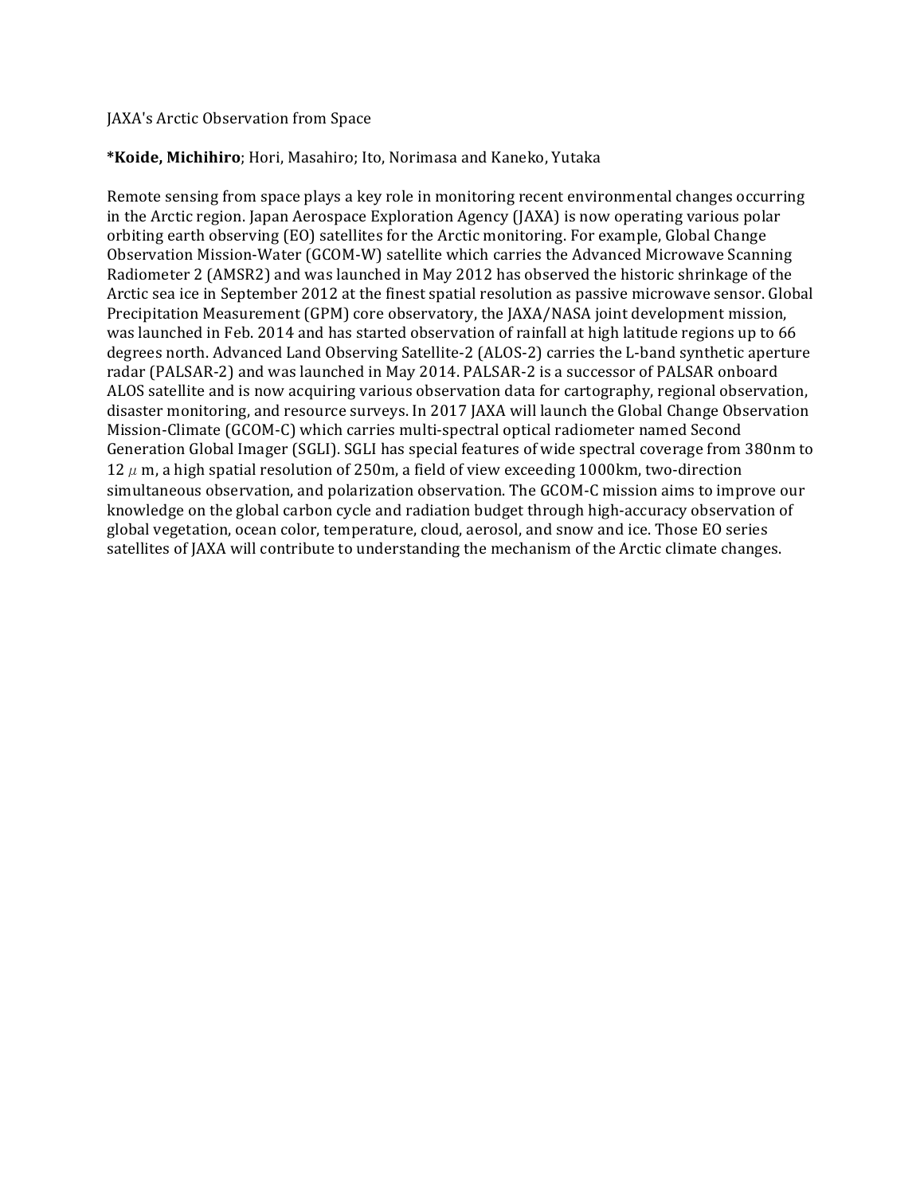# JAXA's Arctic Observation from Space

**\*Koide, Michihiro**; Hori, Masahiro; Ito, Norimasa and Kaneko, Yutaka

Remote sensing from space plays a key role in monitoring recent environmental changes occurring in the Arctic region. Japan Aerospace Exploration Agency (JAXA) is now operating various polar orbiting earth observing (EO) satellites for the Arctic monitoring. For example, Global Change Observation Mission-Water (GCOM-W) satellite which carries the Advanced Microwave Scanning Radiometer 2 (AMSR2) and was launched in May 2012 has observed the historic shrinkage of the Arctic sea ice in September 2012 at the finest spatial resolution as passive microwave sensor. Global Precipitation Measurement (GPM) core observatory, the JAXA/NASA joint development mission, was launched in Feb. 2014 and has started observation of rainfall at high latitude regions up to 66 degrees north. Advanced Land Observing Satellite-2 (ALOS-2) carries the L-band synthetic aperture radar (PALSAR-2) and was launched in May 2014. PALSAR-2 is a successor of PALSAR onboard ALOS satellite and is now acquiring various observation data for cartography, regional observation, disaster monitoring, and resource surveys. In 2017 JAXA will launch the Global Change Observation Mission-Climate (GCOM-C) which carries multi-spectral optical radiometer named Second Generation Global Imager (SGLI). SGLI has special features of wide spectral coverage from 380nm to 12 $\mu$ m, a high spatial resolution of 250m, a field of view exceeding 1000km, two-direction simultaneous observation, and polarization observation. The GCOM-C mission aims to improve our knowledge on the global carbon cycle and radiation budget through high-accuracy observation of global vegetation, ocean color, temperature, cloud, aerosol, and snow and ice. Those EO series satellites of JAXA will contribute to understanding the mechanism of the Arctic climate changes.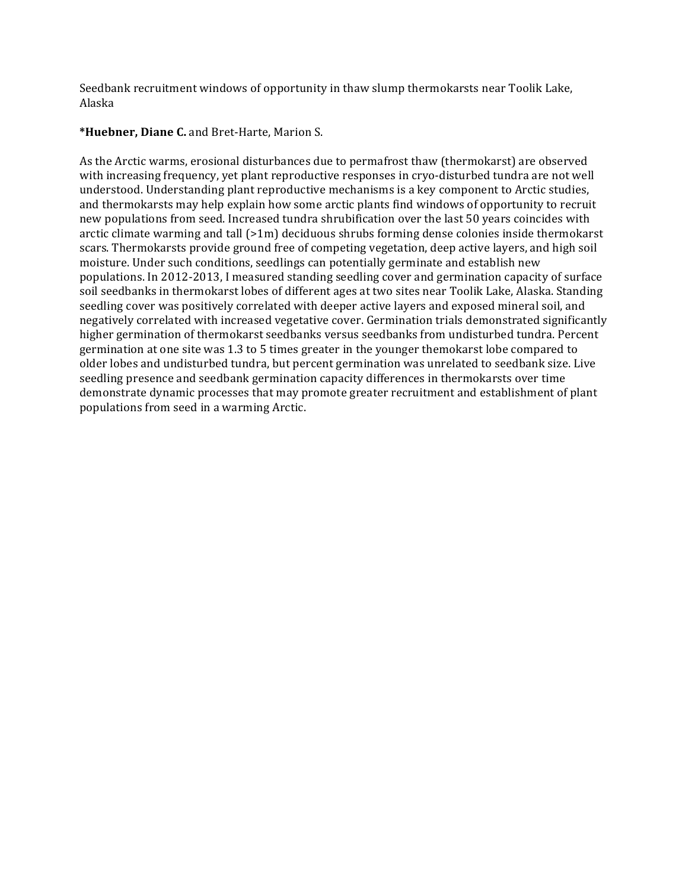Seedbank recruitment windows of opportunity in thaw slump thermokarsts near Toolik Lake, Alaska

***Huebner, Diane C.** and Bret-Harte, Marion S.

As the Arctic warms, erosional disturbances due to permafrost thaw (thermokarst) are observed with increasing frequency, yet plant reproductive responses in cryo-disturbed tundra are not well understood. Understanding plant reproductive mechanisms is a key component to Arctic studies, and thermokarsts may help explain how some arctic plants find windows of opportunity to recruit new populations from seed. Increased tundra shrubification over the last 50 years coincides with arctic climate warming and tall (>1m) deciduous shrubs forming dense colonies inside thermokarst scars. Thermokarsts provide ground free of competing vegetation, deep active layers, and high soil moisture. Under such conditions, seedlings can potentially germinate and establish new populations. In 2012-2013, I measured standing seedling cover and germination capacity of surface soil seedbanks in thermokarst lobes of different ages at two sites near Toolik Lake, Alaska. Standing seedling cover was positively correlated with deeper active layers and exposed mineral soil, and negatively correlated with increased vegetative cover. Germination trials demonstrated significantly higher germination of thermokarst seedbanks versus seedbanks from undisturbed tundra. Percent germination at one site was 1.3 to 5 times greater in the younger themokarst lobe compared to older lobes and undisturbed tundra, but percent germination was unrelated to seedbank size. Live seedling presence and seedbank germination capacity differences in thermokarsts over time demonstrate dynamic processes that may promote greater recruitment and establishment of plant populations from seed in a warming Arctic.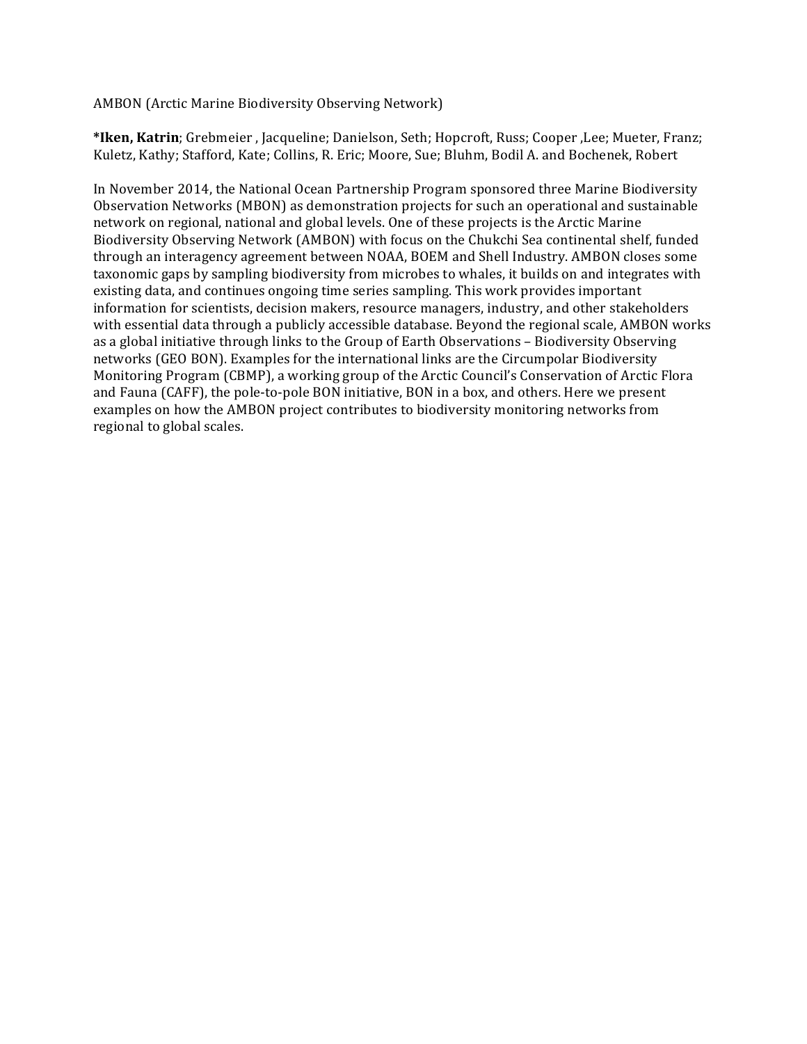AMBON (Arctic Marine Biodiversity Observing Network)

***Iken, Katrin**; Grebmeier , Jacqueline; Danielson, Seth; Hopcroft, Russ; Cooper ,Lee; Mueter, Franz; Kuletz, Kathy; Stafford, Kate; Collins, R. Eric; Moore, Sue; Bluhm, Bodil A. and Bochenek, Robert

In November 2014, the National Ocean Partnership Program sponsored three Marine Biodiversity Observation Networks (MBON) as demonstration projects for such an operational and sustainable network on regional, national and global levels. One of these projects is the Arctic Marine Biodiversity Observing Network (AMBON) with focus on the Chukchi Sea continental shelf, funded through an interagency agreement between NOAA, BOEM and Shell Industry. AMBON closes some taxonomic gaps by sampling biodiversity from microbes to whales, it builds on and integrates with existing data, and continues ongoing time series sampling. This work provides important information for scientists, decision makers, resource managers, industry, and other stakeholders with essential data through a publicly accessible database. Beyond the regional scale, AMBON works as a global initiative through links to the Group of Earth Observations – Biodiversity Observing networks (GEO BON). Examples for the international links are the Circumpolar Biodiversity Monitoring Program (CBMP), a working group of the Arctic Council's Conservation of Arctic Flora and Fauna (CAFF), the pole-to-pole BON initiative, BON in a box, and others. Here we present examples on how the AMBON project contributes to biodiversity monitoring networks from regional to global scales.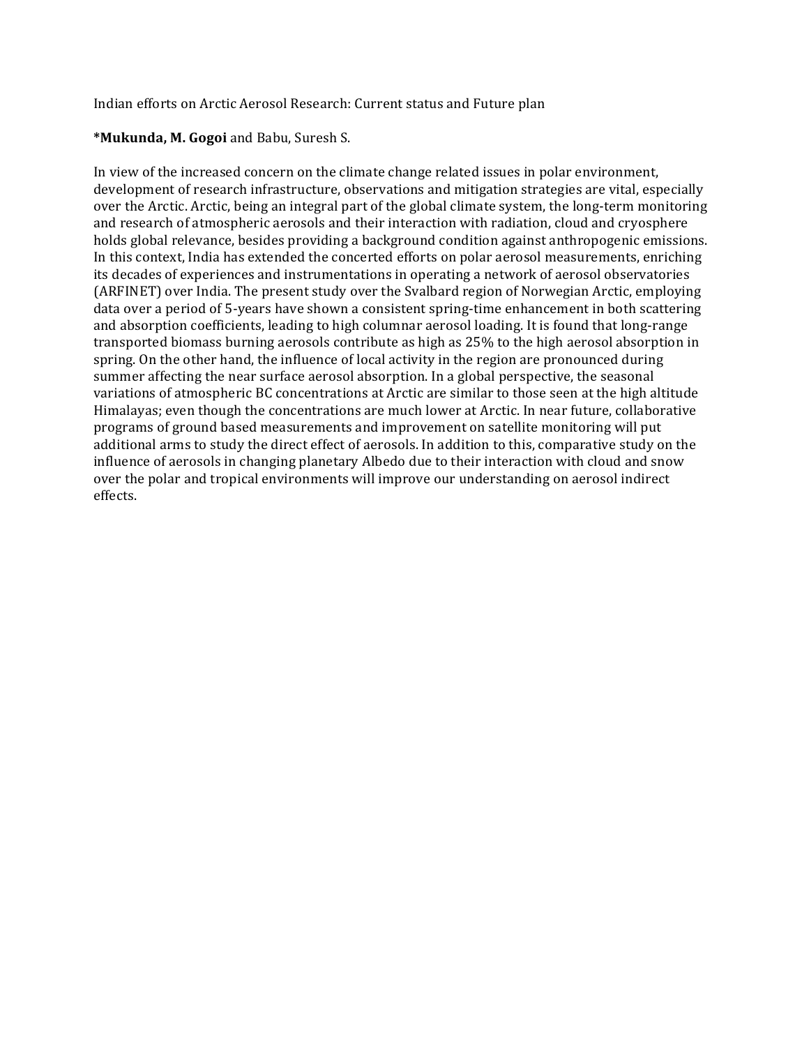Indian efforts on Arctic Aerosol Research: Current status and Future plan

***Mukunda, M. Gogoi** and Babu, Suresh S.

In view of the increased concern on the climate change related issues in polar environment, development of research infrastructure, observations and mitigation strategies are vital, especially over the Arctic. Arctic, being an integral part of the global climate system, the long-term monitoring and research of atmospheric aerosols and their interaction with radiation, cloud and cryosphere holds global relevance, besides providing a background condition against anthropogenic emissions. In this context, India has extended the concerted efforts on polar aerosol measurements, enriching its decades of experiences and instrumentations in operating a network of aerosol observatories (ARFINET) over India. The present study over the Svalbard region of Norwegian Arctic, employing data over a period of 5-years have shown a consistent spring-time enhancement in both scattering and absorption coefficients, leading to high columnar aerosol loading. It is found that long-range transported biomass burning aerosols contribute as high as 25% to the high aerosol absorption in spring. On the other hand, the influence of local activity in the region are pronounced during summer affecting the near surface aerosol absorption. In a global perspective, the seasonal variations of atmospheric BC concentrations at Arctic are similar to those seen at the high altitude Himalayas; even though the concentrations are much lower at Arctic. In near future, collaborative programs of ground based measurements and improvement on satellite monitoring will put additional arms to study the direct effect of aerosols. In addition to this, comparative study on the influence of aerosols in changing planetary Albedo due to their interaction with cloud and snow over the polar and tropical environments will improve our understanding on aerosol indirect effects.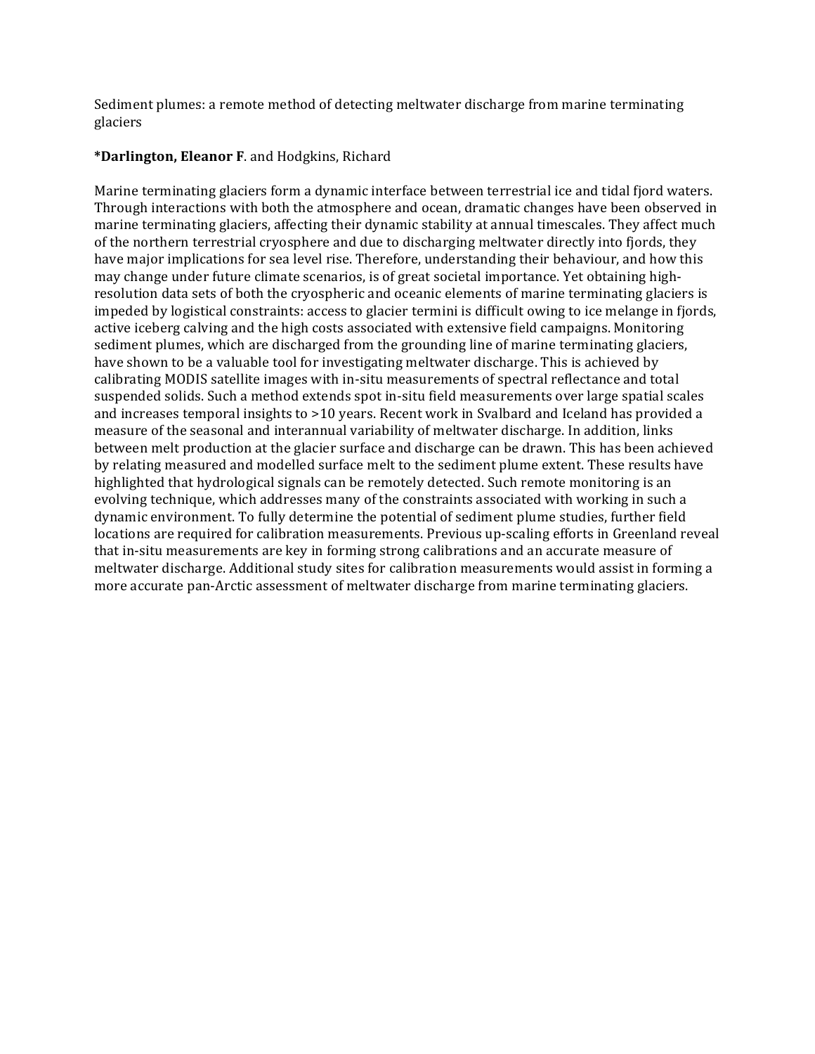Sediment plumes: a remote method of detecting meltwater discharge from marine terminating glaciers

***Darlington, Eleanor F**. and Hodgkins, Richard

Marine terminating glaciers form a dynamic interface between terrestrial ice and tidal fjord waters. Through interactions with both the atmosphere and ocean, dramatic changes have been observed in marine terminating glaciers, affecting their dynamic stability at annual timescales. They affect much of the northern terrestrial cryosphere and due to discharging meltwater directly into fjords, they have major implications for sea level rise. Therefore, understanding their behaviour, and how this may change under future climate scenarios, is of great societal importance. Yet obtaining high-resolution data sets of both the cryospheric and oceanic elements of marine terminating glaciers is impeded by logistical constraints: access to glacier termini is difficult owing to ice melange in fjords, active iceberg calving and the high costs associated with extensive field campaigns. Monitoring sediment plumes, which are discharged from the grounding line of marine terminating glaciers, have shown to be a valuable tool for investigating meltwater discharge. This is achieved by calibrating MODIS satellite images with in-situ measurements of spectral reflectance and total suspended solids. Such a method extends spot in-situ field measurements over large spatial scales and increases temporal insights to >10 years. Recent work in Svalbard and Iceland has provided a measure of the seasonal and interannual variability of meltwater discharge. In addition, links between melt production at the glacier surface and discharge can be drawn. This has been achieved by relating measured and modelled surface melt to the sediment plume extent. These results have highlighted that hydrological signals can be remotely detected. Such remote monitoring is an evolving technique, which addresses many of the constraints associated with working in such a dynamic environment. To fully determine the potential of sediment plume studies, further field locations are required for calibration measurements. Previous up-scaling efforts in Greenland reveal that in-situ measurements are key in forming strong calibrations and an accurate measure of meltwater discharge. Additional study sites for calibration measurements would assist in forming a more accurate pan-Arctic assessment of meltwater discharge from marine terminating glaciers.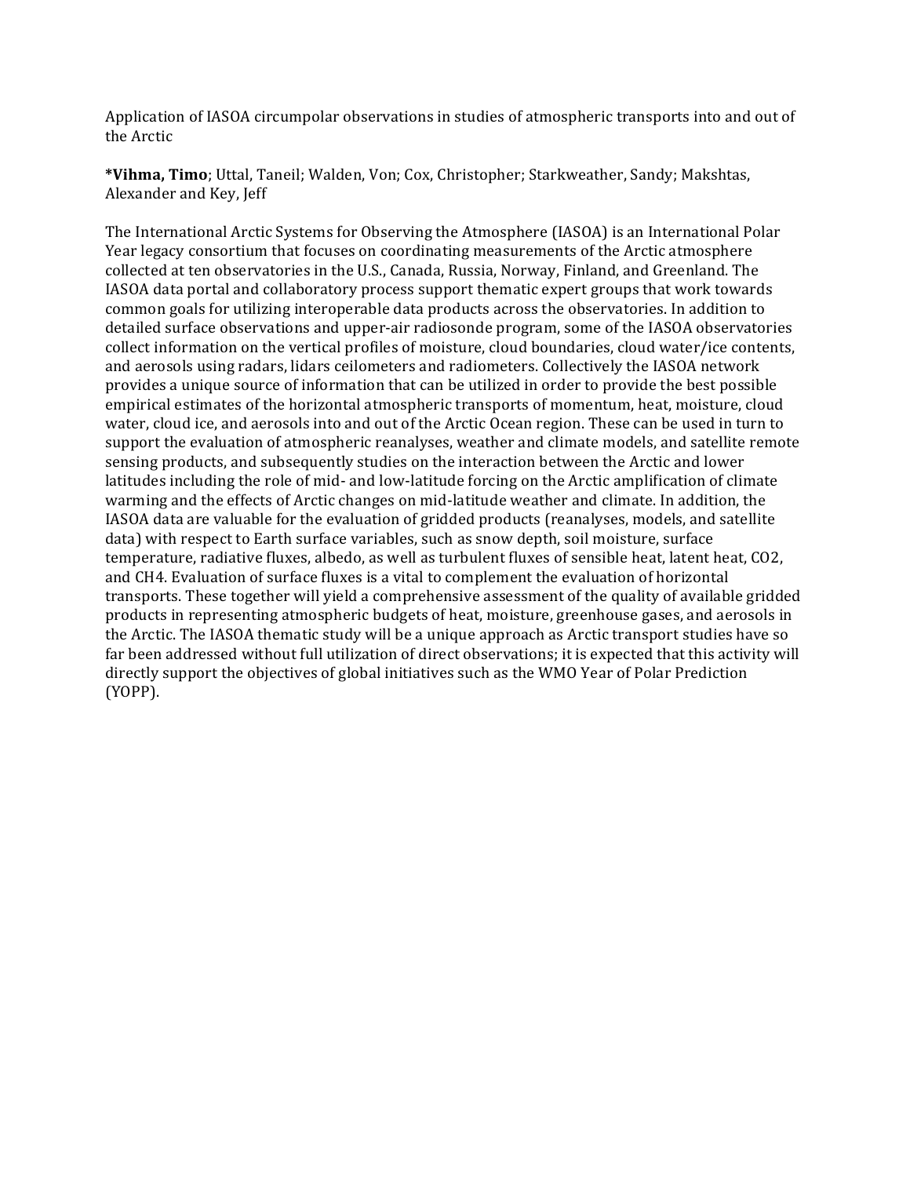Application of IASOA circumpolar observations in studies of atmospheric transports into and out of the Arctic

***Vihma, Timo**; Uttal, Taneil; Walden, Von; Cox, Christopher; Starkweather, Sandy; Makshtas, Alexander and Key, Jeff

The International Arctic Systems for Observing the Atmosphere (IASOA) is an International Polar Year legacy consortium that focuses on coordinating measurements of the Arctic atmosphere collected at ten observatories in the U.S., Canada, Russia, Norway, Finland, and Greenland. The IASOA data portal and collaboratory process support thematic expert groups that work towards common goals for utilizing interoperable data products across the observatories. In addition to detailed surface observations and upper-air radiosonde program, some of the IASOA observatories collect information on the vertical profiles of moisture, cloud boundaries, cloud water/ice contents, and aerosols using radars, lidars ceilometers and radiometers. Collectively the IASOA network provides a unique source of information that can be utilized in order to provide the best possible empirical estimates of the horizontal atmospheric transports of momentum, heat, moisture, cloud water, cloud ice, and aerosols into and out of the Arctic Ocean region. These can be used in turn to support the evaluation of atmospheric reanalyses, weather and climate models, and satellite remote sensing products, and subsequently studies on the interaction between the Arctic and lower latitudes including the role of mid- and low-latitude forcing on the Arctic amplification of climate warming and the effects of Arctic changes on mid-latitude weather and climate. In addition, the IASOA data are valuable for the evaluation of gridded products (reanalyses, models, and satellite data) with respect to Earth surface variables, such as snow depth, soil moisture, surface temperature, radiative fluxes, albedo, as well as turbulent fluxes of sensible heat, latent heat, $CO_2$, and $CH_4$. Evaluation of surface fluxes is a vital to complement the evaluation of horizontal transports. These together will yield a comprehensive assessment of the quality of available gridded products in representing atmospheric budgets of heat, moisture, greenhouse gases, and aerosols in the Arctic. The IASOA thematic study will be a unique approach as Arctic transport studies have so far been addressed without full utilization of direct observations; it is expected that this activity will directly support the objectives of global initiatives such as the WMO Year of Polar Prediction (YOPP).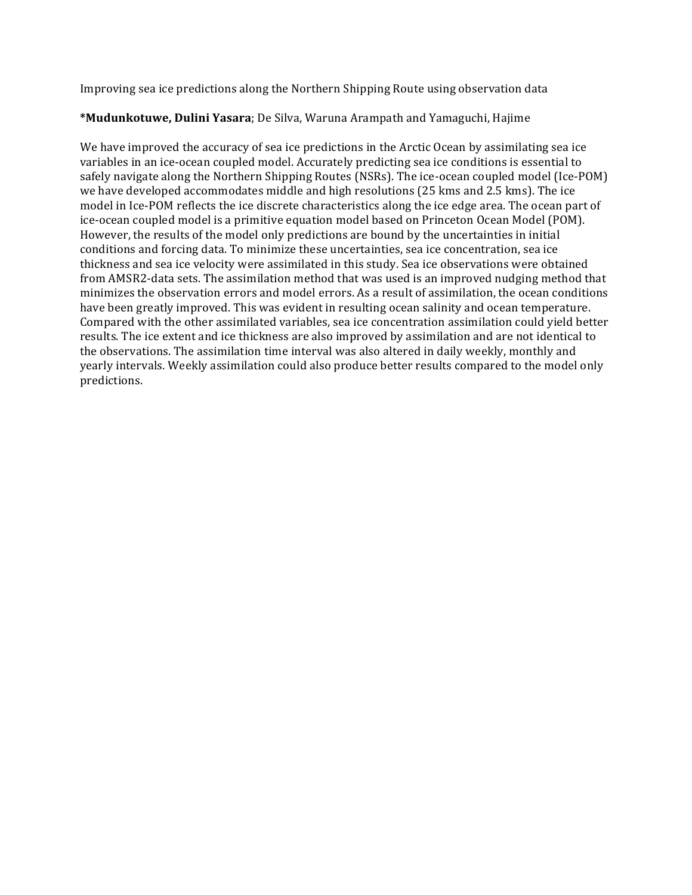Improving sea ice predictions along the Northern Shipping Route using observation data

**\*Mudunkotuwe, Dulini Yasara**; De Silva, Waruna Arampath and Yamaguchi, Hajime

We have improved the accuracy of sea ice predictions in the Arctic Ocean by assimilating sea ice variables in an ice-ocean coupled model. Accurately predicting sea ice conditions is essential to safely navigate along the Northern Shipping Routes (NSRs). The ice-ocean coupled model (Ice-POM) we have developed accommodates middle and high resolutions (25 kms and 2.5 kms). The ice model in Ice-POM reflects the ice discrete characteristics along the ice edge area. The ocean part of ice-ocean coupled model is a primitive equation model based on Princeton Ocean Model (POM). However, the results of the model only predictions are bound by the uncertainties in initial conditions and forcing data. To minimize these uncertainties, sea ice concentration, sea ice thickness and sea ice velocity were assimilated in this study. Sea ice observations were obtained from AMSR2-data sets. The assimilation method that was used is an improved nudging method that minimizes the observation errors and model errors. As a result of assimilation, the ocean conditions have been greatly improved. This was evident in resulting ocean salinity and ocean temperature. Compared with the other assimilated variables, sea ice concentration assimilation could yield better results. The ice extent and ice thickness are also improved by assimilation and are not identical to the observations. The assimilation time interval was also altered in daily weekly, monthly and yearly intervals. Weekly assimilation could also produce better results compared to the model only predictions.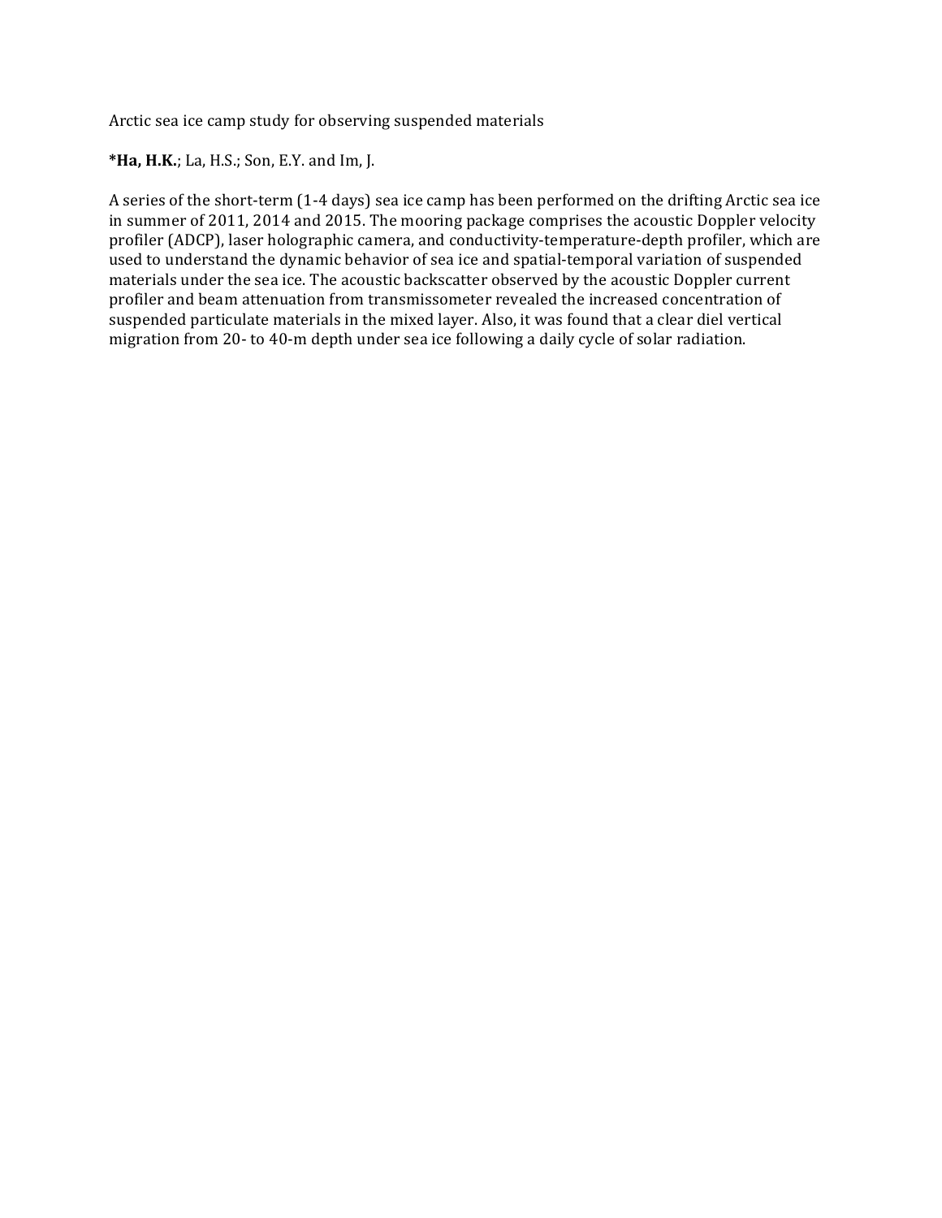Arctic sea ice camp study for observing suspended materials

***Ha, H.K.**; La, H.S.; Son, E.Y. and Im, J.

A series of the short-term (1-4 days) sea ice camp has been performed on the drifting Arctic sea ice in summer of 2011, 2014 and 2015. The mooring package comprises the acoustic Doppler velocity profiler (ADCP), laser holographic camera, and conductivity-temperature-depth profiler, which are used to understand the dynamic behavior of sea ice and spatial-temporal variation of suspended materials under the sea ice. The acoustic backscatter observed by the acoustic Doppler current profiler and beam attenuation from transmissometer revealed the increased concentration of suspended particulate materials in the mixed layer. Also, it was found that a clear diel vertical migration from 20- to 40-m depth under sea ice following a daily cycle of solar radiation.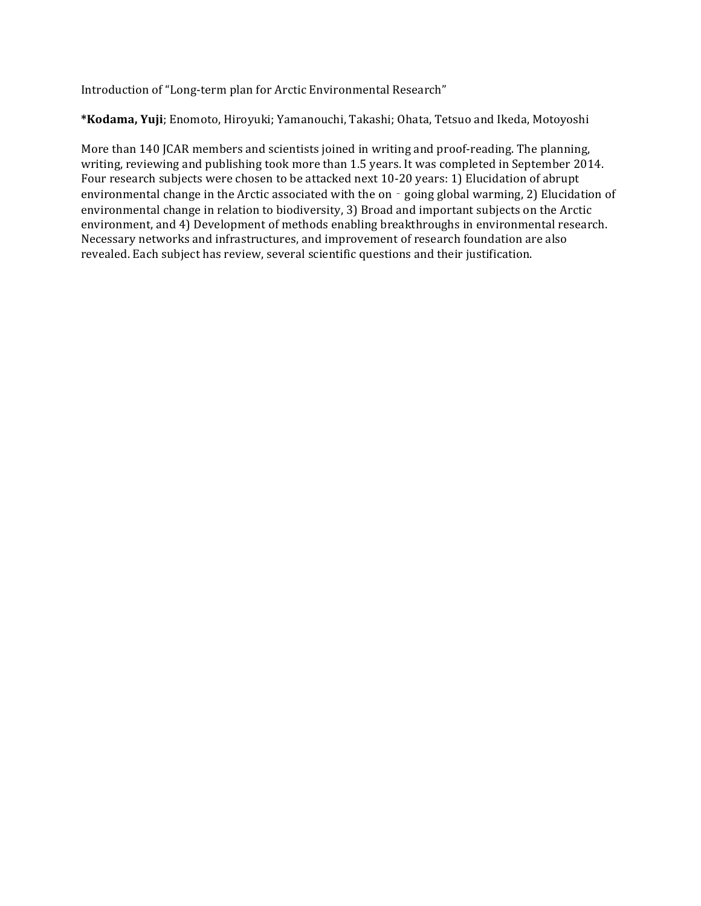Introduction of "Long-term plan for Arctic Environmental Research"

***Kodama, Yuji**; Enomoto, Hiroyuki; Yamanouchi, Takashi; Ohata, Tetsuo and Ikeda, Motoyoshi

More than 140 JCAR members and scientists joined in writing and proof-reading. The planning, writing, reviewing and publishing took more than 1.5 years. It was completed in September 2014. Four research subjects were chosen to be attacked next 10-20 years: 1) Elucidation of abrupt environmental change in the Arctic associated with the on - going global warming, 2) Elucidation of environmental change in relation to biodiversity, 3) Broad and important subjects on the Arctic environment, and 4) Development of methods enabling breakthroughs in environmental research. Necessary networks and infrastructures, and improvement of research foundation are also revealed. Each subject has review, several scientific questions and their justification.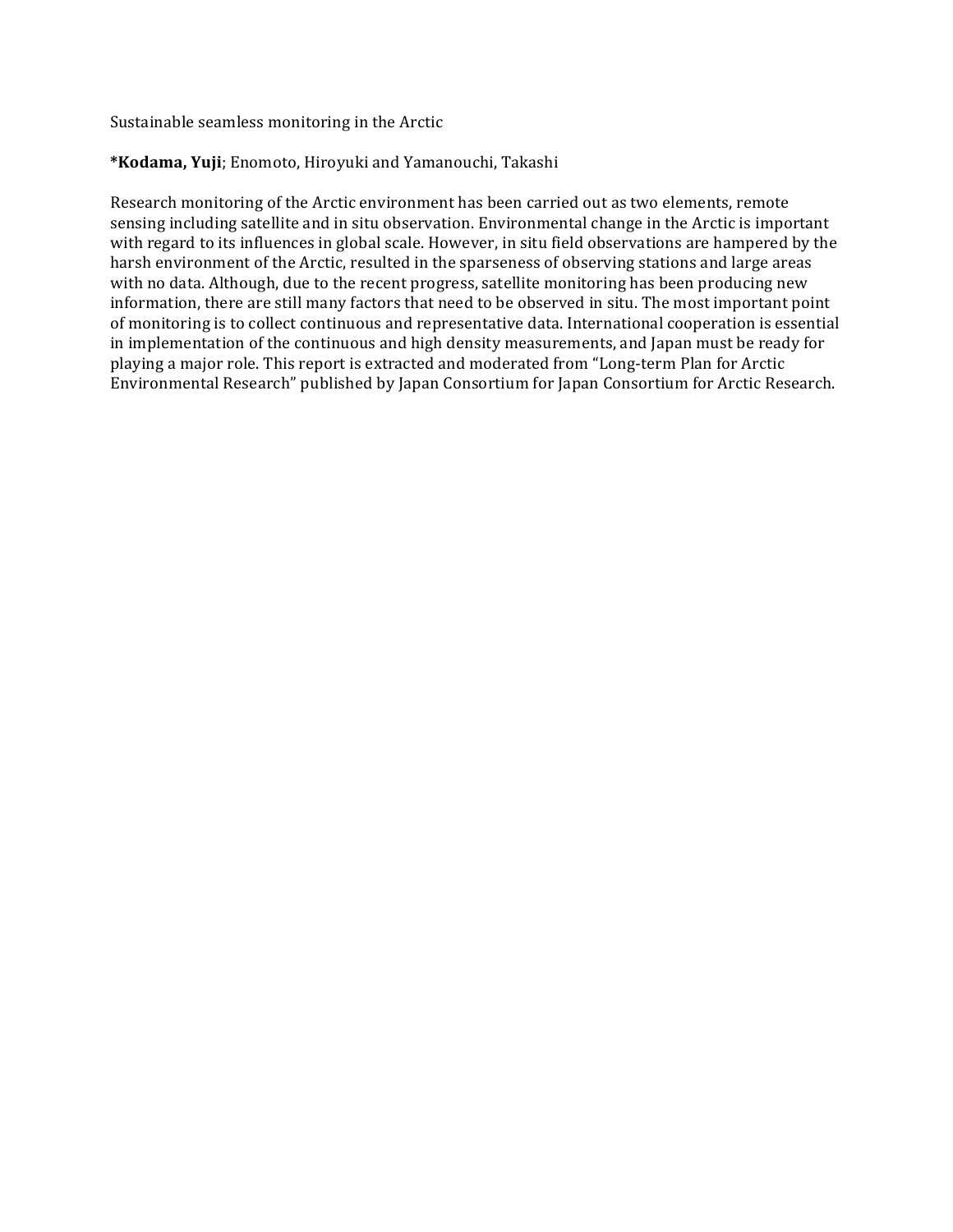Sustainable seamless monitoring in the Arctic

***Kodama, Yuji**; Enomoto, Hiroyuki and Yamanouchi, Takashi

Research monitoring of the Arctic environment has been carried out as two elements, remote sensing including satellite and in situ observation. Environmental change in the Arctic is important with regard to its influences in global scale. However, in situ field observations are hampered by the harsh environment of the Arctic, resulted in the sparseness of observing stations and large areas with no data. Although, due to the recent progress, satellite monitoring has been producing new information, there are still many factors that need to be observed in situ. The most important point of monitoring is to collect continuous and representative data. International cooperation is essential in implementation of the continuous and high density measurements, and Japan must be ready for playing a major role. This report is extracted and moderated from "Long-term Plan for Arctic Environmental Research" published by Japan Consortium for Japan Consortium for Arctic Research.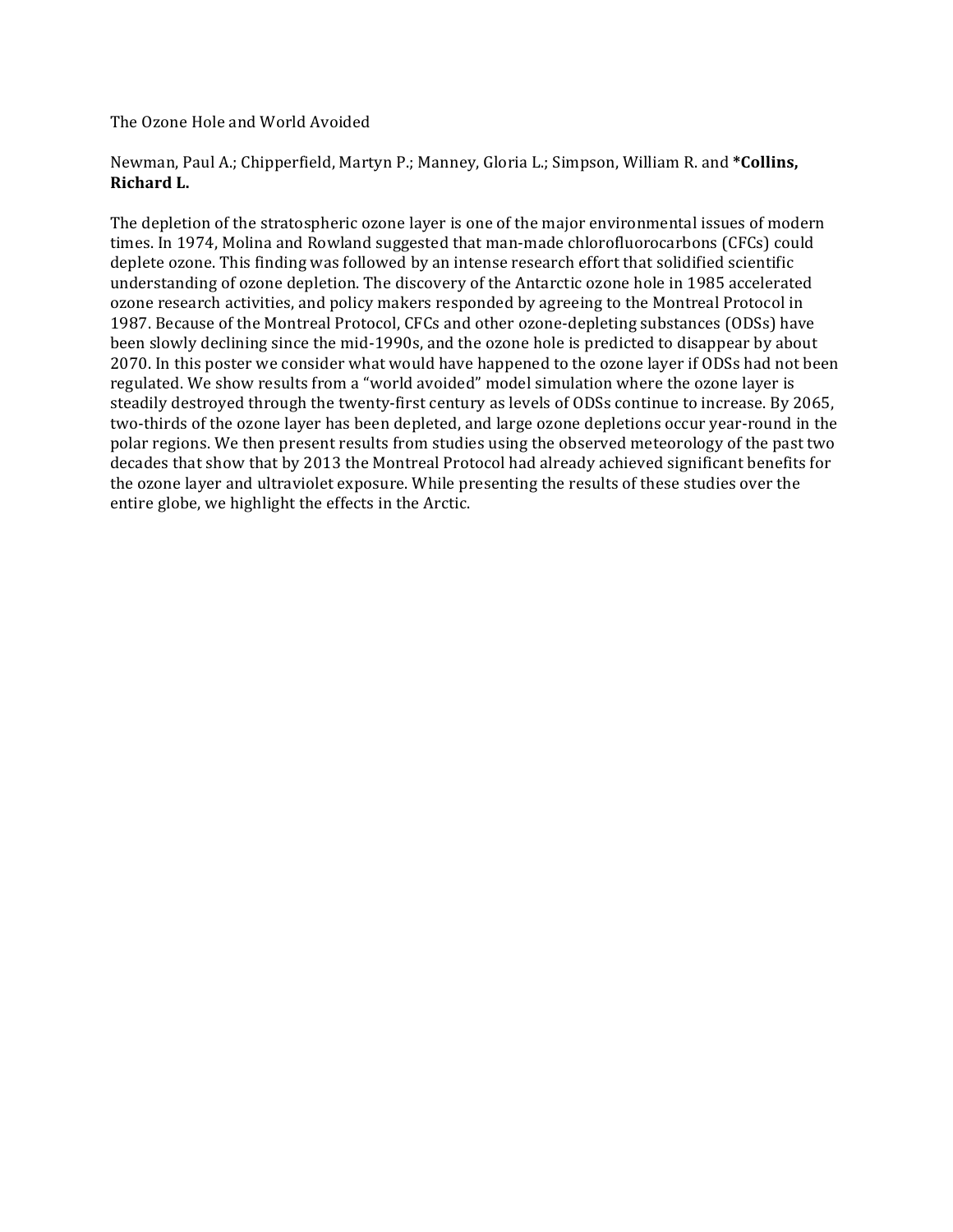# The Ozone Hole and World Avoided

Newman, Paul A.; Chipperfield, Martyn P.; Manney, Gloria L.; Simpson, William R. and ***Collins, Richard L.**

The depletion of the stratospheric ozone layer is one of the major environmental issues of modern times. In 1974, Molina and Rowland suggested that man-made chlorofluorocarbons (CFCs) could deplete ozone. This finding was followed by an intense research effort that solidified scientific understanding of ozone depletion. The discovery of the Antarctic ozone hole in 1985 accelerated ozone research activities, and policy makers responded by agreeing to the Montreal Protocol in 1987. Because of the Montreal Protocol, CFCs and other ozone-depleting substances (ODSs) have been slowly declining since the mid-1990s, and the ozone hole is predicted to disappear by about 2070. In this poster we consider what would have happened to the ozone layer if ODSs had not been regulated. We show results from a "world avoided" model simulation where the ozone layer is steadily destroyed through the twenty-first century as levels of ODSs continue to increase. By 2065, two-thirds of the ozone layer has been depleted, and large ozone depletions occur year-round in the polar regions. We then present results from studies using the observed meteorology of the past two decades that show that by 2013 the Montreal Protocol had already achieved significant benefits for the ozone layer and ultraviolet exposure. While presenting the results of these studies over the entire globe, we highlight the effects in the Arctic.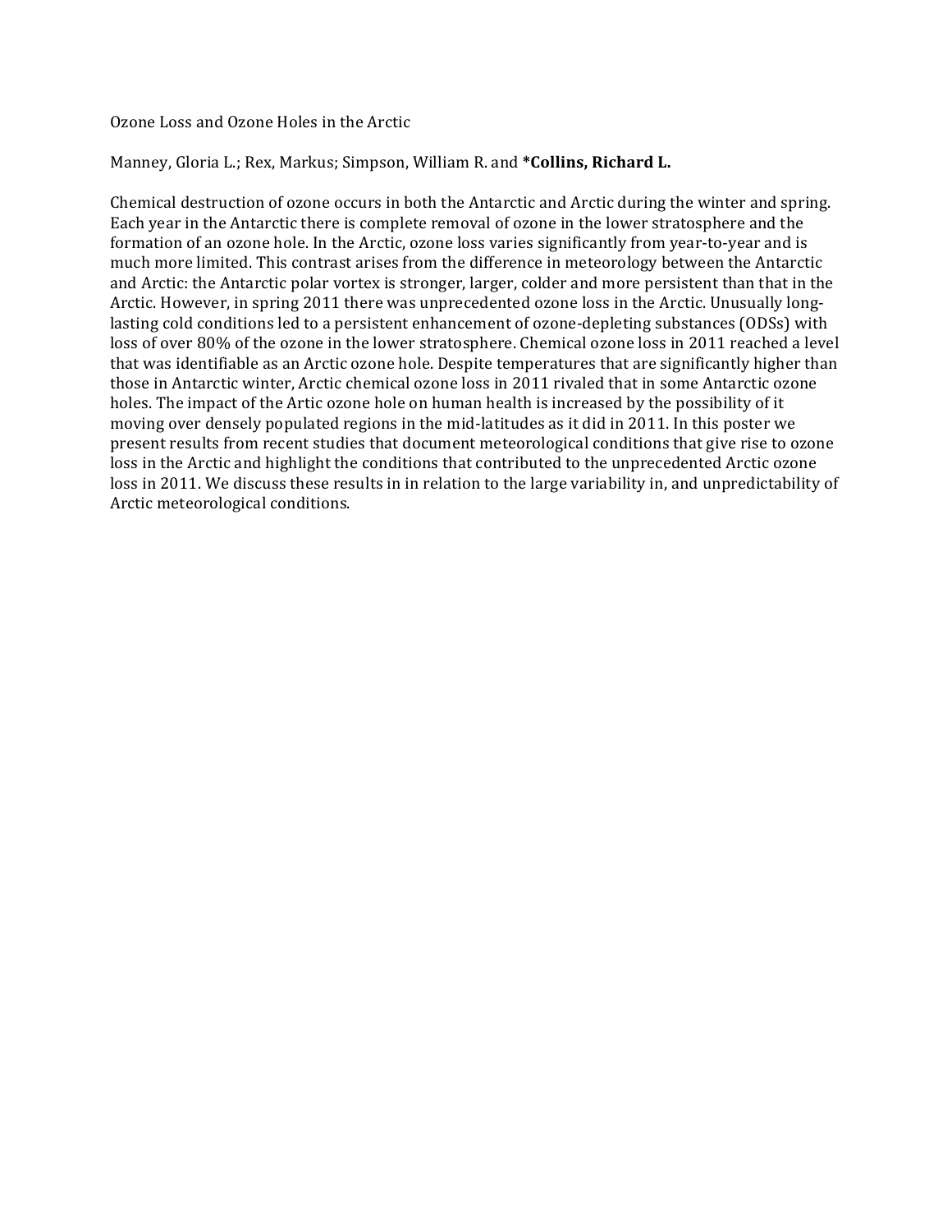Ozone Loss and Ozone Holes in the Arctic

Manney, Gloria L.; Rex, Markus; Simpson, William R. and ***Collins, Richard L.**

Chemical destruction of ozone occurs in both the Antarctic and Arctic during the winter and spring. Each year in the Antarctic there is complete removal of ozone in the lower stratosphere and the formation of an ozone hole. In the Arctic, ozone loss varies significantly from year-to-year and is much more limited. This contrast arises from the difference in meteorology between the Antarctic and Arctic: the Antarctic polar vortex is stronger, larger, colder and more persistent than that in the Arctic. However, in spring 2011 there was unprecedented ozone loss in the Arctic. Unusually long-lasting cold conditions led to a persistent enhancement of ozone-depleting substances (ODSs) with loss of over 80% of the ozone in the lower stratosphere. Chemical ozone loss in 2011 reached a level that was identifiable as an Arctic ozone hole. Despite temperatures that are significantly higher than those in Antarctic winter, Arctic chemical ozone loss in 2011 rivaled that in some Antarctic ozone holes. The impact of the Artic ozone hole on human health is increased by the possibility of it moving over densely populated regions in the mid-latitudes as it did in 2011. In this poster we present results from recent studies that document meteorological conditions that give rise to ozone loss in the Arctic and highlight the conditions that contributed to the unprecedented Arctic ozone loss in 2011. We discuss these results in in relation to the large variability in, and unpredictability of Arctic meteorological conditions.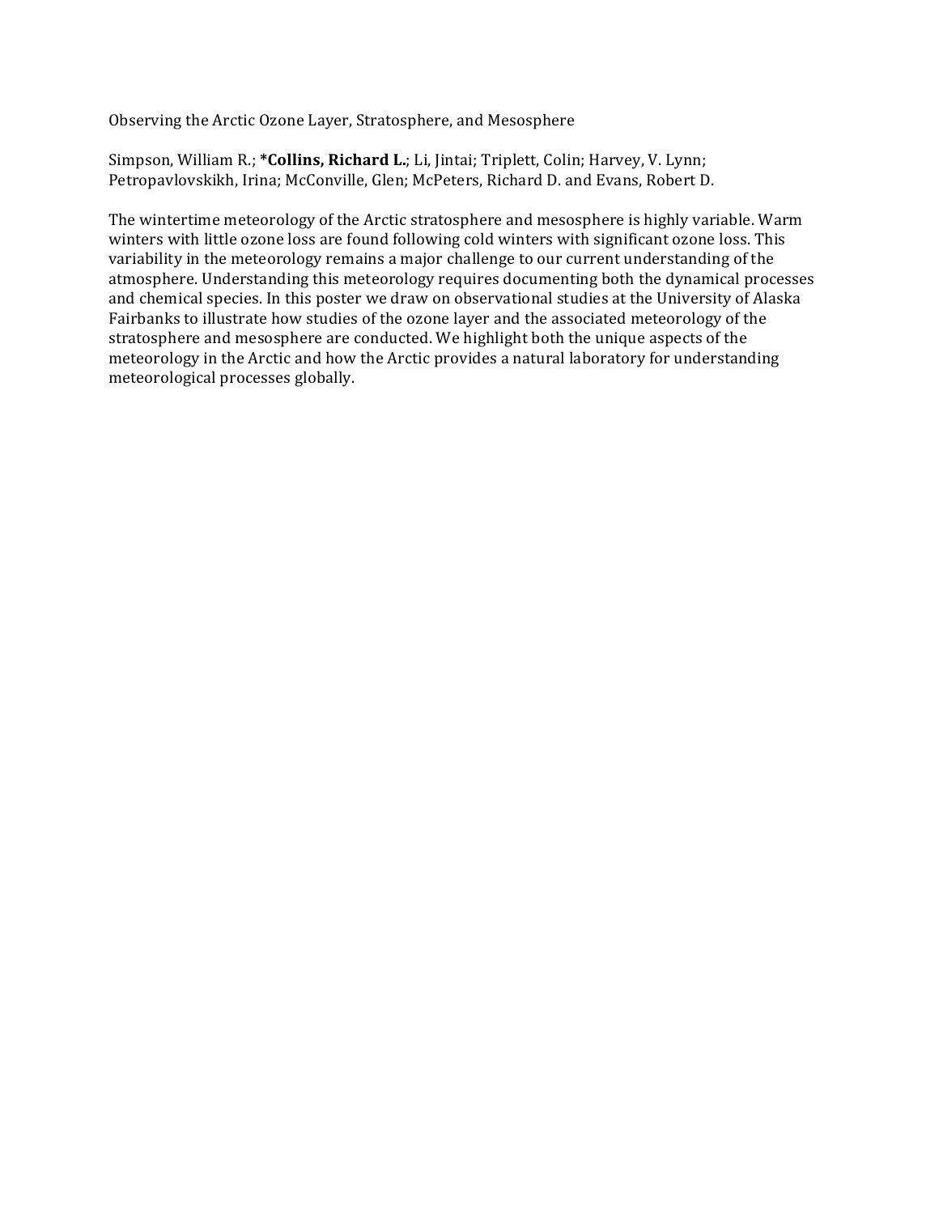Observing the Arctic Ozone Layer, Stratosphere, and Mesosphere

Simpson, William R.; ***Collins, Richard L.**; Li, Jintai; Triplett, Colin; Harvey, V. Lynn; Petropavlovskikh, Irina; McConville, Glen; McPeters, Richard D. and Evans, Robert D.

The wintertime meteorology of the Arctic stratosphere and mesosphere is highly variable. Warm winters with little ozone loss are found following cold winters with significant ozone loss. This variability in the meteorology remains a major challenge to our current understanding of the atmosphere. Understanding this meteorology requires documenting both the dynamical processes and chemical species. In this poster we draw on observational studies at the University of Alaska Fairbanks to illustrate how studies of the ozone layer and the associated meteorology of the stratosphere and mesosphere are conducted. We highlight both the unique aspects of the meteorology in the Arctic and how the Arctic provides a natural laboratory for understanding meteorological processes globally.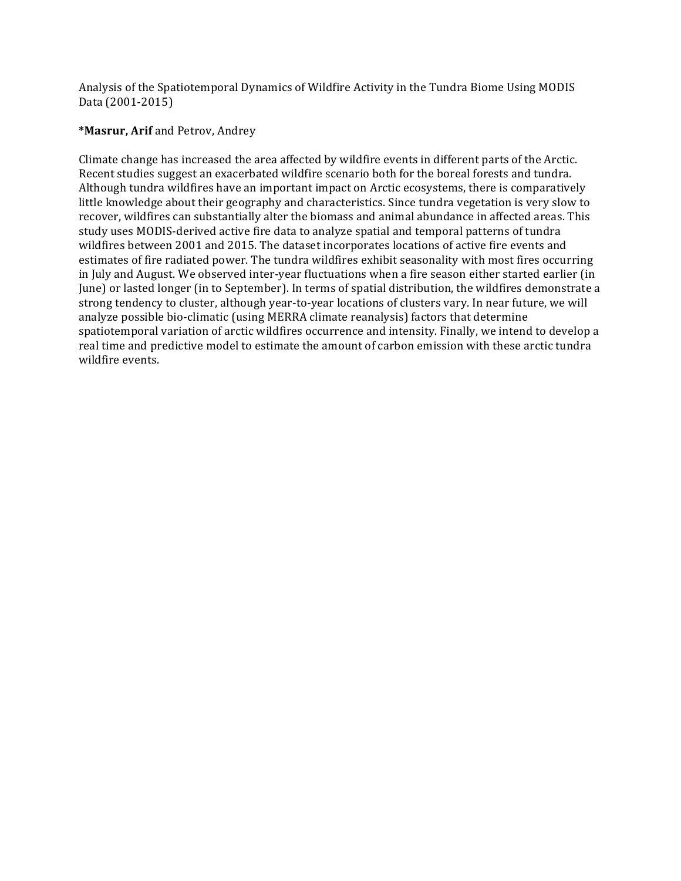Analysis of the Spatiotemporal Dynamics of Wildfire Activity in the Tundra Biome Using MODIS Data (2001-2015)

***Masrur, Arif** and Petrov, Andrey

Climate change has increased the area affected by wildfire events in different parts of the Arctic. Recent studies suggest an exacerbated wildfire scenario both for the boreal forests and tundra. Although tundra wildfires have an important impact on Arctic ecosystems, there is comparatively little knowledge about their geography and characteristics. Since tundra vegetation is very slow to recover, wildfires can substantially alter the biomass and animal abundance in affected areas. This study uses MODIS-derived active fire data to analyze spatial and temporal patterns of tundra wildfires between 2001 and 2015. The dataset incorporates locations of active fire events and estimates of fire radiated power. The tundra wildfires exhibit seasonality with most fires occurring in July and August. We observed inter-year fluctuations when a fire season either started earlier (in June) or lasted longer (in to September). In terms of spatial distribution, the wildfires demonstrate a strong tendency to cluster, although year-to-year locations of clusters vary. In near future, we will analyze possible bio-climatic (using MERRA climate reanalysis) factors that determine spatiotemporal variation of arctic wildfires occurrence and intensity. Finally, we intend to develop a real time and predictive model to estimate the amount of carbon emission with these arctic tundra wildfire events.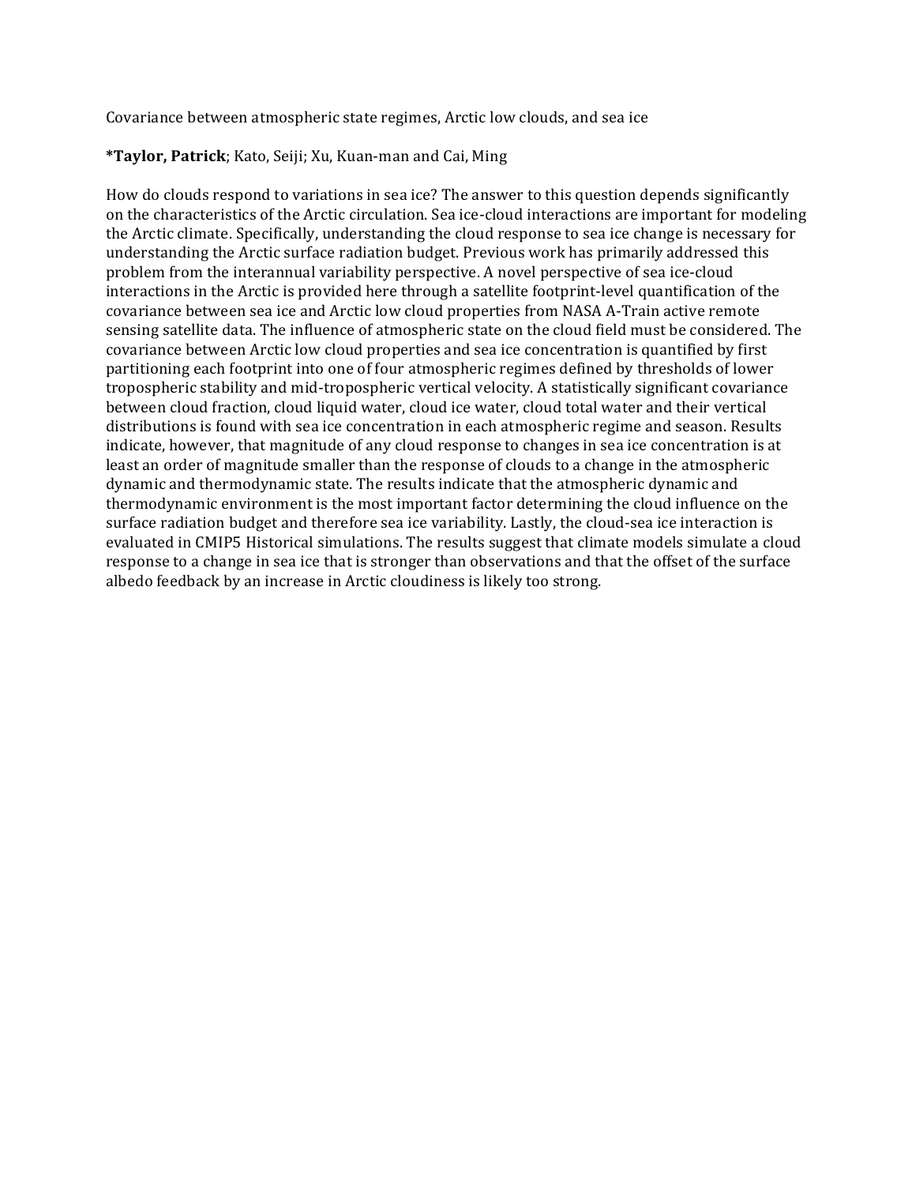Covariance between atmospheric state regimes, Arctic low clouds, and sea ice

***Taylor, Patrick**; Kato, Seiji; Xu, Kuan-man and Cai, Ming

How do clouds respond to variations in sea ice? The answer to this question depends significantly on the characteristics of the Arctic circulation. Sea ice-cloud interactions are important for modeling the Arctic climate. Specifically, understanding the cloud response to sea ice change is necessary for understanding the Arctic surface radiation budget. Previous work has primarily addressed this problem from the interannual variability perspective. A novel perspective of sea ice-cloud interactions in the Arctic is provided here through a satellite footprint-level quantification of the covariance between sea ice and Arctic low cloud properties from NASA A-Train active remote sensing satellite data. The influence of atmospheric state on the cloud field must be considered. The covariance between Arctic low cloud properties and sea ice concentration is quantified by first partitioning each footprint into one of four atmospheric regimes defined by thresholds of lower tropospheric stability and mid-tropospheric vertical velocity. A statistically significant covariance between cloud fraction, cloud liquid water, cloud ice water, cloud total water and their vertical distributions is found with sea ice concentration in each atmospheric regime and season. Results indicate, however, that magnitude of any cloud response to changes in sea ice concentration is at least an order of magnitude smaller than the response of clouds to a change in the atmospheric dynamic and thermodynamic state. The results indicate that the atmospheric dynamic and thermodynamic environment is the most important factor determining the cloud influence on the surface radiation budget and therefore sea ice variability. Lastly, the cloud-sea ice interaction is evaluated in CMIP5 Historical simulations. The results suggest that climate models simulate a cloud response to a change in sea ice that is stronger than observations and that the offset of the surface albedo feedback by an increase in Arctic cloudiness is likely too strong.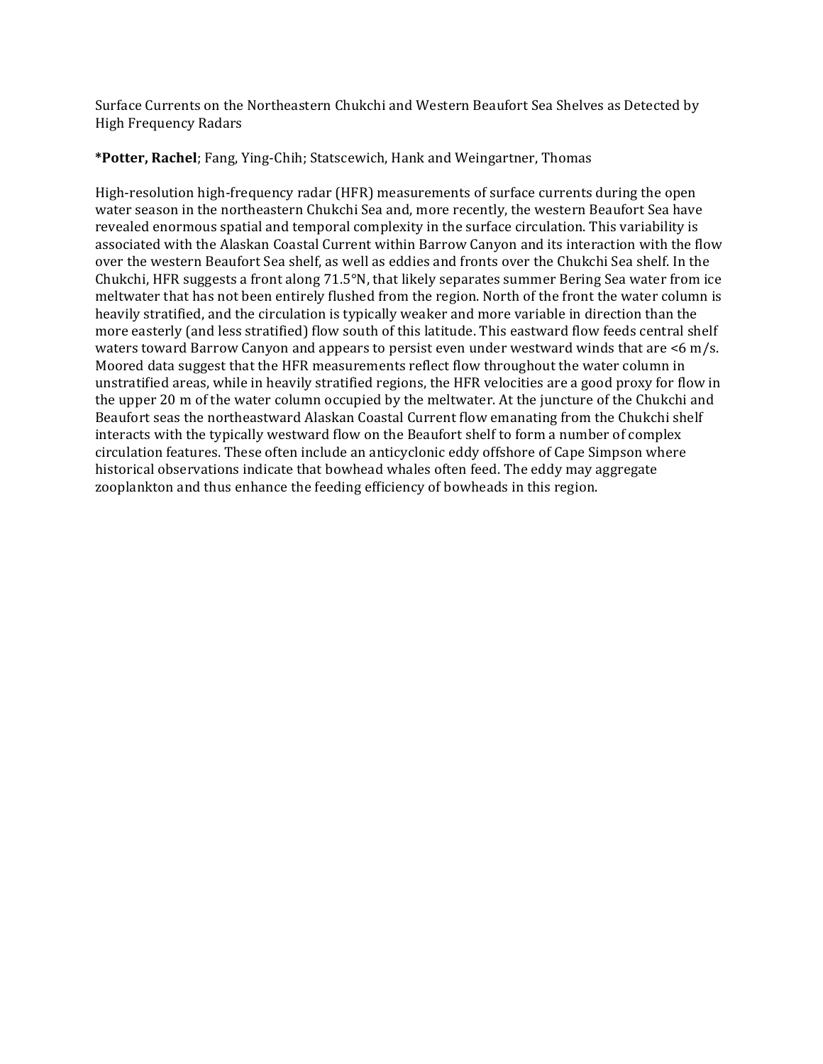Surface Currents on the Northeastern Chukchi and Western Beaufort Sea Shelves as Detected by High Frequency Radars

***Potter, Rachel**; Fang, Ying-Chih; Statscewich, Hank and Weingartner, Thomas

High-resolution high-frequency radar (HFR) measurements of surface currents during the open water season in the northeastern Chukchi Sea and, more recently, the western Beaufort Sea have revealed enormous spatial and temporal complexity in the surface circulation. This variability is associated with the Alaskan Coastal Current within Barrow Canyon and its interaction with the flow over the western Beaufort Sea shelf, as well as eddies and fronts over the Chukchi Sea shelf. In the Chukchi, HFR suggests a front along 71.5°N, that likely separates summer Bering Sea water from ice meltwater that has not been entirely flushed from the region. North of the front the water column is heavily stratified, and the circulation is typically weaker and more variable in direction than the more easterly (and less stratified) flow south of this latitude. This eastward flow feeds central shelf waters toward Barrow Canyon and appears to persist even under westward winds that are <6 m/s. Moored data suggest that the HFR measurements reflect flow throughout the water column in unstratified areas, while in heavily stratified regions, the HFR velocities are a good proxy for flow in the upper 20 m of the water column occupied by the meltwater. At the juncture of the Chukchi and Beaufort seas the northeastward Alaskan Coastal Current flow emanating from the Chukchi shelf interacts with the typically westward flow on the Beaufort shelf to form a number of complex circulation features. These often include an anticyclonic eddy offshore of Cape Simpson where historical observations indicate that bowhead whales often feed. The eddy may aggregate zooplankton and thus enhance the feeding efficiency of bowheads in this region.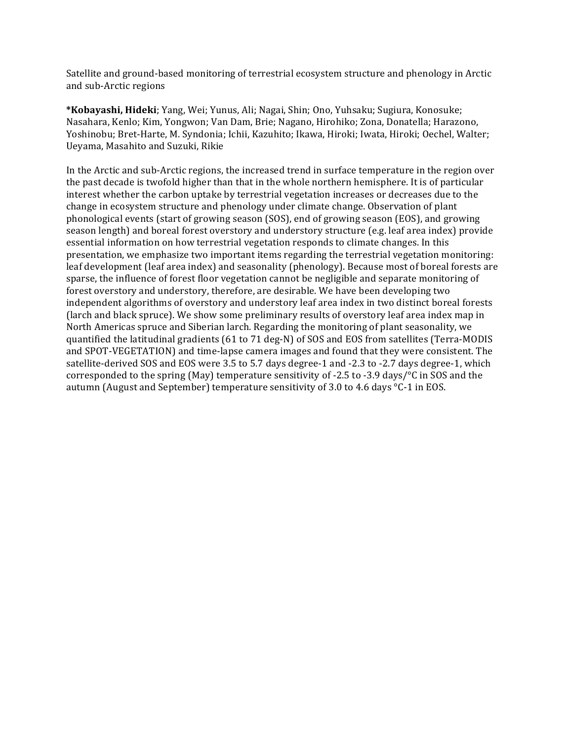Satellite and ground-based monitoring of terrestrial ecosystem structure and phenology in Arctic and sub-Arctic regions

***Kobayashi, Hideki**; Yang, Wei; Yunus, Ali; Nagai, Shin; Ono, Yuhsaku; Sugiura, Konosuke; Nasahara, Kenlo; Kim, Yongwon; Van Dam, Brie; Nagano, Hirohiko; Zona, Donatella; Harazono, Yoshinobu; Bret-Harte, M. Syndonia; Ichii, Kazuhito; Ikawa, Hiroki; Iwata, Hiroki; Oechel, Walter; Ueyama, Masahito and Suzuki, Rikie

In the Arctic and sub-Arctic regions, the increased trend in surface temperature in the region over the past decade is twofold higher than that in the whole northern hemisphere. It is of particular interest whether the carbon uptake by terrestrial vegetation increases or decreases due to the change in ecosystem structure and phenology under climate change. Observation of plant phonological events (start of growing season (SOS), end of growing season (EOS), and growing season length) and boreal forest overstory and understory structure (e.g. leaf area index) provide essential information on how terrestrial vegetation responds to climate changes. In this presentation, we emphasize two important items regarding the terrestrial vegetation monitoring: leaf development (leaf area index) and seasonality (phenology). Because most of boreal forests are sparse, the influence of forest floor vegetation cannot be negligible and separate monitoring of forest overstory and understory, therefore, are desirable. We have been developing two independent algorithms of overstory and understory leaf area index in two distinct boreal forests (larch and black spruce). We show some preliminary results of overstory leaf area index map in North Americas spruce and Siberian larch. Regarding the monitoring of plant seasonality, we quantified the latitudinal gradients (61 to 71 deg-N) of SOS and EOS from satellites (Terra-MODIS and SPOT-VEGETATION) and time-lapse camera images and found that they were consistent. The satellite-derived SOS and EOS were 3.5 to 5.7 days degree-1 and -2.3 to -2.7 days degree-1, which corresponded to the spring (May) temperature sensitivity of -2.5 to -3.9 days/°C in SOS and the autumn (August and September) temperature sensitivity of 3.0 to 4.6 days °C-1 in EOS.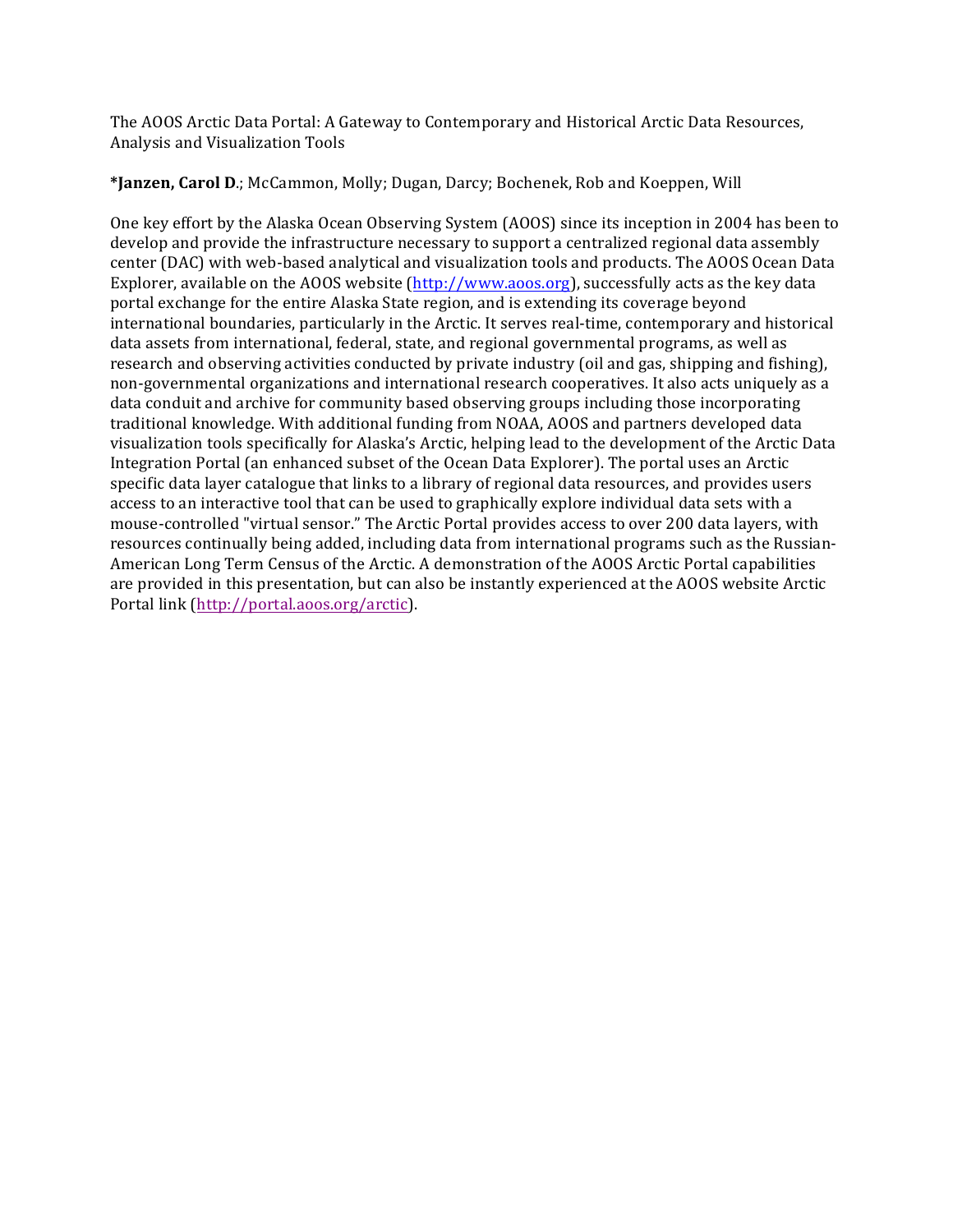The AOOS Arctic Data Portal: A Gateway to Contemporary and Historical Arctic Data Resources, Analysis and Visualization Tools

**\*Janzen, Carol D**.; McCammon, Molly; Dugan, Darcy; Bochenek, Rob and Koeppen, Will

One key effort by the Alaska Ocean Observing System (AOOS) since its inception in 2004 has been to develop and provide the infrastructure necessary to support a centralized regional data assembly center (DAC) with web-based analytical and visualization tools and products. The AOOS Ocean Data Explorer, available on the AOOS website (http://www.aoos.org), successfully acts as the key data portal exchange for the entire Alaska State region, and is extending its coverage beyond international boundaries, particularly in the Arctic. It serves real-time, contemporary and historical data assets from international, federal, state, and regional governmental programs, as well as research and observing activities conducted by private industry (oil and gas, shipping and fishing), non-governmental organizations and international research cooperatives. It also acts uniquely as a data conduit and archive for community based observing groups including those incorporating traditional knowledge. With additional funding from NOAA, AOOS and partners developed data visualization tools specifically for Alaska's Arctic, helping lead to the development of the Arctic Data Integration Portal (an enhanced subset of the Ocean Data Explorer). The portal uses an Arctic specific data layer catalogue that links to a library of regional data resources, and provides users access to an interactive tool that can be used to graphically explore individual data sets with a mouse-controlled "virtual sensor." The Arctic Portal provides access to over 200 data layers, with resources continually being added, including data from international programs such as the Russian-American Long Term Census of the Arctic. A demonstration of the AOOS Arctic Portal capabilities are provided in this presentation, but can also be instantly experienced at the AOOS website Arctic Portal link (http://portal.aoos.org/arctic).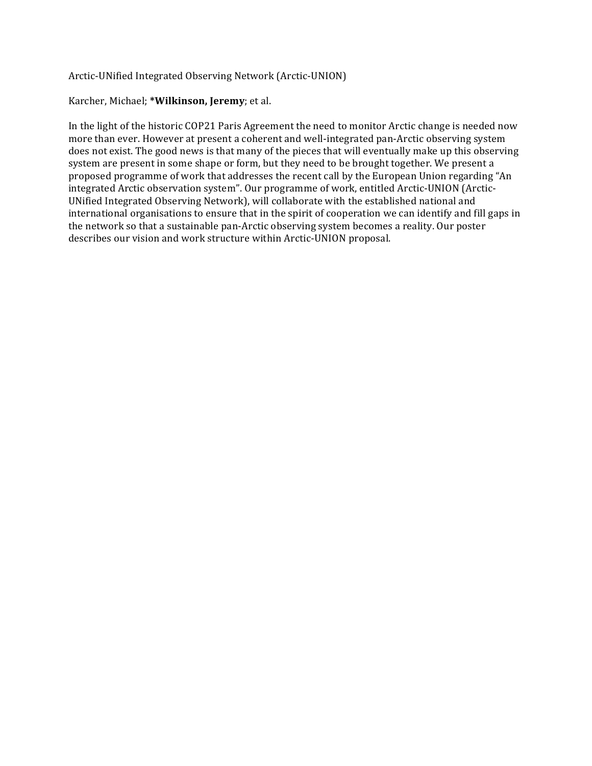Arctic-UNified Integrated Observing Network (Arctic-UNION)

Karcher, Michael; ***Wilkinson, Jeremy**; et al.

In the light of the historic COP21 Paris Agreement the need to monitor Arctic change is needed now more than ever. However at present a coherent and well-integrated pan-Arctic observing system does not exist. The good news is that many of the pieces that will eventually make up this observing system are present in some shape or form, but they need to be brought together. We present a proposed programme of work that addresses the recent call by the European Union regarding "An integrated Arctic observation system". Our programme of work, entitled Arctic-UNION (Arctic-UNified Integrated Observing Network), will collaborate with the established national and international organisations to ensure that in the spirit of cooperation we can identify and fill gaps in the network so that a sustainable pan-Arctic observing system becomes a reality. Our poster describes our vision and work structure within Arctic-UNION proposal.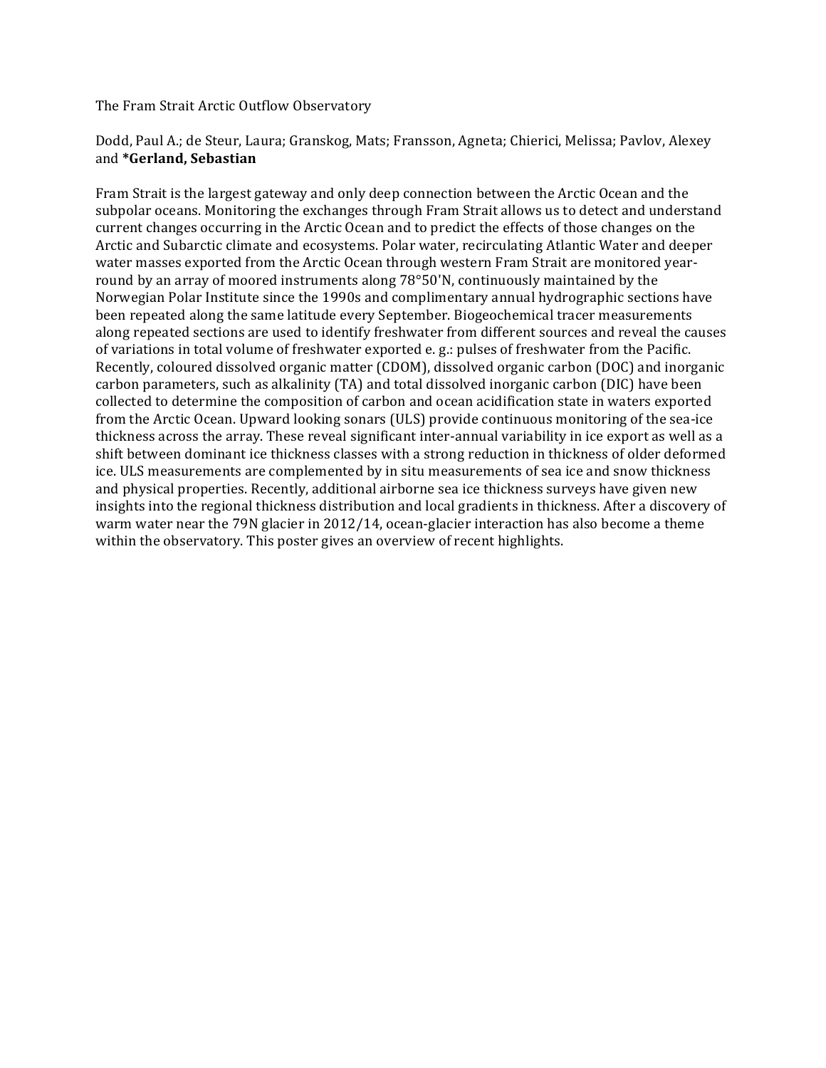The Fram Strait Arctic Outflow Observatory

Dodd, Paul A.; de Steur, Laura; Granskog, Mats; Fransson, Agneta; Chierici, Melissa; Pavlov, Alexey and ***Gerland, Sebastian**

Fram Strait is the largest gateway and only deep connection between the Arctic Ocean and the subpolar oceans. Monitoring the exchanges through Fram Strait allows us to detect and understand current changes occurring in the Arctic Ocean and to predict the effects of those changes on the Arctic and Subarctic climate and ecosystems. Polar water, recirculating Atlantic Water and deeper water masses exported from the Arctic Ocean through western Fram Strait are monitored year-round by an array of moored instruments along 78°50'N, continuously maintained by the Norwegian Polar Institute since the 1990s and complimentary annual hydrographic sections have been repeated along the same latitude every September. Biogeochemical tracer measurements along repeated sections are used to identify freshwater from different sources and reveal the causes of variations in total volume of freshwater exported e. g.: pulses of freshwater from the Pacific. Recently, coloured dissolved organic matter (CDOM), dissolved organic carbon (DOC) and inorganic carbon parameters, such as alkalinity (TA) and total dissolved inorganic carbon (DIC) have been collected to determine the composition of carbon and ocean acidification state in waters exported from the Arctic Ocean. Upward looking sonars (ULS) provide continuous monitoring of the sea-ice thickness across the array. These reveal significant inter-annual variability in ice export as well as a shift between dominant ice thickness classes with a strong reduction in thickness of older deformed ice. ULS measurements are complemented by in situ measurements of sea ice and snow thickness and physical properties. Recently, additional airborne sea ice thickness surveys have given new insights into the regional thickness distribution and local gradients in thickness. After a discovery of warm water near the 79N glacier in 2012/14, ocean-glacier interaction has also become a theme within the observatory. This poster gives an overview of recent highlights.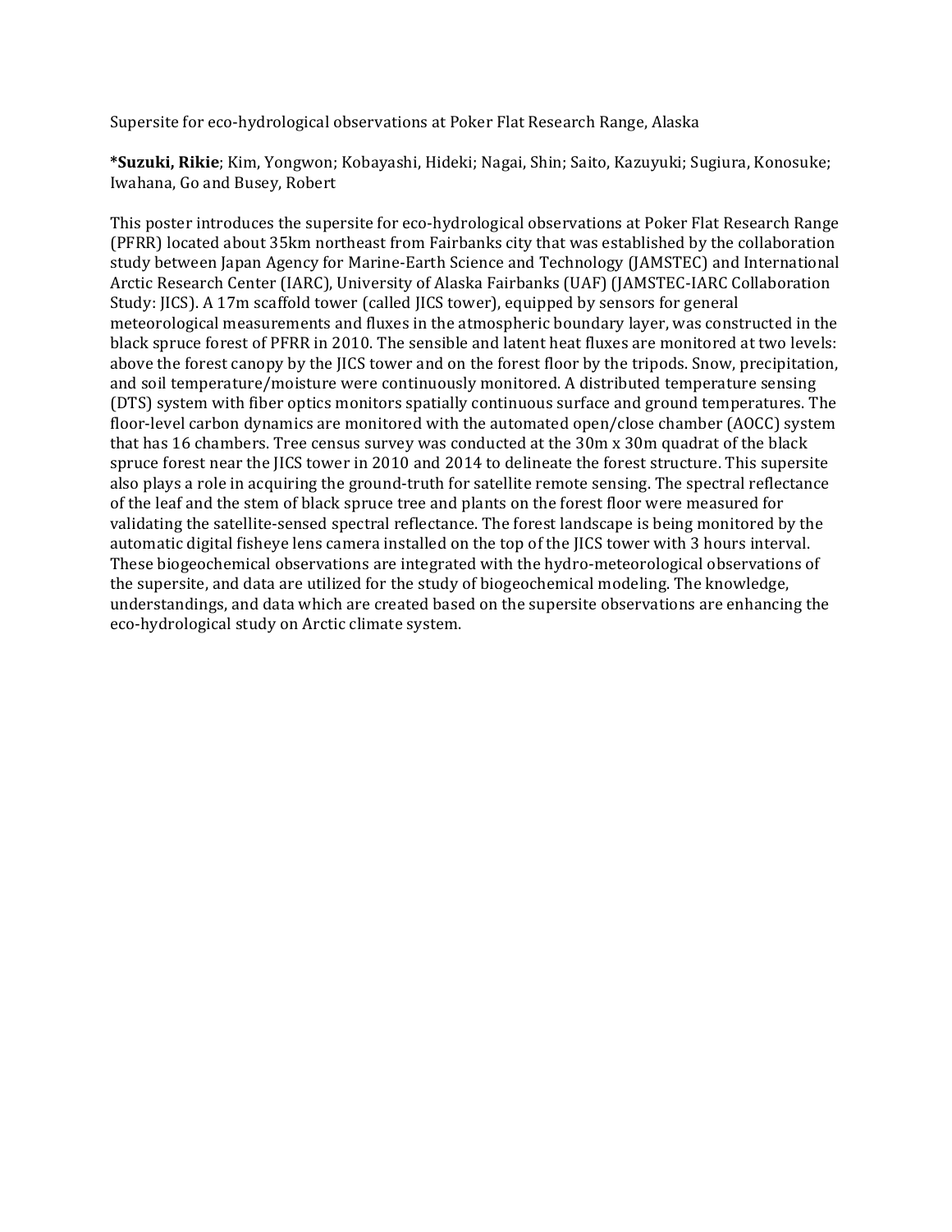Supersite for eco-hydrological observations at Poker Flat Research Range, Alaska

***Suzuki, Rikie**; Kim, Yongwon; Kobayashi, Hideki; Nagai, Shin; Saito, Kazuyuki; Sugiura, Konosuke; Iwahana, Go and Busey, Robert

This poster introduces the supersite for eco-hydrological observations at Poker Flat Research Range (PFRR) located about 35km northeast from Fairbanks city that was established by the collaboration study between Japan Agency for Marine-Earth Science and Technology (JAMSTEC) and International Arctic Research Center (IARC), University of Alaska Fairbanks (UAF) (JAMSTEC-IARC Collaboration Study: JICS). A 17m scaffold tower (called JICS tower), equipped by sensors for general meteorological measurements and fluxes in the atmospheric boundary layer, was constructed in the black spruce forest of PFRR in 2010. The sensible and latent heat fluxes are monitored at two levels: above the forest canopy by the JICS tower and on the forest floor by the tripods. Snow, precipitation, and soil temperature/moisture were continuously monitored. A distributed temperature sensing (DTS) system with fiber optics monitors spatially continuous surface and ground temperatures. The floor-level carbon dynamics are monitored with the automated open/close chamber (AOCC) system that has 16 chambers. Tree census survey was conducted at the 30m x 30m quadrat of the black spruce forest near the JICS tower in 2010 and 2014 to delineate the forest structure. This supersite also plays a role in acquiring the ground-truth for satellite remote sensing. The spectral reflectance of the leaf and the stem of black spruce tree and plants on the forest floor were measured for validating the satellite-sensed spectral reflectance. The forest landscape is being monitored by the automatic digital fisheye lens camera installed on the top of the JICS tower with 3 hours interval. These biogeochemical observations are integrated with the hydro-meteorological observations of the supersite, and data are utilized for the study of biogeochemical modeling. The knowledge, understandings, and data which are created based on the supersite observations are enhancing the eco-hydrological study on Arctic climate system.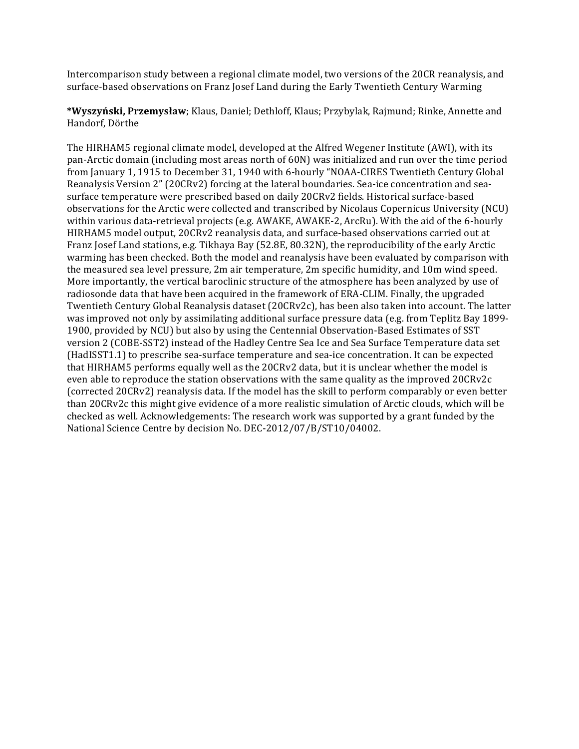Intercomparison study between a regional climate model, two versions of the 20CR reanalysis, and surface-based observations on Franz Josef Land during the Early Twentieth Century Warming

***Wyszyński, Przemysław**; Klaus, Daniel; Dethloff, Klaus; Przybylak, Rajmund; Rinke, Annette and Handorf, Dörthe

The HIRHAM5 regional climate model, developed at the Alfred Wegener Institute (AWI), with its pan-Arctic domain (including most areas north of 60N) was initialized and run over the time period from January 1, 1915 to December 31, 1940 with 6-hourly "NOAA-CIRES Twentieth Century Global Reanalysis Version 2" (20CRv2) forcing at the lateral boundaries. Sea-ice concentration and sea-surface temperature were prescribed based on daily 20CRv2 fields. Historical surface-based observations for the Arctic were collected and transcribed by Nicolaus Copernicus University (NCU) within various data-retrieval projects (e.g. AWAKE, AWAKE-2, ArcRu). With the aid of the 6-hourly HIRHAM5 model output, 20CRv2 reanalysis data, and surface-based observations carried out at Franz Josef Land stations, e.g. Tikhaya Bay (52.8E, 80.32N), the reproducibility of the early Arctic warming has been checked. Both the model and reanalysis have been evaluated by comparison with the measured sea level pressure, 2m air temperature, 2m specific humidity, and 10m wind speed. More importantly, the vertical baroclinic structure of the atmosphere has been analyzed by use of radiosonde data that have been acquired in the framework of ERA-CLIM. Finally, the upgraded Twentieth Century Global Reanalysis dataset (20CRv2c), has been also taken into account. The latter was improved not only by assimilating additional surface pressure data (e.g. from Teplitz Bay 1899-1900, provided by NCU) but also by using the Centennial Observation-Based Estimates of SST version 2 (COBE-SST2) instead of the Hadley Centre Sea Ice and Sea Surface Temperature data set (HadISST1.1) to prescribe sea-surface temperature and sea-ice concentration. It can be expected that HIRHAM5 performs equally well as the 20CRv2 data, but it is unclear whether the model is even able to reproduce the station observations with the same quality as the improved 20CRv2c (corrected 20CRv2) reanalysis data. If the model has the skill to perform comparably or even better than 20CRv2c this might give evidence of a more realistic simulation of Arctic clouds, which will be checked as well. Acknowledgements: The research work was supported by a grant funded by the National Science Centre by decision No. DEC-2012/07/B/ST10/04002.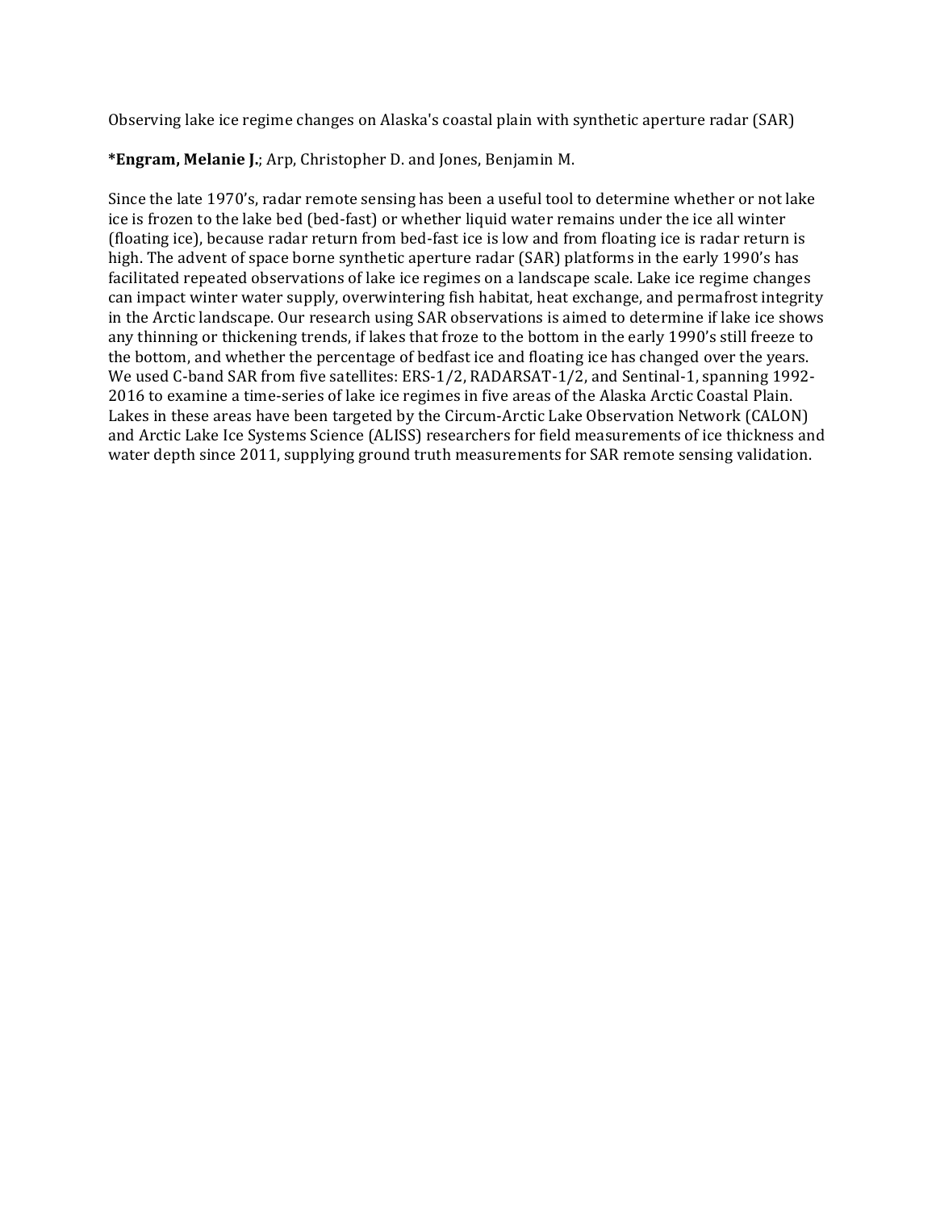Observing lake ice regime changes on Alaska's coastal plain with synthetic aperture radar (SAR)

***Engram, Melanie J.**; Arp, Christopher D. and Jones, Benjamin M.

Since the late 1970's, radar remote sensing has been a useful tool to determine whether or not lake ice is frozen to the lake bed (bed-fast) or whether liquid water remains under the ice all winter (floating ice), because radar return from bed-fast ice is low and from floating ice is radar return is high. The advent of space borne synthetic aperture radar (SAR) platforms in the early 1990's has facilitated repeated observations of lake ice regimes on a landscape scale. Lake ice regime changes can impact winter water supply, overwintering fish habitat, heat exchange, and permafrost integrity in the Arctic landscape. Our research using SAR observations is aimed to determine if lake ice shows any thinning or thickening trends, if lakes that froze to the bottom in the early 1990's still freeze to the bottom, and whether the percentage of bedfast ice and floating ice has changed over the years. We used C-band SAR from five satellites: ERS-1/2, RADARSAT-1/2, and Sentinal-1, spanning 1992-2016 to examine a time-series of lake ice regimes in five areas of the Alaska Arctic Coastal Plain. Lakes in these areas have been targeted by the Circum-Arctic Lake Observation Network (CALON) and Arctic Lake Ice Systems Science (ALISS) researchers for field measurements of ice thickness and water depth since 2011, supplying ground truth measurements for SAR remote sensing validation.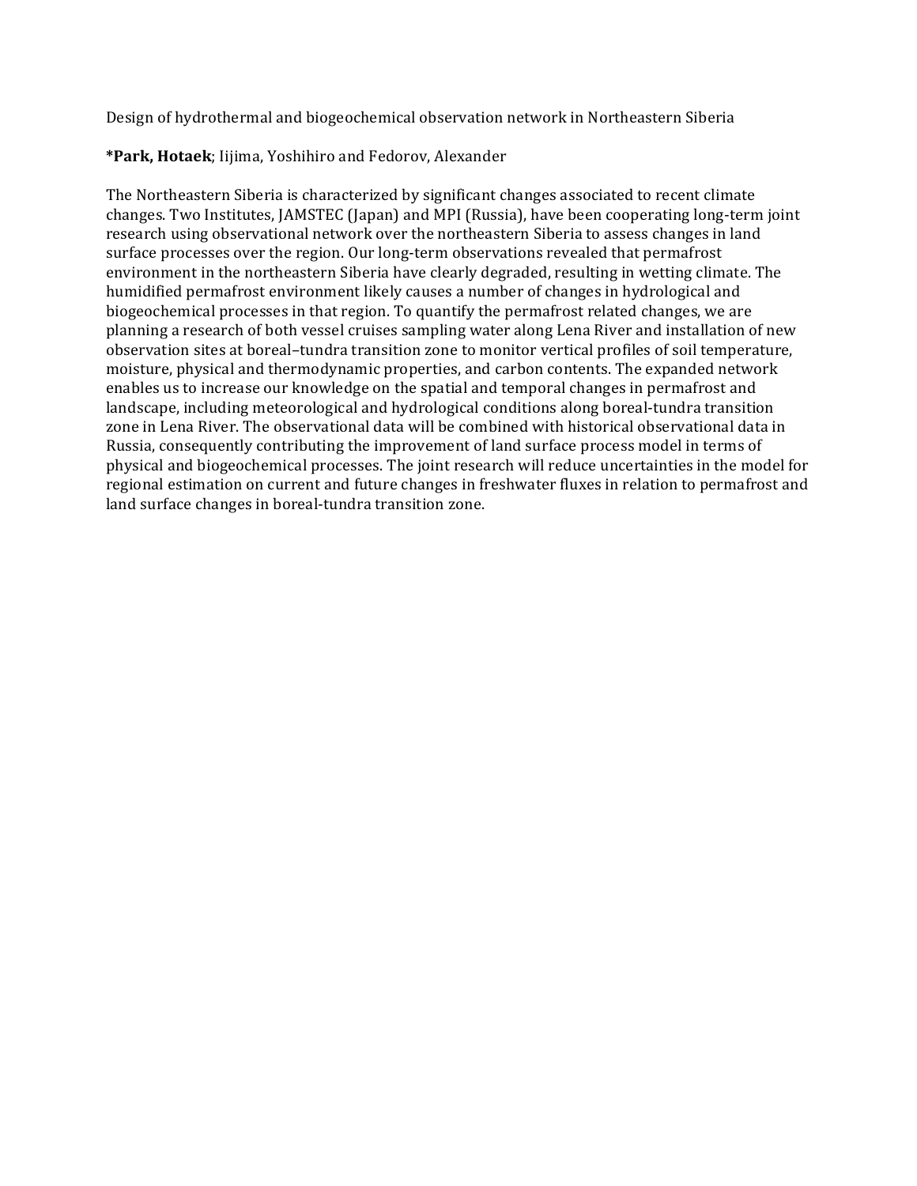Design of hydrothermal and biogeochemical observation network in Northeastern Siberia

***Park, Hotaek**; Iijima, Yoshihiro and Fedorov, Alexander

The Northeastern Siberia is characterized by significant changes associated to recent climate changes. Two Institutes, JAMSTEC (Japan) and MPI (Russia), have been cooperating long-term joint research using observational network over the northeastern Siberia to assess changes in land surface processes over the region. Our long-term observations revealed that permafrost environment in the northeastern Siberia have clearly degraded, resulting in wetting climate. The humidified permafrost environment likely causes a number of changes in hydrological and biogeochemical processes in that region. To quantify the permafrost related changes, we are planning a research of both vessel cruises sampling water along Lena River and installation of new observation sites at boreal–tundra transition zone to monitor vertical profiles of soil temperature, moisture, physical and thermodynamic properties, and carbon contents. The expanded network enables us to increase our knowledge on the spatial and temporal changes in permafrost and landscape, including meteorological and hydrological conditions along boreal-tundra transition zone in Lena River. The observational data will be combined with historical observational data in Russia, consequently contributing the improvement of land surface process model in terms of physical and biogeochemical processes. The joint research will reduce uncertainties in the model for regional estimation on current and future changes in freshwater fluxes in relation to permafrost and land surface changes in boreal-tundra transition zone.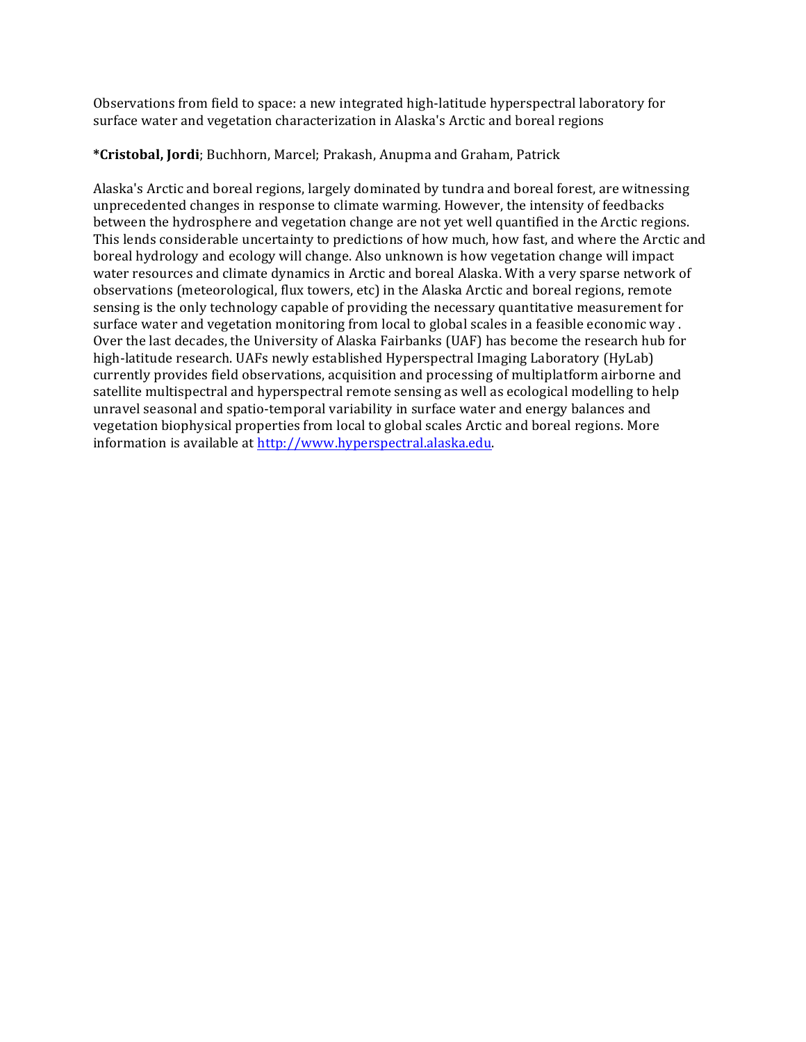Observations from field to space: a new integrated high-latitude hyperspectral laboratory for surface water and vegetation characterization in Alaska's Arctic and boreal regions

**\*Cristobal, Jordi**; Buchhorn, Marcel; Prakash, Anupma and Graham, Patrick

Alaska's Arctic and boreal regions, largely dominated by tundra and boreal forest, are witnessing unprecedented changes in response to climate warming. However, the intensity of feedbacks between the hydrosphere and vegetation change are not yet well quantified in the Arctic regions. This lends considerable uncertainty to predictions of how much, how fast, and where the Arctic and boreal hydrology and ecology will change. Also unknown is how vegetation change will impact water resources and climate dynamics in Arctic and boreal Alaska. With a very sparse network of observations (meteorological, flux towers, etc) in the Alaska Arctic and boreal regions, remote sensing is the only technology capable of providing the necessary quantitative measurement for surface water and vegetation monitoring from local to global scales in a feasible economic way . Over the last decades, the University of Alaska Fairbanks (UAF) has become the research hub for high-latitude research. UAFs newly established Hyperspectral Imaging Laboratory (HyLab) currently provides field observations, acquisition and processing of multiplatform airborne and satellite multispectral and hyperspectral remote sensing as well as ecological modelling to help unravel seasonal and spatio-temporal variability in surface water and energy balances and vegetation biophysical properties from local to global scales Arctic and boreal regions. More information is available at [http://www.hyperspectral.alaska.edu](http://www.hyperspectral.alaska.edu).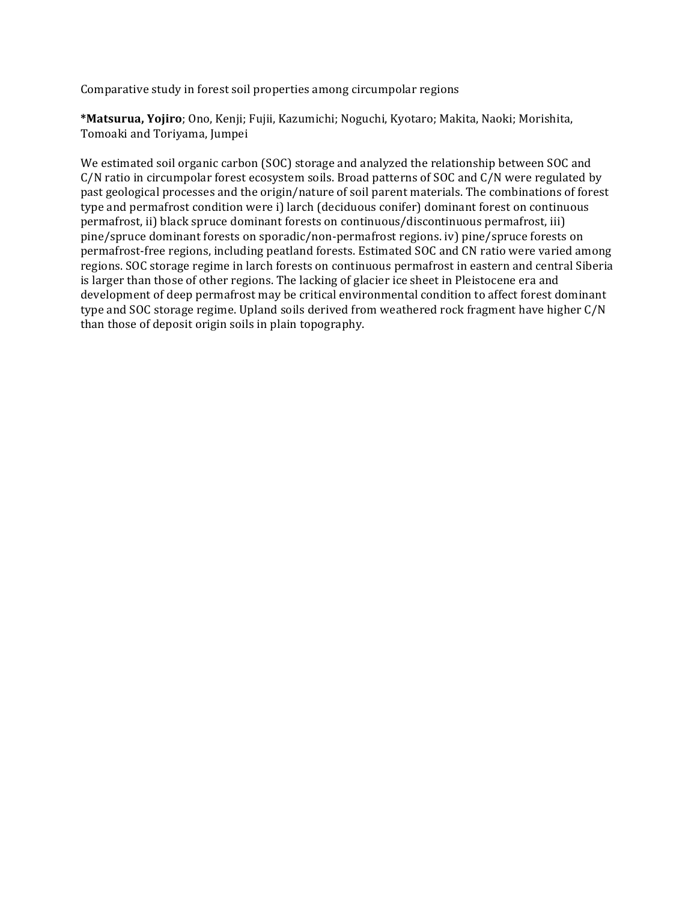Comparative study in forest soil properties among circumpolar regions

**\*Matsurua, Yojiro**; Ono, Kenji; Fujii, Kazumichi; Noguchi, Kyotaro; Makita, Naoki; Morishita, Tomoaki and Toriyama, Jumpei

We estimated soil organic carbon (SOC) storage and analyzed the relationship between SOC and C/N ratio in circumpolar forest ecosystem soils. Broad patterns of SOC and C/N were regulated by past geological processes and the origin/nature of soil parent materials. The combinations of forest type and permafrost condition were i) larch (deciduous conifer) dominant forest on continuous permafrost, ii) black spruce dominant forests on continuous/discontinuous permafrost, iii) pine/spruce dominant forests on sporadic/non-permafrost regions. iv) pine/spruce forests on permafrost-free regions, including peatland forests. Estimated SOC and CN ratio were varied among regions. SOC storage regime in larch forests on continuous permafrost in eastern and central Siberia is larger than those of other regions. The lacking of glacier ice sheet in Pleistocene era and development of deep permafrost may be critical environmental condition to affect forest dominant type and SOC storage regime. Upland soils derived from weathered rock fragment have higher C/N than those of deposit origin soils in plain topography.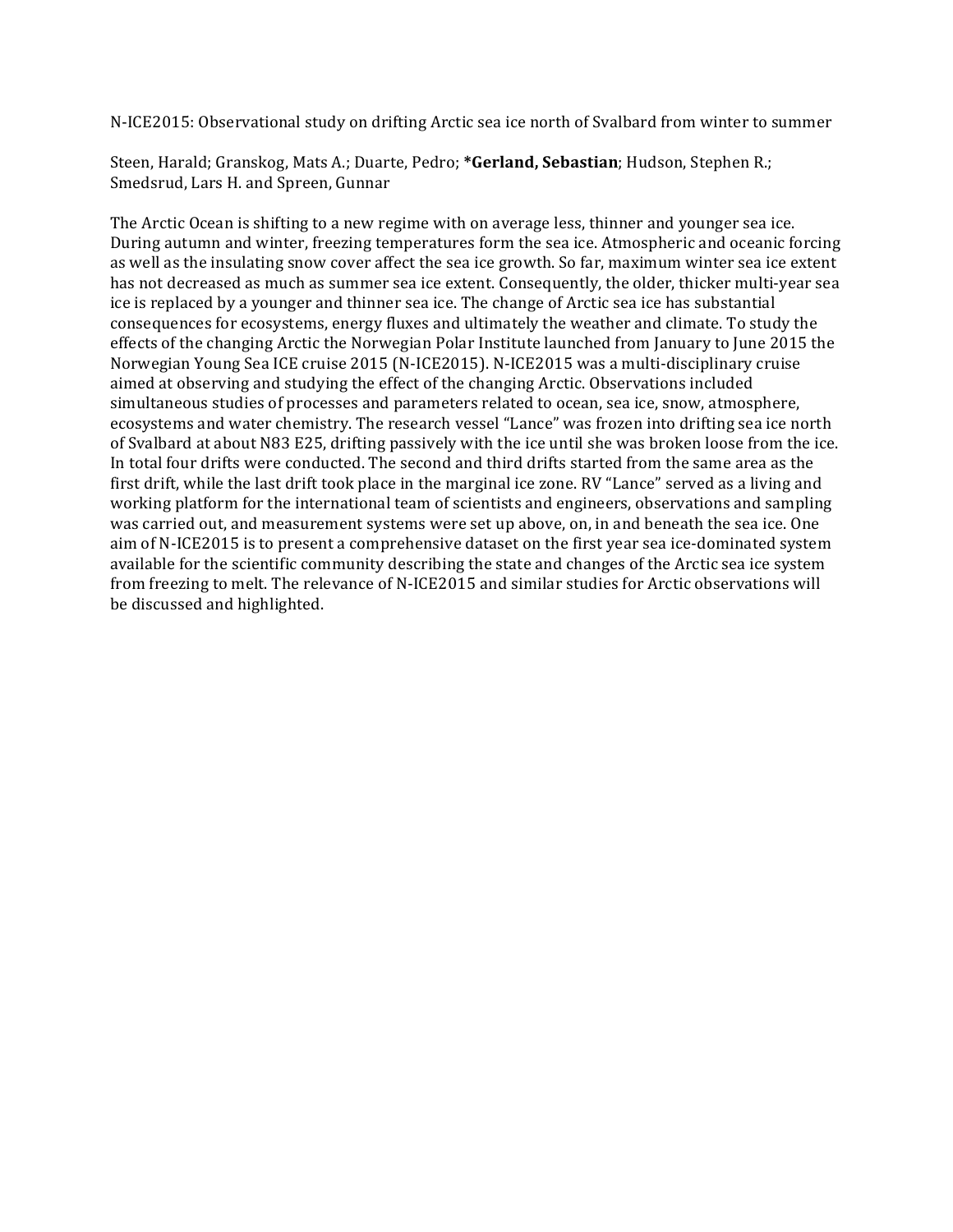N-ICE2015: Observational study on drifting Arctic sea ice north of Svalbard from winter to summer

Steen, Harald; Granskog, Mats A.; Duarte, Pedro; ***Gerland, Sebastian**; Hudson, Stephen R.; Smedsrud, Lars H. and Spreen, Gunnar

The Arctic Ocean is shifting to a new regime with on average less, thinner and younger sea ice. During autumn and winter, freezing temperatures form the sea ice. Atmospheric and oceanic forcing as well as the insulating snow cover affect the sea ice growth. So far, maximum winter sea ice extent has not decreased as much as summer sea ice extent. Consequently, the older, thicker multi-year sea ice is replaced by a younger and thinner sea ice. The change of Arctic sea ice has substantial consequences for ecosystems, energy fluxes and ultimately the weather and climate. To study the effects of the changing Arctic the Norwegian Polar Institute launched from January to June 2015 the Norwegian Young Sea ICE cruise 2015 (N-ICE2015). N-ICE2015 was a multi-disciplinary cruise aimed at observing and studying the effect of the changing Arctic. Observations included simultaneous studies of processes and parameters related to ocean, sea ice, snow, atmosphere, ecosystems and water chemistry. The research vessel "Lance" was frozen into drifting sea ice north of Svalbard at about N83 E25, drifting passively with the ice until she was broken loose from the ice. In total four drifts were conducted. The second and third drifts started from the same area as the first drift, while the last drift took place in the marginal ice zone. RV "Lance" served as a living and working platform for the international team of scientists and engineers, observations and sampling was carried out, and measurement systems were set up above, on, in and beneath the sea ice. One aim of N-ICE2015 is to present a comprehensive dataset on the first year sea ice-dominated system available for the scientific community describing the state and changes of the Arctic sea ice system from freezing to melt. The relevance of N-ICE2015 and similar studies for Arctic observations will be discussed and highlighted.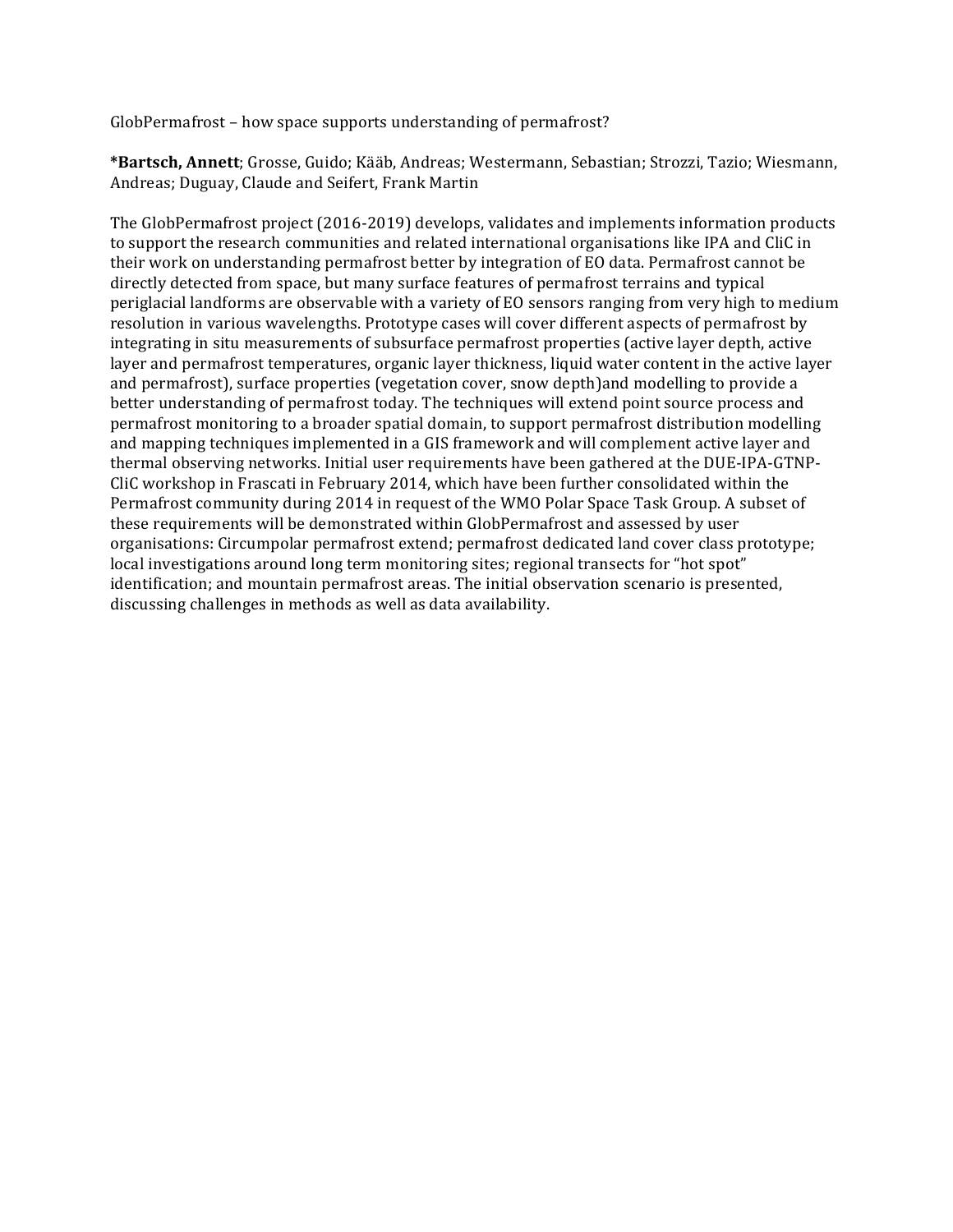GlobPermafrost – how space supports understanding of permafrost?

***Bartsch, Annett**; Grosse, Guido; Kääb, Andreas; Westermann, Sebastian; Strozzi, Tazio; Wiesmann, Andreas; Duguay, Claude and Seifert, Frank Martin

The GlobPermafrost project (2016-2019) develops, validates and implements information products to support the research communities and related international organisations like IPA and CliC in their work on understanding permafrost better by integration of EO data. Permafrost cannot be directly detected from space, but many surface features of permafrost terrains and typical periglacial landforms are observable with a variety of EO sensors ranging from very high to medium resolution in various wavelengths. Prototype cases will cover different aspects of permafrost by integrating in situ measurements of subsurface permafrost properties (active layer depth, active layer and permafrost temperatures, organic layer thickness, liquid water content in the active layer and permafrost), surface properties (vegetation cover, snow depth)and modelling to provide a better understanding of permafrost today. The techniques will extend point source process and permafrost monitoring to a broader spatial domain, to support permafrost distribution modelling and mapping techniques implemented in a GIS framework and will complement active layer and thermal observing networks. Initial user requirements have been gathered at the DUE-IPA-GTNP-CliC workshop in Frascati in February 2014, which have been further consolidated within the Permafrost community during 2014 in request of the WMO Polar Space Task Group. A subset of these requirements will be demonstrated within GlobPermafrost and assessed by user organisations: Circumpolar permafrost extend; permafrost dedicated land cover class prototype; local investigations around long term monitoring sites; regional transects for "hot spot" identification; and mountain permafrost areas. The initial observation scenario is presented, discussing challenges in methods as well as data availability.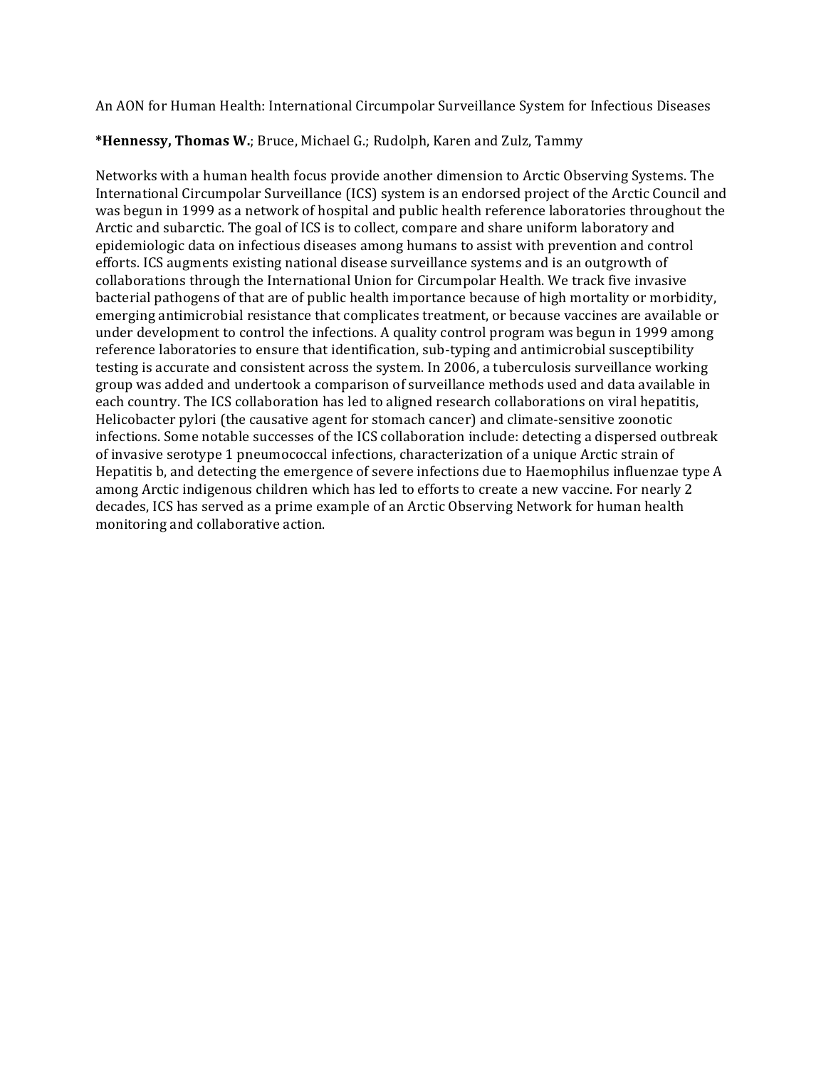An AON for Human Health: International Circumpolar Surveillance System for Infectious Diseases

**\*Hennessy, Thomas W.**; Bruce, Michael G.; Rudolph, Karen and Zulz, Tammy

Networks with a human health focus provide another dimension to Arctic Observing Systems. The International Circumpolar Surveillance (ICS) system is an endorsed project of the Arctic Council and was begun in 1999 as a network of hospital and public health reference laboratories throughout the Arctic and subarctic. The goal of ICS is to collect, compare and share uniform laboratory and epidemiologic data on infectious diseases among humans to assist with prevention and control efforts. ICS augments existing national disease surveillance systems and is an outgrowth of collaborations through the International Union for Circumpolar Health. We track five invasive bacterial pathogens of that are of public health importance because of high mortality or morbidity, emerging antimicrobial resistance that complicates treatment, or because vaccines are available or under development to control the infections. A quality control program was begun in 1999 among reference laboratories to ensure that identification, sub-typing and antimicrobial susceptibility testing is accurate and consistent across the system. In 2006, a tuberculosis surveillance working group was added and undertook a comparison of surveillance methods used and data available in each country. The ICS collaboration has led to aligned research collaborations on viral hepatitis, Helicobacter pylori (the causative agent for stomach cancer) and climate-sensitive zoonotic infections. Some notable successes of the ICS collaboration include: detecting a dispersed outbreak of invasive serotype 1 pneumococcal infections, characterization of a unique Arctic strain of Hepatitis b, and detecting the emergence of severe infections due to Haemophilus influenzae type A among Arctic indigenous children which has led to efforts to create a new vaccine. For nearly 2 decades, ICS has served as a prime example of an Arctic Observing Network for human health monitoring and collaborative action.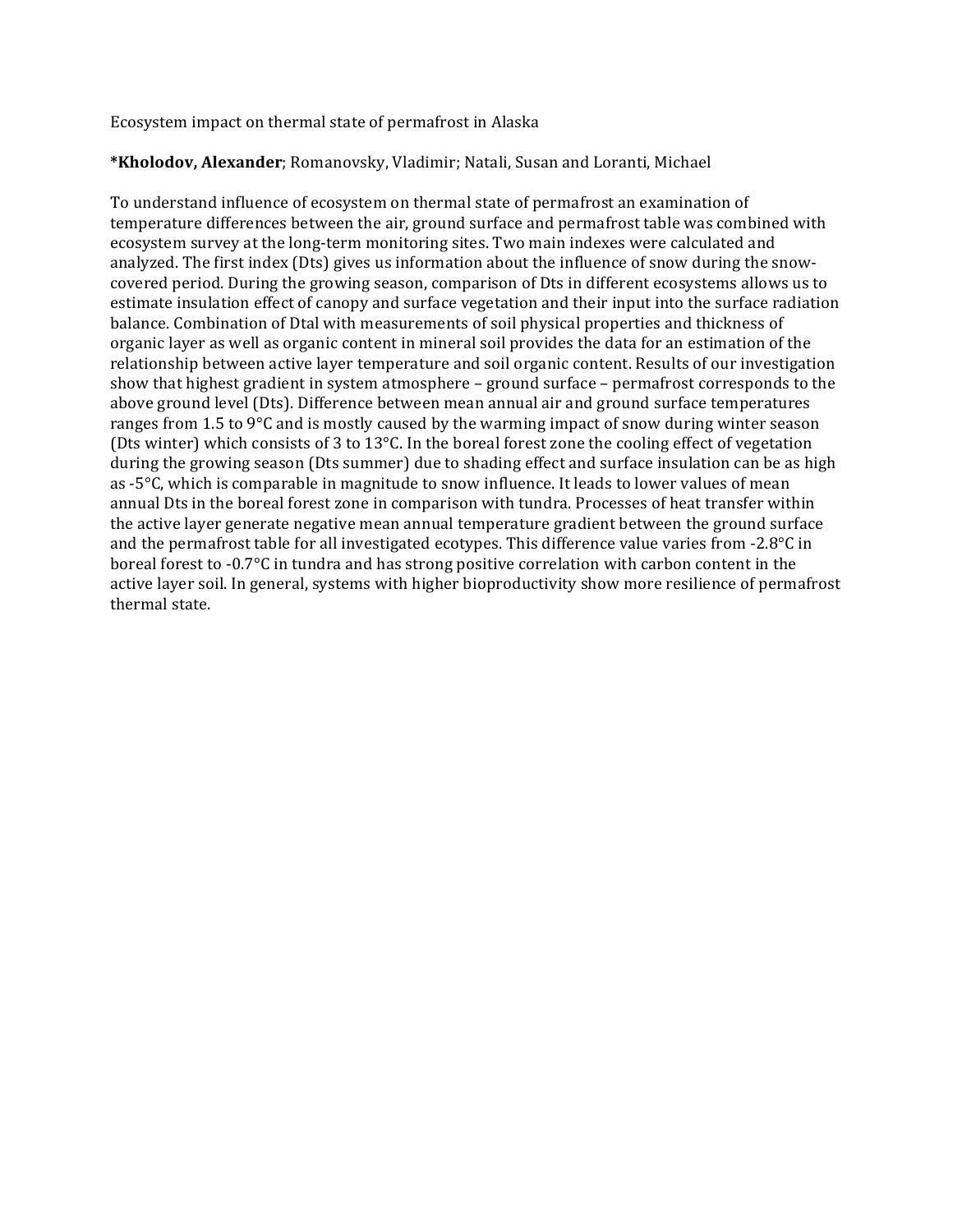Ecosystem impact on thermal state of permafrost in Alaska

***Kholodov, Alexander**; Romanovsky, Vladimir; Natali, Susan and Loranti, Michael

To understand influence of ecosystem on thermal state of permafrost an examination of temperature differences between the air, ground surface and permafrost table was combined with ecosystem survey at the long-term monitoring sites. Two main indexes were calculated and analyzed. The first index (Dts) gives us information about the influence of snow during the snow-covered period. During the growing season, comparison of Dts in different ecosystems allows us to estimate insulation effect of canopy and surface vegetation and their input into the surface radiation balance. Combination of Dtal with measurements of soil physical properties and thickness of organic layer as well as organic content in mineral soil provides the data for an estimation of the relationship between active layer temperature and soil organic content. Results of our investigation show that highest gradient in system atmosphere – ground surface – permafrost corresponds to the above ground level (Dts). Difference between mean annual air and ground surface temperatures ranges from 1.5 to 9°C and is mostly caused by the warming impact of snow during winter season (Dts winter) which consists of 3 to 13°C. In the boreal forest zone the cooling effect of vegetation during the growing season (Dts summer) due to shading effect and surface insulation can be as high as -5°C, which is comparable in magnitude to snow influence. It leads to lower values of mean annual Dts in the boreal forest zone in comparison with tundra. Processes of heat transfer within the active layer generate negative mean annual temperature gradient between the ground surface and the permafrost table for all investigated ecotypes. This difference value varies from -2.8°C in boreal forest to -0.7°C in tundra and has strong positive correlation with carbon content in the active layer soil. In general, systems with higher bioproductivity show more resilience of permafrost thermal state.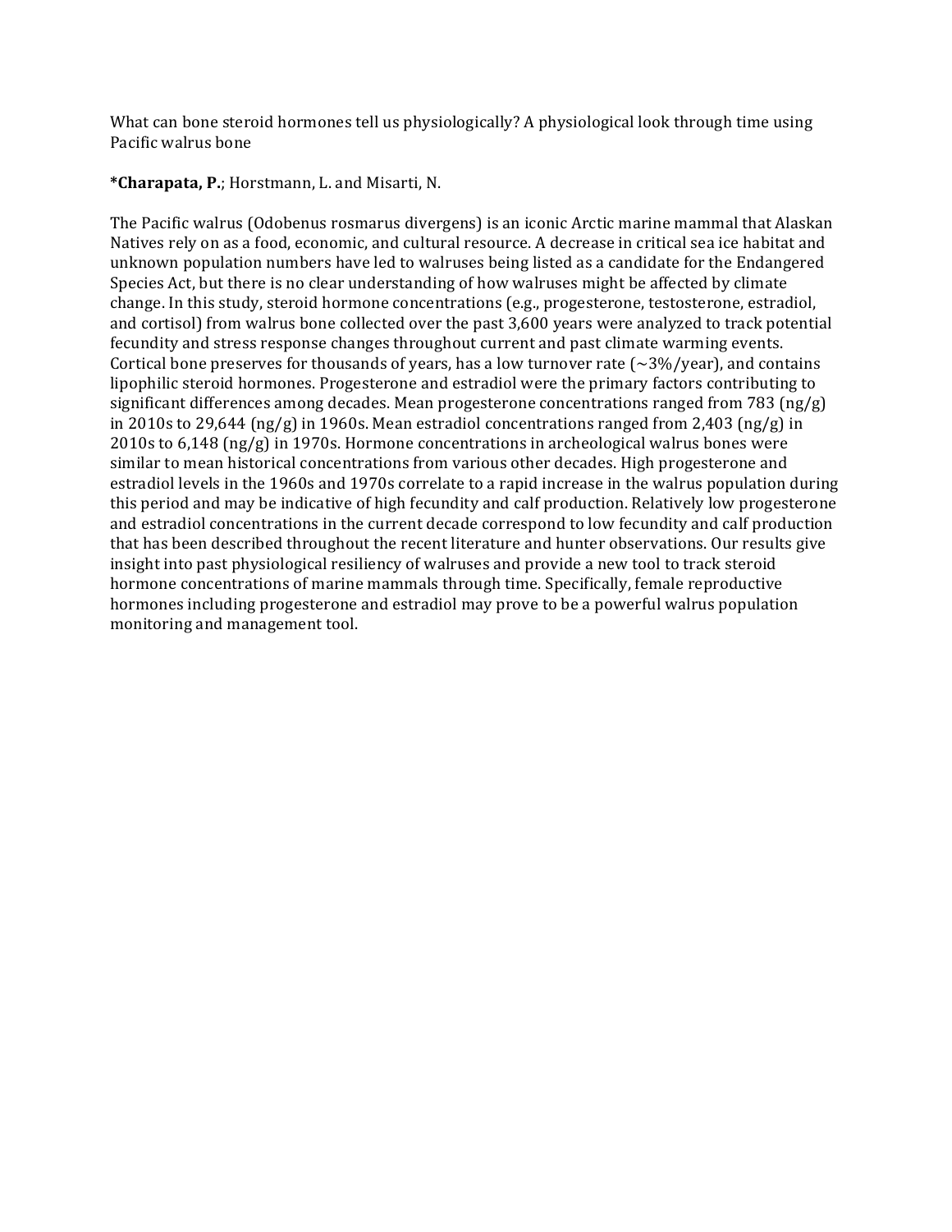What can bone steroid hormones tell us physiologically? A physiological look through time using Pacific walrus bone

**\*Charapata, P.**; Horstmann, L. and Misarti, N.

The Pacific walrus (Odobenus rosmarus divergens) is an iconic Arctic marine mammal that Alaskan Natives rely on as a food, economic, and cultural resource. A decrease in critical sea ice habitat and unknown population numbers have led to walruses being listed as a candidate for the Endangered Species Act, but there is no clear understanding of how walruses might be affected by climate change. In this study, steroid hormone concentrations (e.g., progesterone, testosterone, estradiol, and cortisol) from walrus bone collected over the past 3,600 years were analyzed to track potential fecundity and stress response changes throughout current and past climate warming events. Cortical bone preserves for thousands of years, has a low turnover rate (~3%/year), and contains lipophilic steroid hormones. Progesterone and estradiol were the primary factors contributing to significant differences among decades. Mean progesterone concentrations ranged from 783 (ng/g) in 2010s to 29,644 (ng/g) in 1960s. Mean estradiol concentrations ranged from 2,403 (ng/g) in 2010s to 6,148 (ng/g) in 1970s. Hormone concentrations in archeological walrus bones were similar to mean historical concentrations from various other decades. High progesterone and estradiol levels in the 1960s and 1970s correlate to a rapid increase in the walrus population during this period and may be indicative of high fecundity and calf production. Relatively low progesterone and estradiol concentrations in the current decade correspond to low fecundity and calf production that has been described throughout the recent literature and hunter observations. Our results give insight into past physiological resiliency of walruses and provide a new tool to track steroid hormone concentrations of marine mammals through time. Specifically, female reproductive hormones including progesterone and estradiol may prove to be a powerful walrus population monitoring and management tool.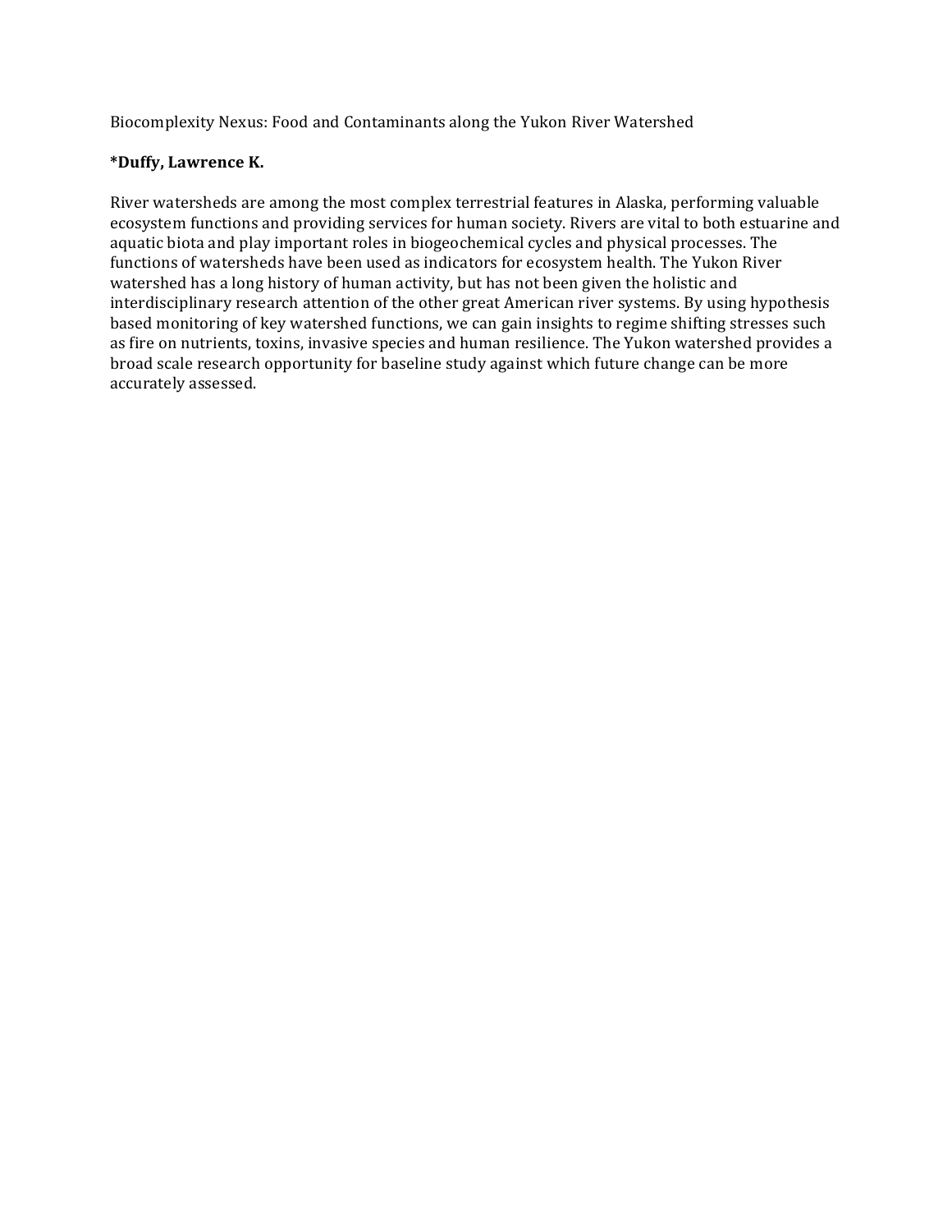Biocomplexity Nexus: Food and Contaminants along the Yukon River Watershed

**\*Duffy, Lawrence K.**

River watersheds are among the most complex terrestrial features in Alaska, performing valuable ecosystem functions and providing services for human society. Rivers are vital to both estuarine and aquatic biota and play important roles in biogeochemical cycles and physical processes. The functions of watersheds have been used as indicators for ecosystem health. The Yukon River watershed has a long history of human activity, but has not been given the holistic and interdisciplinary research attention of the other great American river systems. By using hypothesis based monitoring of key watershed functions, we can gain insights to regime shifting stresses such as fire on nutrients, toxins, invasive species and human resilience. The Yukon watershed provides a broad scale research opportunity for baseline study against which future change can be more accurately assessed.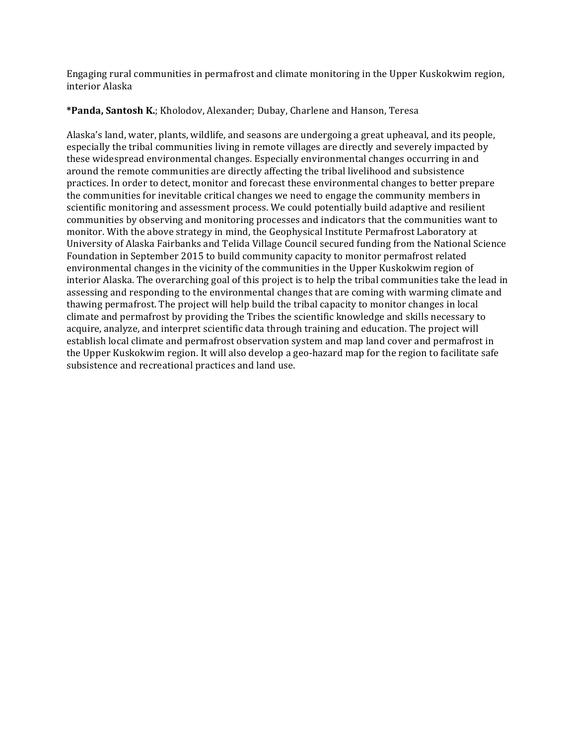Engaging rural communities in permafrost and climate monitoring in the Upper Kuskokwim region, interior Alaska

***Panda, Santosh K.**; Kholodov, Alexander; Dubay, Charlene and Hanson, Teresa

Alaska's land, water, plants, wildlife, and seasons are undergoing a great upheaval, and its people, especially the tribal communities living in remote villages are directly and severely impacted by these widespread environmental changes. Especially environmental changes occurring in and around the remote communities are directly affecting the tribal livelihood and subsistence practices. In order to detect, monitor and forecast these environmental changes to better prepare the communities for inevitable critical changes we need to engage the community members in scientific monitoring and assessment process. We could potentially build adaptive and resilient communities by observing and monitoring processes and indicators that the communities want to monitor. With the above strategy in mind, the Geophysical Institute Permafrost Laboratory at University of Alaska Fairbanks and Telida Village Council secured funding from the National Science Foundation in September 2015 to build community capacity to monitor permafrost related environmental changes in the vicinity of the communities in the Upper Kuskokwim region of interior Alaska. The overarching goal of this project is to help the tribal communities take the lead in assessing and responding to the environmental changes that are coming with warming climate and thawing permafrost. The project will help build the tribal capacity to monitor changes in local climate and permafrost by providing the Tribes the scientific knowledge and skills necessary to acquire, analyze, and interpret scientific data through training and education. The project will establish local climate and permafrost observation system and map land cover and permafrost in the Upper Kuskokwim region. It will also develop a geo-hazard map for the region to facilitate safe subsistence and recreational practices and land use.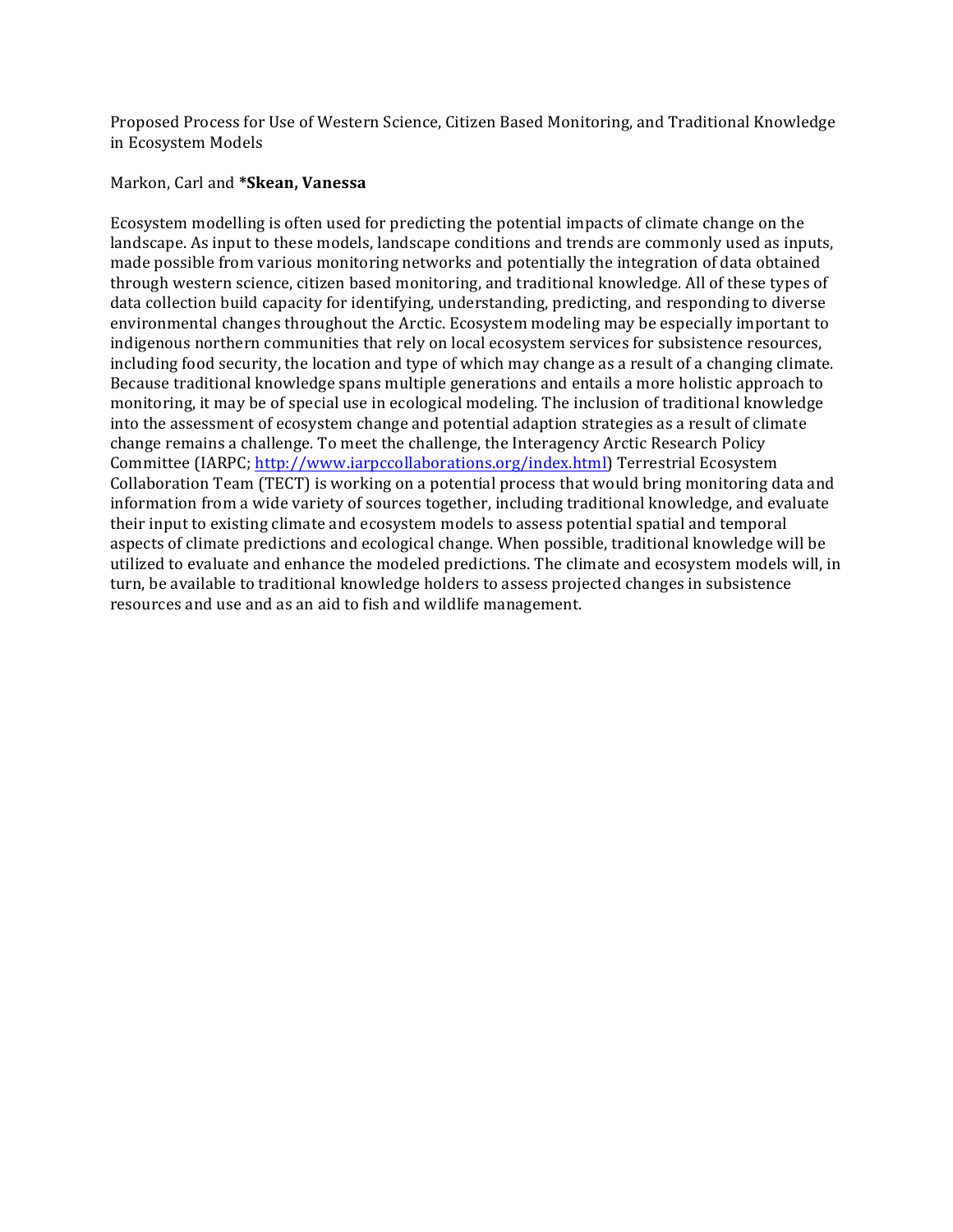Proposed Process for Use of Western Science, Citizen Based Monitoring, and Traditional Knowledge in Ecosystem Models

Markon, Carl and ***Skean, Vanessa**

Ecosystem modelling is often used for predicting the potential impacts of climate change on the landscape. As input to these models, landscape conditions and trends are commonly used as inputs, made possible from various monitoring networks and potentially the integration of data obtained through western science, citizen based monitoring, and traditional knowledge. All of these types of data collection build capacity for identifying, understanding, predicting, and responding to diverse environmental changes throughout the Arctic. Ecosystem modeling may be especially important to indigenous northern communities that rely on local ecosystem services for subsistence resources, including food security, the location and type of which may change as a result of a changing climate. Because traditional knowledge spans multiple generations and entails a more holistic approach to monitoring, it may be of special use in ecological modeling. The inclusion of traditional knowledge into the assessment of ecosystem change and potential adaption strategies as a result of climate change remains a challenge. To meet the challenge, the Interagency Arctic Research Policy Committee (IARPC; [http://www.iarpccollaborations.org/index.html](http://www.iarpccollaborations.org/index.html)) Terrestrial Ecosystem Collaboration Team (TECT) is working on a potential process that would bring monitoring data and information from a wide variety of sources together, including traditional knowledge, and evaluate their input to existing climate and ecosystem models to assess potential spatial and temporal aspects of climate predictions and ecological change. When possible, traditional knowledge will be utilized to evaluate and enhance the modeled predictions. The climate and ecosystem models will, in turn, be available to traditional knowledge holders to assess projected changes in subsistence resources and use and as an aid to fish and wildlife management.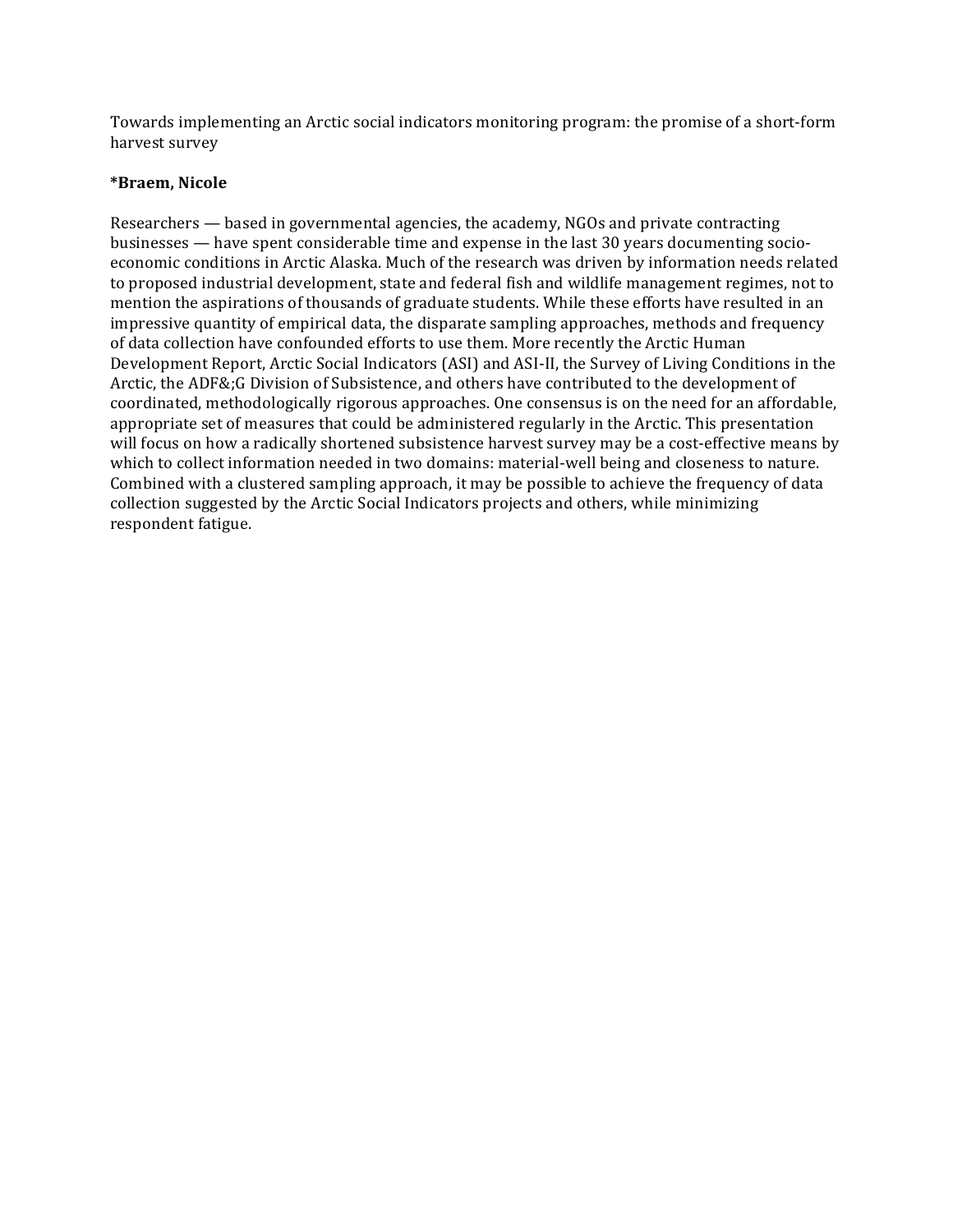Towards implementing an Arctic social indicators monitoring program: the promise of a short-form harvest survey

**\*Braem, Nicole**

Researchers — based in governmental agencies, the academy, NGOs and private contracting businesses — have spent considerable time and expense in the last 30 years documenting socio-economic conditions in Arctic Alaska. Much of the research was driven by information needs related to proposed industrial development, state and federal fish and wildlife management regimes, not to mention the aspirations of thousands of graduate students. While these efforts have resulted in an impressive quantity of empirical data, the disparate sampling approaches, methods and frequency of data collection have confounded efforts to use them. More recently the Arctic Human Development Report, Arctic Social Indicators (ASI) and ASI-II, the Survey of Living Conditions in the Arctic, the ADF&;G Division of Subsistence, and others have contributed to the development of coordinated, methodologically rigorous approaches. One consensus is on the need for an affordable, appropriate set of measures that could be administered regularly in the Arctic. This presentation will focus on how a radically shortened subsistence harvest survey may be a cost-effective means by which to collect information needed in two domains: material-well being and closeness to nature. Combined with a clustered sampling approach, it may be possible to achieve the frequency of data collection suggested by the Arctic Social Indicators projects and others, while minimizing respondent fatigue.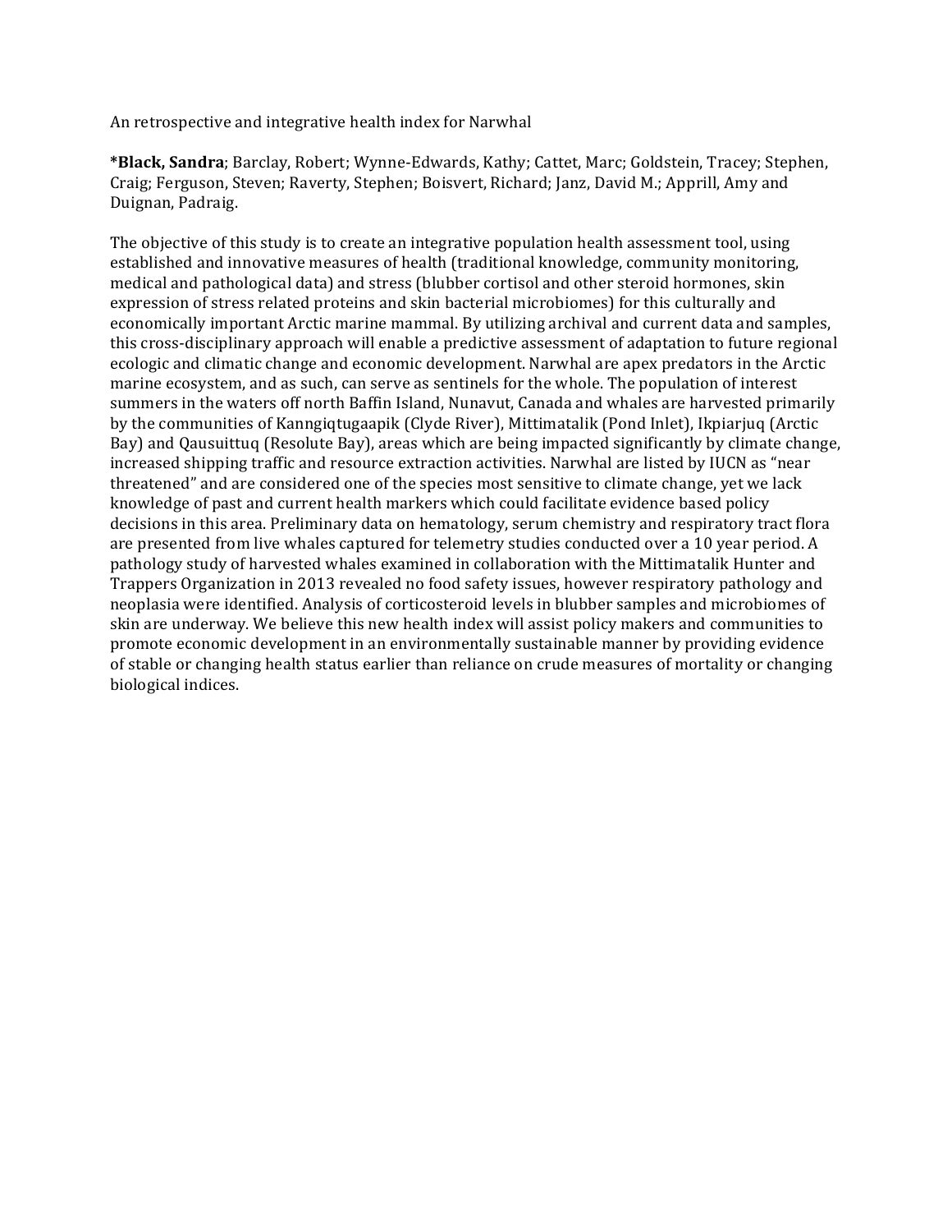An retrospective and integrative health index for Narwhal

***Black, Sandra**; Barclay, Robert; Wynne-Edwards, Kathy; Cattet, Marc; Goldstein, Tracey; Stephen, Craig; Ferguson, Steven; Raverty, Stephen; Boisvert, Richard; Janz, David M.; Apprill, Amy and Duignan, Padraig.

The objective of this study is to create an integrative population health assessment tool, using established and innovative measures of health (traditional knowledge, community monitoring, medical and pathological data) and stress (blubber cortisol and other steroid hormones, skin expression of stress related proteins and skin bacterial microbiomes) for this culturally and economically important Arctic marine mammal. By utilizing archival and current data and samples, this cross-disciplinary approach will enable a predictive assessment of adaptation to future regional ecologic and climatic change and economic development. Narwhal are apex predators in the Arctic marine ecosystem, and as such, can serve as sentinels for the whole. The population of interest summers in the waters off north Baffin Island, Nunavut, Canada and whales are harvested primarily by the communities of Kanngiqtugaapik (Clyde River), Mittimatalik (Pond Inlet), Ikpiarjuq (Arctic Bay) and Qausuittuq (Resolute Bay), areas which are being impacted significantly by climate change, increased shipping traffic and resource extraction activities. Narwhal are listed by IUCN as "near threatened" and are considered one of the species most sensitive to climate change, yet we lack knowledge of past and current health markers which could facilitate evidence based policy decisions in this area. Preliminary data on hematology, serum chemistry and respiratory tract flora are presented from live whales captured for telemetry studies conducted over a 10 year period. A pathology study of harvested whales examined in collaboration with the Mittimatalik Hunter and Trappers Organization in 2013 revealed no food safety issues, however respiratory pathology and neoplasia were identified. Analysis of corticosteroid levels in blubber samples and microbiomes of skin are underway. We believe this new health index will assist policy makers and communities to promote economic development in an environmentally sustainable manner by providing evidence of stable or changing health status earlier than reliance on crude measures of mortality or changing biological indices.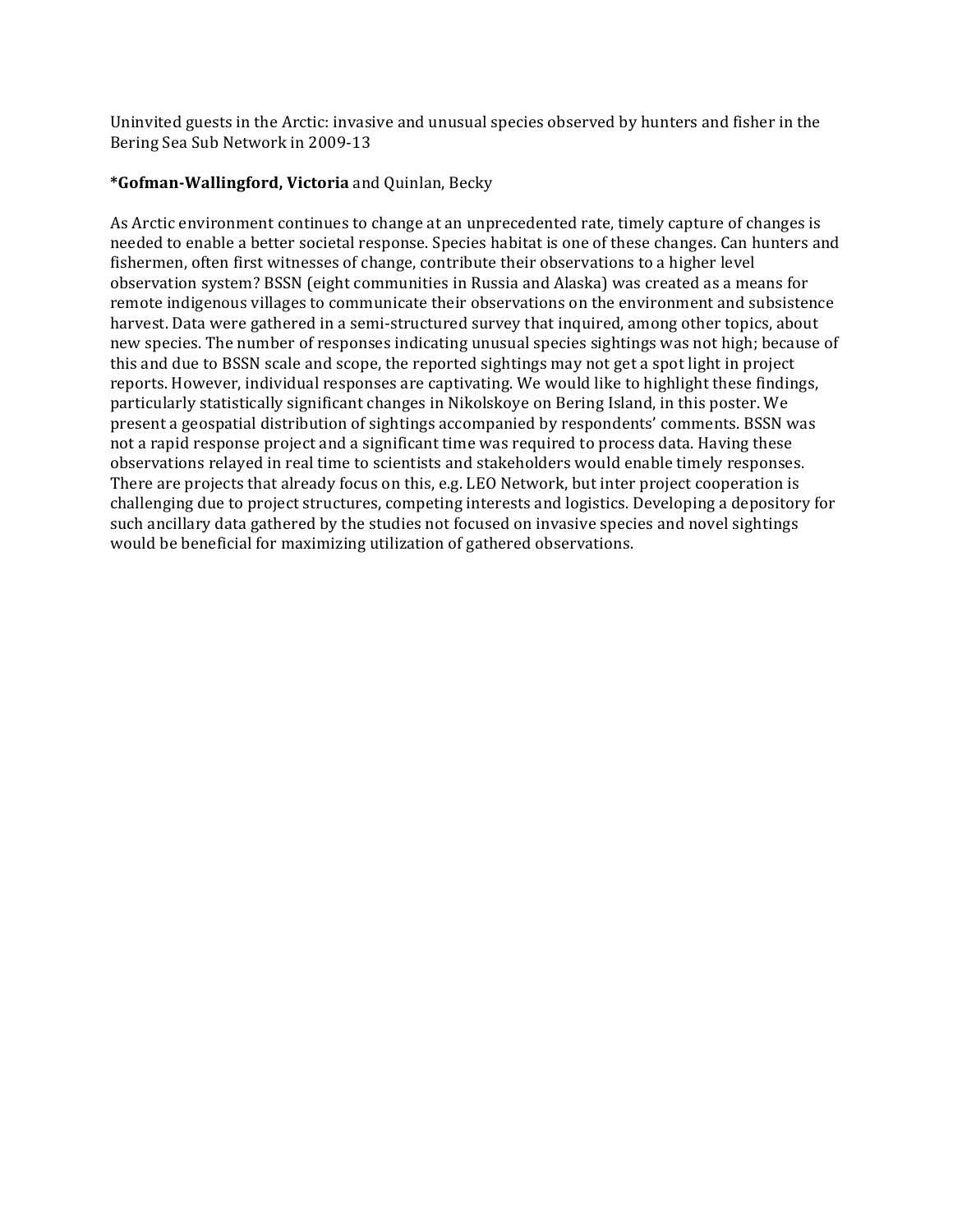Uninvited guests in the Arctic: invasive and unusual species observed by hunters and fisher in the Bering Sea Sub Network in 2009-13

***Gofman-Wallingford, Victoria** and Quinlan, Becky

As Arctic environment continues to change at an unprecedented rate, timely capture of changes is needed to enable a better societal response. Species habitat is one of these changes. Can hunters and fishermen, often first witnesses of change, contribute their observations to a higher level observation system? BSSN (eight communities in Russia and Alaska) was created as a means for remote indigenous villages to communicate their observations on the environment and subsistence harvest. Data were gathered in a semi-structured survey that inquired, among other topics, about new species. The number of responses indicating unusual species sightings was not high; because of this and due to BSSN scale and scope, the reported sightings may not get a spot light in project reports. However, individual responses are captivating. We would like to highlight these findings, particularly statistically significant changes in Nikolskoye on Bering Island, in this poster. We present a geospatial distribution of sightings accompanied by respondents' comments. BSSN was not a rapid response project and a significant time was required to process data. Having these observations relayed in real time to scientists and stakeholders would enable timely responses. There are projects that already focus on this, e.g. LEO Network, but inter project cooperation is challenging due to project structures, competing interests and logistics. Developing a depository for such ancillary data gathered by the studies not focused on invasive species and novel sightings would be beneficial for maximizing utilization of gathered observations.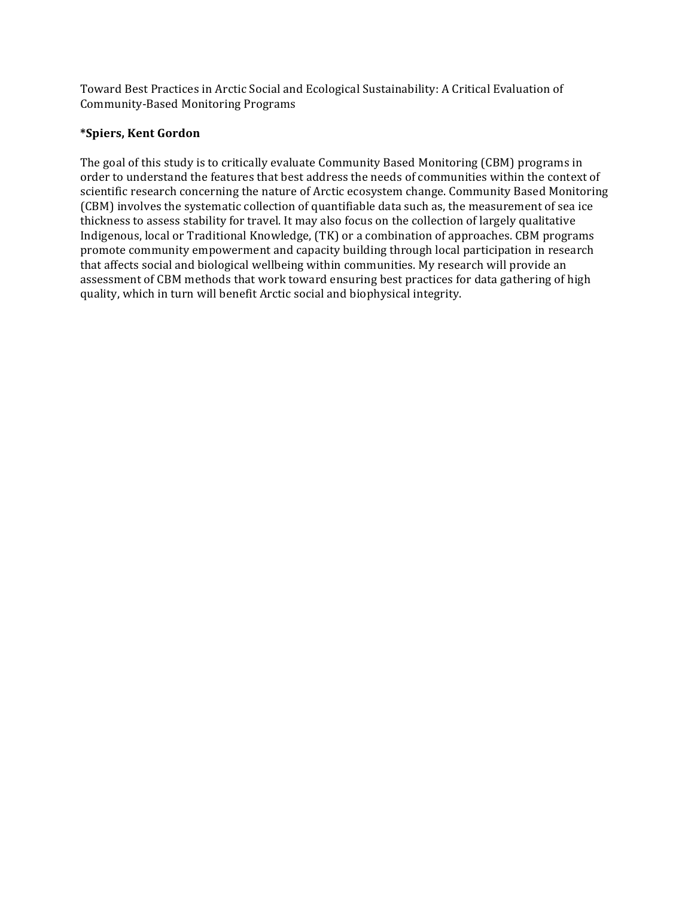Toward Best Practices in Arctic Social and Ecological Sustainability: A Critical Evaluation of Community-Based Monitoring Programs

**\*Spiers, Kent Gordon**

The goal of this study is to critically evaluate Community Based Monitoring (CBM) programs in order to understand the features that best address the needs of communities within the context of scientific research concerning the nature of Arctic ecosystem change. Community Based Monitoring (CBM) involves the systematic collection of quantifiable data such as, the measurement of sea ice thickness to assess stability for travel. It may also focus on the collection of largely qualitative Indigenous, local or Traditional Knowledge, (TK) or a combination of approaches. CBM programs promote community empowerment and capacity building through local participation in research that affects social and biological wellbeing within communities. My research will provide an assessment of CBM methods that work toward ensuring best practices for data gathering of high quality, which in turn will benefit Arctic social and biophysical integrity.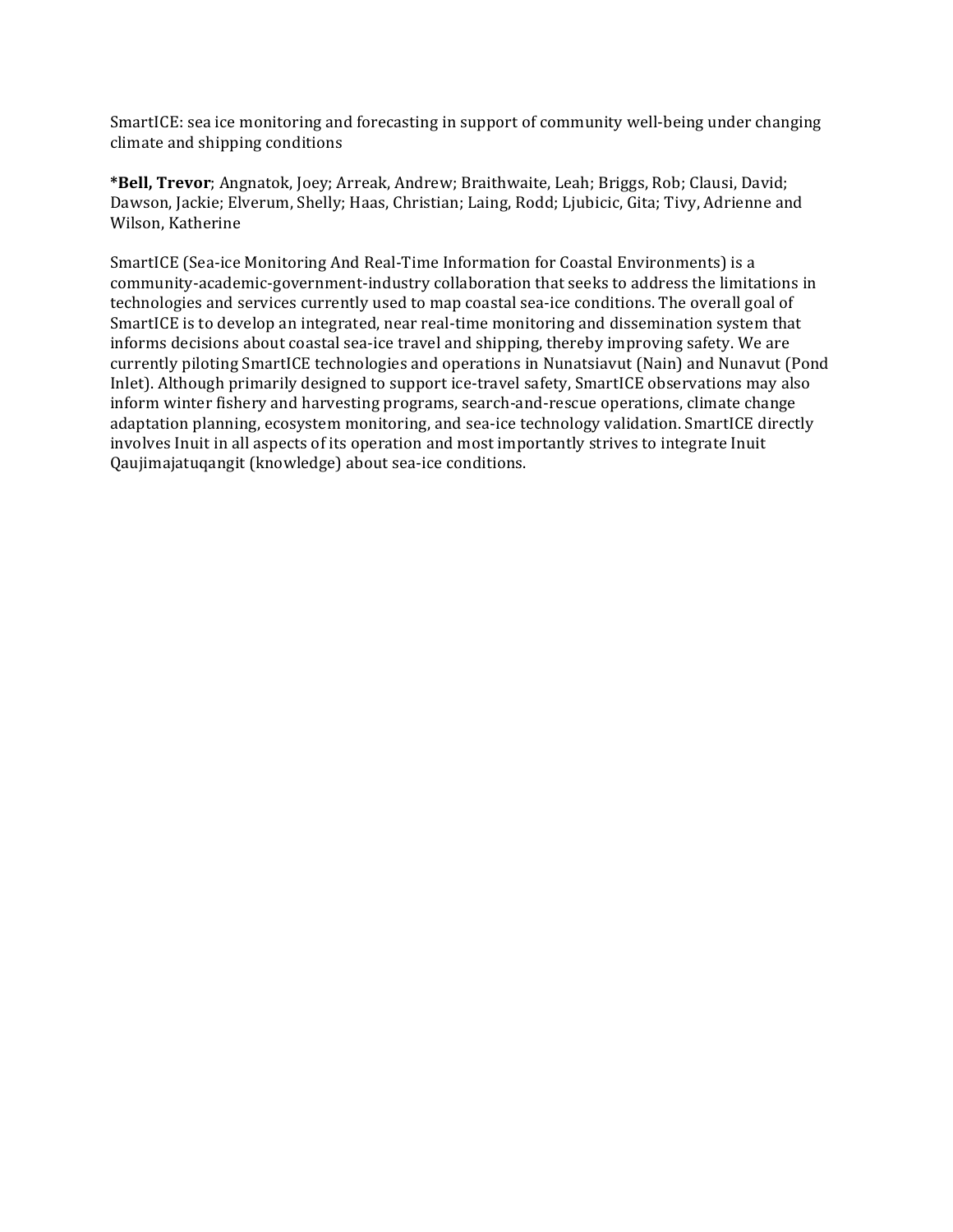SmartICE: sea ice monitoring and forecasting in support of community well-being under changing climate and shipping conditions

***Bell, Trevor**; Angnatok, Joey; Arreak, Andrew; Braithwaite, Leah; Briggs, Rob; Clausi, David; Dawson, Jackie; Elverum, Shelly; Haas, Christian; Laing, Rodd; Ljubicic, Gita; Tivy, Adrienne and Wilson, Katherine

SmartICE (Sea-ice Monitoring And Real-Time Information for Coastal Environments) is a community-academic-government-industry collaboration that seeks to address the limitations in technologies and services currently used to map coastal sea-ice conditions. The overall goal of SmartICE is to develop an integrated, near real-time monitoring and dissemination system that informs decisions about coastal sea-ice travel and shipping, thereby improving safety. We are currently piloting SmartICE technologies and operations in Nunatsiavut (Nain) and Nunavut (Pond Inlet). Although primarily designed to support ice-travel safety, SmartICE observations may also inform winter fishery and harvesting programs, search-and-rescue operations, climate change adaptation planning, ecosystem monitoring, and sea-ice technology validation. SmartICE directly involves Inuit in all aspects of its operation and most importantly strives to integrate Inuit Qaujimajatuqangit (knowledge) about sea-ice conditions.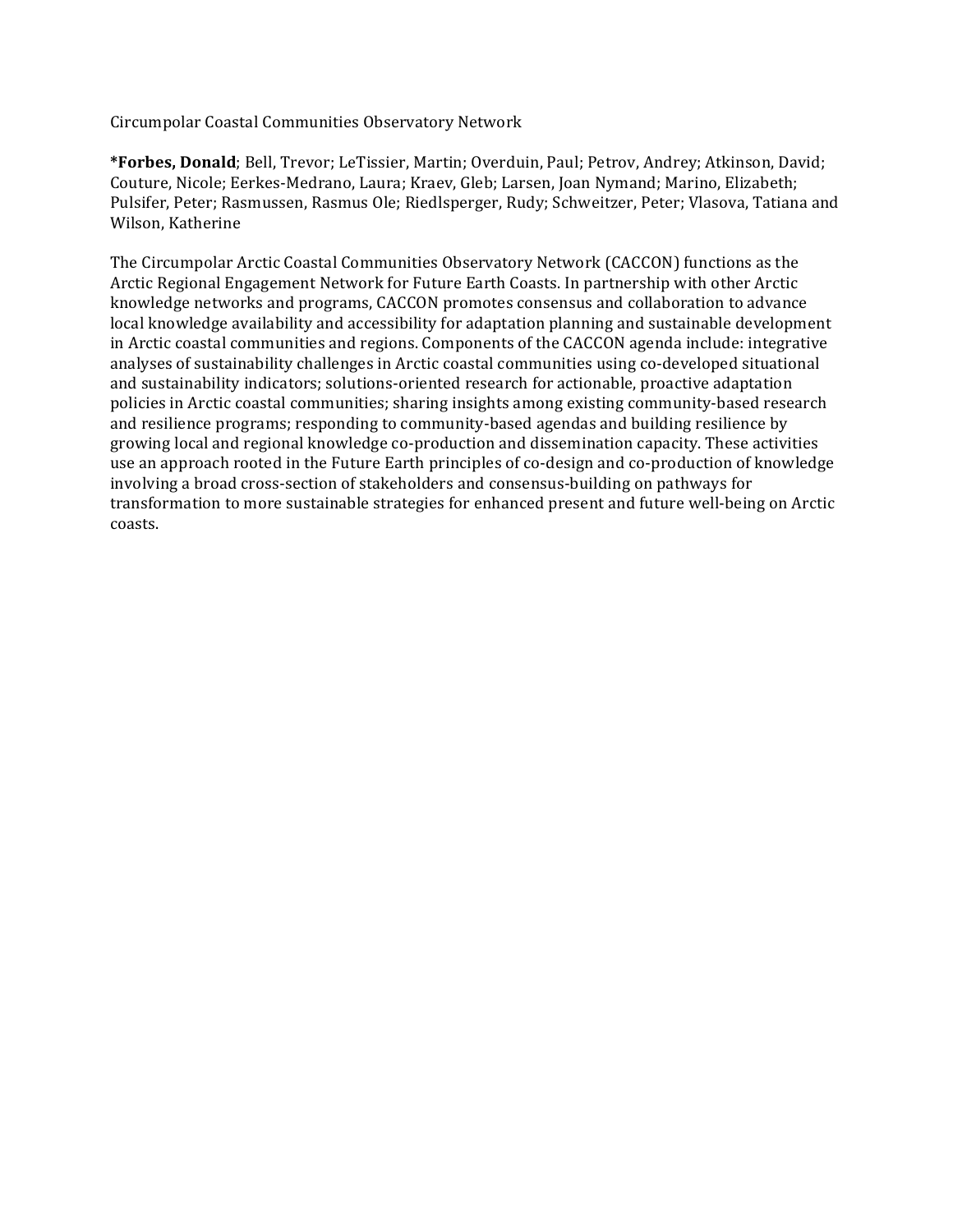Circumpolar Coastal Communities Observatory Network

***Forbes, Donald**; Bell, Trevor; LeTissier, Martin; Overduin, Paul; Petrov, Andrey; Atkinson, David; Couture, Nicole; Eerkes-Medrano, Laura; Kraev, Gleb; Larsen, Joan Nymand; Marino, Elizabeth; Pulsifer, Peter; Rasmussen, Rasmus Ole; Riedlsperger, Rudy; Schweitzer, Peter; Vlasova, Tatiana and Wilson, Katherine

The Circumpolar Arctic Coastal Communities Observatory Network (CACCON) functions as the Arctic Regional Engagement Network for Future Earth Coasts. In partnership with other Arctic knowledge networks and programs, CACCON promotes consensus and collaboration to advance local knowledge availability and accessibility for adaptation planning and sustainable development in Arctic coastal communities and regions. Components of the CACCON agenda include: integrative analyses of sustainability challenges in Arctic coastal communities using co-developed situational and sustainability indicators; solutions-oriented research for actionable, proactive adaptation policies in Arctic coastal communities; sharing insights among existing community-based research and resilience programs; responding to community-based agendas and building resilience by growing local and regional knowledge co-production and dissemination capacity. These activities use an approach rooted in the Future Earth principles of co-design and co-production of knowledge involving a broad cross-section of stakeholders and consensus-building on pathways for transformation to more sustainable strategies for enhanced present and future well-being on Arctic coasts.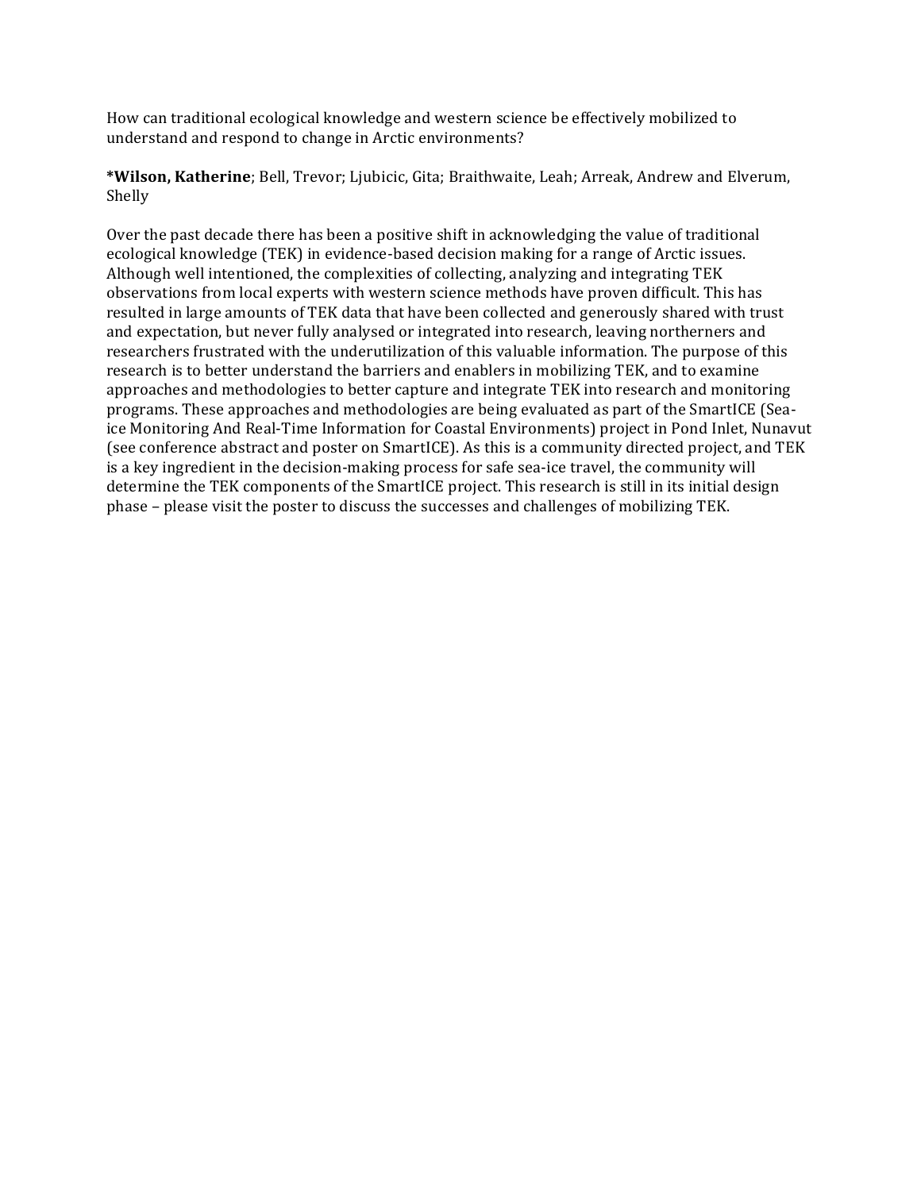How can traditional ecological knowledge and western science be effectively mobilized to understand and respond to change in Arctic environments?

***Wilson, Katherine**; Bell, Trevor; Ljubicic, Gita; Braithwaite, Leah; Arreak, Andrew and Elverum, Shelly

Over the past decade there has been a positive shift in acknowledging the value of traditional ecological knowledge (TEK) in evidence-based decision making for a range of Arctic issues. Although well intentioned, the complexities of collecting, analyzing and integrating TEK observations from local experts with western science methods have proven difficult. This has resulted in large amounts of TEK data that have been collected and generously shared with trust and expectation, but never fully analysed or integrated into research, leaving northerners and researchers frustrated with the underutilization of this valuable information. The purpose of this research is to better understand the barriers and enablers in mobilizing TEK, and to examine approaches and methodologies to better capture and integrate TEK into research and monitoring programs. These approaches and methodologies are being evaluated as part of the SmartICE (Sea-ice Monitoring And Real-Time Information for Coastal Environments) project in Pond Inlet, Nunavut (see conference abstract and poster on SmartICE). As this is a community directed project, and TEK is a key ingredient in the decision-making process for safe sea-ice travel, the community will determine the TEK components of the SmartICE project. This research is still in its initial design phase – please visit the poster to discuss the successes and challenges of mobilizing TEK.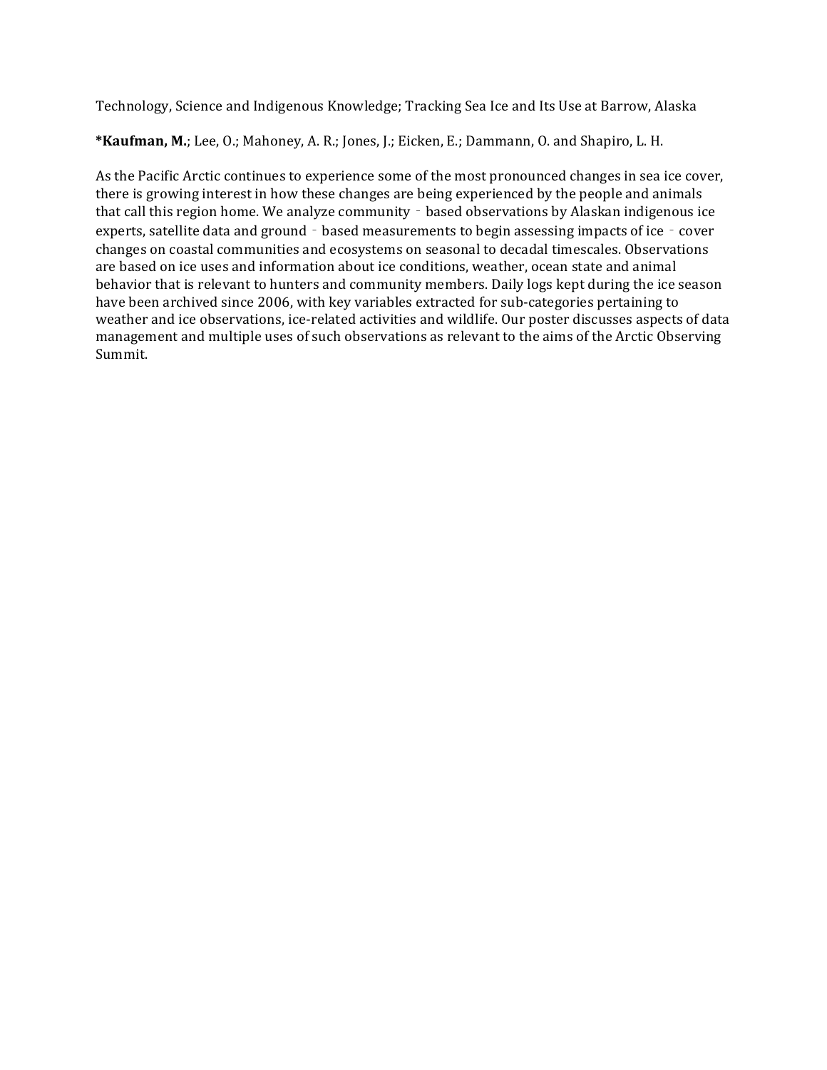Technology, Science and Indigenous Knowledge; Tracking Sea Ice and Its Use at Barrow, Alaska

***Kaufman, M.**; Lee, O.; Mahoney, A. R.; Jones, J.; Eicken, E.; Dammann, O. and Shapiro, L. H.

As the Pacific Arctic continues to experience some of the most pronounced changes in sea ice cover, there is growing interest in how these changes are being experienced by the people and animals that call this region home. We analyze community - based observations by Alaskan indigenous ice experts, satellite data and ground - based measurements to begin assessing impacts of ice - cover changes on coastal communities and ecosystems on seasonal to decadal timescales. Observations are based on ice uses and information about ice conditions, weather, ocean state and animal behavior that is relevant to hunters and community members. Daily logs kept during the ice season have been archived since 2006, with key variables extracted for sub-categories pertaining to weather and ice observations, ice-related activities and wildlife. Our poster discusses aspects of data management and multiple uses of such observations as relevant to the aims of the Arctic Observing Summit.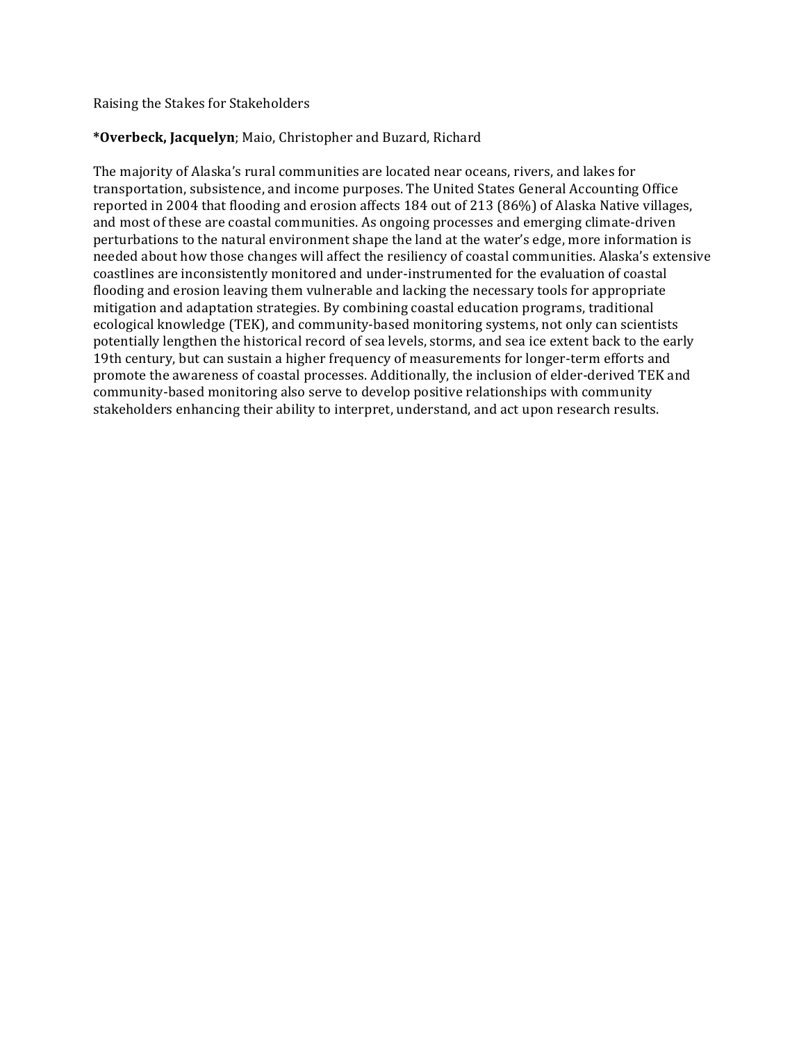Raising the Stakes for Stakeholders

**\*Overbeck, Jacquelyn**; Maio, Christopher and Buzard, Richard

The majority of Alaska's rural communities are located near oceans, rivers, and lakes for transportation, subsistence, and income purposes. The United States General Accounting Office reported in 2004 that flooding and erosion affects 184 out of 213 (86%) of Alaska Native villages, and most of these are coastal communities. As ongoing processes and emerging climate-driven perturbations to the natural environment shape the land at the water's edge, more information is needed about how those changes will affect the resiliency of coastal communities. Alaska's extensive coastlines are inconsistently monitored and under-instrumented for the evaluation of coastal flooding and erosion leaving them vulnerable and lacking the necessary tools for appropriate mitigation and adaptation strategies. By combining coastal education programs, traditional ecological knowledge (TEK), and community-based monitoring systems, not only can scientists potentially lengthen the historical record of sea levels, storms, and sea ice extent back to the early 19th century, but can sustain a higher frequency of measurements for longer-term efforts and promote the awareness of coastal processes. Additionally, the inclusion of elder-derived TEK and community-based monitoring also serve to develop positive relationships with community stakeholders enhancing their ability to interpret, understand, and act upon research results.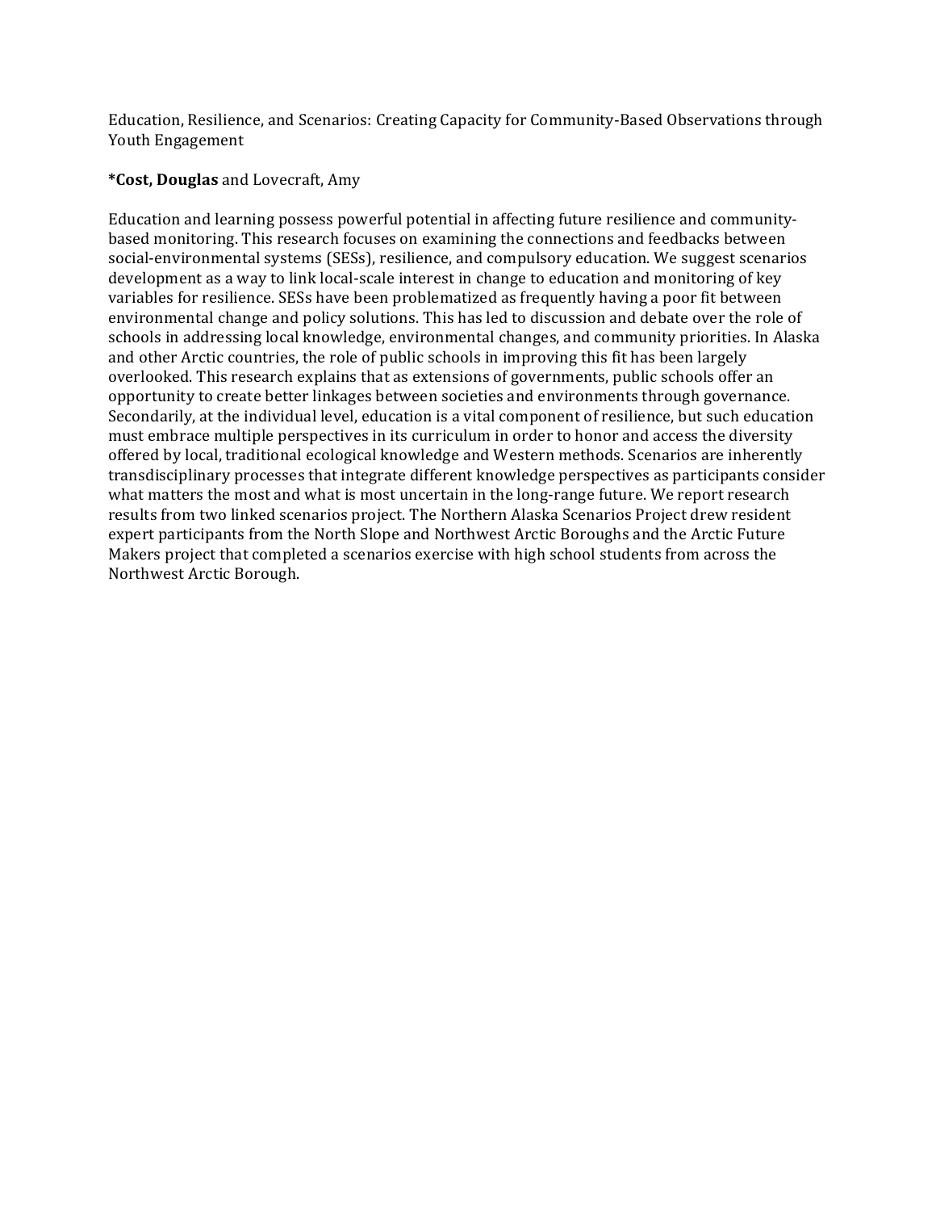Education, Resilience, and Scenarios: Creating Capacity for Community-Based Observations through Youth Engagement

***Cost, Douglas** and Lovecraft, Amy

Education and learning possess powerful potential in affecting future resilience and community-based monitoring. This research focuses on examining the connections and feedbacks between social-environmental systems (SESs), resilience, and compulsory education. We suggest scenarios development as a way to link local-scale interest in change to education and monitoring of key variables for resilience. SESs have been problematized as frequently having a poor fit between environmental change and policy solutions. This has led to discussion and debate over the role of schools in addressing local knowledge, environmental changes, and community priorities. In Alaska and other Arctic countries, the role of public schools in improving this fit has been largely overlooked. This research explains that as extensions of governments, public schools offer an opportunity to create better linkages between societies and environments through governance. Secondarily, at the individual level, education is a vital component of resilience, but such education must embrace multiple perspectives in its curriculum in order to honor and access the diversity offered by local, traditional ecological knowledge and Western methods. Scenarios are inherently transdisciplinary processes that integrate different knowledge perspectives as participants consider what matters the most and what is most uncertain in the long-range future. We report research results from two linked scenarios project. The Northern Alaska Scenarios Project drew resident expert participants from the North Slope and Northwest Arctic Boroughs and the Arctic Future Makers project that completed a scenarios exercise with high school students from across the Northwest Arctic Borough.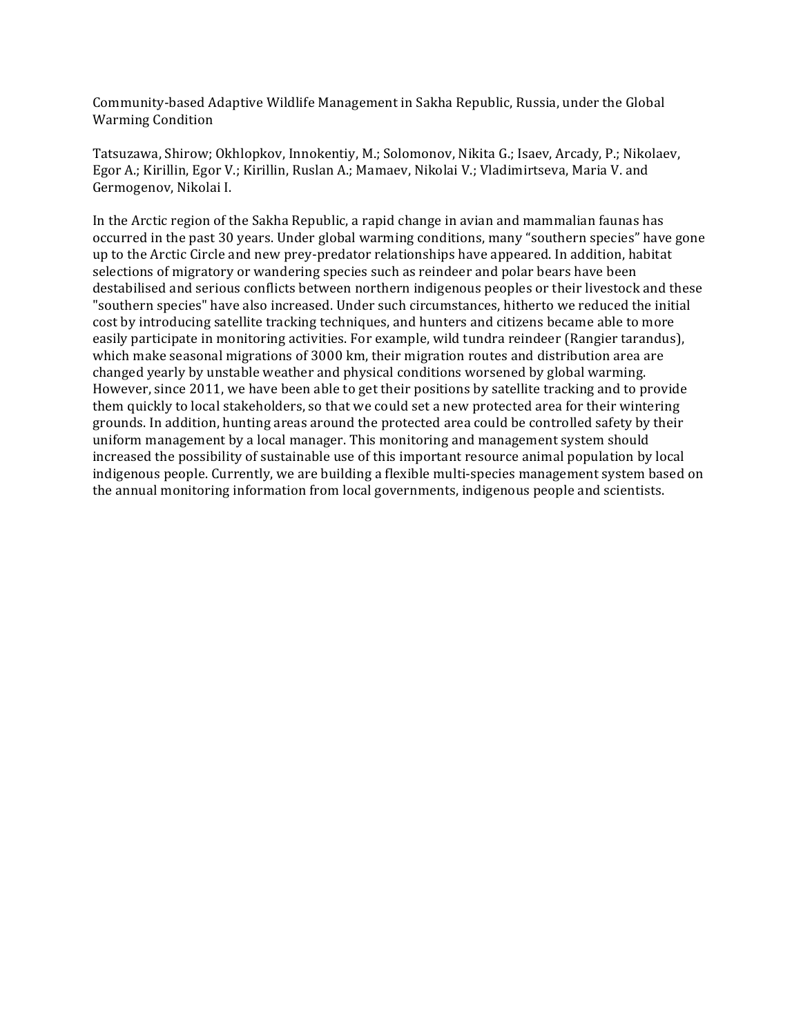Community-based Adaptive Wildlife Management in Sakha Republic, Russia, under the Global Warming Condition

Tatsuzawa, Shirow; Okhlopkov, Innokentiy, M.; Solomonov, Nikita G.; Isaev, Arcady, P.; Nikolaev, Egor A.; Kirillin, Egor V.; Kirillin, Ruslan A.; Mamaev, Nikolai V.; Vladimirtseva, Maria V. and Germogenov, Nikolai I.

In the Arctic region of the Sakha Republic, a rapid change in avian and mammalian faunas has occurred in the past 30 years. Under global warming conditions, many "southern species" have gone up to the Arctic Circle and new prey-predator relationships have appeared. In addition, habitat selections of migratory or wandering species such as reindeer and polar bears have been destabilised and serious conflicts between northern indigenous peoples or their livestock and these "southern species" have also increased. Under such circumstances, hitherto we reduced the initial cost by introducing satellite tracking techniques, and hunters and citizens became able to more easily participate in monitoring activities. For example, wild tundra reindeer (Rangier tarandus), which make seasonal migrations of 3000 km, their migration routes and distribution area are changed yearly by unstable weather and physical conditions worsened by global warming. However, since 2011, we have been able to get their positions by satellite tracking and to provide them quickly to local stakeholders, so that we could set a new protected area for their wintering grounds. In addition, hunting areas around the protected area could be controlled safety by their uniform management by a local manager. This monitoring and management system should increased the possibility of sustainable use of this important resource animal population by local indigenous people. Currently, we are building a flexible multi-species management system based on the annual monitoring information from local governments, indigenous people and scientists.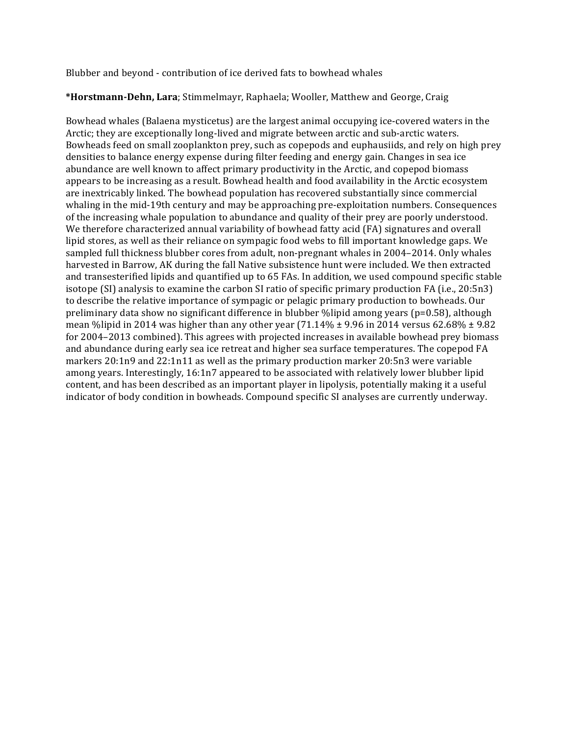Blubber and beyond - contribution of ice derived fats to bowhead whales

**\*Horstmann-Dehn, Lara**; Stimmelmayr, Raphaela; Wooller, Matthew and George, Craig

Bowhead whales (Balaena mysticetus) are the largest animal occupying ice-covered waters in the Arctic; they are exceptionally long-lived and migrate between arctic and sub-arctic waters. Bowheads feed on small zooplankton prey, such as copepods and euphausiids, and rely on high prey densities to balance energy expense during filter feeding and energy gain. Changes in sea ice abundance are well known to affect primary productivity in the Arctic, and copepod biomass appears to be increasing as a result. Bowhead health and food availability in the Arctic ecosystem are inextricably linked. The bowhead population has recovered substantially since commercial whaling in the mid-19th century and may be approaching pre-exploitation numbers. Consequences of the increasing whale population to abundance and quality of their prey are poorly understood. We therefore characterized annual variability of bowhead fatty acid (FA) signatures and overall lipid stores, as well as their reliance on sympagic food webs to fill important knowledge gaps. We sampled full thickness blubber cores from adult, non-pregnant whales in 2004–2014. Only whales harvested in Barrow, AK during the fall Native subsistence hunt were included. We then extracted and transesterified lipids and quantified up to 65 FAs. In addition, we used compound specific stable isotope (SI) analysis to examine the carbon SI ratio of specific primary production FA (i.e., 20:5n3) to describe the relative importance of sympagic or pelagic primary production to bowheads. Our preliminary data show no significant difference in blubber %lipid among years ($p=0.58$), although mean %lipid in 2014 was higher than any other year ($71.14\% \pm 9.96$ in 2014 versus $62.68\% \pm 9.82$ for 2004–2013 combined). This agrees with projected increases in available bowhead prey biomass and abundance during early sea ice retreat and higher sea surface temperatures. The copepod FA markers 20:1n9 and 22:1n11 as well as the primary production marker 20:5n3 were variable among years. Interestingly, 16:1n7 appeared to be associated with relatively lower blubber lipid content, and has been described as an important player in lipolysis, potentially making it a useful indicator of body condition in bowheads. Compound specific SI analyses are currently underway.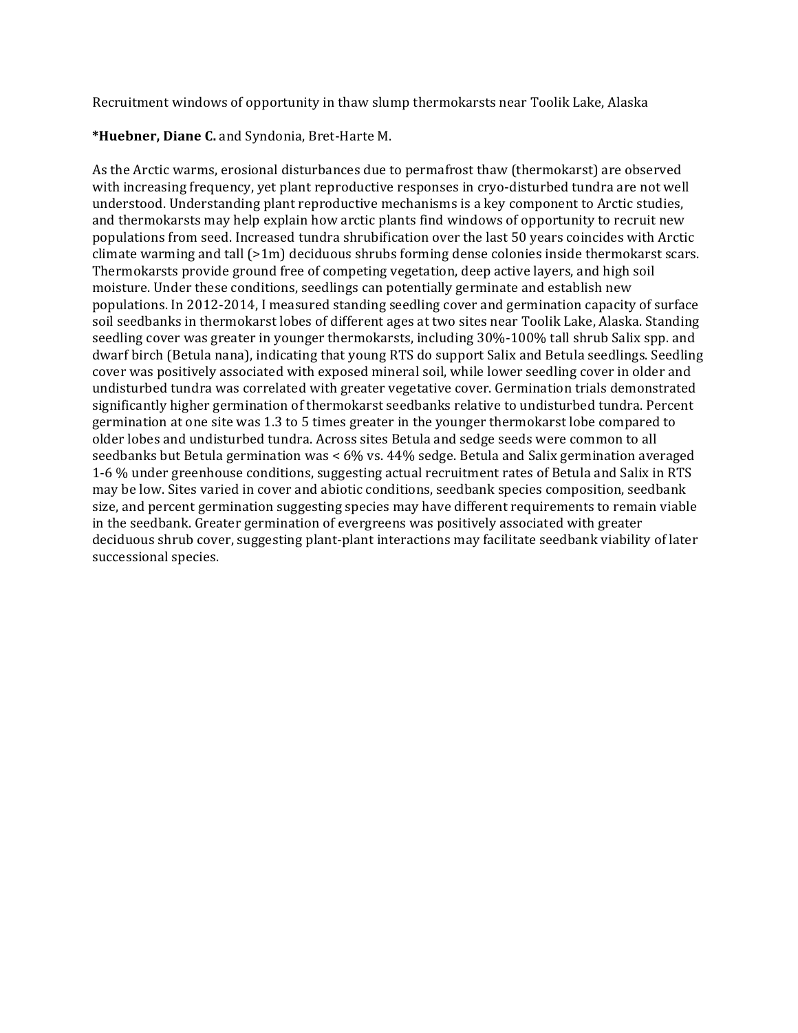Recruitment windows of opportunity in thaw slump thermokarsts near Toolik Lake, Alaska

***Huebner, Diane C.** and Syndonia, Bret-Harte M.

As the Arctic warms, erosional disturbances due to permafrost thaw (thermokarst) are observed with increasing frequency, yet plant reproductive responses in cryo-disturbed tundra are not well understood. Understanding plant reproductive mechanisms is a key component to Arctic studies, and thermokarsts may help explain how arctic plants find windows of opportunity to recruit new populations from seed. Increased tundra shrubification over the last 50 years coincides with Arctic climate warming and tall (>1m) deciduous shrubs forming dense colonies inside thermokarst scars. Thermokarsts provide ground free of competing vegetation, deep active layers, and high soil moisture. Under these conditions, seedlings can potentially germinate and establish new populations. In 2012-2014, I measured standing seedling cover and germination capacity of surface soil seedbanks in thermokarst lobes of different ages at two sites near Toolik Lake, Alaska. Standing seedling cover was greater in younger thermokarsts, including 30%-100% tall shrub Salix spp. and dwarf birch (Betula nana), indicating that young RTS do support Salix and Betula seedlings. Seedling cover was positively associated with exposed mineral soil, while lower seedling cover in older and undisturbed tundra was correlated with greater vegetative cover. Germination trials demonstrated significantly higher germination of thermokarst seedbanks relative to undisturbed tundra. Percent germination at one site was 1.3 to 5 times greater in the younger thermokarst lobe compared to older lobes and undisturbed tundra. Across sites Betula and sedge seeds were common to all seedbanks but Betula germination was < 6% vs. 44% sedge. Betula and Salix germination averaged 1-6 % under greenhouse conditions, suggesting actual recruitment rates of Betula and Salix in RTS may be low. Sites varied in cover and abiotic conditions, seedbank species composition, seedbank size, and percent germination suggesting species may have different requirements to remain viable in the seedbank. Greater germination of evergreens was positively associated with greater deciduous shrub cover, suggesting plant-plant interactions may facilitate seedbank viability of later successional species.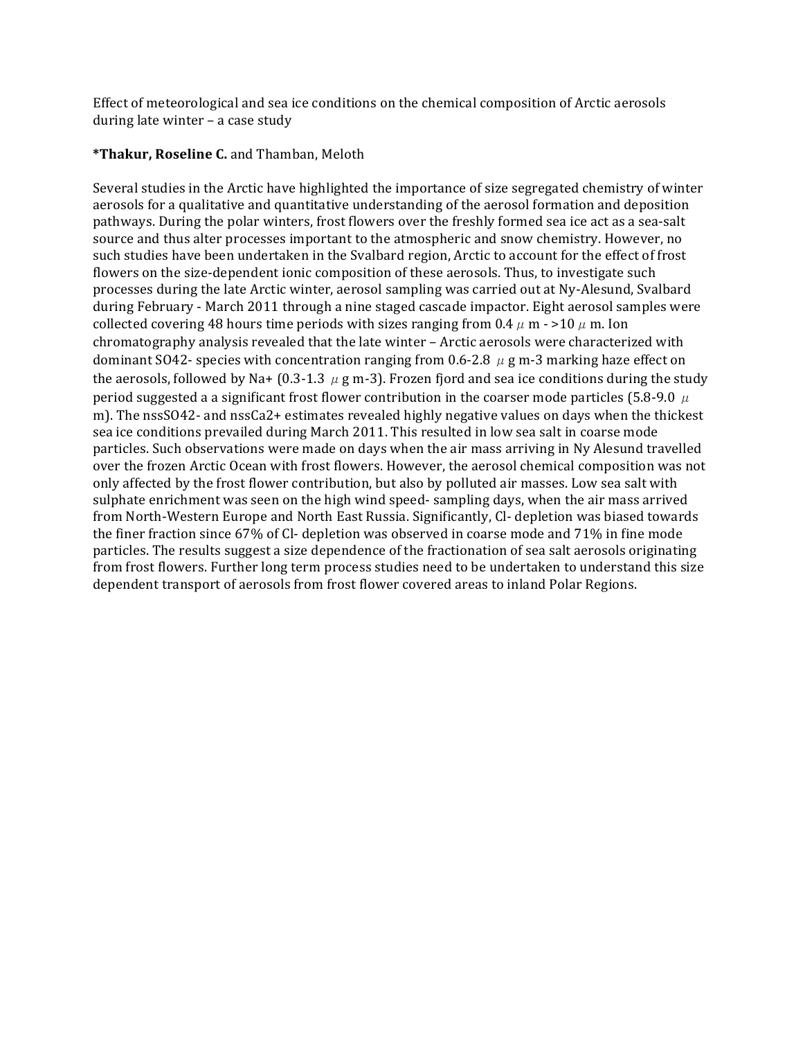Effect of meteorological and sea ice conditions on the chemical composition of Arctic aerosols during late winter – a case study

**\*Thakur, Roseline C.** and Thamban, Meloth

Several studies in the Arctic have highlighted the importance of size segregated chemistry of winter aerosols for a qualitative and quantitative understanding of the aerosol formation and deposition pathways. During the polar winters, frost flowers over the freshly formed sea ice act as a sea-salt source and thus alter processes important to the atmospheric and snow chemistry. However, no such studies have been undertaken in the Svalbard region, Arctic to account for the effect of frost flowers on the size-dependent ionic composition of these aerosols. Thus, to investigate such processes during the late Arctic winter, aerosol sampling was carried out at Ny-Alesund, Svalbard during February - March 2011 through a nine staged cascade impactor. Eight aerosol samples were collected covering 48 hours time periods with sizes ranging from 0.4 $\mu$ m - >10 $\mu$ m. Ion chromatography analysis revealed that the late winter – Arctic aerosols were characterized with dominant $SO_4^{2-}$ species with concentration ranging from 0.6-2.8 $\mu$ g m-3 marking haze effect on the aerosols, followed by $Na^+$ (0.3-1.3 $\mu$ g m-3). Frozen fjord and sea ice conditions during the study period suggested a a significant frost flower contribution in the coarser mode particles (5.8-9.0 $\mu$ m). The $nssSO_4^{2-}$ and $nssCa^{2+}$ estimates revealed highly negative values on days when the thickest sea ice conditions prevailed during March 2011. This resulted in low sea salt in coarse mode particles. Such observations were made on days when the air mass arriving in Ny Alesund travelled over the frozen Arctic Ocean with frost flowers. However, the aerosol chemical composition was not only affected by the frost flower contribution, but also by polluted air masses. Low sea salt with sulphate enrichment was seen on the high wind speed- sampling days, when the air mass arrived from North-Western Europe and North East Russia. Significantly, $Cl^-$ depletion was biased towards the finer fraction since 67% of $Cl^-$ depletion was observed in coarse mode and 71% in fine mode particles. The results suggest a size dependence of the fractionation of sea salt aerosols originating from frost flowers. Further long term process studies need to be undertaken to understand this size dependent transport of aerosols from frost flower covered areas to inland Polar Regions.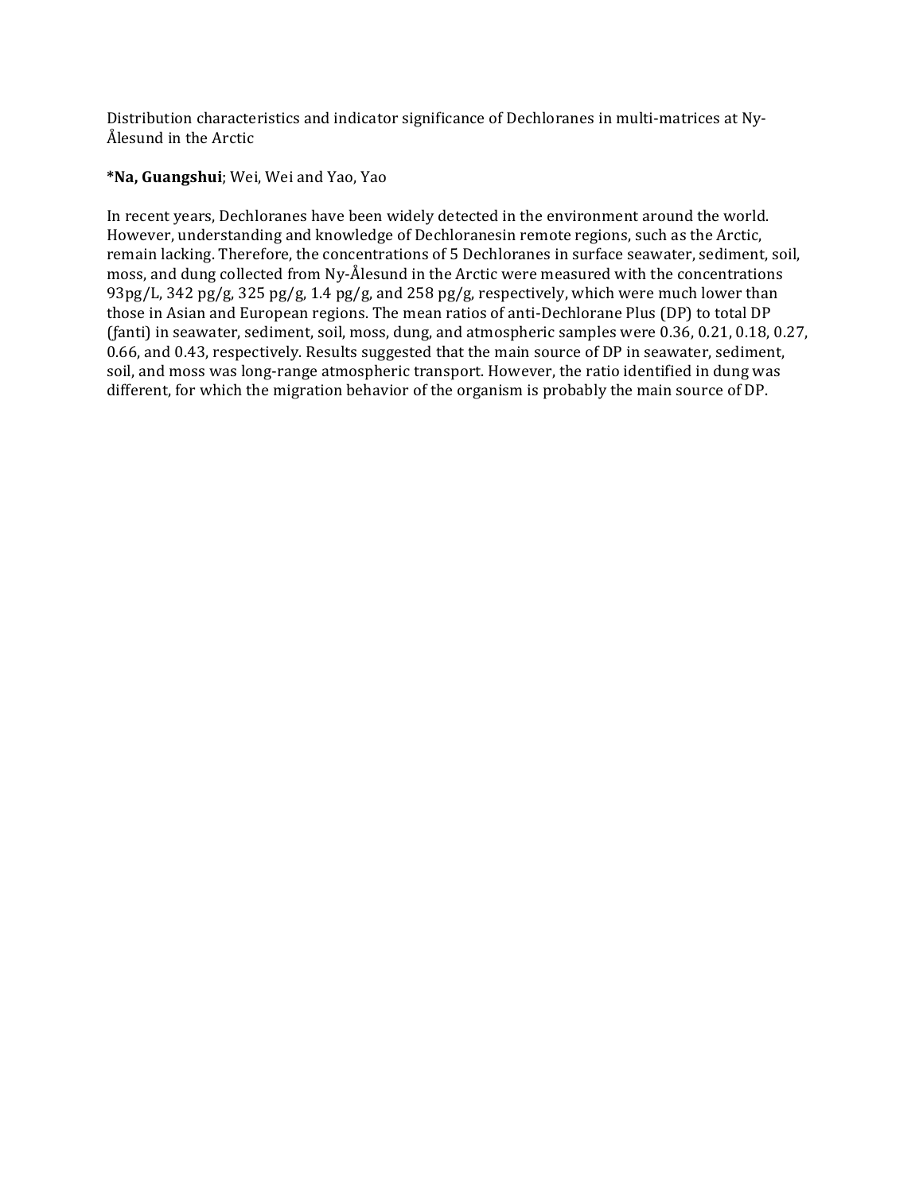Distribution characteristics and indicator significance of Dechloranes in multi-matrices at Ny-Ålesund in the Arctic

***Na, Guangshui**; Wei, Wei and Yao, Yao

In recent years, Dechloranes have been widely detected in the environment around the world. However, understanding and knowledge of Dechloranesin remote regions, such as the Arctic, remain lacking. Therefore, the concentrations of 5 Dechloranes in surface seawater, sediment, soil, moss, and dung collected from Ny-Ålesund in the Arctic were measured with the concentrations 93pg/L, 342 pg/g, 325 pg/g, 1.4 pg/g, and 258 pg/g, respectively, which were much lower than those in Asian and European regions. The mean ratios of anti-Dechlorane Plus (DP) to total DP ($f_{anti}$) in seawater, sediment, soil, moss, dung, and atmospheric samples were 0.36, 0.21, 0.18, 0.27, 0.66, and 0.43, respectively. Results suggested that the main source of DP in seawater, sediment, soil, and moss was long-range atmospheric transport. However, the ratio identified in dung was different, for which the migration behavior of the organism is probably the main source of DP.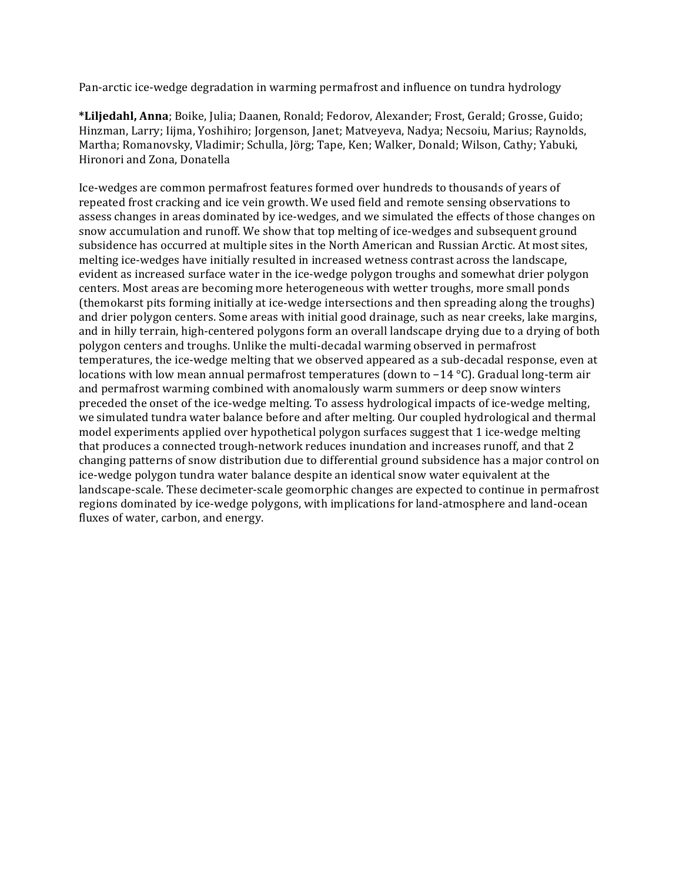Pan-arctic ice-wedge degradation in warming permafrost and influence on tundra hydrology

***Liljedahl, Anna**; Boike, Julia; Daanen, Ronald; Fedorov, Alexander; Frost, Gerald; Grosse, Guido; Hinzman, Larry; Iijma, Yoshihiro; Jorgenson, Janet; Matveyeva, Nadya; Necsoiu, Marius; Raynolds, Martha; Romanovsky, Vladimir; Schulla, Jörg; Tape, Ken; Walker, Donald; Wilson, Cathy; Yabuki, Hironori and Zona, Donatella

Ice-wedges are common permafrost features formed over hundreds to thousands of years of repeated frost cracking and ice vein growth. We used field and remote sensing observations to assess changes in areas dominated by ice-wedges, and we simulated the effects of those changes on snow accumulation and runoff. We show that top melting of ice-wedges and subsequent ground subsidence has occurred at multiple sites in the North American and Russian Arctic. At most sites, melting ice-wedges have initially resulted in increased wetness contrast across the landscape, evident as increased surface water in the ice-wedge polygon troughs and somewhat drier polygon centers. Most areas are becoming more heterogeneous with wetter troughs, more small ponds (themokarst pits forming initially at ice-wedge intersections and then spreading along the troughs) and drier polygon centers. Some areas with initial good drainage, such as near creeks, lake margins, and in hilly terrain, high-centered polygons form an overall landscape drying due to a drying of both polygon centers and troughs. Unlike the multi-decadal warming observed in permafrost temperatures, the ice-wedge melting that we observed appeared as a sub-decadal response, even at locations with low mean annual permafrost temperatures (down to −14 °C). Gradual long-term air and permafrost warming combined with anomalously warm summers or deep snow winters preceded the onset of the ice-wedge melting. To assess hydrological impacts of ice-wedge melting, we simulated tundra water balance before and after melting. Our coupled hydrological and thermal model experiments applied over hypothetical polygon surfaces suggest that 1 ice-wedge melting that produces a connected trough-network reduces inundation and increases runoff, and that 2 changing patterns of snow distribution due to differential ground subsidence has a major control on ice-wedge polygon tundra water balance despite an identical snow water equivalent at the landscape-scale. These decimeter-scale geomorphic changes are expected to continue in permafrost regions dominated by ice-wedge polygons, with implications for land-atmosphere and land-ocean fluxes of water, carbon, and energy.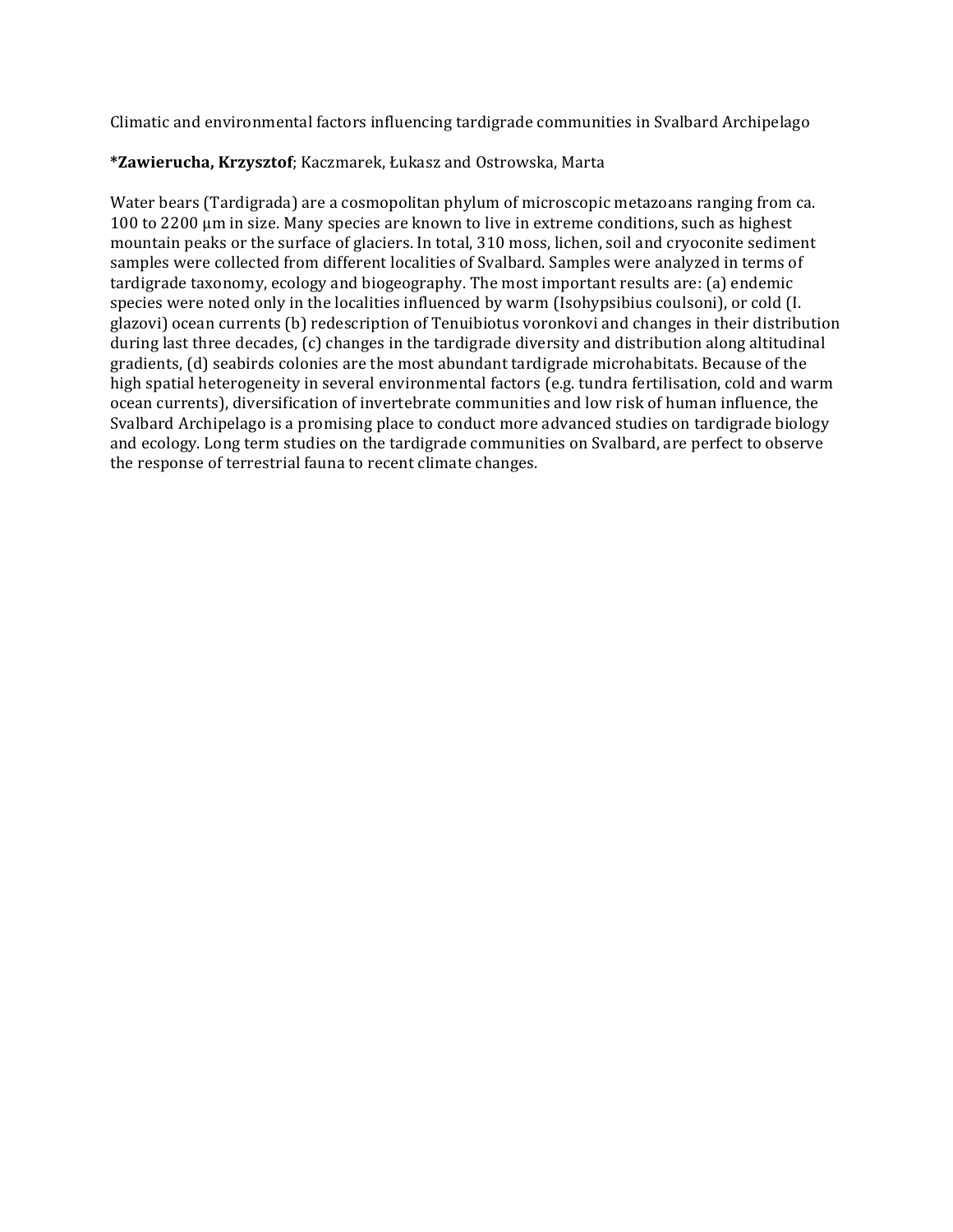Climatic and environmental factors influencing tardigrade communities in Svalbard Archipelago

***Zawierucha, Krzysztof**; Kaczmarek, Łukasz and Ostrowska, Marta

Water bears (Tardigrada) are a cosmopolitan phylum of microscopic metazoans ranging from ca. 100 to 2200 μm in size. Many species are known to live in extreme conditions, such as highest mountain peaks or the surface of glaciers. In total, 310 moss, lichen, soil and cryoconite sediment samples were collected from different localities of Svalbard. Samples were analyzed in terms of tardigrade taxonomy, ecology and biogeography. The most important results are: (a) endemic species were noted only in the localities influenced by warm (Isohypsibius coulsoni), or cold (I. glazovi) ocean currents (b) redescription of Tenuibiotus voronkovi and changes in their distribution during last three decades, (c) changes in the tardigrade diversity and distribution along altitudinal gradients, (d) seabirds colonies are the most abundant tardigrade microhabitats. Because of the high spatial heterogeneity in several environmental factors (e.g. tundra fertilisation, cold and warm ocean currents), diversification of invertebrate communities and low risk of human influence, the Svalbard Archipelago is a promising place to conduct more advanced studies on tardigrade biology and ecology. Long term studies on the tardigrade communities on Svalbard, are perfect to observe the response of terrestrial fauna to recent climate changes.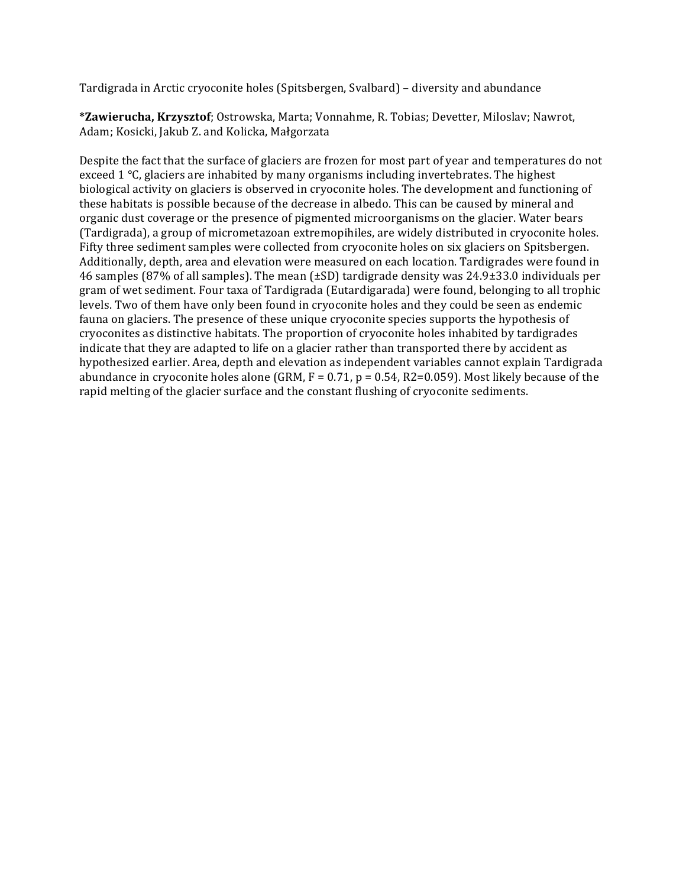Tardigrada in Arctic cryoconite holes (Spitsbergen, Svalbard) – diversity and abundance

***Zawierucha, Krzysztof**; Ostrowska, Marta; Vonnahme, R. Tobias; Devetter, Miloslav; Nawrot, Adam; Kosicki, Jakub Z. and Kolicka, Małgorzata

Despite the fact that the surface of glaciers are frozen for most part of year and temperatures do not exceed 1 °C, glaciers are inhabited by many organisms including invertebrates. The highest biological activity on glaciers is observed in cryoconite holes. The development and functioning of these habitats is possible because of the decrease in albedo. This can be caused by mineral and organic dust coverage or the presence of pigmented microorganisms on the glacier. Water bears (Tardigrada), a group of micrometazoan extremopihiles, are widely distributed in cryoconite holes. Fifty three sediment samples were collected from cryoconite holes on six glaciers on Spitsbergen. Additionally, depth, area and elevation were measured on each location. Tardigrades were found in 46 samples (87% of all samples). The mean (±SD) tardigrade density was 24.9±33.0 individuals per gram of wet sediment. Four taxa of Tardigrada (Eutardigarada) were found, belonging to all trophic levels. Two of them have only been found in cryoconite holes and they could be seen as endemic fauna on glaciers. The presence of these unique cryoconite species supports the hypothesis of cryoconites as distinctive habitats. The proportion of cryoconite holes inhabited by tardigrades indicate that they are adapted to life on a glacier rather than transported there by accident as hypothesized earlier. Area, depth and elevation as independent variables cannot explain Tardigrada abundance in cryoconite holes alone (GRM, $F = 0.71$, $p = 0.54$, $R^2=0.059$). Most likely because of the rapid melting of the glacier surface and the constant flushing of cryoconite sediments.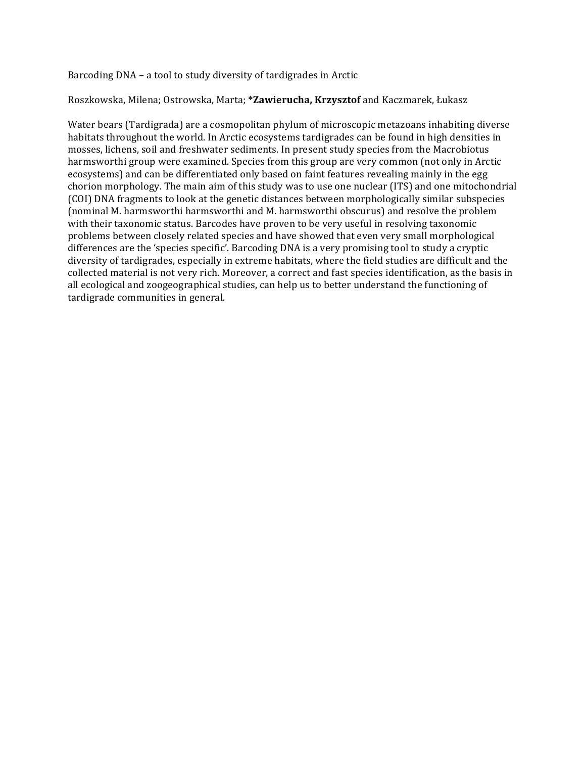Barcoding DNA – a tool to study diversity of tardigrades in Arctic

Roszkowska, Milena; Ostrowska, Marta; ***Zawierucha, Krzysztof** and Kaczmarek, Łukasz

Water bears (Tardigrada) are a cosmopolitan phylum of microscopic metazoans inhabiting diverse habitats throughout the world. In Arctic ecosystems tardigrades can be found in high densities in mosses, lichens, soil and freshwater sediments. In present study species from the Macrobiotus harmsworthi group were examined. Species from this group are very common (not only in Arctic ecosystems) and can be differentiated only based on faint features revealing mainly in the egg chorion morphology. The main aim of this study was to use one nuclear (ITS) and one mitochondrial (COI) DNA fragments to look at the genetic distances between morphologically similar subspecies (nominal M. harmsworthi harmsworthi and M. harmsworthi obscurus) and resolve the problem with their taxonomic status. Barcodes have proven to be very useful in resolving taxonomic problems between closely related species and have showed that even very small morphological differences are the 'species specific'. Barcoding DNA is a very promising tool to study a cryptic diversity of tardigrades, especially in extreme habitats, where the field studies are difficult and the collected material is not very rich. Moreover, a correct and fast species identification, as the basis in all ecological and zoogeographical studies, can help us to better understand the functioning of tardigrade communities in general.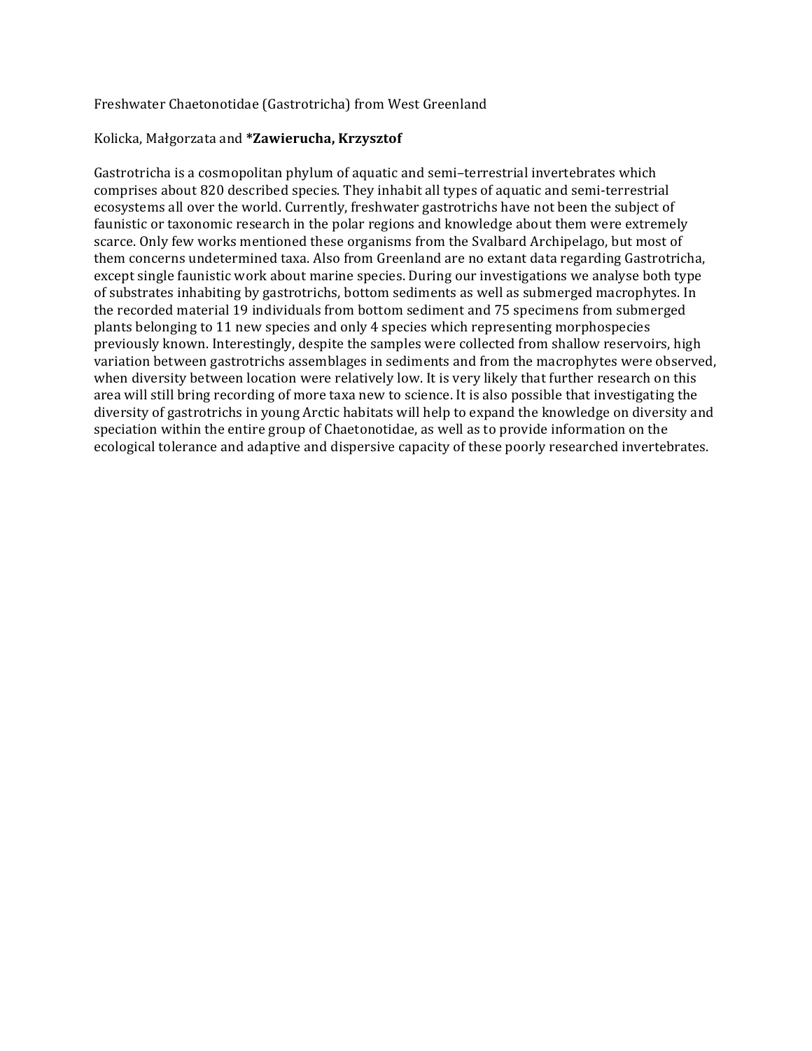Freshwater Chaetonotidae (Gastrotricha) from West Greenland

Kolicka, Małgorzata and ***Zawierucha, Krzysztof**

Gastrotricha is a cosmopolitan phylum of aquatic and semi–terrestrial invertebrates which comprises about 820 described species. They inhabit all types of aquatic and semi-terrestrial ecosystems all over the world. Currently, freshwater gastrotrichs have not been the subject of faunistic or taxonomic research in the polar regions and knowledge about them were extremely scarce. Only few works mentioned these organisms from the Svalbard Archipelago, but most of them concerns undetermined taxa. Also from Greenland are no extant data regarding Gastrotricha, except single faunistic work about marine species. During our investigations we analyse both type of substrates inhabiting by gastrotrichs, bottom sediments as well as submerged macrophytes. In the recorded material 19 individuals from bottom sediment and 75 specimens from submerged plants belonging to 11 new species and only 4 species which representing morphospecies previously known. Interestingly, despite the samples were collected from shallow reservoirs, high variation between gastrotrichs assemblages in sediments and from the macrophytes were observed, when diversity between location were relatively low. It is very likely that further research on this area will still bring recording of more taxa new to science. It is also possible that investigating the diversity of gastrotrichs in young Arctic habitats will help to expand the knowledge on diversity and speciation within the entire group of Chaetonotidae, as well as to provide information on the ecological tolerance and adaptive and dispersive capacity of these poorly researched invertebrates.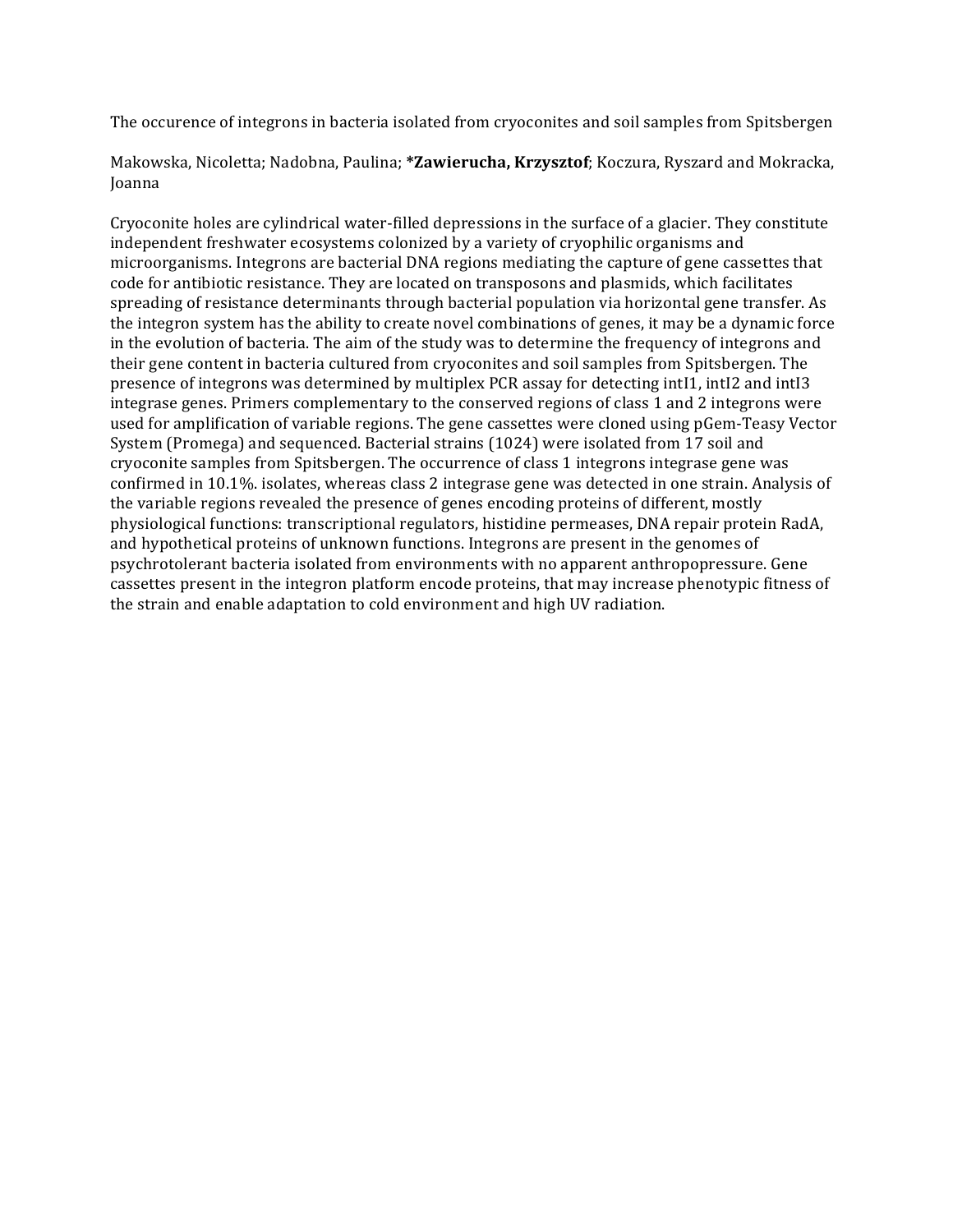The occurence of integrons in bacteria isolated from cryoconites and soil samples from Spitsbergen

Makowska, Nicoletta; Nadobna, Paulina; ***Zawierucha, Krzysztof**; Koczura, Ryszard and Mokracka, Joanna

Cryoconite holes are cylindrical water-filled depressions in the surface of a glacier. They constitute independent freshwater ecosystems colonized by a variety of cryophilic organisms and microorganisms. Integrons are bacterial DNA regions mediating the capture of gene cassettes that code for antibiotic resistance. They are located on transposons and plasmids, which facilitates spreading of resistance determinants through bacterial population via horizontal gene transfer. As the integron system has the ability to create novel combinations of genes, it may be a dynamic force in the evolution of bacteria. The aim of the study was to determine the frequency of integrons and their gene content in bacteria cultured from cryoconites and soil samples from Spitsbergen. The presence of integrons was determined by multiplex PCR assay for detecting intI1, intI2 and intI3 integrase genes. Primers complementary to the conserved regions of class 1 and 2 integrons were used for amplification of variable regions. The gene cassettes were cloned using pGem-Teasy Vector System (Promega) and sequenced. Bacterial strains (1024) were isolated from 17 soil and cryoconite samples from Spitsbergen. The occurrence of class 1 integrons integrase gene was confirmed in 10.1%. isolates, whereas class 2 integrase gene was detected in one strain. Analysis of the variable regions revealed the presence of genes encoding proteins of different, mostly physiological functions: transcriptional regulators, histidine permeases, DNA repair protein RadA, and hypothetical proteins of unknown functions. Integrons are present in the genomes of psychrotolerant bacteria isolated from environments with no apparent anthropopressure. Gene cassettes present in the integron platform encode proteins, that may increase phenotypic fitness of the strain and enable adaptation to cold environment and high UV radiation.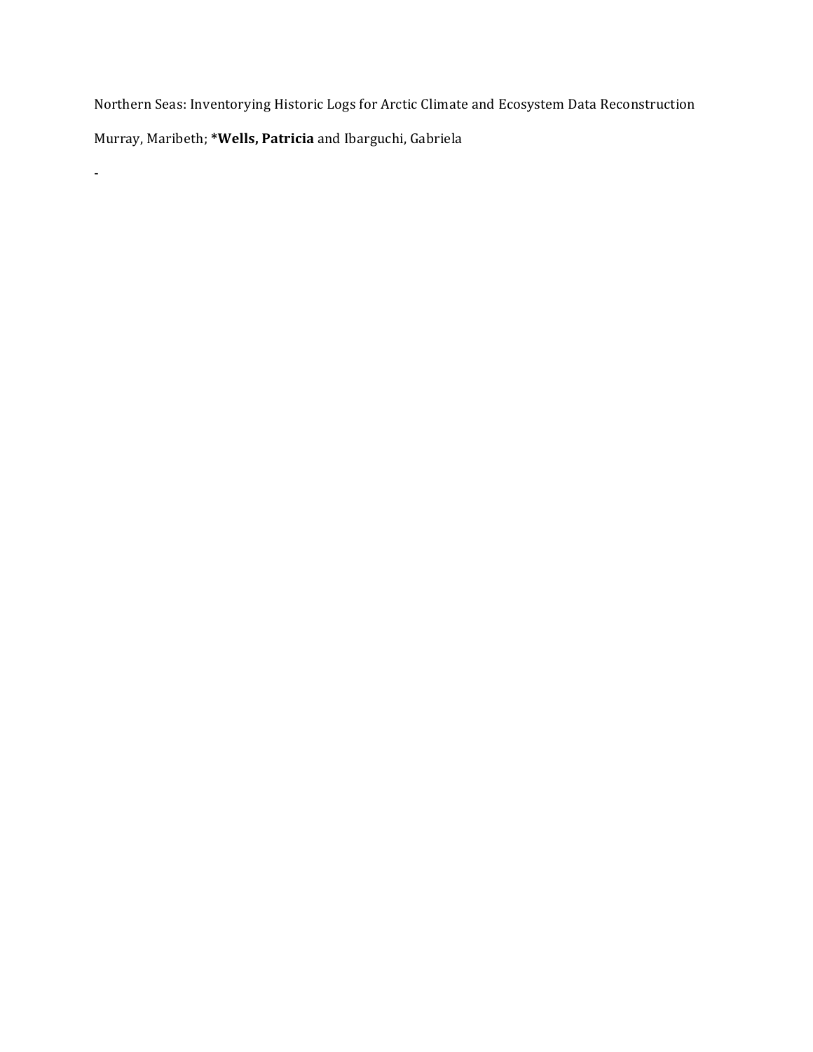Northern Seas: Inventorying Historic Logs for Arctic Climate and Ecosystem Data Reconstruction

Murray, Maribeth; ***Wells, Patricia** and Ibarguchi, Gabriela

-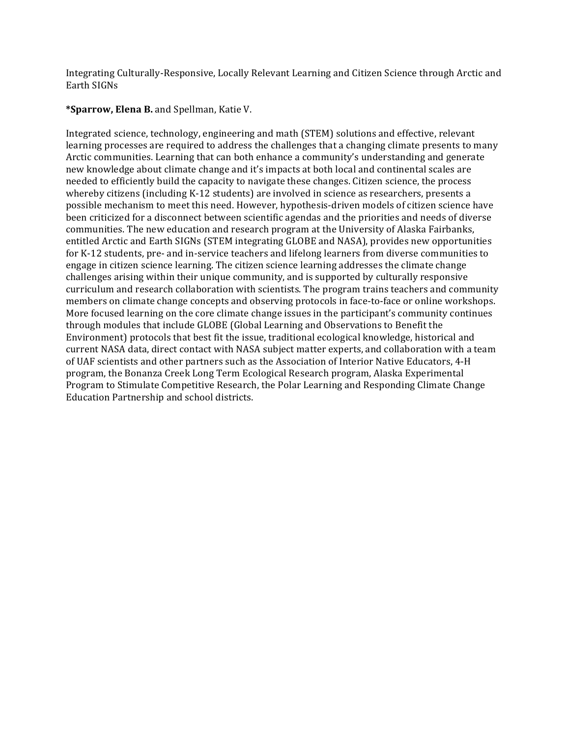Integrating Culturally-Responsive, Locally Relevant Learning and Citizen Science through Arctic and Earth SIGNs

***Sparrow, Elena B.** and Spellman, Katie V.

Integrated science, technology, engineering and math (STEM) solutions and effective, relevant learning processes are required to address the challenges that a changing climate presents to many Arctic communities. Learning that can both enhance a community's understanding and generate new knowledge about climate change and it's impacts at both local and continental scales are needed to efficiently build the capacity to navigate these changes. Citizen science, the process whereby citizens (including K-12 students) are involved in science as researchers, presents a possible mechanism to meet this need. However, hypothesis-driven models of citizen science have been criticized for a disconnect between scientific agendas and the priorities and needs of diverse communities. The new education and research program at the University of Alaska Fairbanks, entitled Arctic and Earth SIGNs (STEM integrating GLOBE and NASA), provides new opportunities for K-12 students, pre- and in-service teachers and lifelong learners from diverse communities to engage in citizen science learning. The citizen science learning addresses the climate change challenges arising within their unique community, and is supported by culturally responsive curriculum and research collaboration with scientists. The program trains teachers and community members on climate change concepts and observing protocols in face-to-face or online workshops. More focused learning on the core climate change issues in the participant's community continues through modules that include GLOBE (Global Learning and Observations to Benefit the Environment) protocols that best fit the issue, traditional ecological knowledge, historical and current NASA data, direct contact with NASA subject matter experts, and collaboration with a team of UAF scientists and other partners such as the Association of Interior Native Educators, 4-H program, the Bonanza Creek Long Term Ecological Research program, Alaska Experimental Program to Stimulate Competitive Research, the Polar Learning and Responding Climate Change Education Partnership and school districts.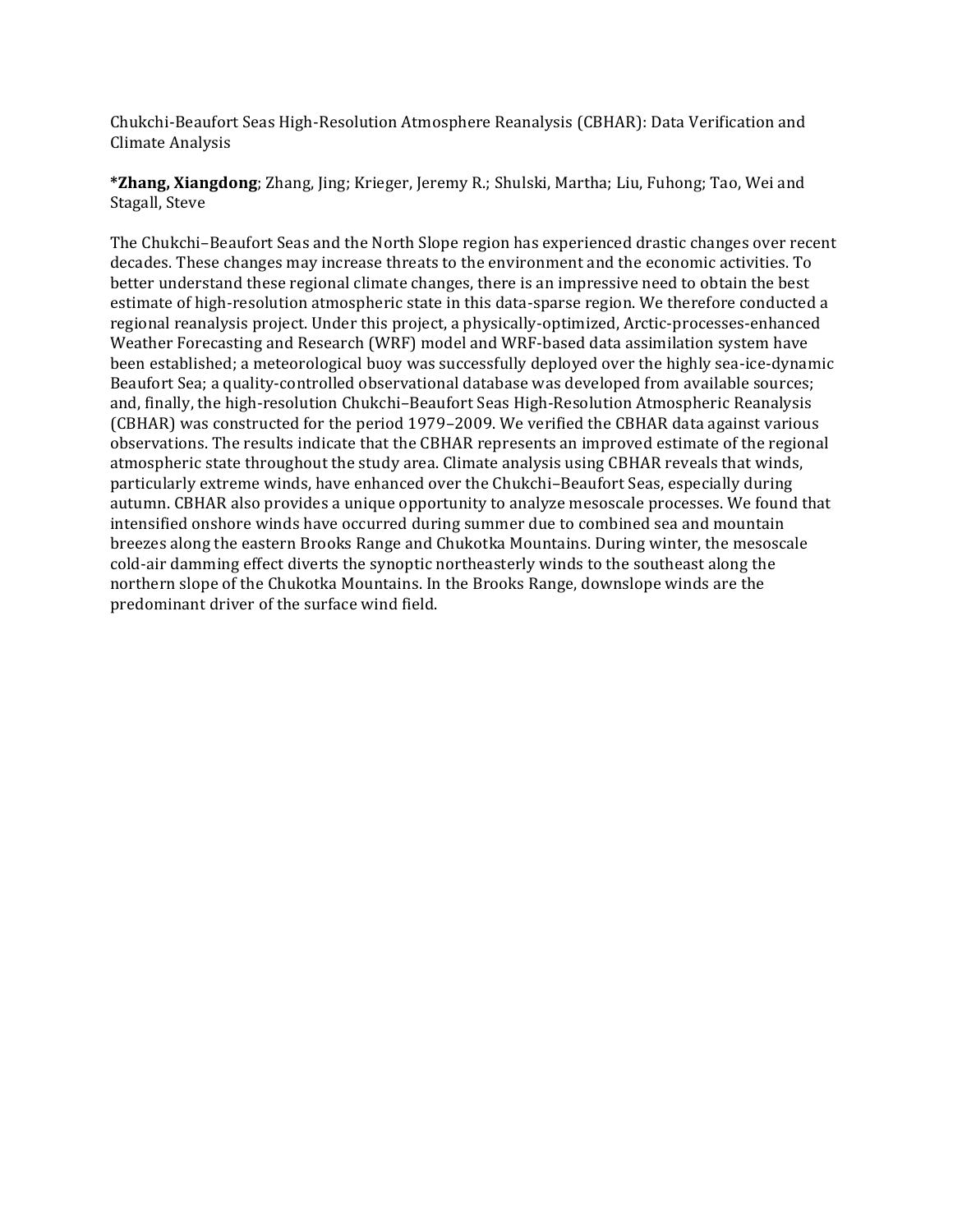Chukchi-Beaufort Seas High-Resolution Atmosphere Reanalysis (CBHAR): Data Verification and Climate Analysis

***Zhang, Xiangdong**; Zhang, Jing; Krieger, Jeremy R.; Shulski, Martha; Liu, Fuhong; Tao, Wei and Stagall, Steve

The Chukchi–Beaufort Seas and the North Slope region has experienced drastic changes over recent decades. These changes may increase threats to the environment and the economic activities. To better understand these regional climate changes, there is an impressive need to obtain the best estimate of high-resolution atmospheric state in this data-sparse region. We therefore conducted a regional reanalysis project. Under this project, a physically-optimized, Arctic-processes-enhanced Weather Forecasting and Research (WRF) model and WRF-based data assimilation system have been established; a meteorological buoy was successfully deployed over the highly sea-ice-dynamic Beaufort Sea; a quality-controlled observational database was developed from available sources; and, finally, the high-resolution Chukchi–Beaufort Seas High-Resolution Atmospheric Reanalysis (CBHAR) was constructed for the period 1979–2009. We verified the CBHAR data against various observations. The results indicate that the CBHAR represents an improved estimate of the regional atmospheric state throughout the study area. Climate analysis using CBHAR reveals that winds, particularly extreme winds, have enhanced over the Chukchi–Beaufort Seas, especially during autumn. CBHAR also provides a unique opportunity to analyze mesoscale processes. We found that intensified onshore winds have occurred during summer due to combined sea and mountain breezes along the eastern Brooks Range and Chukotka Mountains. During winter, the mesoscale cold-air damming effect diverts the synoptic northeasterly winds to the southeast along the northern slope of the Chukotka Mountains. In the Brooks Range, downslope winds are the predominant driver of the surface wind field.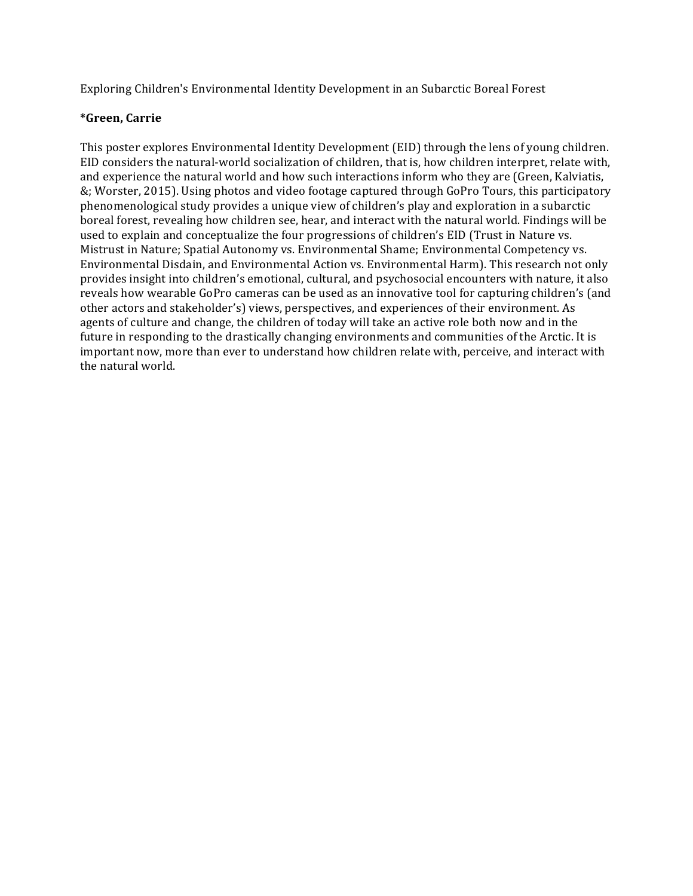Exploring Children's Environmental Identity Development in an Subarctic Boreal Forest

**\*Green, Carrie**

This poster explores Environmental Identity Development (EID) through the lens of young children. EID considers the natural-world socialization of children, that is, how children interpret, relate with, and experience the natural world and how such interactions inform who they are (Green, Kalviatis, &; Worster, 2015). Using photos and video footage captured through GoPro Tours, this participatory phenomenological study provides a unique view of children's play and exploration in a subarctic boreal forest, revealing how children see, hear, and interact with the natural world. Findings will be used to explain and conceptualize the four progressions of children's EID (Trust in Nature vs. Mistrust in Nature; Spatial Autonomy vs. Environmental Shame; Environmental Competency vs. Environmental Disdain, and Environmental Action vs. Environmental Harm). This research not only provides insight into children's emotional, cultural, and psychosocial encounters with nature, it also reveals how wearable GoPro cameras can be used as an innovative tool for capturing children's (and other actors and stakeholder's) views, perspectives, and experiences of their environment. As agents of culture and change, the children of today will take an active role both now and in the future in responding to the drastically changing environments and communities of the Arctic. It is important now, more than ever to understand how children relate with, perceive, and interact with the natural world.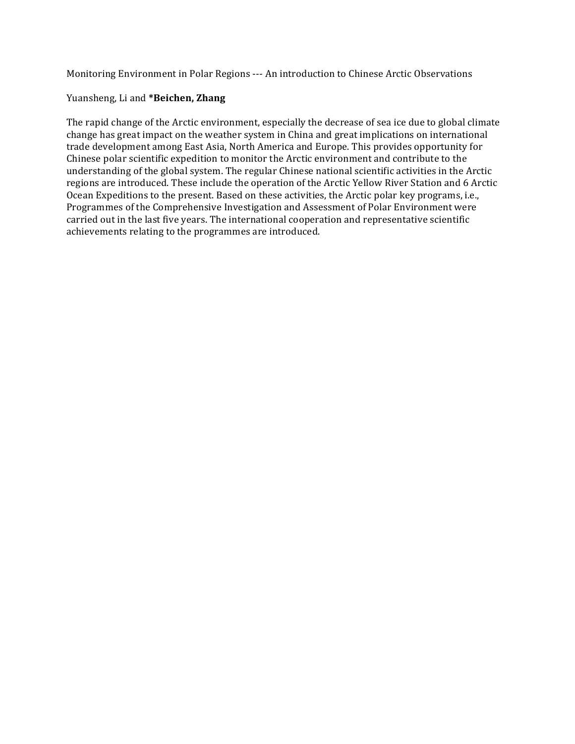Monitoring Environment in Polar Regions --- An introduction to Chinese Arctic Observations

Yuansheng, Li and ***Beichen, Zhang**

The rapid change of the Arctic environment, especially the decrease of sea ice due to global climate change has great impact on the weather system in China and great implications on international trade development among East Asia, North America and Europe. This provides opportunity for Chinese polar scientific expedition to monitor the Arctic environment and contribute to the understanding of the global system. The regular Chinese national scientific activities in the Arctic regions are introduced. These include the operation of the Arctic Yellow River Station and 6 Arctic Ocean Expeditions to the present. Based on these activities, the Arctic polar key programs, i.e., Programmes of the Comprehensive Investigation and Assessment of Polar Environment were carried out in the last five years. The international cooperation and representative scientific achievements relating to the programmes are introduced.